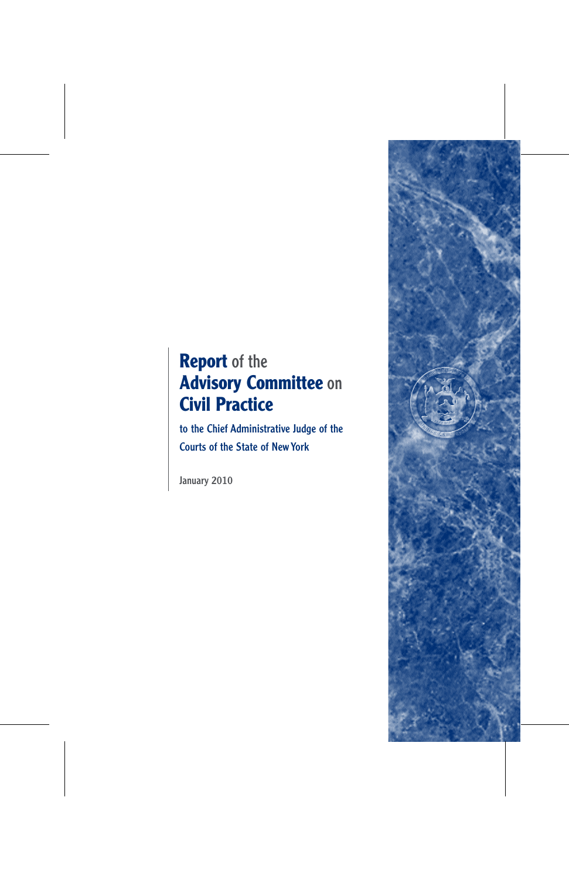# Report of the Advisory Committee on Civil Practice

to the Chief Administrative Judge of the Courts of the State of New York

January 2010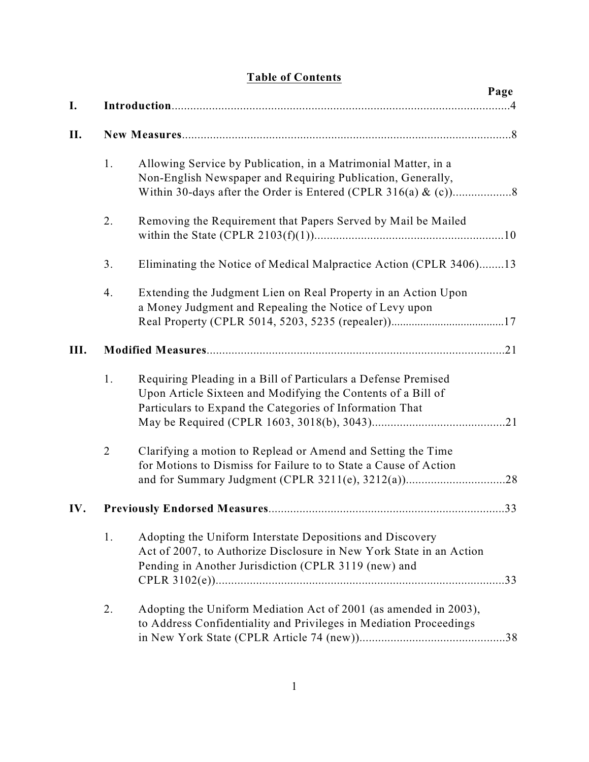# Table of Contents

| | | | Page |
|---|---|---|---|
| **I.** | **Introduction** | | 4 |
| **II.** | **New Measures** | | 8 |
| | 1. | Allowing Service by Publication, in a Matrimonial Matter, in a Non-English Newspaper and Requiring Publication, Generally, Within 30-days after the Order is Entered (CPLR 316(a) & (c)) | 8 |
| | 2. | Removing the Requirement that Papers Served by Mail be Mailed within the State (CPLR 2103(f)(1)) | 10 |
| | 3. | Eliminating the Notice of Medical Malpractice Action (CPLR 3406) | 13 |
| | 4. | Extending the Judgment Lien on Real Property in an Action Upon a Money Judgment and Repealing the Notice of Levy upon Real Property (CPLR 5014, 5203, 5235 (repealer)) | 17 |
| **III.** | **Modified Measures** | | 21 |
| | 1. | Requiring Pleading in a Bill of Particulars a Defense Premised Upon Article Sixteen and Modifying the Contents of a Bill of Particulars to Expand the Categories of Information That May be Required (CPLR 1603, 3018(b), 3043) | 21 |
| | 2 | Clarifying a motion to Replead or Amend and Setting the Time for Motions to Dismiss for Failure to to State a Cause of Action and for Summary Judgment (CPLR 3211(e), 3212(a)) | 28 |
| **IV.** | **Previously Endorsed Measures** | | 33 |
| | 1. | Adopting the Uniform Interstate Depositions and Discovery Act of 2007, to Authorize Disclosure in New York State in an Action Pending in Another Jurisdiction (CPLR 3119 (new) and CPLR 3102(e)) | 33 |
| | 2. | Adopting the Uniform Mediation Act of 2001 (as amended in 2003), to Address Confidentiality and Privileges in Mediation Proceedings in New York State (CPLR Article 74 (new)) | 38 |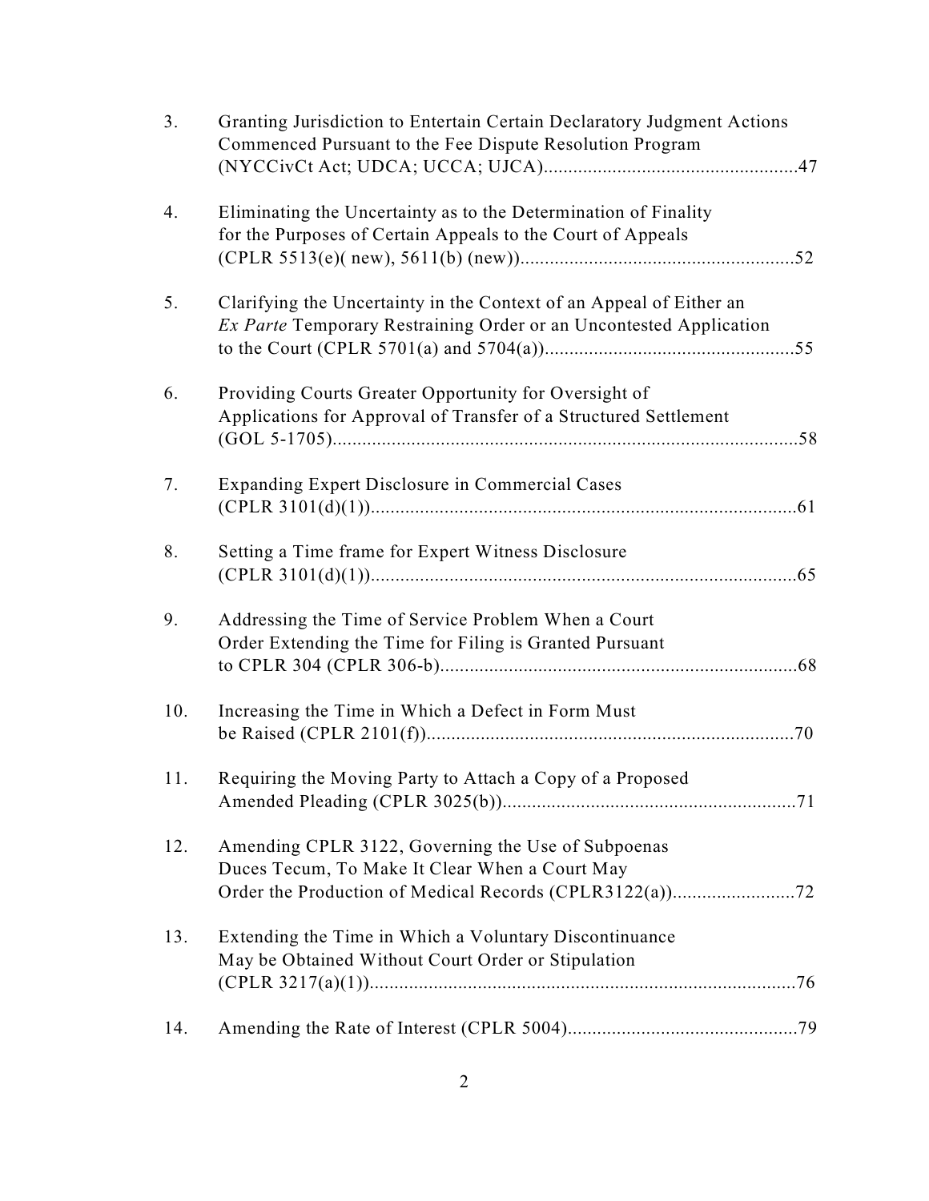3. Granting Jurisdiction to Entertain Certain Declaratory Judgment Actions Commenced Pursuant to the Fee Dispute Resolution Program (NYCCivCt Act; UDCA; UCCA; UJCA)....................................................47

4. Eliminating the Uncertainty as to the Determination of Finality for the Purposes of Certain Appeals to the Court of Appeals (CPLR 5513(e)( new), 5611(b) (new))........................................................52

5. Clarifying the Uncertainty in the Context of an Appeal of Either an *Ex Parte* Temporary Restraining Order or an Uncontested Application to the Court (CPLR 5701(a) and 5704(a))...................................................55

6. Providing Courts Greater Opportunity for Oversight of Applications for Approval of Transfer of a Structured Settlement (GOL 5-1705)...............................................................................................58

7. Expanding Expert Disclosure in Commercial Cases (CPLR 3101(d)(1))........................................................................................61

8. Setting a Time frame for Expert Witness Disclosure (CPLR 3101(d)(1))........................................................................................65

9. Addressing the Time of Service Problem When a Court Order Extending the Time for Filing is Granted Pursuant to CPLR 304 (CPLR 306-b).........................................................................68

10. Increasing the Time in Which a Defect in Form Must be Raised (CPLR 2101(f))..........................................................................70

11. Requiring the Moving Party to Attach a Copy of a Proposed Amended Pleading (CPLR 3025(b))............................................................71

12. Amending CPLR 3122, Governing the Use of Subpoenas Duces Tecum, To Make It Clear When a Court May Order the Production of Medical Records (CPLR3122(a)).........................72

13. Extending the Time in Which a Voluntary Discontinuance May be Obtained Without Court Order or Stipulation (CPLR 3217(a)(1))........................................................................................76

14. Amending the Rate of Interest (CPLR 5004)...............................................79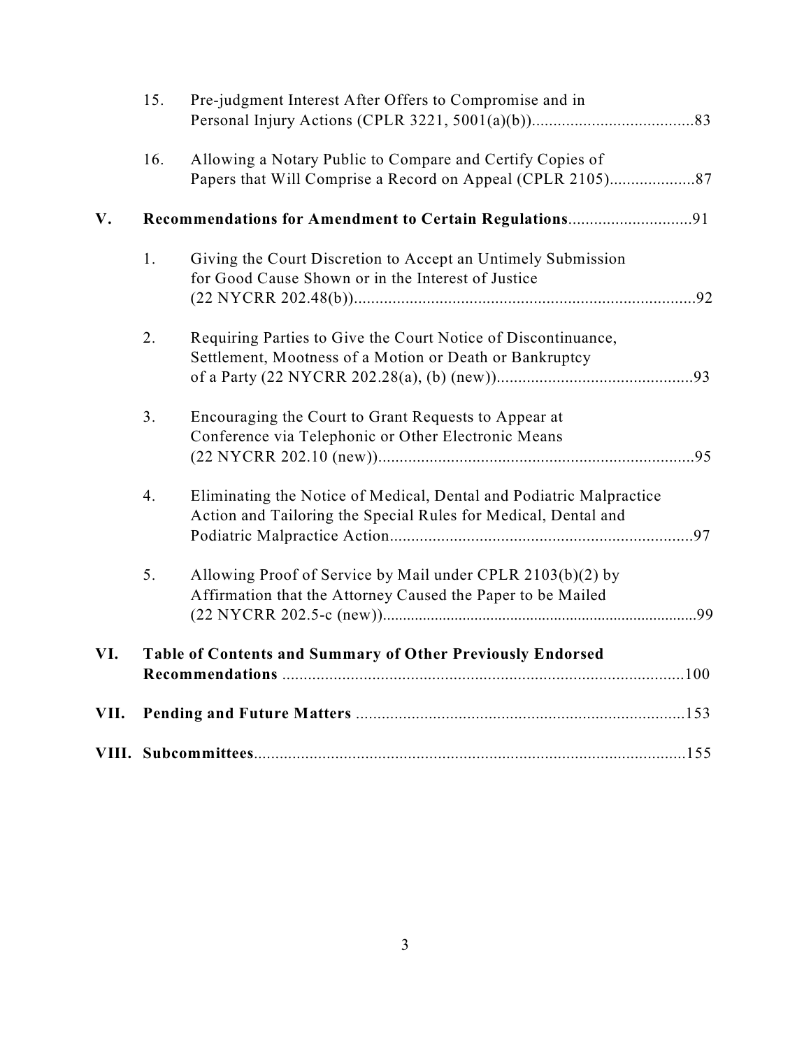15. Pre-judgment Interest After Offers to Compromise and in Personal Injury Actions (CPLR 3221, 5001(a)(b))......................................83

16. Allowing a Notary Public to Compare and Certify Copies of Papers that Will Comprise a Record on Appeal (CPLR 2105)....................87

**V. Recommendations for Amendment to Certain Regulations**.............................91

1. Giving the Court Discretion to Accept an Untimely Submission for Good Cause Shown or in the Interest of Justice (22 NYCRR 202.48(b))................................................................................92

2. Requiring Parties to Give the Court Notice of Discontinuance, Settlement, Mootness of a Motion or Death or Bankruptcy of a Party (22 NYCRR 202.28(a), (b) (new))..............................................93

3. Encouraging the Court to Grant Requests to Appear at Conference via Telephonic or Other Electronic Means (22 NYCRR 202.10 (new))..........................................................................95

4. Eliminating the Notice of Medical, Dental and Podiatric Malpractice Action and Tailoring the Special Rules for Medical, Dental and Podiatric Malpractice Action.......................................................................97

5. Allowing Proof of Service by Mail under CPLR 2103(b)(2) by Affirmation that the Attorney Caused the Paper to be Mailed (22 NYCRR 202.5-c (new))............................................................................99

**VI. Table of Contents and Summary of Other Previously Endorsed Recommendations** ...............................................................................................100

**VII. Pending and Future Matters** .............................................................................153

**VIII. Subcommittees**.....................................................................................................155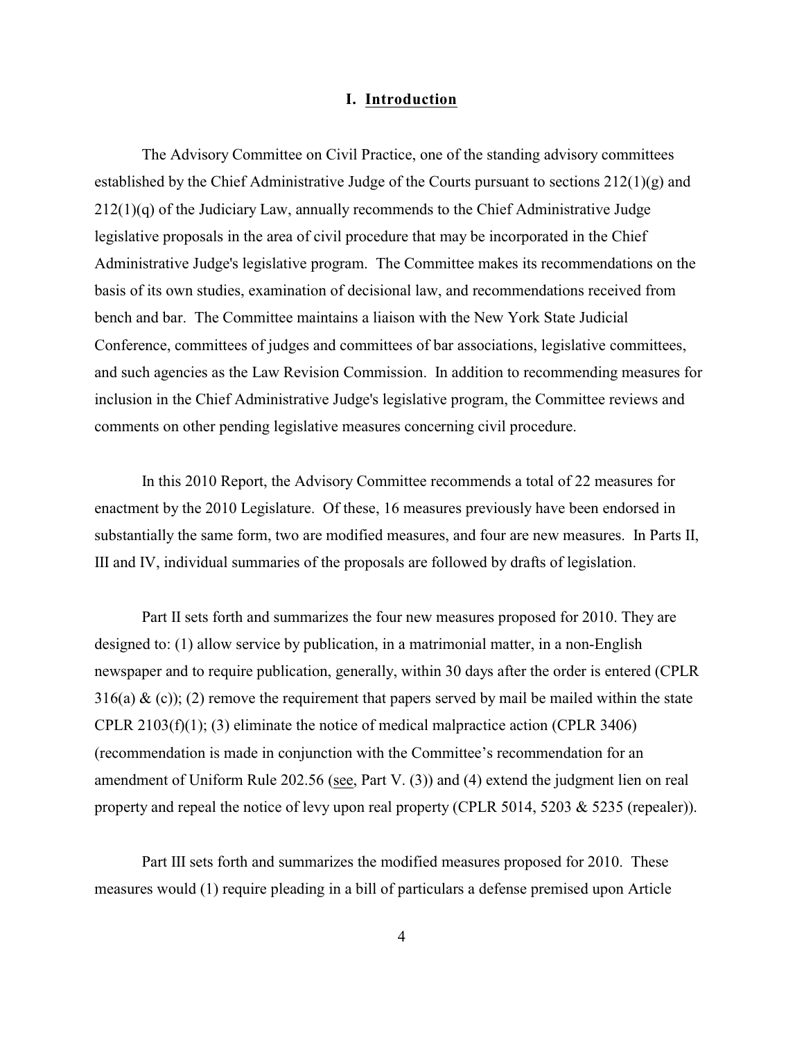## I. <u>Introduction</u>

The Advisory Committee on Civil Practice, one of the standing advisory committees established by the Chief Administrative Judge of the Courts pursuant to sections 212(1)(g) and 212(1)(q) of the Judiciary Law, annually recommends to the Chief Administrative Judge legislative proposals in the area of civil procedure that may be incorporated in the Chief Administrative Judge's legislative program. The Committee makes its recommendations on the basis of its own studies, examination of decisional law, and recommendations received from bench and bar. The Committee maintains a liaison with the New York State Judicial Conference, committees of judges and committees of bar associations, legislative committees, and such agencies as the Law Revision Commission. In addition to recommending measures for inclusion in the Chief Administrative Judge's legislative program, the Committee reviews and comments on other pending legislative measures concerning civil procedure.

In this 2010 Report, the Advisory Committee recommends a total of 22 measures for enactment by the 2010 Legislature. Of these, 16 measures previously have been endorsed in substantially the same form, two are modified measures, and four are new measures. In Parts II, III and IV, individual summaries of the proposals are followed by drafts of legislation.

Part II sets forth and summarizes the four new measures proposed for 2010. They are designed to: (1) allow service by publication, in a matrimonial matter, in a non-English newspaper and to require publication, generally, within 30 days after the order is entered (CPLR 316(a) & (c)); (2) remove the requirement that papers served by mail be mailed within the state CPLR 2103(f)(1); (3) eliminate the notice of medical malpractice action (CPLR 3406) (recommendation is made in conjunction with the Committee's recommendation for an amendment of Uniform Rule 202.56 (<u>see</u>, Part V. (3)) and (4) extend the judgment lien on real property and repeal the notice of levy upon real property (CPLR 5014, 5203 & 5235 (repealer)).

Part III sets forth and summarizes the modified measures proposed for 2010. These measures would (1) require pleading in a bill of particulars a defense premised upon Article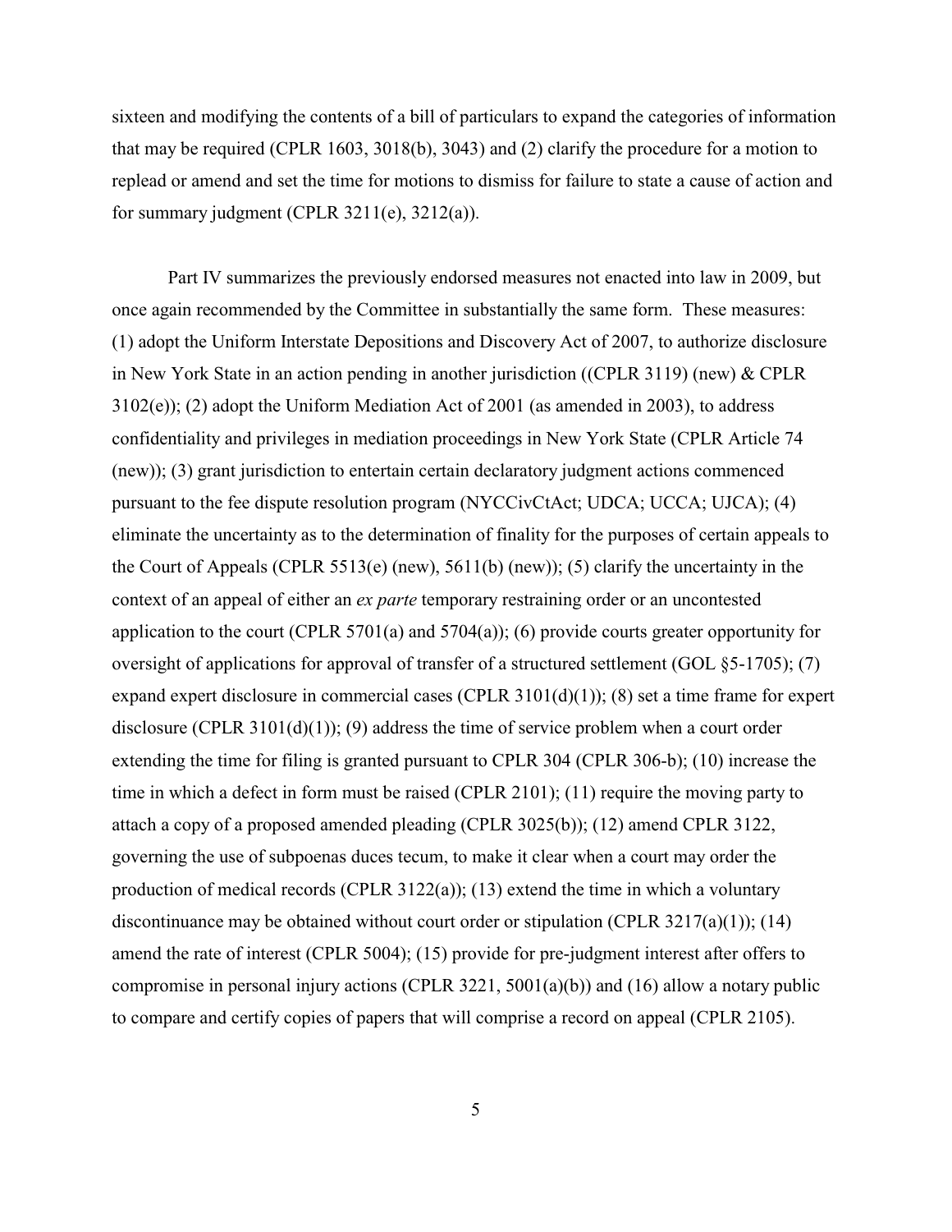sixteen and modifying the contents of a bill of particulars to expand the categories of information that may be required (CPLR 1603, 3018(b), 3043) and (2) clarify the procedure for a motion to replead or amend and set the time for motions to dismiss for failure to state a cause of action and for summary judgment (CPLR 3211(e), 3212(a)).

Part IV summarizes the previously endorsed measures not enacted into law in 2009, but once again recommended by the Committee in substantially the same form. These measures: (1) adopt the Uniform Interstate Depositions and Discovery Act of 2007, to authorize disclosure in New York State in an action pending in another jurisdiction ((CPLR 3119) (new) & CPLR 3102(e)); (2) adopt the Uniform Mediation Act of 2001 (as amended in 2003), to address confidentiality and privileges in mediation proceedings in New York State (CPLR Article 74 (new)); (3) grant jurisdiction to entertain certain declaratory judgment actions commenced pursuant to the fee dispute resolution program (NYCCivCtAct; UDCA; UCCA; UJCA); (4) eliminate the uncertainty as to the determination of finality for the purposes of certain appeals to the Court of Appeals (CPLR 5513(e) (new), 5611(b) (new)); (5) clarify the uncertainty in the context of an appeal of either an *ex parte* temporary restraining order or an uncontested application to the court (CPLR 5701(a) and 5704(a)); (6) provide courts greater opportunity for oversight of applications for approval of transfer of a structured settlement (GOL §5-1705); (7) expand expert disclosure in commercial cases (CPLR 3101(d)(1)); (8) set a time frame for expert disclosure (CPLR 3101(d)(1)); (9) address the time of service problem when a court order extending the time for filing is granted pursuant to CPLR 304 (CPLR 306-b); (10) increase the time in which a defect in form must be raised (CPLR 2101); (11) require the moving party to attach a copy of a proposed amended pleading (CPLR 3025(b)); (12) amend CPLR 3122, governing the use of subpoenas duces tecum, to make it clear when a court may order the production of medical records (CPLR 3122(a)); (13) extend the time in which a voluntary discontinuance may be obtained without court order or stipulation (CPLR 3217(a)(1)); (14) amend the rate of interest (CPLR 5004); (15) provide for pre-judgment interest after offers to compromise in personal injury actions (CPLR 3221, 5001(a)(b)) and (16) allow a notary public to compare and certify copies of papers that will comprise a record on appeal (CPLR 2105).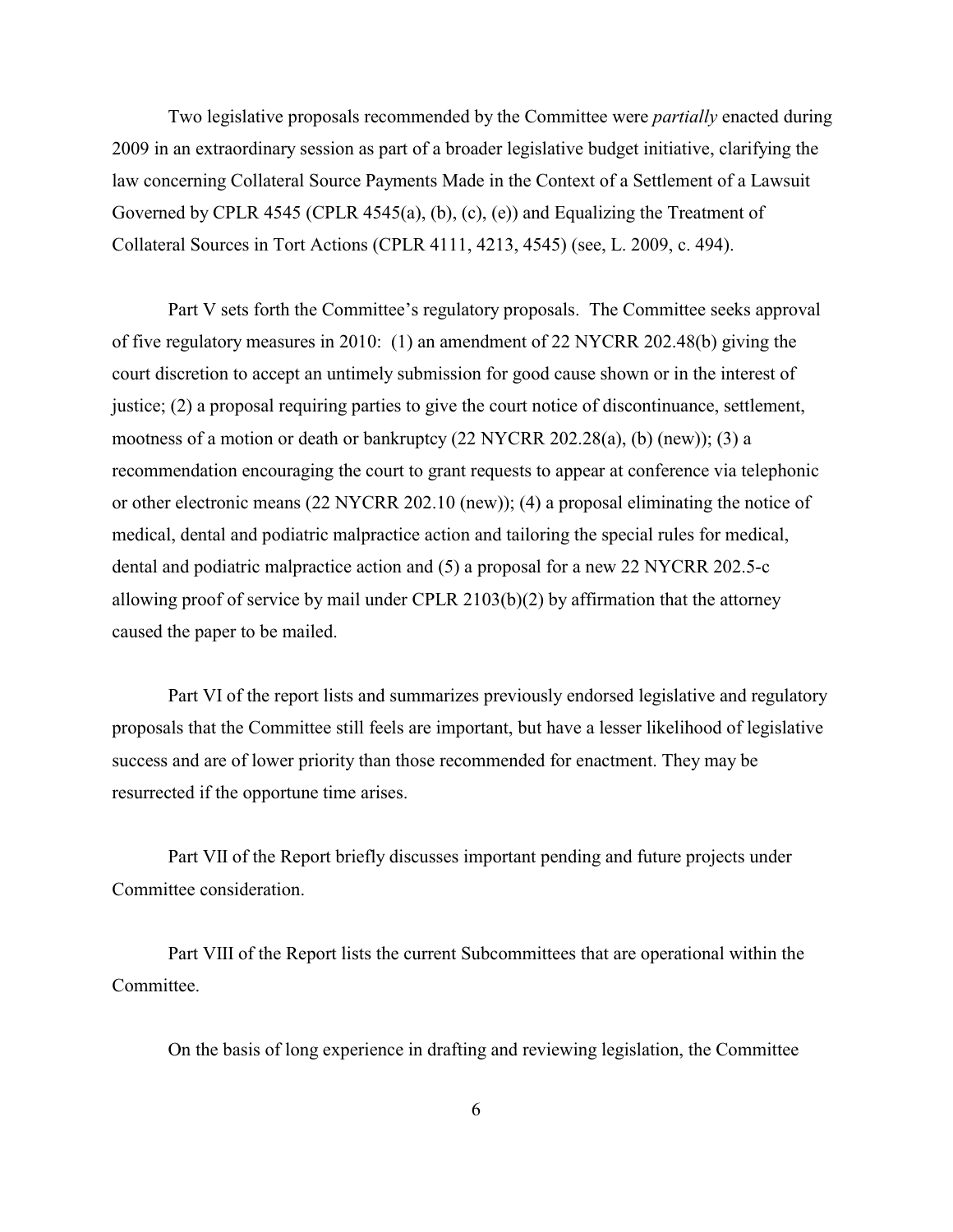Two legislative proposals recommended by the Committee were *partially* enacted during 2009 in an extraordinary session as part of a broader legislative budget initiative, clarifying the law concerning Collateral Source Payments Made in the Context of a Settlement of a Lawsuit Governed by CPLR 4545 (CPLR 4545(a), (b), (c), (e)) and Equalizing the Treatment of Collateral Sources in Tort Actions (CPLR 4111, 4213, 4545) (see, L. 2009, c. 494).

Part V sets forth the Committee's regulatory proposals. The Committee seeks approval of five regulatory measures in 2010: (1) an amendment of 22 NYCRR 202.48(b) giving the court discretion to accept an untimely submission for good cause shown or in the interest of justice; (2) a proposal requiring parties to give the court notice of discontinuance, settlement, mootness of a motion or death or bankruptcy (22 NYCRR 202.28(a), (b) (new)); (3) a recommendation encouraging the court to grant requests to appear at conference via telephonic or other electronic means (22 NYCRR 202.10 (new)); (4) a proposal eliminating the notice of medical, dental and podiatric malpractice action and tailoring the special rules for medical, dental and podiatric malpractice action and (5) a proposal for a new 22 NYCRR 202.5-c allowing proof of service by mail under CPLR 2103(b)(2) by affirmation that the attorney caused the paper to be mailed.

Part VI of the report lists and summarizes previously endorsed legislative and regulatory proposals that the Committee still feels are important, but have a lesser likelihood of legislative success and are of lower priority than those recommended for enactment. They may be resurrected if the opportune time arises.

Part VII of the Report briefly discusses important pending and future projects under Committee consideration.

Part VIII of the Report lists the current Subcommittees that are operational within the Committee.

On the basis of long experience in drafting and reviewing legislation, the Committee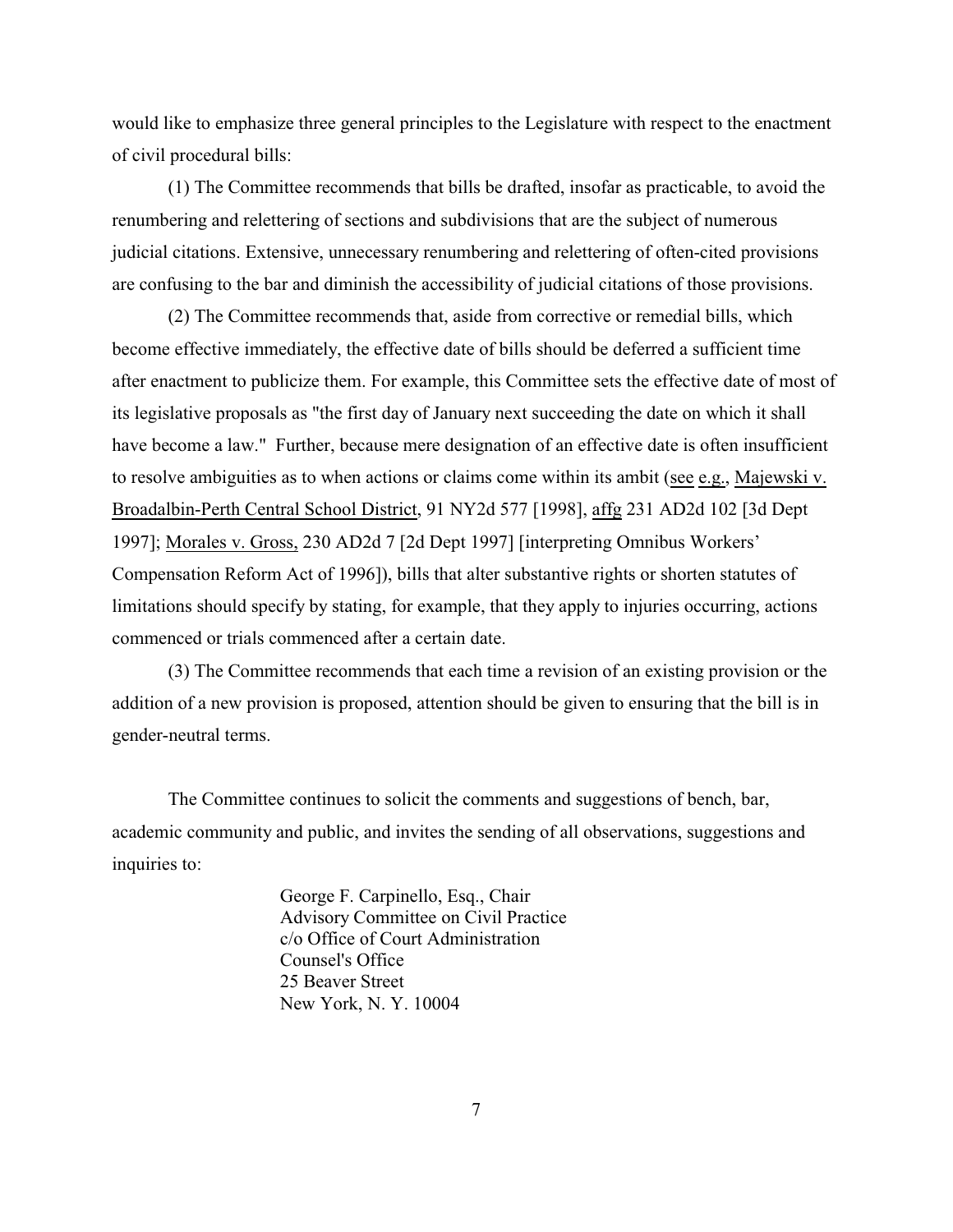would like to emphasize three general principles to the Legislature with respect to the enactment of civil procedural bills:

(1) The Committee recommends that bills be drafted, insofar as practicable, to avoid the renumbering and relettering of sections and subdivisions that are the subject of numerous judicial citations. Extensive, unnecessary renumbering and relettering of often-cited provisions are confusing to the bar and diminish the accessibility of judicial citations of those provisions.

(2) The Committee recommends that, aside from corrective or remedial bills, which become effective immediately, the effective date of bills should be deferred a sufficient time after enactment to publicize them. For example, this Committee sets the effective date of most of its legislative proposals as "the first day of January next succeeding the date on which it shall have become a law." Further, because mere designation of an effective date is often insufficient to resolve ambiguities as to when actions or claims come within its ambit (see e.g., Majewski v. Broadalbin-Perth Central School District, 91 NY2d 577 [1998], affg 231 AD2d 102 [3d Dept 1997]; Morales v. Gross, 230 AD2d 7 [2d Dept 1997] [interpreting Omnibus Workers' Compensation Reform Act of 1996]), bills that alter substantive rights or shorten statutes of limitations should specify by stating, for example, that they apply to injuries occurring, actions commenced or trials commenced after a certain date.

(3) The Committee recommends that each time a revision of an existing provision or the addition of a new provision is proposed, attention should be given to ensuring that the bill is in gender-neutral terms.

The Committee continues to solicit the comments and suggestions of bench, bar, academic community and public, and invites the sending of all observations, suggestions and inquiries to:

George F. Carpinello, Esq., Chair
Advisory Committee on Civil Practice
c/o Office of Court Administration
Counsel's Office
25 Beaver Street
New York, N. Y. 10004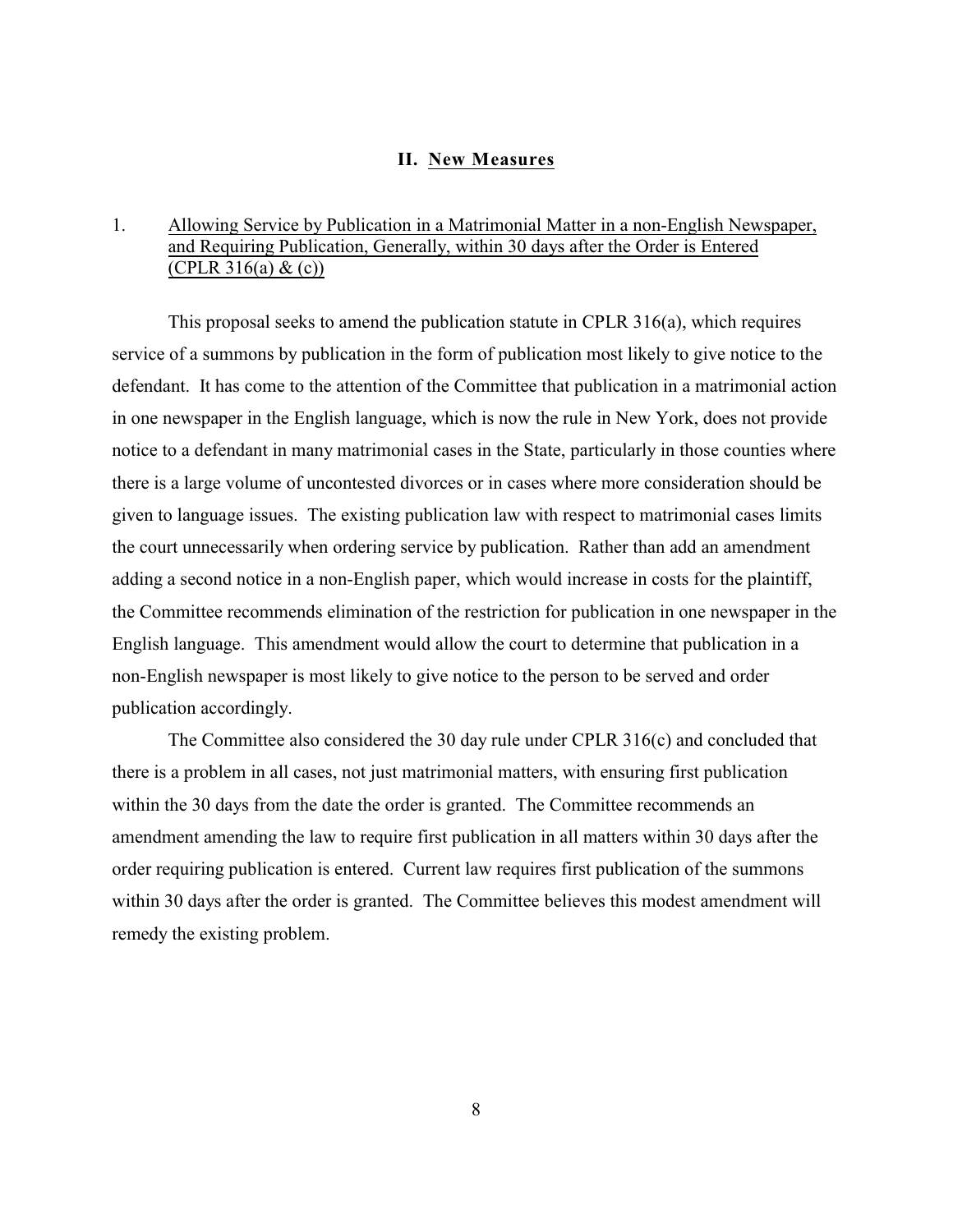## II. New Measures

1. Allowing Service by Publication in a Matrimonial Matter in a non-English Newspaper, and Requiring Publication, Generally, within 30 days after the Order is Entered (CPLR 316(a) & (c))

This proposal seeks to amend the publication statute in CPLR 316(a), which requires service of a summons by publication in the form of publication most likely to give notice to the defendant. It has come to the attention of the Committee that publication in a matrimonial action in one newspaper in the English language, which is now the rule in New York, does not provide notice to a defendant in many matrimonial cases in the State, particularly in those counties where there is a large volume of uncontested divorces or in cases where more consideration should be given to language issues. The existing publication law with respect to matrimonial cases limits the court unnecessarily when ordering service by publication. Rather than add an amendment adding a second notice in a non-English paper, which would increase in costs for the plaintiff, the Committee recommends elimination of the restriction for publication in one newspaper in the English language. This amendment would allow the court to determine that publication in a non-English newspaper is most likely to give notice to the person to be served and order publication accordingly.

The Committee also considered the 30 day rule under CPLR 316(c) and concluded that there is a problem in all cases, not just matrimonial matters, with ensuring first publication within the 30 days from the date the order is granted. The Committee recommends an amendment amending the law to require first publication in all matters within 30 days after the order requiring publication is entered. Current law requires first publication of the summons within 30 days after the order is granted. The Committee believes this modest amendment will remedy the existing problem.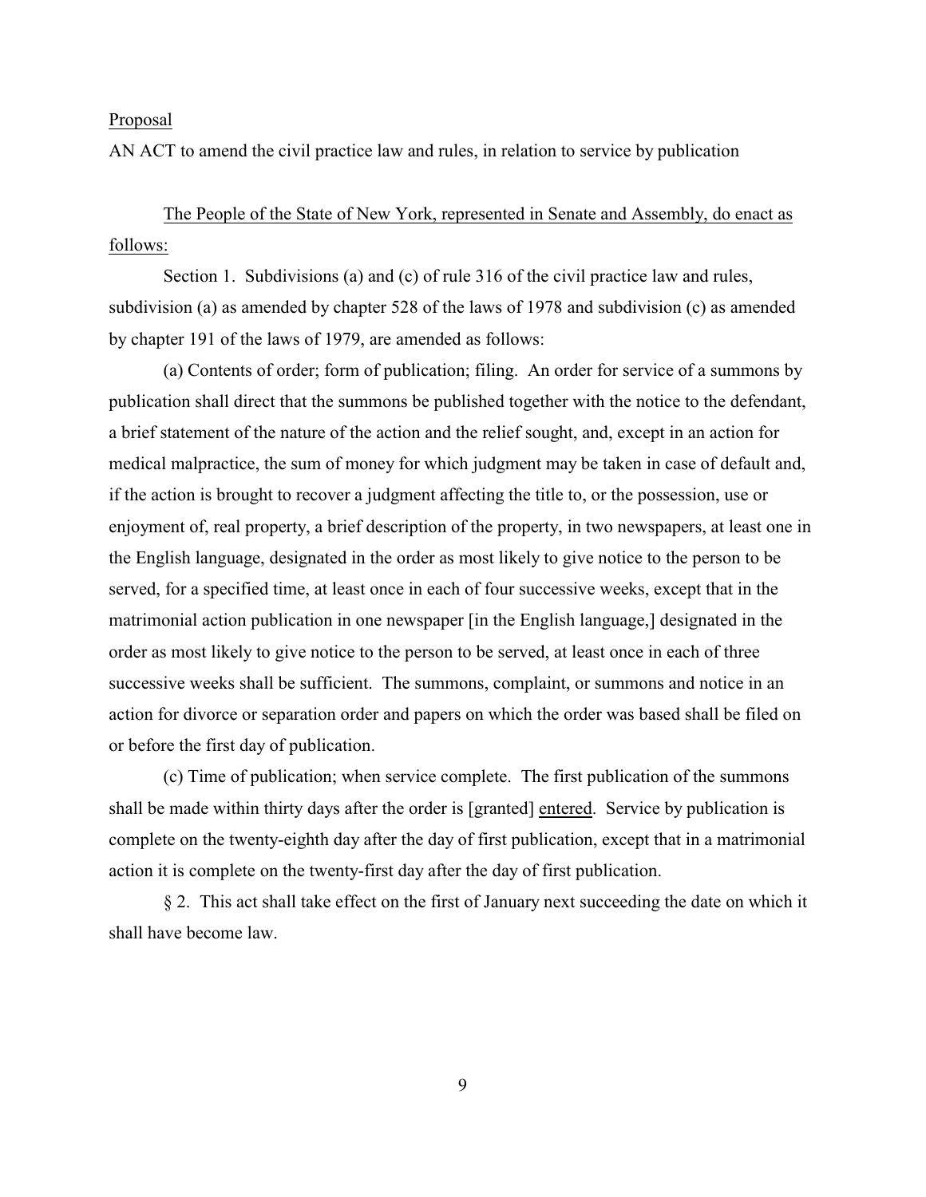Proposal

AN ACT to amend the civil practice law and rules, in relation to service by publication

The People of the State of New York, represented in Senate and Assembly, do enact as follows:

Section 1. Subdivisions (a) and (c) of rule 316 of the civil practice law and rules, subdivision (a) as amended by chapter 528 of the laws of 1978 and subdivision (c) as amended by chapter 191 of the laws of 1979, are amended as follows:

(a) Contents of order; form of publication; filing. An order for service of a summons by publication shall direct that the summons be published together with the notice to the defendant, a brief statement of the nature of the action and the relief sought, and, except in an action for medical malpractice, the sum of money for which judgment may be taken in case of default and, if the action is brought to recover a judgment affecting the title to, or the possession, use or enjoyment of, real property, a brief description of the property, in two newspapers, at least one in the English language, designated in the order as most likely to give notice to the person to be served, for a specified time, at least once in each of four successive weeks, except that in the matrimonial action publication in one newspaper [in the English language,] designated in the order as most likely to give notice to the person to be served, at least once in each of three successive weeks shall be sufficient. The summons, complaint, or summons and notice in an action for divorce or separation order and papers on which the order was based shall be filed on or before the first day of publication.

(c) Time of publication; when service complete. The first publication of the summons shall be made within thirty days after the order is [granted] <u>entered</u>. Service by publication is complete on the twenty-eighth day after the day of first publication, except that in a matrimonial action it is complete on the twenty-first day after the day of first publication.

§ 2. This act shall take effect on the first of January next succeeding the date on which it shall have become law.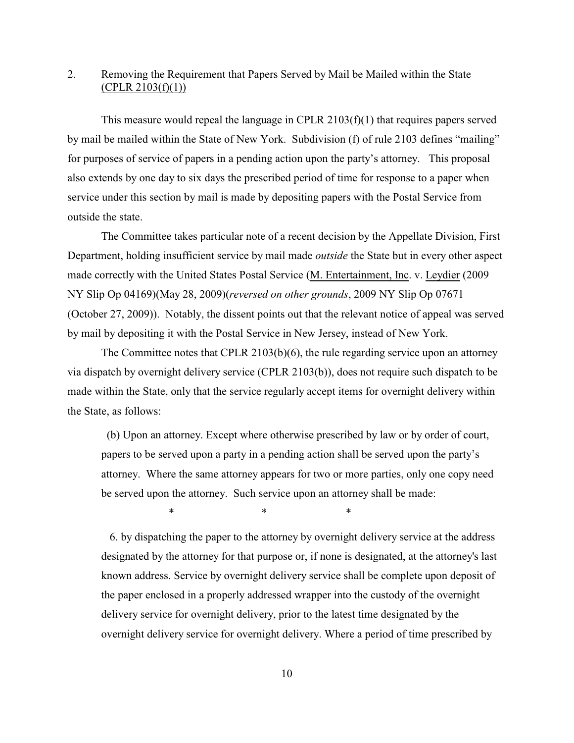2. <u>Removing the Requirement that Papers Served by Mail be Mailed within the State (CPLR 2103(f)(1))</u>

This measure would repeal the language in CPLR 2103(f)(1) that requires papers served by mail be mailed within the State of New York. Subdivision (f) of rule 2103 defines "mailing" for purposes of service of papers in a pending action upon the party's attorney. This proposal also extends by one day to six days the prescribed period of time for response to a paper when service under this section by mail is made by depositing papers with the Postal Service from outside the state.

The Committee takes particular note of a recent decision by the Appellate Division, First Department, holding insufficient service by mail made *outside* the State but in every other aspect made correctly with the United States Postal Service (<u>M. Entertainment, Inc</u>. v. <u>Leydier</u> (2009 NY Slip Op 04169)(May 28, 2009)(*reversed on other grounds*, 2009 NY Slip Op 07671 (October 27, 2009)). Notably, the dissent points out that the relevant notice of appeal was served by mail by depositing it with the Postal Service in New Jersey, instead of New York.

The Committee notes that CPLR 2103(b)(6), the rule regarding service upon an attorney via dispatch by overnight delivery service (CPLR 2103(b)), does not require such dispatch to be made within the State, only that the service regularly accept items for overnight delivery within the State, as follows:

> (b) Upon an attorney. Except where otherwise prescribed by law or by order of court, papers to be served upon a party in a pending action shall be served upon the party's attorney. Where the same attorney appears for two or more parties, only one copy need be served upon the attorney. Such service upon an attorney shall be made:
>
> \* \* \*
>
> 6. by dispatching the paper to the attorney by overnight delivery service at the address designated by the attorney for that purpose or, if none is designated, at the attorney's last known address. Service by overnight delivery service shall be complete upon deposit of the paper enclosed in a properly addressed wrapper into the custody of the overnight delivery service for overnight delivery, prior to the latest time designated by the overnight delivery service for overnight delivery. Where a period of time prescribed by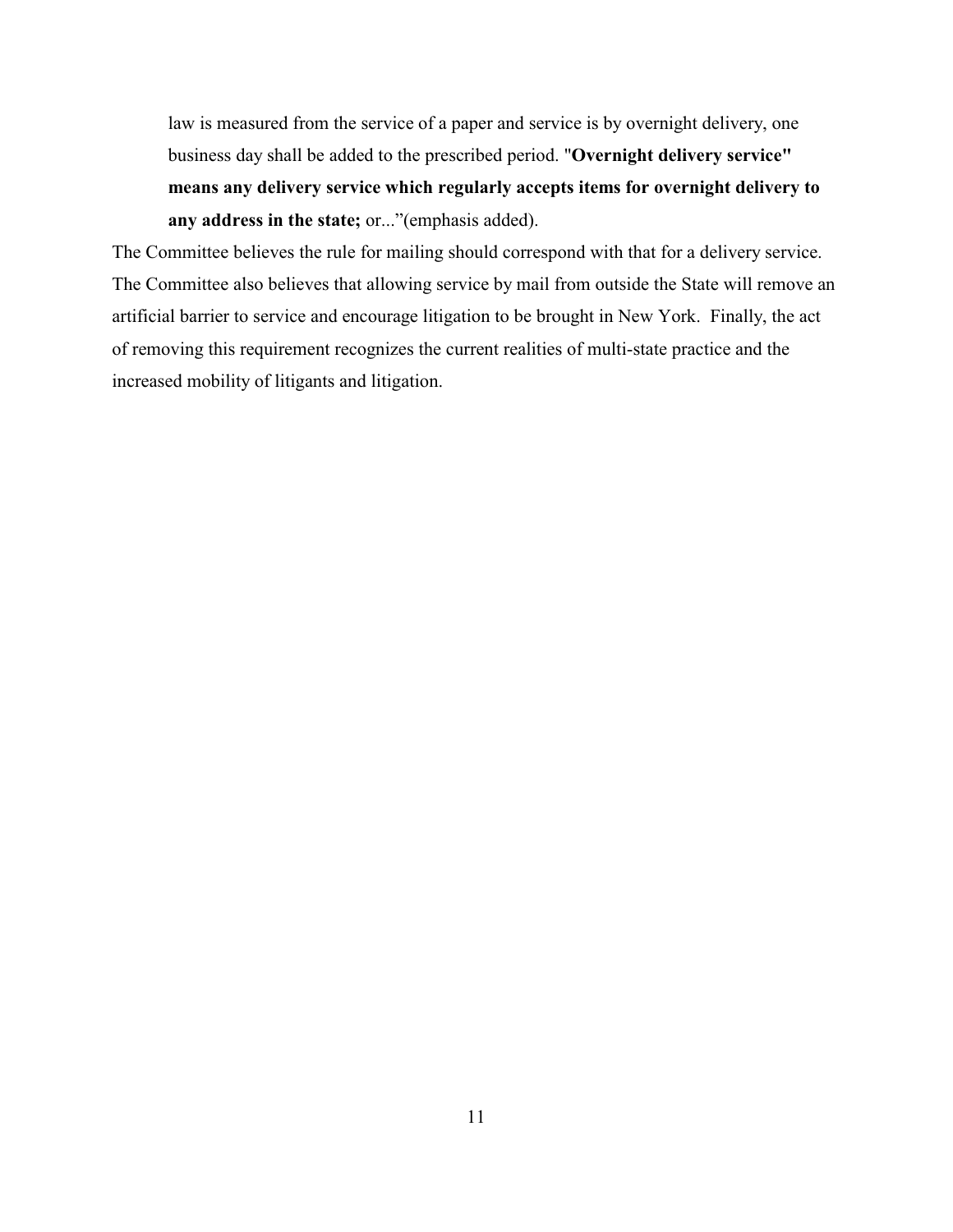> law is measured from the service of a paper and service is by overnight delivery, one business day shall be added to the prescribed period. "**Overnight delivery service" means any delivery service which regularly accepts items for overnight delivery to any address in the state;** or..."(emphasis added).

The Committee believes the rule for mailing should correspond with that for a delivery service. The Committee also believes that allowing service by mail from outside the State will remove an artificial barrier to service and encourage litigation to be brought in New York. Finally, the act of removing this requirement recognizes the current realities of multi-state practice and the increased mobility of litigants and litigation.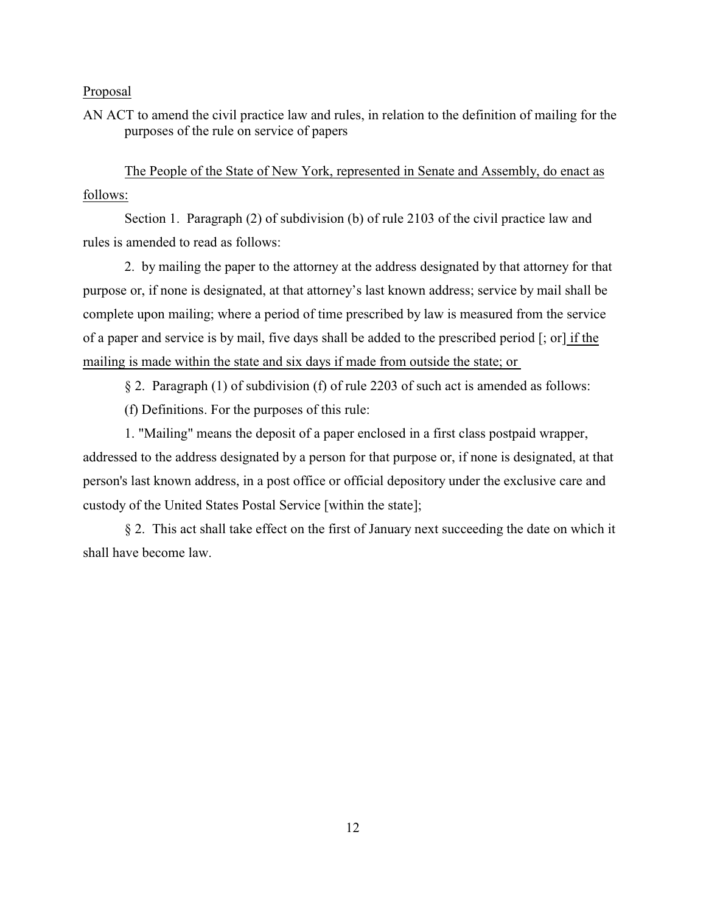<u>Proposal</u>

AN ACT to amend the civil practice law and rules, in relation to the definition of mailing for the purposes of the rule on service of papers

<u>The People of the State of New York, represented in Senate and Assembly, do enact as follows:</u>

Section 1. Paragraph (2) of subdivision (b) of rule 2103 of the civil practice law and rules is amended to read as follows:

2. by mailing the paper to the attorney at the address designated by that attorney for that purpose or, if none is designated, at that attorney's last known address; service by mail shall be complete upon mailing; where a period of time prescribed by law is measured from the service of a paper and service is by mail, five days shall be added to the prescribed period [; or]<u> if the mailing is made within the state and six days if made from outside the state; or </u>

§ 2. Paragraph (1) of subdivision (f) of rule 2203 of such act is amended as follows:

(f) Definitions. For the purposes of this rule:

1. "Mailing" means the deposit of a paper enclosed in a first class postpaid wrapper, addressed to the address designated by a person for that purpose or, if none is designated, at that person's last known address, in a post office or official depository under the exclusive care and custody of the United States Postal Service [within the state];

§ 2. This act shall take effect on the first of January next succeeding the date on which it shall have become law.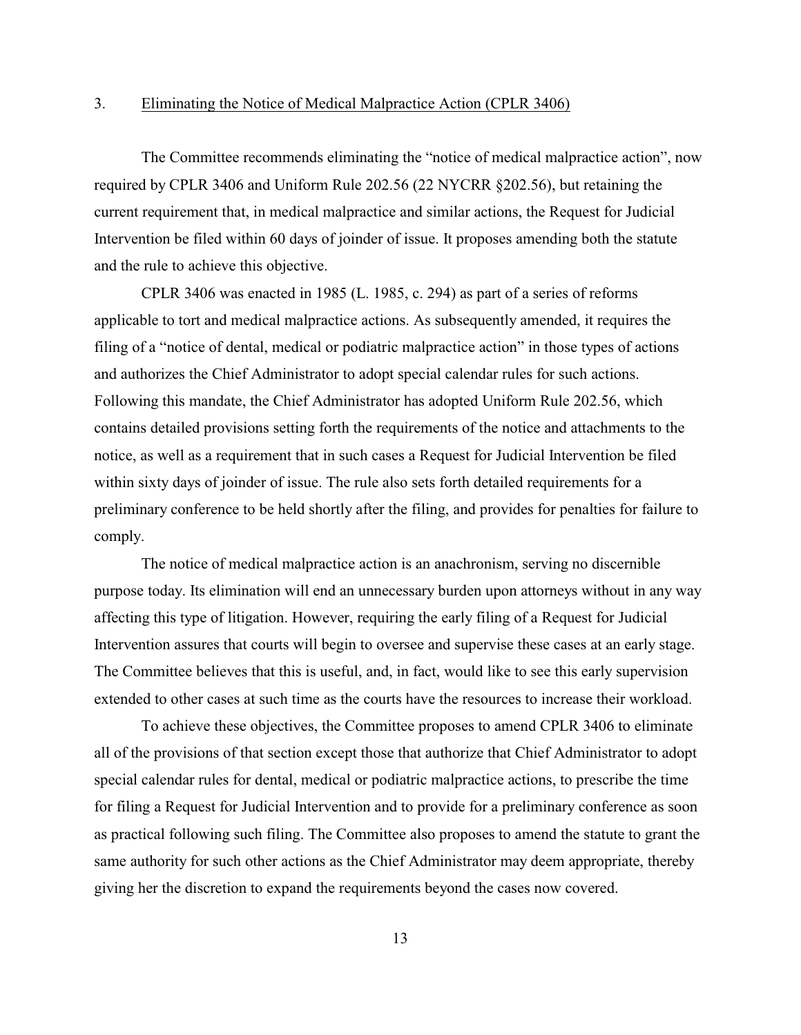3. <u>Eliminating the Notice of Medical Malpractice Action (CPLR 3406)</u>

The Committee recommends eliminating the "notice of medical malpractice action", now required by CPLR 3406 and Uniform Rule 202.56 (22 NYCRR §202.56), but retaining the current requirement that, in medical malpractice and similar actions, the Request for Judicial Intervention be filed within 60 days of joinder of issue. It proposes amending both the statute and the rule to achieve this objective.

CPLR 3406 was enacted in 1985 (L. 1985, c. 294) as part of a series of reforms applicable to tort and medical malpractice actions. As subsequently amended, it requires the filing of a "notice of dental, medical or podiatric malpractice action" in those types of actions and authorizes the Chief Administrator to adopt special calendar rules for such actions. Following this mandate, the Chief Administrator has adopted Uniform Rule 202.56, which contains detailed provisions setting forth the requirements of the notice and attachments to the notice, as well as a requirement that in such cases a Request for Judicial Intervention be filed within sixty days of joinder of issue. The rule also sets forth detailed requirements for a preliminary conference to be held shortly after the filing, and provides for penalties for failure to comply.

The notice of medical malpractice action is an anachronism, serving no discernible purpose today. Its elimination will end an unnecessary burden upon attorneys without in any way affecting this type of litigation. However, requiring the early filing of a Request for Judicial Intervention assures that courts will begin to oversee and supervise these cases at an early stage. The Committee believes that this is useful, and, in fact, would like to see this early supervision extended to other cases at such time as the courts have the resources to increase their workload.

To achieve these objectives, the Committee proposes to amend CPLR 3406 to eliminate all of the provisions of that section except those that authorize that Chief Administrator to adopt special calendar rules for dental, medical or podiatric malpractice actions, to prescribe the time for filing a Request for Judicial Intervention and to provide for a preliminary conference as soon as practical following such filing. The Committee also proposes to amend the statute to grant the same authority for such other actions as the Chief Administrator may deem appropriate, thereby giving her the discretion to expand the requirements beyond the cases now covered.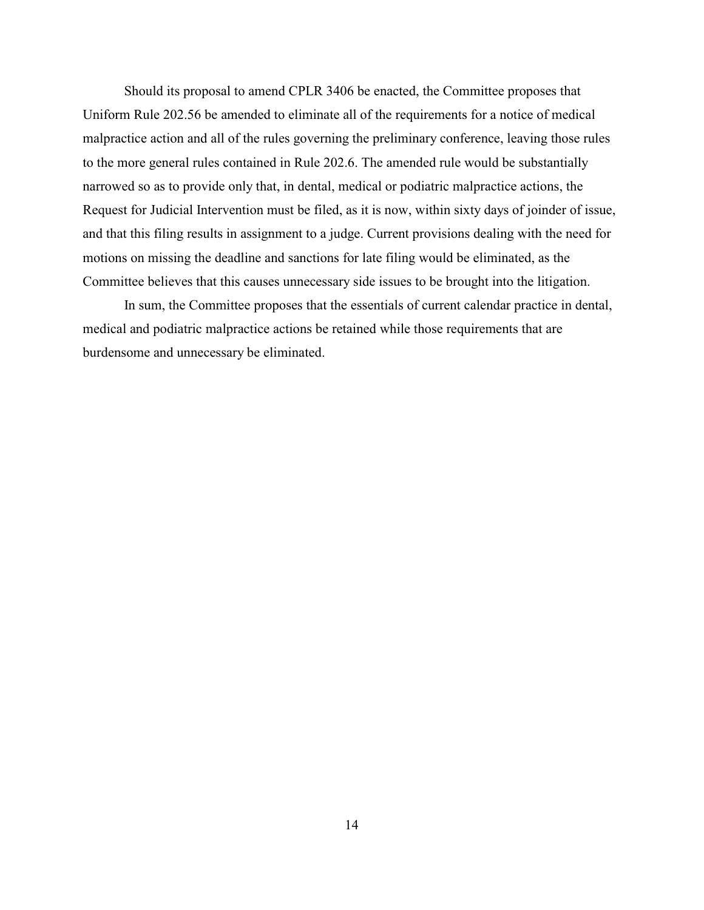Should its proposal to amend CPLR 3406 be enacted, the Committee proposes that Uniform Rule 202.56 be amended to eliminate all of the requirements for a notice of medical malpractice action and all of the rules governing the preliminary conference, leaving those rules to the more general rules contained in Rule 202.6. The amended rule would be substantially narrowed so as to provide only that, in dental, medical or podiatric malpractice actions, the Request for Judicial Intervention must be filed, as it is now, within sixty days of joinder of issue, and that this filing results in assignment to a judge. Current provisions dealing with the need for motions on missing the deadline and sanctions for late filing would be eliminated, as the Committee believes that this causes unnecessary side issues to be brought into the litigation.

In sum, the Committee proposes that the essentials of current calendar practice in dental, medical and podiatric malpractice actions be retained while those requirements that are burdensome and unnecessary be eliminated.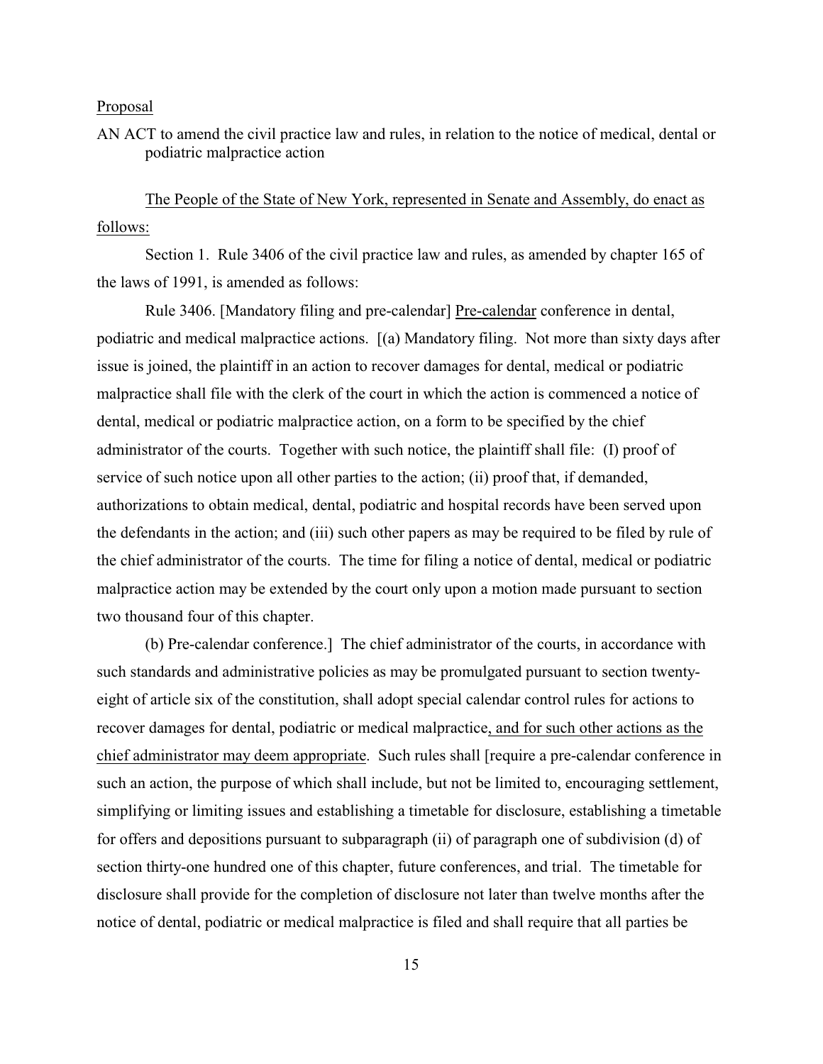Proposal

AN ACT to amend the civil practice law and rules, in relation to the notice of medical, dental or podiatric malpractice action

The People of the State of New York, represented in Senate and Assembly, do enact as follows:

Section 1. Rule 3406 of the civil practice law and rules, as amended by chapter 165 of the laws of 1991, is amended as follows:

Rule 3406. [Mandatory filing and pre-calendar] Pre-calendar conference in dental, podiatric and medical malpractice actions. [(a) Mandatory filing. Not more than sixty days after issue is joined, the plaintiff in an action to recover damages for dental, medical or podiatric malpractice shall file with the clerk of the court in which the action is commenced a notice of dental, medical or podiatric malpractice action, on a form to be specified by the chief administrator of the courts. Together with such notice, the plaintiff shall file: (I) proof of service of such notice upon all other parties to the action; (ii) proof that, if demanded, authorizations to obtain medical, dental, podiatric and hospital records have been served upon the defendants in the action; and (iii) such other papers as may be required to be filed by rule of the chief administrator of the courts. The time for filing a notice of dental, medical or podiatric malpractice action may be extended by the court only upon a motion made pursuant to section two thousand four of this chapter.

(b) Pre-calendar conference.] The chief administrator of the courts, in accordance with such standards and administrative policies as may be promulgated pursuant to section twenty-eight of article six of the constitution, shall adopt special calendar control rules for actions to recover damages for dental, podiatric or medical malpractice, and for such other actions as the chief administrator may deem appropriate. Such rules shall [require a pre-calendar conference in such an action, the purpose of which shall include, but not be limited to, encouraging settlement, simplifying or limiting issues and establishing a timetable for disclosure, establishing a timetable for offers and depositions pursuant to subparagraph (ii) of paragraph one of subdivision (d) of section thirty-one hundred one of this chapter, future conferences, and trial. The timetable for disclosure shall provide for the completion of disclosure not later than twelve months after the notice of dental, podiatric or medical malpractice is filed and shall require that all parties be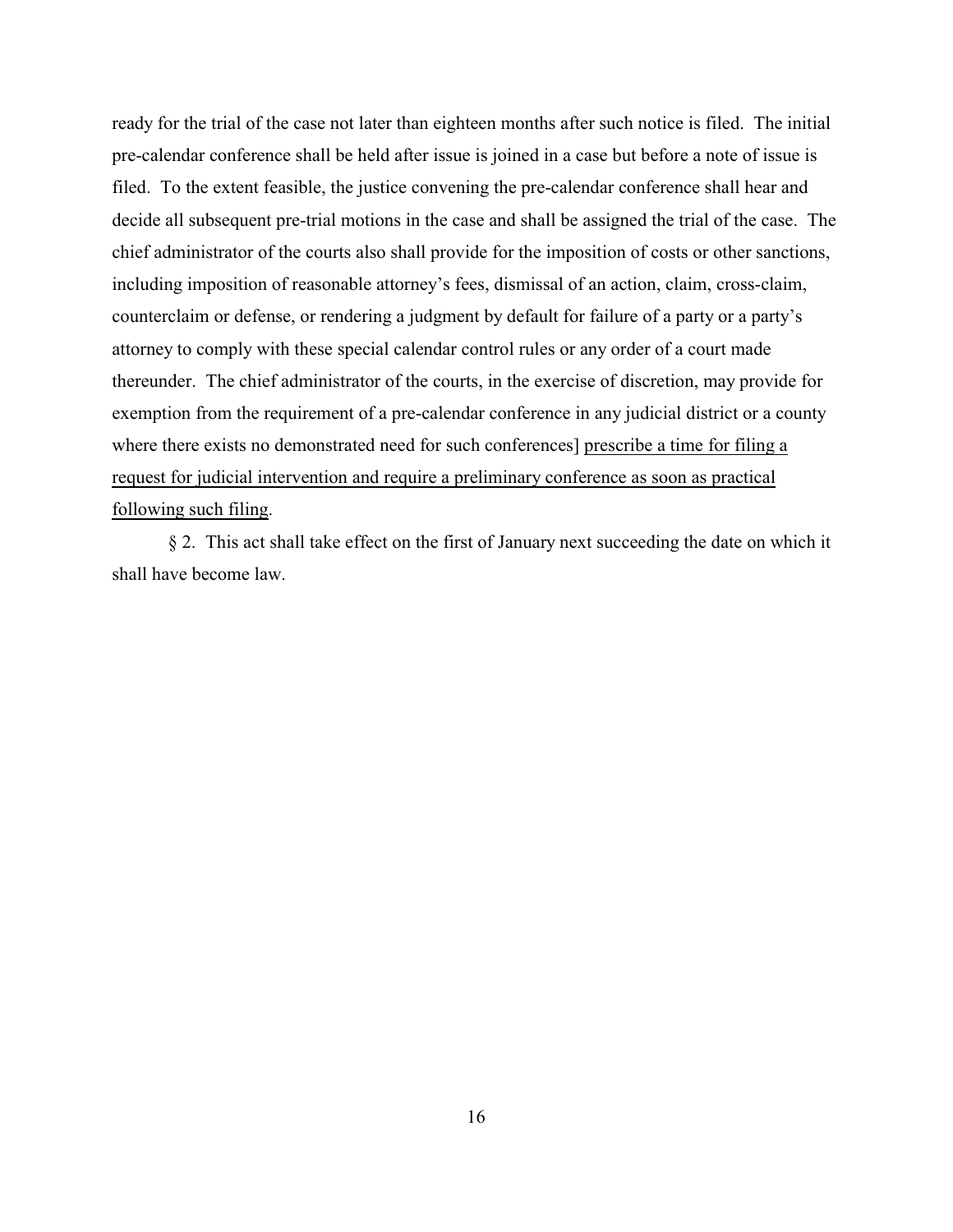ready for the trial of the case not later than eighteen months after such notice is filed. The initial pre-calendar conference shall be held after issue is joined in a case but before a note of issue is filed. To the extent feasible, the justice convening the pre-calendar conference shall hear and decide all subsequent pre-trial motions in the case and shall be assigned the trial of the case. The chief administrator of the courts also shall provide for the imposition of costs or other sanctions, including imposition of reasonable attorney's fees, dismissal of an action, claim, cross-claim, counterclaim or defense, or rendering a judgment by default for failure of a party or a party's attorney to comply with these special calendar control rules or any order of a court made thereunder. The chief administrator of the courts, in the exercise of discretion, may provide for exemption from the requirement of a pre-calendar conference in any judicial district or a county where there exists no demonstrated need for such conferences] <u>prescribe a time for filing a request for judicial intervention and require a preliminary conference as soon as practical following such filing</u>.

§ 2. This act shall take effect on the first of January next succeeding the date on which it shall have become law.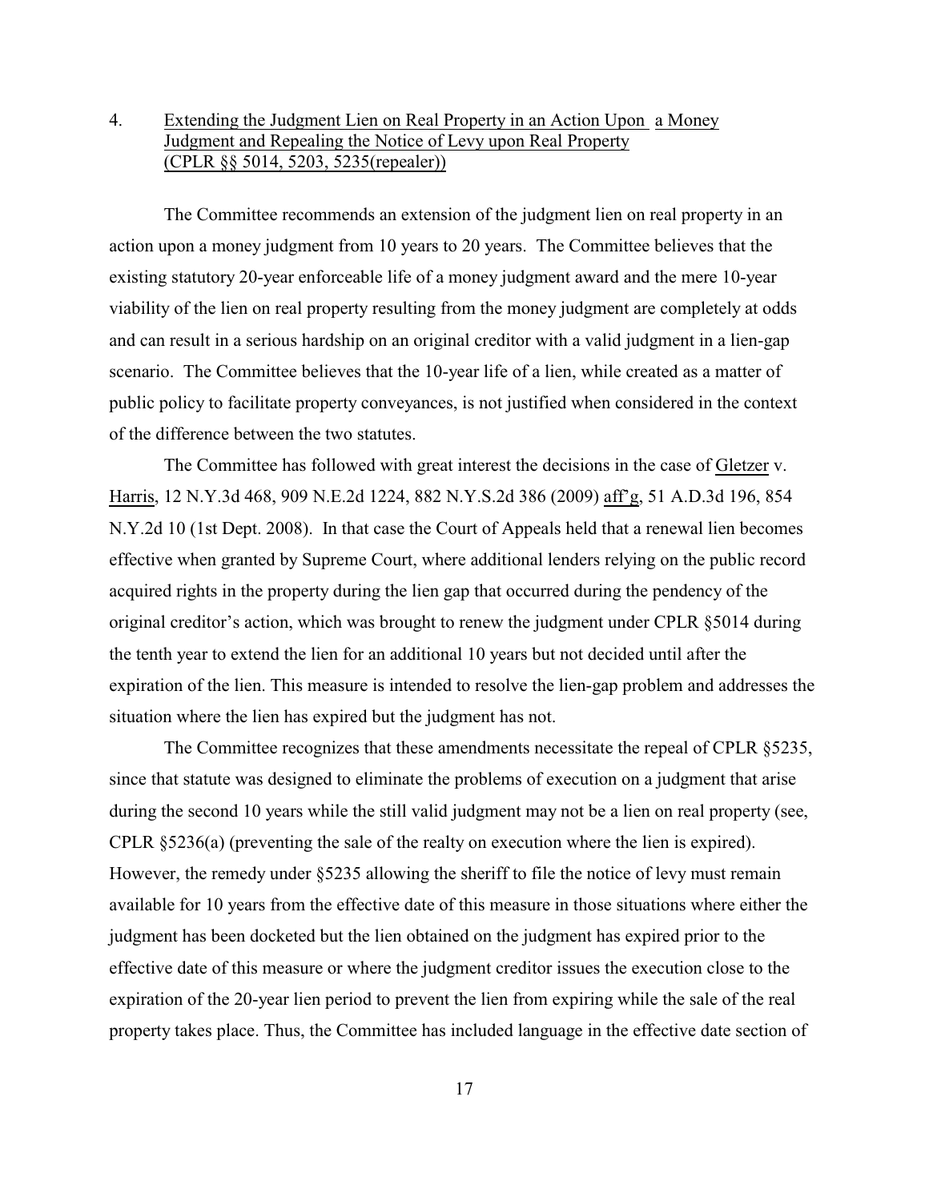4. Extending the Judgment Lien on Real Property in an Action Upon a Money Judgment and Repealing the Notice of Levy upon Real Property (CPLR §§ 5014, 5203, 5235(repealer))

The Committee recommends an extension of the judgment lien on real property in an action upon a money judgment from 10 years to 20 years. The Committee believes that the existing statutory 20-year enforceable life of a money judgment award and the mere 10-year viability of the lien on real property resulting from the money judgment are completely at odds and can result in a serious hardship on an original creditor with a valid judgment in a lien-gap scenario. The Committee believes that the 10-year life of a lien, while created as a matter of public policy to facilitate property conveyances, is not justified when considered in the context of the difference between the two statutes.

The Committee has followed with great interest the decisions in the case of Gletzer v. Harris, 12 N.Y.3d 468, 909 N.E.2d 1224, 882 N.Y.S.2d 386 (2009) aff'g, 51 A.D.3d 196, 854 N.Y.2d 10 (1st Dept. 2008). In that case the Court of Appeals held that a renewal lien becomes effective when granted by Supreme Court, where additional lenders relying on the public record acquired rights in the property during the lien gap that occurred during the pendency of the original creditor's action, which was brought to renew the judgment under CPLR §5014 during the tenth year to extend the lien for an additional 10 years but not decided until after the expiration of the lien. This measure is intended to resolve the lien-gap problem and addresses the situation where the lien has expired but the judgment has not.

The Committee recognizes that these amendments necessitate the repeal of CPLR §5235, since that statute was designed to eliminate the problems of execution on a judgment that arise during the second 10 years while the still valid judgment may not be a lien on real property (see, CPLR §5236(a) (preventing the sale of the realty on execution where the lien is expired). However, the remedy under §5235 allowing the sheriff to file the notice of levy must remain available for 10 years from the effective date of this measure in those situations where either the judgment has been docketed but the lien obtained on the judgment has expired prior to the effective date of this measure or where the judgment creditor issues the execution close to the expiration of the 20-year lien period to prevent the lien from expiring while the sale of the real property takes place. Thus, the Committee has included language in the effective date section of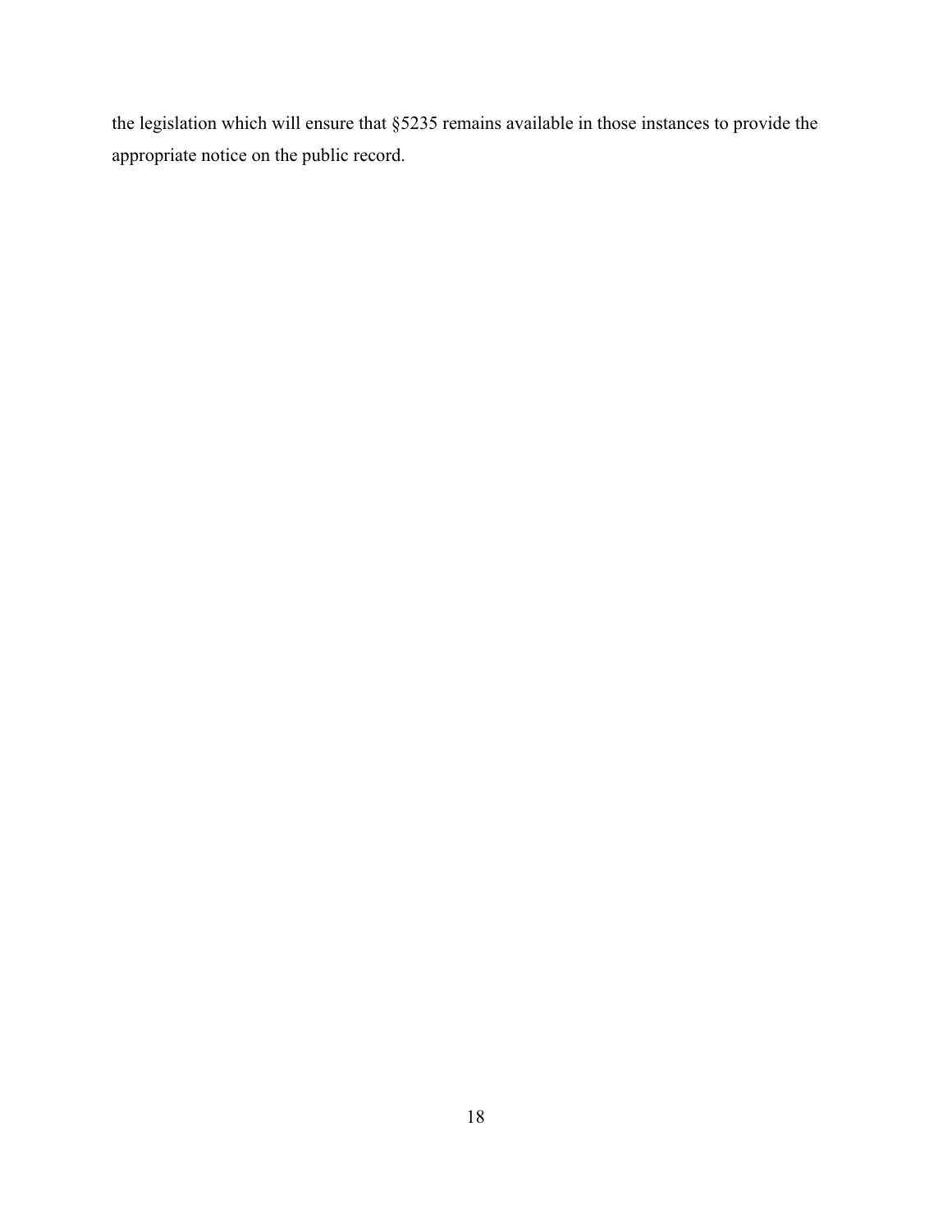the legislation which will ensure that §5235 remains available in those instances to provide the appropriate notice on the public record.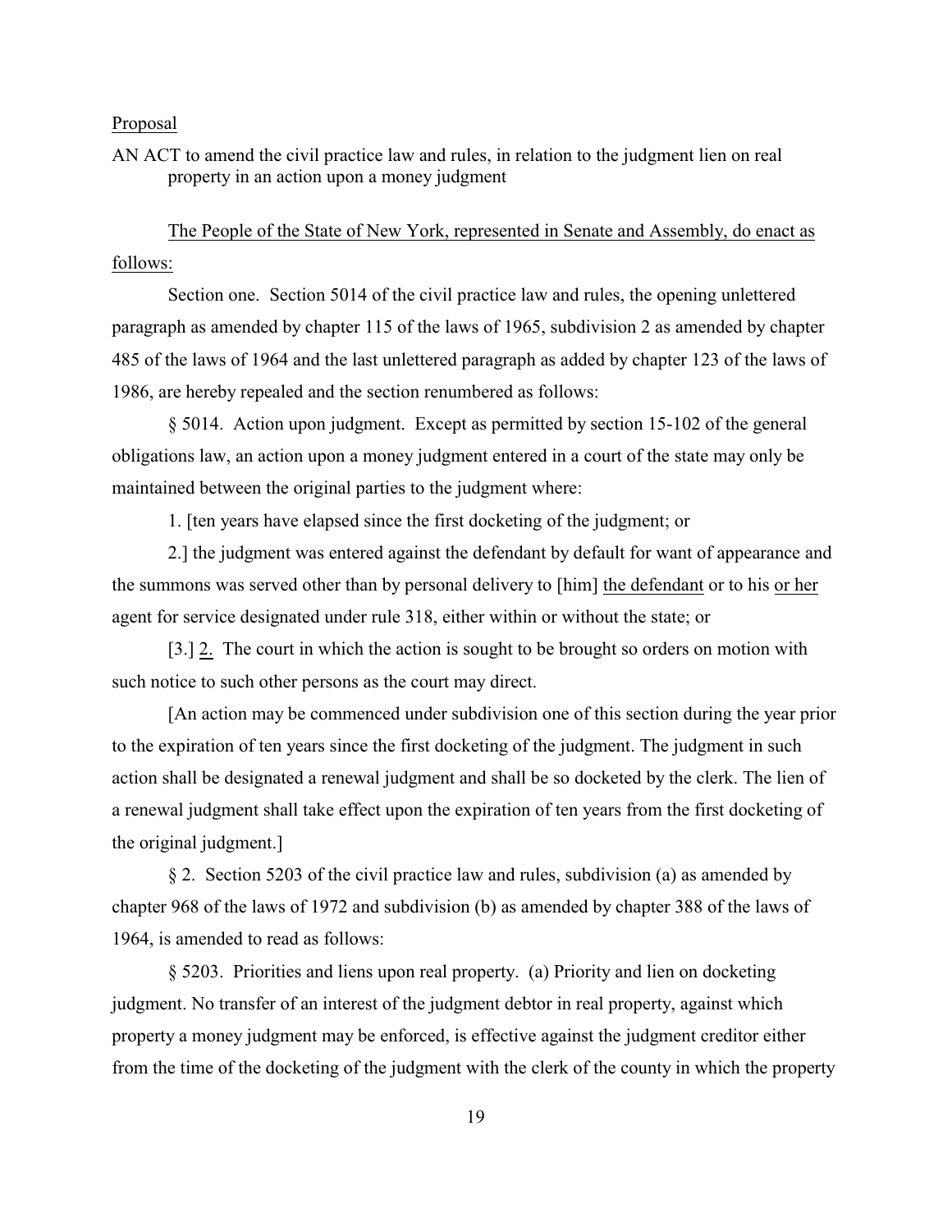Proposal

AN ACT to amend the civil practice law and rules, in relation to the judgment lien on real property in an action upon a money judgment

The People of the State of New York, represented in Senate and Assembly, do enact as follows:

Section one. Section 5014 of the civil practice law and rules, the opening unlettered paragraph as amended by chapter 115 of the laws of 1965, subdivision 2 as amended by chapter 485 of the laws of 1964 and the last unlettered paragraph as added by chapter 123 of the laws of 1986, are hereby repealed and the section renumbered as follows:

§ 5014. Action upon judgment. Except as permitted by section 15-102 of the general obligations law, an action upon a money judgment entered in a court of the state may only be maintained between the original parties to the judgment where:

1. [ten years have elapsed since the first docketing of the judgment; or

2.] the judgment was entered against the defendant by default for want of appearance and the summons was served other than by personal delivery to [him] <u>the defendant</u> or to his <u>or her</u> agent for service designated under rule 318, either within or without the state; or

[3.] <u>2.</u> The court in which the action is sought to be brought so orders on motion with such notice to such other persons as the court may direct.

[An action may be commenced under subdivision one of this section during the year prior to the expiration of ten years since the first docketing of the judgment. The judgment in such action shall be designated a renewal judgment and shall be so docketed by the clerk. The lien of a renewal judgment shall take effect upon the expiration of ten years from the first docketing of the original judgment.]

§ 2. Section 5203 of the civil practice law and rules, subdivision (a) as amended by chapter 968 of the laws of 1972 and subdivision (b) as amended by chapter 388 of the laws of 1964, is amended to read as follows:

§ 5203. Priorities and liens upon real property. (a) Priority and lien on docketing judgment. No transfer of an interest of the judgment debtor in real property, against which property a money judgment may be enforced, is effective against the judgment creditor either from the time of the docketing of the judgment with the clerk of the county in which the property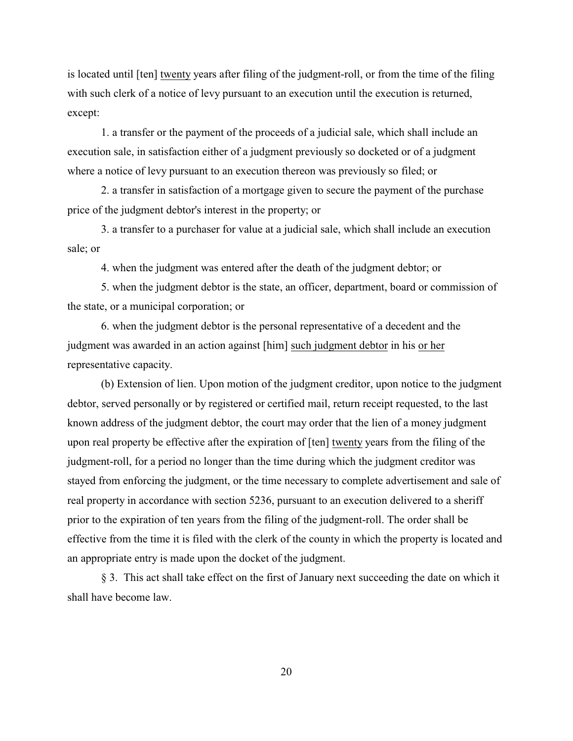is located until [ten] <u>twenty</u> years after filing of the judgment-roll, or from the time of the filing with such clerk of a notice of levy pursuant to an execution until the execution is returned, except:

1. a transfer or the payment of the proceeds of a judicial sale, which shall include an execution sale, in satisfaction either of a judgment previously so docketed or of a judgment where a notice of levy pursuant to an execution thereon was previously so filed; or

2. a transfer in satisfaction of a mortgage given to secure the payment of the purchase price of the judgment debtor's interest in the property; or

3. a transfer to a purchaser for value at a judicial sale, which shall include an execution sale; or

4. when the judgment was entered after the death of the judgment debtor; or

5. when the judgment debtor is the state, an officer, department, board or commission of the state, or a municipal corporation; or

6. when the judgment debtor is the personal representative of a decedent and the judgment was awarded in an action against [him] <u>such judgment debtor</u> in his <u>or her</u> representative capacity.

(b) Extension of lien. Upon motion of the judgment creditor, upon notice to the judgment debtor, served personally or by registered or certified mail, return receipt requested, to the last known address of the judgment debtor, the court may order that the lien of a money judgment upon real property be effective after the expiration of [ten] <u>twenty</u> years from the filing of the judgment-roll, for a period no longer than the time during which the judgment creditor was stayed from enforcing the judgment, or the time necessary to complete advertisement and sale of real property in accordance with section 5236, pursuant to an execution delivered to a sheriff prior to the expiration of ten years from the filing of the judgment-roll. The order shall be effective from the time it is filed with the clerk of the county in which the property is located and an appropriate entry is made upon the docket of the judgment.

§ 3. This act shall take effect on the first of January next succeeding the date on which it shall have become law.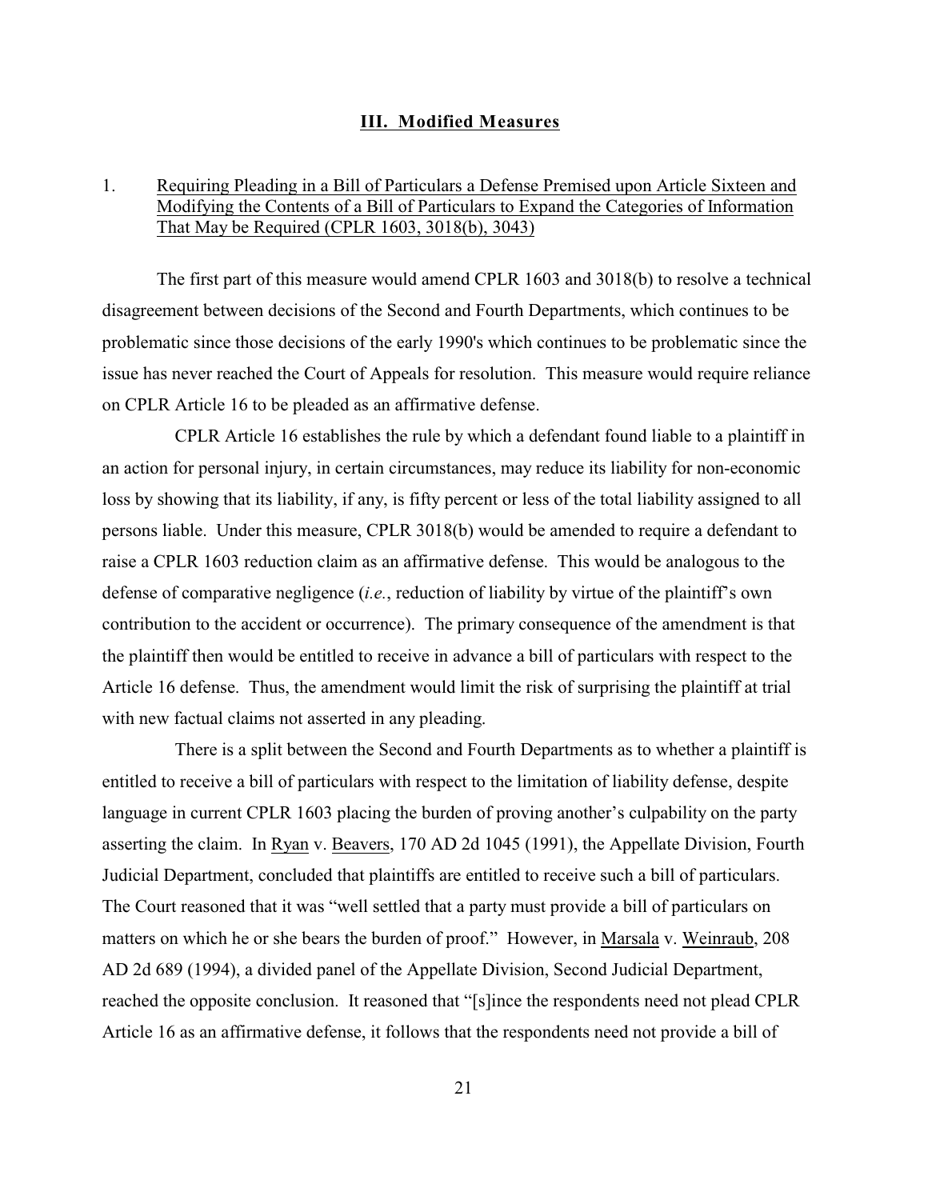## **III. Modified Measures**

1. Requiring Pleading in a Bill of Particulars a Defense Premised upon Article Sixteen and Modifying the Contents of a Bill of Particulars to Expand the Categories of Information That May be Required (CPLR 1603, 3018(b), 3043)

The first part of this measure would amend CPLR 1603 and 3018(b) to resolve a technical disagreement between decisions of the Second and Fourth Departments, which continues to be problematic since those decisions of the early 1990's which continues to be problematic since the issue has never reached the Court of Appeals for resolution. This measure would require reliance on CPLR Article 16 to be pleaded as an affirmative defense.

CPLR Article 16 establishes the rule by which a defendant found liable to a plaintiff in an action for personal injury, in certain circumstances, may reduce its liability for non-economic loss by showing that its liability, if any, is fifty percent or less of the total liability assigned to all persons liable. Under this measure, CPLR 3018(b) would be amended to require a defendant to raise a CPLR 1603 reduction claim as an affirmative defense. This would be analogous to the defense of comparative negligence (*i.e.*, reduction of liability by virtue of the plaintiff's own contribution to the accident or occurrence). The primary consequence of the amendment is that the plaintiff then would be entitled to receive in advance a bill of particulars with respect to the Article 16 defense. Thus, the amendment would limit the risk of surprising the plaintiff at trial with new factual claims not asserted in any pleading.

There is a split between the Second and Fourth Departments as to whether a plaintiff is entitled to receive a bill of particulars with respect to the limitation of liability defense, despite language in current CPLR 1603 placing the burden of proving another's culpability on the party asserting the claim. In Ryan v. Beavers, 170 AD 2d 1045 (1991), the Appellate Division, Fourth Judicial Department, concluded that plaintiffs are entitled to receive such a bill of particulars. The Court reasoned that it was "well settled that a party must provide a bill of particulars on matters on which he or she bears the burden of proof." However, in Marsala v. Weinraub, 208 AD 2d 689 (1994), a divided panel of the Appellate Division, Second Judicial Department, reached the opposite conclusion. It reasoned that "[s]ince the respondents need not plead CPLR Article 16 as an affirmative defense, it follows that the respondents need not provide a bill of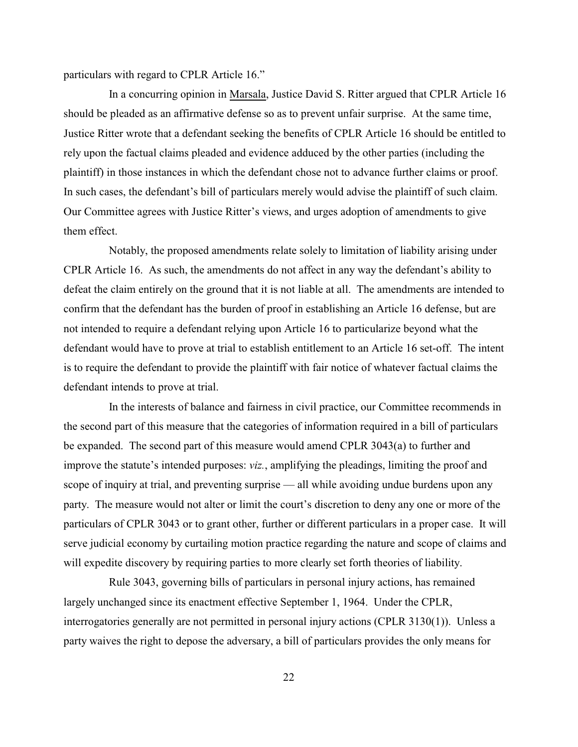particulars with regard to CPLR Article 16."

In a concurring opinion in Marsala, Justice David S. Ritter argued that CPLR Article 16 should be pleaded as an affirmative defense so as to prevent unfair surprise. At the same time, Justice Ritter wrote that a defendant seeking the benefits of CPLR Article 16 should be entitled to rely upon the factual claims pleaded and evidence adduced by the other parties (including the plaintiff) in those instances in which the defendant chose not to advance further claims or proof. In such cases, the defendant's bill of particulars merely would advise the plaintiff of such claim. Our Committee agrees with Justice Ritter's views, and urges adoption of amendments to give them effect.

Notably, the proposed amendments relate solely to limitation of liability arising under CPLR Article 16. As such, the amendments do not affect in any way the defendant's ability to defeat the claim entirely on the ground that it is not liable at all. The amendments are intended to confirm that the defendant has the burden of proof in establishing an Article 16 defense, but are not intended to require a defendant relying upon Article 16 to particularize beyond what the defendant would have to prove at trial to establish entitlement to an Article 16 set-off. The intent is to require the defendant to provide the plaintiff with fair notice of whatever factual claims the defendant intends to prove at trial.

In the interests of balance and fairness in civil practice, our Committee recommends in the second part of this measure that the categories of information required in a bill of particulars be expanded. The second part of this measure would amend CPLR 3043(a) to further and improve the statute's intended purposes: *viz.*, amplifying the pleadings, limiting the proof and scope of inquiry at trial, and preventing surprise — all while avoiding undue burdens upon any party. The measure would not alter or limit the court's discretion to deny any one or more of the particulars of CPLR 3043 or to grant other, further or different particulars in a proper case. It will serve judicial economy by curtailing motion practice regarding the nature and scope of claims and will expedite discovery by requiring parties to more clearly set forth theories of liability.

Rule 3043, governing bills of particulars in personal injury actions, has remained largely unchanged since its enactment effective September 1, 1964. Under the CPLR, interrogatories generally are not permitted in personal injury actions (CPLR 3130(1)). Unless a party waives the right to depose the adversary, a bill of particulars provides the only means for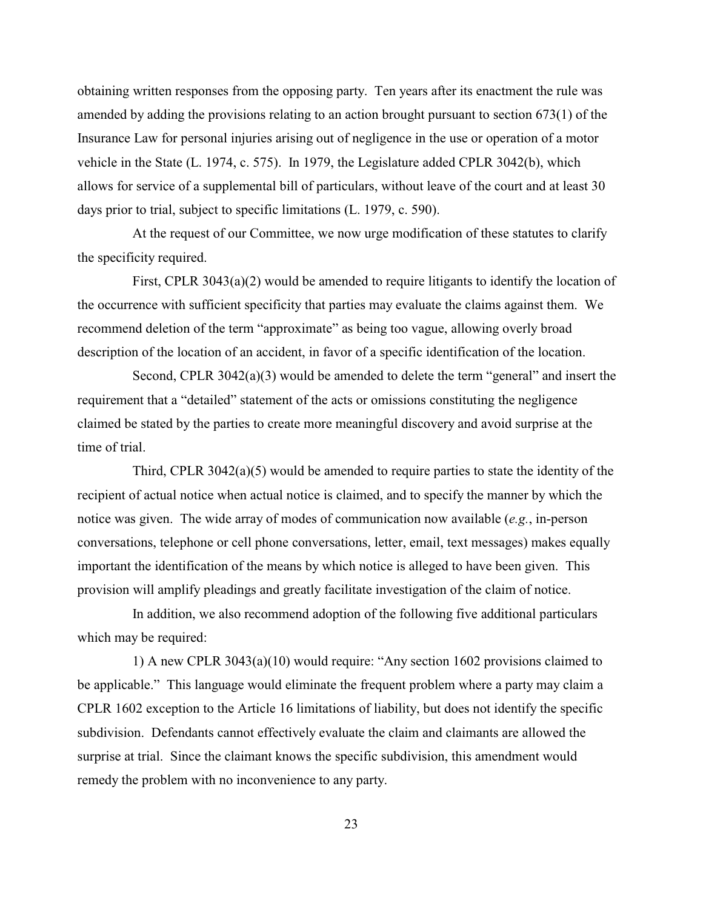obtaining written responses from the opposing party. Ten years after its enactment the rule was amended by adding the provisions relating to an action brought pursuant to section 673(1) of the Insurance Law for personal injuries arising out of negligence in the use or operation of a motor vehicle in the State (L. 1974, c. 575). In 1979, the Legislature added CPLR 3042(b), which allows for service of a supplemental bill of particulars, without leave of the court and at least 30 days prior to trial, subject to specific limitations (L. 1979, c. 590).

At the request of our Committee, we now urge modification of these statutes to clarify the specificity required.

First, CPLR 3043(a)(2) would be amended to require litigants to identify the location of the occurrence with sufficient specificity that parties may evaluate the claims against them. We recommend deletion of the term "approximate" as being too vague, allowing overly broad description of the location of an accident, in favor of a specific identification of the location.

Second, CPLR 3042(a)(3) would be amended to delete the term "general" and insert the requirement that a "detailed" statement of the acts or omissions constituting the negligence claimed be stated by the parties to create more meaningful discovery and avoid surprise at the time of trial.

Third, CPLR 3042(a)(5) would be amended to require parties to state the identity of the recipient of actual notice when actual notice is claimed, and to specify the manner by which the notice was given. The wide array of modes of communication now available (*e.g.*, in-person conversations, telephone or cell phone conversations, letter, email, text messages) makes equally important the identification of the means by which notice is alleged to have been given. This provision will amplify pleadings and greatly facilitate investigation of the claim of notice.

In addition, we also recommend adoption of the following five additional particulars which may be required:

1) A new CPLR 3043(a)(10) would require: "Any section 1602 provisions claimed to be applicable." This language would eliminate the frequent problem where a party may claim a CPLR 1602 exception to the Article 16 limitations of liability, but does not identify the specific subdivision. Defendants cannot effectively evaluate the claim and claimants are allowed the surprise at trial. Since the claimant knows the specific subdivision, this amendment would remedy the problem with no inconvenience to any party.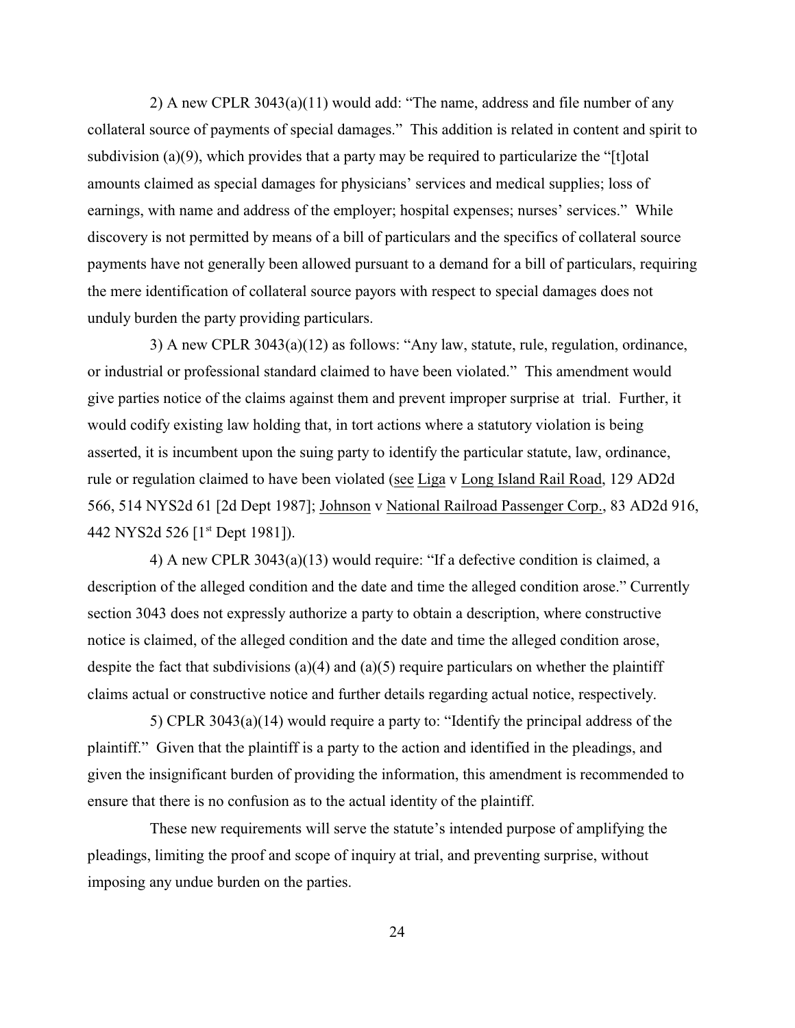2) A new CPLR 3043(a)(11) would add: "The name, address and file number of any collateral source of payments of special damages." This addition is related in content and spirit to subdivision (a)(9), which provides that a party may be required to particularize the "[t]otal amounts claimed as special damages for physicians' services and medical supplies; loss of earnings, with name and address of the employer; hospital expenses; nurses' services." While discovery is not permitted by means of a bill of particulars and the specifics of collateral source payments have not generally been allowed pursuant to a demand for a bill of particulars, requiring the mere identification of collateral source payors with respect to special damages does not unduly burden the party providing particulars.

3) A new CPLR 3043(a)(12) as follows: "Any law, statute, rule, regulation, ordinance, or industrial or professional standard claimed to have been violated." This amendment would give parties notice of the claims against them and prevent improper surprise at trial. Further, it would codify existing law holding that, in tort actions where a statutory violation is being asserted, it is incumbent upon the suing party to identify the particular statute, law, ordinance, rule or regulation claimed to have been violated (see Liga v Long Island Rail Road, 129 AD2d 566, 514 NYS2d 61 [2d Dept 1987]; Johnson v National Railroad Passenger Corp., 83 AD2d 916, 442 NYS2d 526 [1st Dept 1981]).

4) A new CPLR 3043(a)(13) would require: "If a defective condition is claimed, a description of the alleged condition and the date and time the alleged condition arose." Currently section 3043 does not expressly authorize a party to obtain a description, where constructive notice is claimed, of the alleged condition and the date and time the alleged condition arose, despite the fact that subdivisions (a)(4) and (a)(5) require particulars on whether the plaintiff claims actual or constructive notice and further details regarding actual notice, respectively.

5) CPLR 3043(a)(14) would require a party to: "Identify the principal address of the plaintiff." Given that the plaintiff is a party to the action and identified in the pleadings, and given the insignificant burden of providing the information, this amendment is recommended to ensure that there is no confusion as to the actual identity of the plaintiff.

These new requirements will serve the statute's intended purpose of amplifying the pleadings, limiting the proof and scope of inquiry at trial, and preventing surprise, without imposing any undue burden on the parties.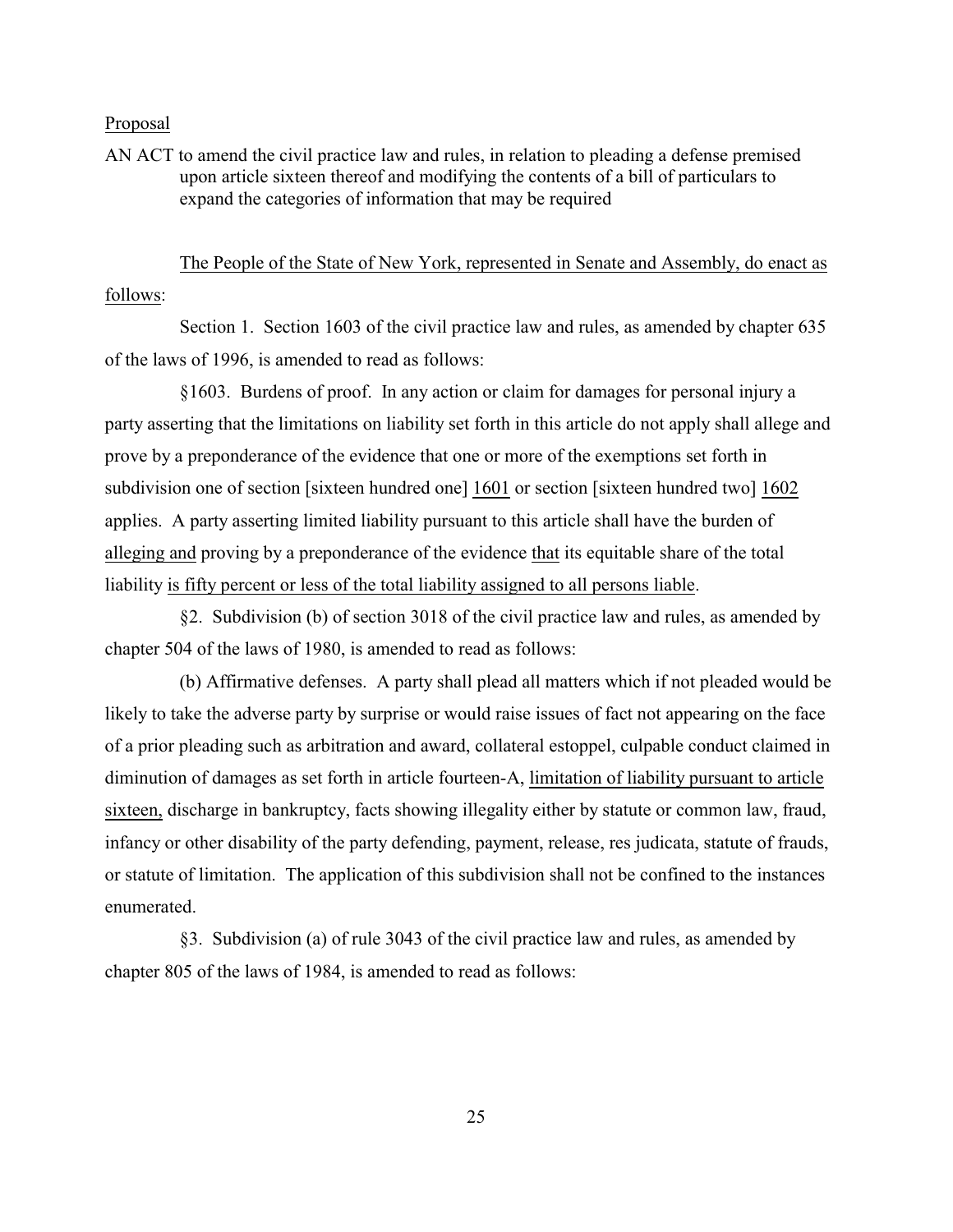Proposal

AN ACT to amend the civil practice law and rules, in relation to pleading a defense premised upon article sixteen thereof and modifying the contents of a bill of particulars to expand the categories of information that may be required

The People of the State of New York, represented in Senate and Assembly, do enact as follows:

Section 1. Section 1603 of the civil practice law and rules, as amended by chapter 635 of the laws of 1996, is amended to read as follows:

§1603. Burdens of proof. In any action or claim for damages for personal injury a party asserting that the limitations on liability set forth in this article do not apply shall allege and prove by a preponderance of the evidence that one or more of the exemptions set forth in subdivision one of section [sixteen hundred one] 1601 or section [sixteen hundred two] 1602 applies. A party asserting limited liability pursuant to this article shall have the burden of alleging and proving by a preponderance of the evidence that its equitable share of the total liability is fifty percent or less of the total liability assigned to all persons liable.

§2. Subdivision (b) of section 3018 of the civil practice law and rules, as amended by chapter 504 of the laws of 1980, is amended to read as follows:

(b) Affirmative defenses. A party shall plead all matters which if not pleaded would be likely to take the adverse party by surprise or would raise issues of fact not appearing on the face of a prior pleading such as arbitration and award, collateral estoppel, culpable conduct claimed in diminution of damages as set forth in article fourteen-A, limitation of liability pursuant to article sixteen, discharge in bankruptcy, facts showing illegality either by statute or common law, fraud, infancy or other disability of the party defending, payment, release, res judicata, statute of frauds, or statute of limitation. The application of this subdivision shall not be confined to the instances enumerated.

§3. Subdivision (a) of rule 3043 of the civil practice law and rules, as amended by chapter 805 of the laws of 1984, is amended to read as follows: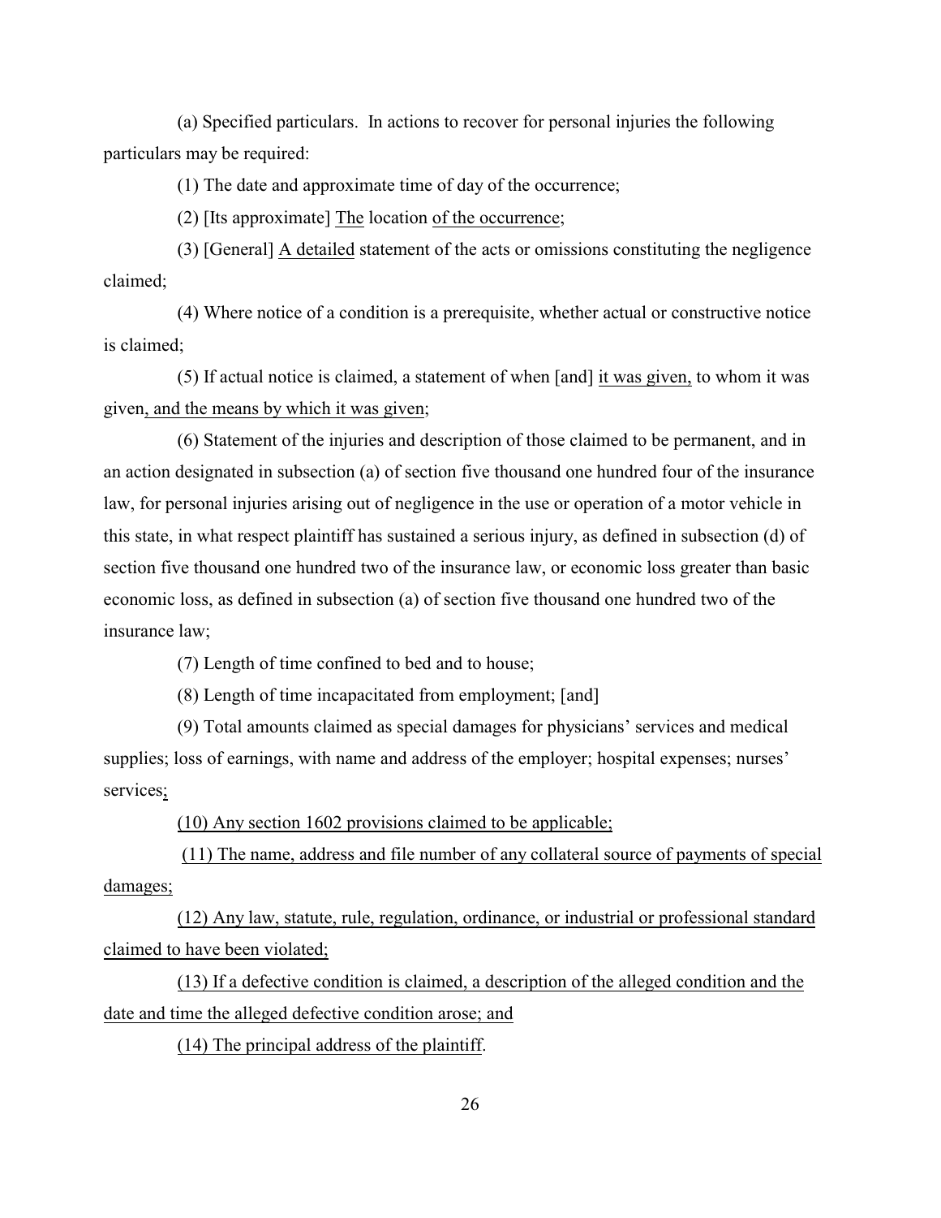(a) Specified particulars. In actions to recover for personal injuries the following particulars may be required:

(1) The date and approximate time of day of the occurrence;

(2) [Its approximate] <u>The</u> location <u>of the occurrence</u>;

(3) [General] <u>A detailed</u> statement of the acts or omissions constituting the negligence claimed;

(4) Where notice of a condition is a prerequisite, whether actual or constructive notice is claimed;

(5) If actual notice is claimed, a statement of when [and] <u>it was given,</u> to whom it was given<u>, and the means by which it was given</u>;

(6) Statement of the injuries and description of those claimed to be permanent, and in an action designated in subsection (a) of section five thousand one hundred four of the insurance law, for personal injuries arising out of negligence in the use or operation of a motor vehicle in this state, in what respect plaintiff has sustained a serious injury, as defined in subsection (d) of section five thousand one hundred two of the insurance law, or economic loss greater than basic economic loss, as defined in subsection (a) of section five thousand one hundred two of the insurance law;

(7) Length of time confined to bed and to house;

(8) Length of time incapacitated from employment; [and]

(9) Total amounts claimed as special damages for physicians' services and medical supplies; loss of earnings, with name and address of the employer; hospital expenses; nurses' services<u>;</u>

<u>(10) Any section 1602 provisions claimed to be applicable;</u>

<u>(11) The name, address and file number of any collateral source of payments of special damages;</u>

<u>(12) Any law, statute, rule, regulation, ordinance, or industrial or professional standard claimed to have been violated;</u>

<u>(13) If a defective condition is claimed, a description of the alleged condition and the date and time the alleged defective condition arose; and</u>

<u>(14) The principal address of the plaintiff</u>.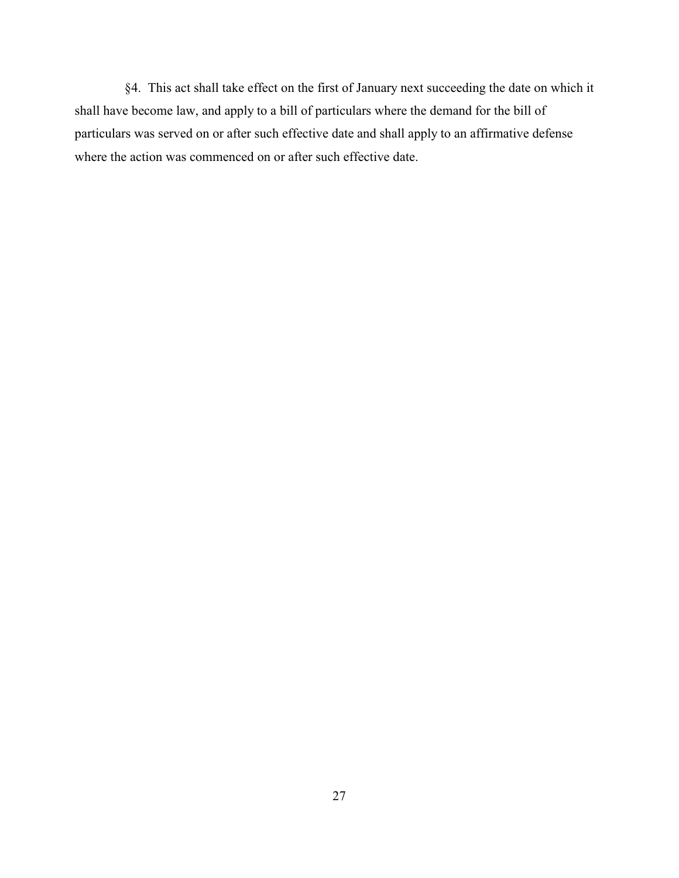§4. This act shall take effect on the first of January next succeeding the date on which it shall have become law, and apply to a bill of particulars where the demand for the bill of particulars was served on or after such effective date and shall apply to an affirmative defense where the action was commenced on or after such effective date.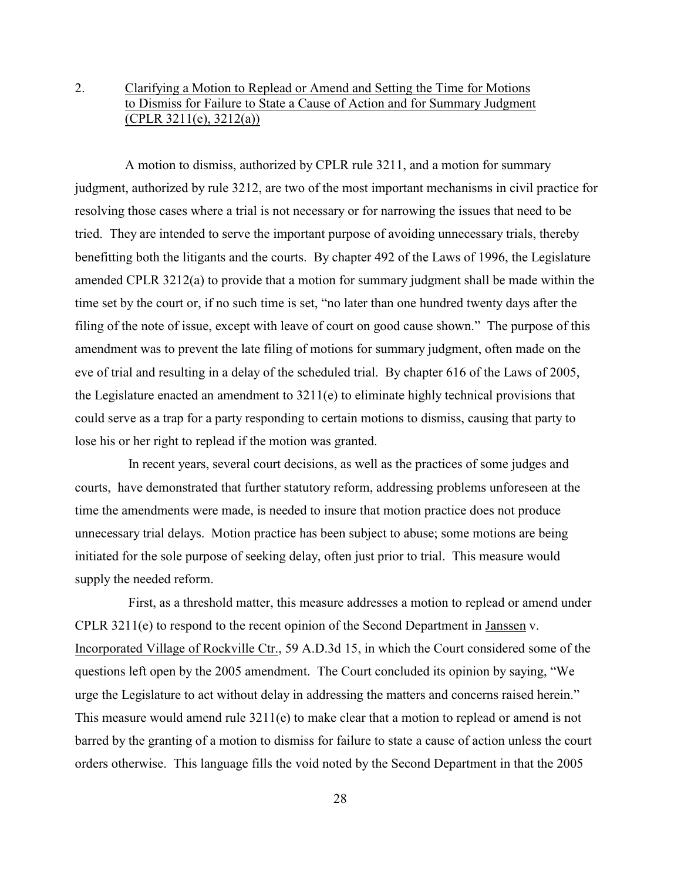2. <u>Clarifying a Motion to Replead or Amend and Setting the Time for Motions to Dismiss for Failure to State a Cause of Action and for Summary Judgment (CPLR 3211(e), 3212(a))</u>

A motion to dismiss, authorized by CPLR rule 3211, and a motion for summary judgment, authorized by rule 3212, are two of the most important mechanisms in civil practice for resolving those cases where a trial is not necessary or for narrowing the issues that need to be tried. They are intended to serve the important purpose of avoiding unnecessary trials, thereby benefitting both the litigants and the courts. By chapter 492 of the Laws of 1996, the Legislature amended CPLR 3212(a) to provide that a motion for summary judgment shall be made within the time set by the court or, if no such time is set, "no later than one hundred twenty days after the filing of the note of issue, except with leave of court on good cause shown." The purpose of this amendment was to prevent the late filing of motions for summary judgment, often made on the eve of trial and resulting in a delay of the scheduled trial. By chapter 616 of the Laws of 2005, the Legislature enacted an amendment to 3211(e) to eliminate highly technical provisions that could serve as a trap for a party responding to certain motions to dismiss, causing that party to lose his or her right to replead if the motion was granted.

In recent years, several court decisions, as well as the practices of some judges and courts, have demonstrated that further statutory reform, addressing problems unforeseen at the time the amendments were made, is needed to insure that motion practice does not produce unnecessary trial delays. Motion practice has been subject to abuse; some motions are being initiated for the sole purpose of seeking delay, often just prior to trial. This measure would supply the needed reform.

First, as a threshold matter, this measure addresses a motion to replead or amend under CPLR 3211(e) to respond to the recent opinion of the Second Department in <u>Janssen</u> v. <u>Incorporated Village of Rockville Ctr.</u>, 59 A.D.3d 15, in which the Court considered some of the questions left open by the 2005 amendment. The Court concluded its opinion by saying, "We urge the Legislature to act without delay in addressing the matters and concerns raised herein." This measure would amend rule 3211(e) to make clear that a motion to replead or amend is not barred by the granting of a motion to dismiss for failure to state a cause of action unless the court orders otherwise. This language fills the void noted by the Second Department in that the 2005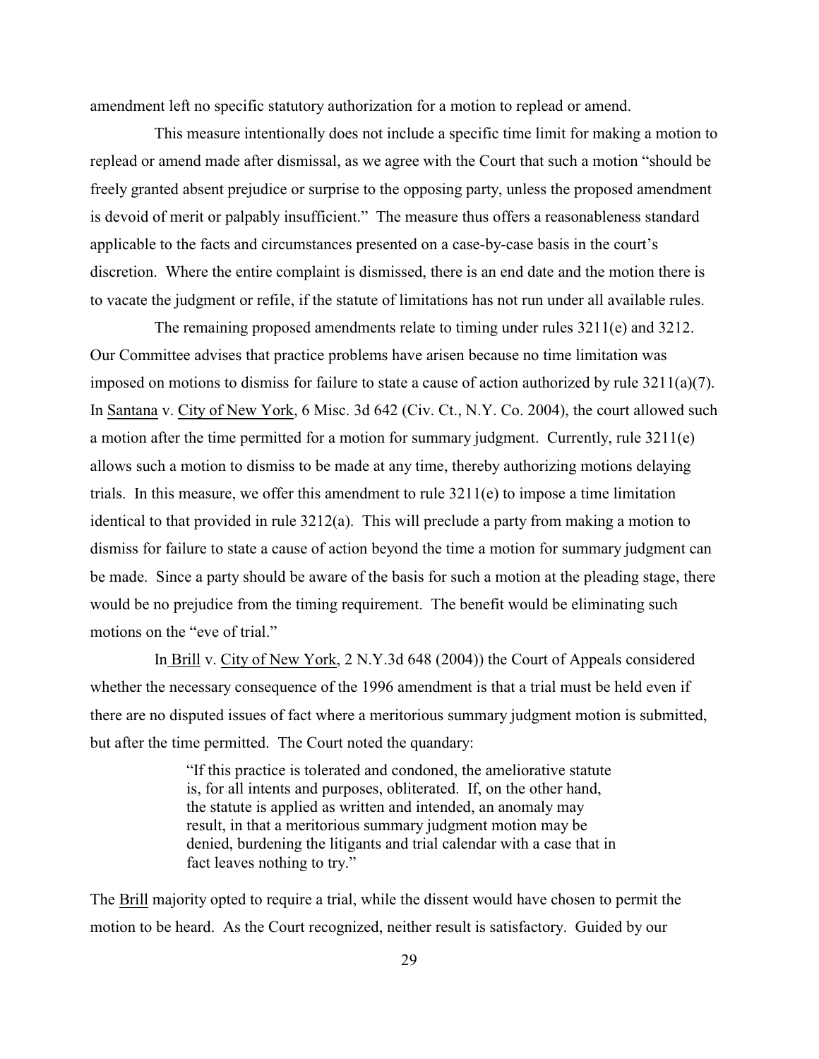amendment left no specific statutory authorization for a motion to replead or amend.

This measure intentionally does not include a specific time limit for making a motion to replead or amend made after dismissal, as we agree with the Court that such a motion "should be freely granted absent prejudice or surprise to the opposing party, unless the proposed amendment is devoid of merit or palpably insufficient." The measure thus offers a reasonableness standard applicable to the facts and circumstances presented on a case-by-case basis in the court's discretion. Where the entire complaint is dismissed, there is an end date and the motion there is to vacate the judgment or refile, if the statute of limitations has not run under all available rules.

The remaining proposed amendments relate to timing under rules 3211(e) and 3212. Our Committee advises that practice problems have arisen because no time limitation was imposed on motions to dismiss for failure to state a cause of action authorized by rule 3211(a)(7). In Santana v. City of New York, 6 Misc. 3d 642 (Civ. Ct., N.Y. Co. 2004), the court allowed such a motion after the time permitted for a motion for summary judgment. Currently, rule 3211(e) allows such a motion to dismiss to be made at any time, thereby authorizing motions delaying trials. In this measure, we offer this amendment to rule 3211(e) to impose a time limitation identical to that provided in rule 3212(a). This will preclude a party from making a motion to dismiss for failure to state a cause of action beyond the time a motion for summary judgment can be made. Since a party should be aware of the basis for such a motion at the pleading stage, there would be no prejudice from the timing requirement. The benefit would be eliminating such motions on the "eve of trial."

In Brill v. City of New York, 2 N.Y.3d 648 (2004)) the Court of Appeals considered whether the necessary consequence of the 1996 amendment is that a trial must be held even if there are no disputed issues of fact where a meritorious summary judgment motion is submitted, but after the time permitted. The Court noted the quandary:

> "If this practice is tolerated and condoned, the ameliorative statute is, for all intents and purposes, obliterated. If, on the other hand, the statute is applied as written and intended, an anomaly may result, in that a meritorious summary judgment motion may be denied, burdening the litigants and trial calendar with a case that in fact leaves nothing to try."

The Brill majority opted to require a trial, while the dissent would have chosen to permit the motion to be heard. As the Court recognized, neither result is satisfactory. Guided by our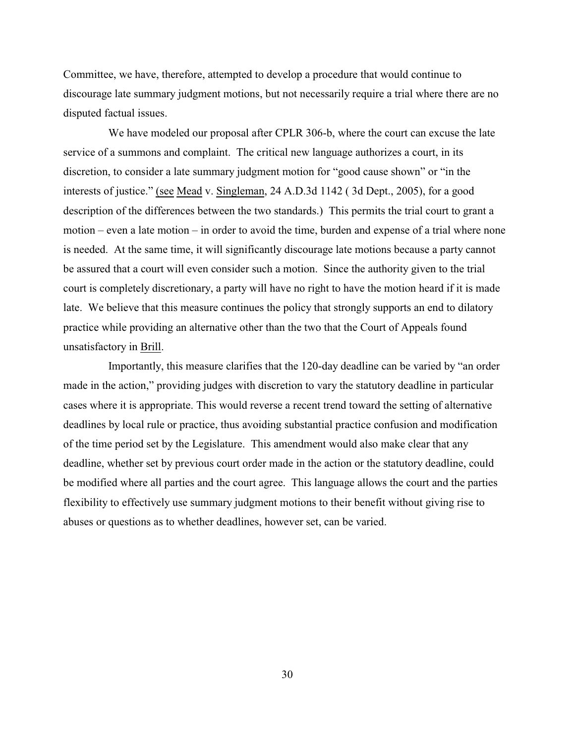Committee, we have, therefore, attempted to develop a procedure that would continue to discourage late summary judgment motions, but not necessarily require a trial where there are no disputed factual issues.

We have modeled our proposal after CPLR 306-b, where the court can excuse the late service of a summons and complaint. The critical new language authorizes a court, in its discretion, to consider a late summary judgment motion for "good cause shown" or "in the interests of justice." (see Mead v. Singleman, 24 A.D.3d 1142 ( 3d Dept., 2005), for a good description of the differences between the two standards.) This permits the trial court to grant a motion – even a late motion – in order to avoid the time, burden and expense of a trial where none is needed. At the same time, it will significantly discourage late motions because a party cannot be assured that a court will even consider such a motion. Since the authority given to the trial court is completely discretionary, a party will have no right to have the motion heard if it is made late. We believe that this measure continues the policy that strongly supports an end to dilatory practice while providing an alternative other than the two that the Court of Appeals found unsatisfactory in Brill.

Importantly, this measure clarifies that the 120-day deadline can be varied by "an order made in the action," providing judges with discretion to vary the statutory deadline in particular cases where it is appropriate. This would reverse a recent trend toward the setting of alternative deadlines by local rule or practice, thus avoiding substantial practice confusion and modification of the time period set by the Legislature. This amendment would also make clear that any deadline, whether set by previous court order made in the action or the statutory deadline, could be modified where all parties and the court agree. This language allows the court and the parties flexibility to effectively use summary judgment motions to their benefit without giving rise to abuses or questions as to whether deadlines, however set, can be varied.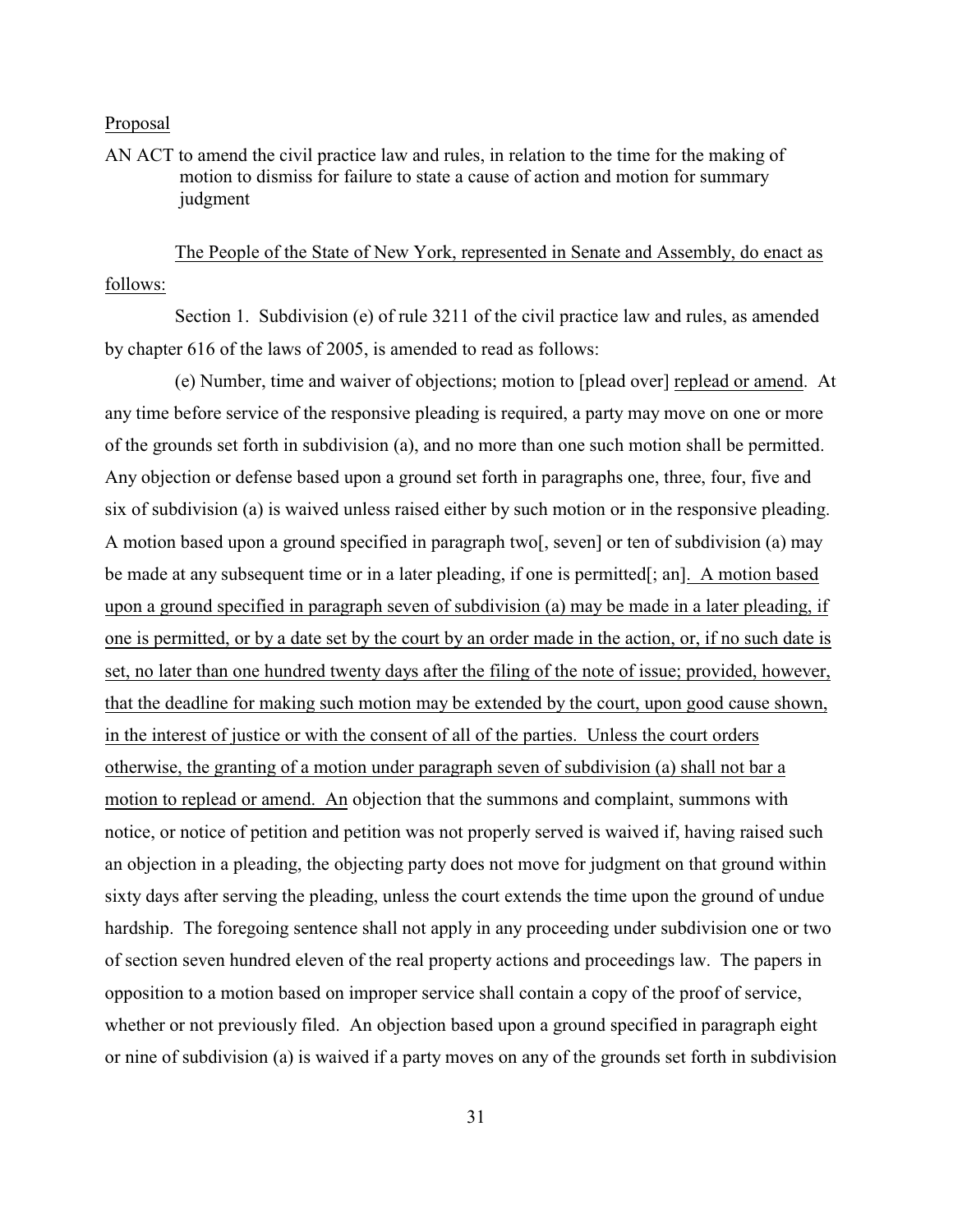Proposal

AN ACT to amend the civil practice law and rules, in relation to the time for the making of motion to dismiss for failure to state a cause of action and motion for summary judgment

The People of the State of New York, represented in Senate and Assembly, do enact as follows:

Section 1. Subdivision (e) of rule 3211 of the civil practice law and rules, as amended by chapter 616 of the laws of 2005, is amended to read as follows:

(e) Number, time and waiver of objections; motion to [plead over] replead or amend. At any time before service of the responsive pleading is required, a party may move on one or more of the grounds set forth in subdivision (a), and no more than one such motion shall be permitted. Any objection or defense based upon a ground set forth in paragraphs one, three, four, five and six of subdivision (a) is waived unless raised either by such motion or in the responsive pleading. A motion based upon a ground specified in paragraph two[, seven] or ten of subdivision (a) may be made at any subsequent time or in a later pleading, if one is permitted[; an]. A motion based upon a ground specified in paragraph seven of subdivision (a) may be made in a later pleading, if one is permitted, or by a date set by the court by an order made in the action, or, if no such date is set, no later than one hundred twenty days after the filing of the note of issue; provided, however, that the deadline for making such motion may be extended by the court, upon good cause shown, in the interest of justice or with the consent of all of the parties. Unless the court orders otherwise, the granting of a motion under paragraph seven of subdivision (a) shall not bar a motion to replead or amend. An objection that the summons and complaint, summons with notice, or notice of petition and petition was not properly served is waived if, having raised such an objection in a pleading, the objecting party does not move for judgment on that ground within sixty days after serving the pleading, unless the court extends the time upon the ground of undue hardship. The foregoing sentence shall not apply in any proceeding under subdivision one or two of section seven hundred eleven of the real property actions and proceedings law. The papers in opposition to a motion based on improper service shall contain a copy of the proof of service, whether or not previously filed. An objection based upon a ground specified in paragraph eight or nine of subdivision (a) is waived if a party moves on any of the grounds set forth in subdivision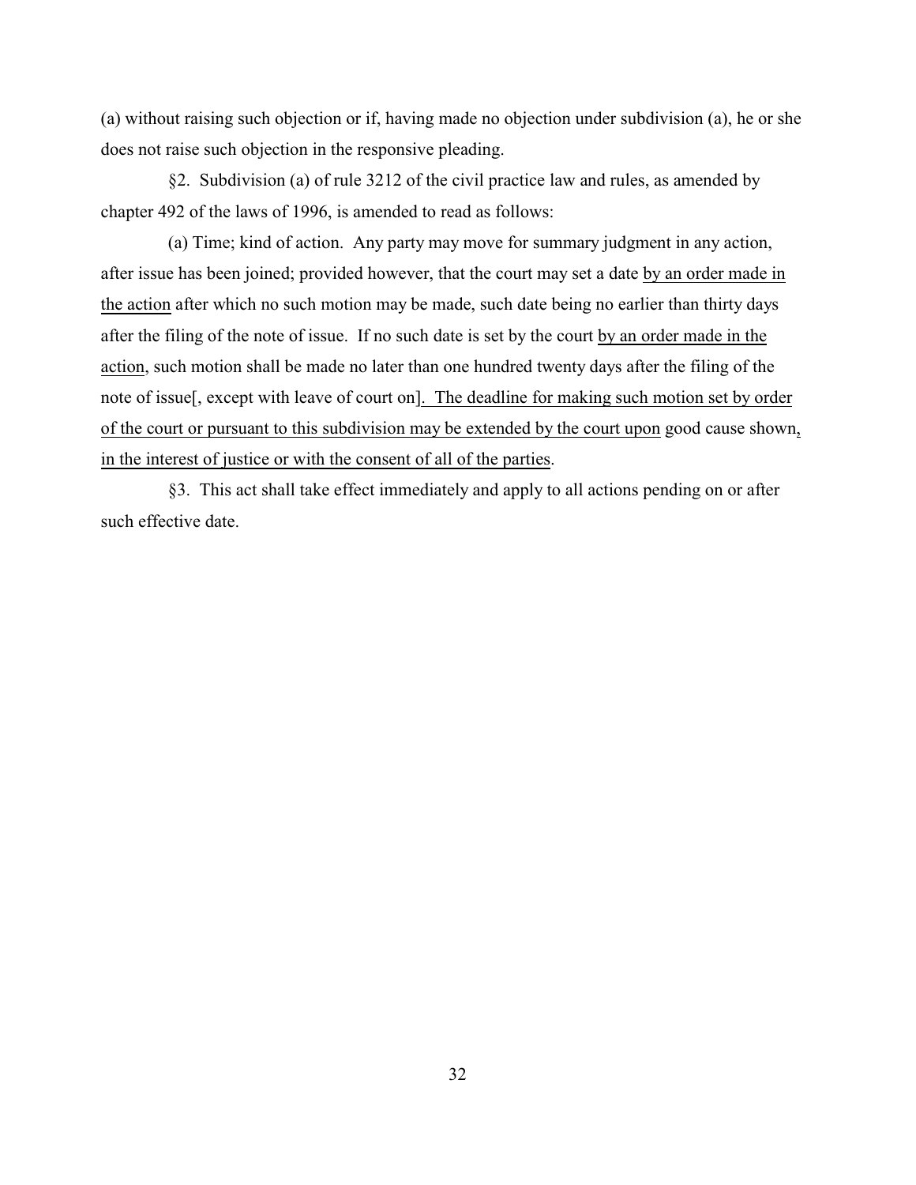(a) without raising such objection or if, having made no objection under subdivision (a), he or she does not raise such objection in the responsive pleading.

§2. Subdivision (a) of rule 3212 of the civil practice law and rules, as amended by chapter 492 of the laws of 1996, is amended to read as follows:

(a) Time; kind of action. Any party may move for summary judgment in any action, after issue has been joined; provided however, that the court may set a date <u>by an order made in the action</u> after which no such motion may be made, such date being no earlier than thirty days after the filing of the note of issue. If no such date is set by the court <u>by an order made in the action</u>, such motion shall be made no later than one hundred twenty days after the filing of the note of issue[, except with leave of court on]<u>. The deadline for making such motion set by order of the court or pursuant to this subdivision may be extended by the court upon</u> good cause shown<u>, in the interest of justice or with the consent of all of the parties</u>.

§3. This act shall take effect immediately and apply to all actions pending on or after such effective date.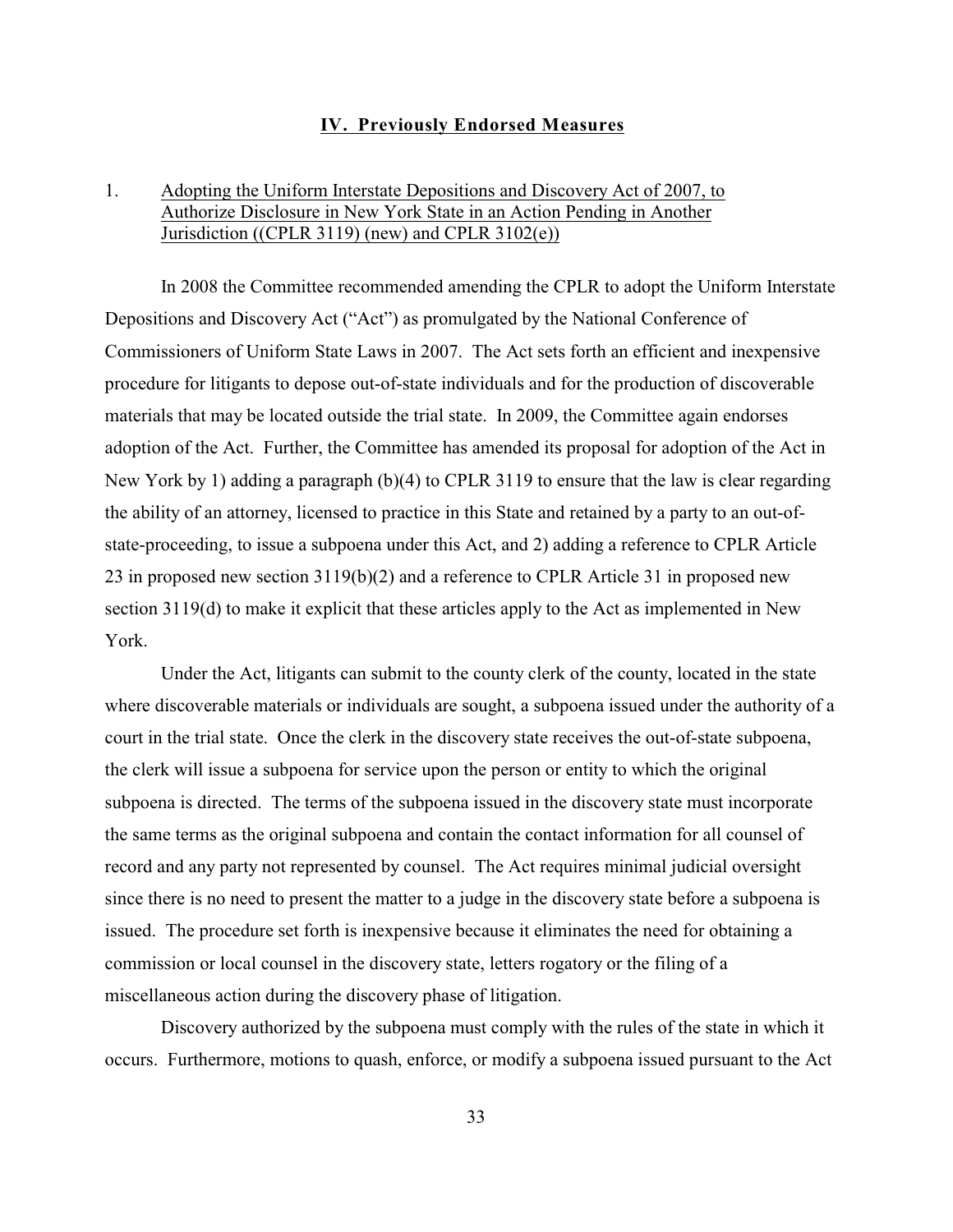## IV. Previously Endorsed Measures

1. <u>Adopting the Uniform Interstate Depositions and Discovery Act of 2007, to Authorize Disclosure in New York State in an Action Pending in Another Jurisdiction ((CPLR 3119) (new) and CPLR 3102(e))</u>

In 2008 the Committee recommended amending the CPLR to adopt the Uniform Interstate Depositions and Discovery Act ("Act") as promulgated by the National Conference of Commissioners of Uniform State Laws in 2007. The Act sets forth an efficient and inexpensive procedure for litigants to depose out-of-state individuals and for the production of discoverable materials that may be located outside the trial state. In 2009, the Committee again endorses adoption of the Act. Further, the Committee has amended its proposal for adoption of the Act in New York by 1) adding a paragraph (b)(4) to CPLR 3119 to ensure that the law is clear regarding the ability of an attorney, licensed to practice in this State and retained by a party to an out-of-state-proceeding, to issue a subpoena under this Act, and 2) adding a reference to CPLR Article 23 in proposed new section 3119(b)(2) and a reference to CPLR Article 31 in proposed new section 3119(d) to make it explicit that these articles apply to the Act as implemented in New York.

Under the Act, litigants can submit to the county clerk of the county, located in the state where discoverable materials or individuals are sought, a subpoena issued under the authority of a court in the trial state. Once the clerk in the discovery state receives the out-of-state subpoena, the clerk will issue a subpoena for service upon the person or entity to which the original subpoena is directed. The terms of the subpoena issued in the discovery state must incorporate the same terms as the original subpoena and contain the contact information for all counsel of record and any party not represented by counsel. The Act requires minimal judicial oversight since there is no need to present the matter to a judge in the discovery state before a subpoena is issued. The procedure set forth is inexpensive because it eliminates the need for obtaining a commission or local counsel in the discovery state, letters rogatory or the filing of a miscellaneous action during the discovery phase of litigation.

Discovery authorized by the subpoena must comply with the rules of the state in which it occurs. Furthermore, motions to quash, enforce, or modify a subpoena issued pursuant to the Act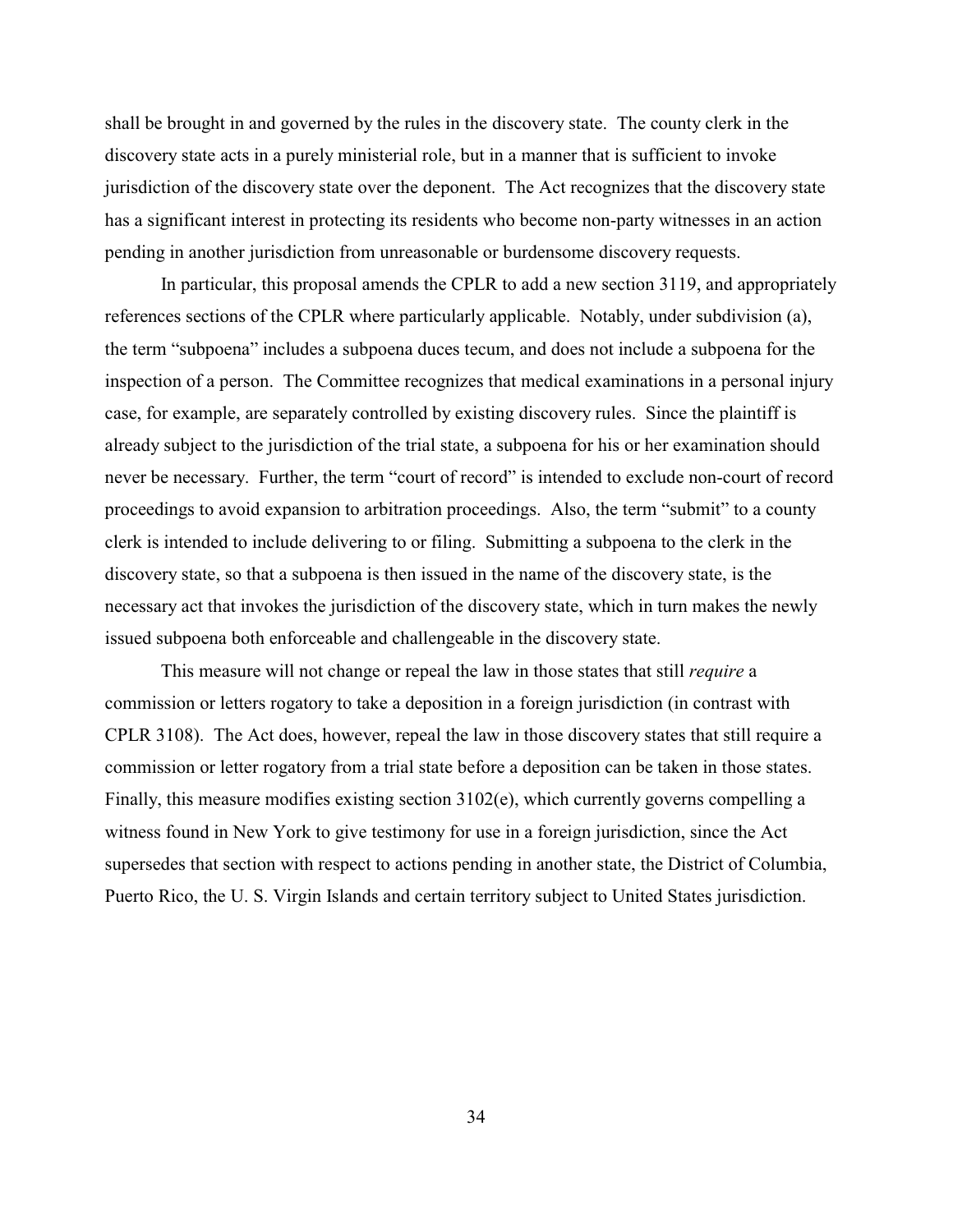shall be brought in and governed by the rules in the discovery state. The county clerk in the discovery state acts in a purely ministerial role, but in a manner that is sufficient to invoke jurisdiction of the discovery state over the deponent. The Act recognizes that the discovery state has a significant interest in protecting its residents who become non-party witnesses in an action pending in another jurisdiction from unreasonable or burdensome discovery requests.

In particular, this proposal amends the CPLR to add a new section 3119, and appropriately references sections of the CPLR where particularly applicable. Notably, under subdivision (a), the term "subpoena" includes a subpoena duces tecum, and does not include a subpoena for the inspection of a person. The Committee recognizes that medical examinations in a personal injury case, for example, are separately controlled by existing discovery rules. Since the plaintiff is already subject to the jurisdiction of the trial state, a subpoena for his or her examination should never be necessary. Further, the term "court of record" is intended to exclude non-court of record proceedings to avoid expansion to arbitration proceedings. Also, the term "submit" to a county clerk is intended to include delivering to or filing. Submitting a subpoena to the clerk in the discovery state, so that a subpoena is then issued in the name of the discovery state, is the necessary act that invokes the jurisdiction of the discovery state, which in turn makes the newly issued subpoena both enforceable and challengeable in the discovery state.

This measure will not change or repeal the law in those states that still *require* a commission or letters rogatory to take a deposition in a foreign jurisdiction (in contrast with CPLR 3108). The Act does, however, repeal the law in those discovery states that still require a commission or letter rogatory from a trial state before a deposition can be taken in those states. Finally, this measure modifies existing section 3102(e), which currently governs compelling a witness found in New York to give testimony for use in a foreign jurisdiction, since the Act supersedes that section with respect to actions pending in another state, the District of Columbia, Puerto Rico, the U. S. Virgin Islands and certain territory subject to United States jurisdiction.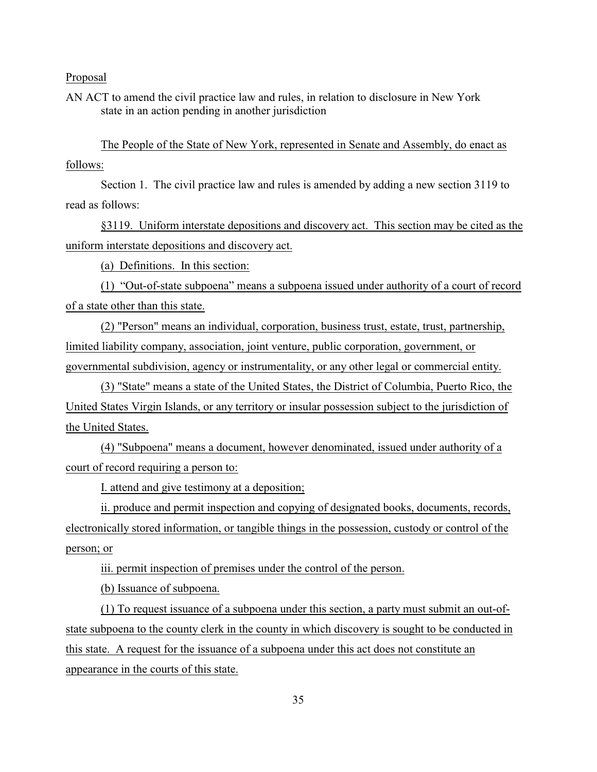Proposal

AN ACT to amend the civil practice law and rules, in relation to disclosure in New York state in an action pending in another jurisdiction

The People of the State of New York, represented in Senate and Assembly, do enact as follows:

Section 1. The civil practice law and rules is amended by adding a new section 3119 to read as follows:

§3119. Uniform interstate depositions and discovery act. This section may be cited as the uniform interstate depositions and discovery act.

(a) Definitions. In this section:

(1) "Out-of-state subpoena" means a subpoena issued under authority of a court of record of a state other than this state.

(2) "Person" means an individual, corporation, business trust, estate, trust, partnership, limited liability company, association, joint venture, public corporation, government, or governmental subdivision, agency or instrumentality, or any other legal or commercial entity.

(3) "State" means a state of the United States, the District of Columbia, Puerto Rico, the United States Virgin Islands, or any territory or insular possession subject to the jurisdiction of the United States.

(4) "Subpoena" means a document, however denominated, issued under authority of a court of record requiring a person to:

I. attend and give testimony at a deposition;

ii. produce and permit inspection and copying of designated books, documents, records, electronically stored information, or tangible things in the possession, custody or control of the person; or

iii. permit inspection of premises under the control of the person.

(b) Issuance of subpoena.

(1) To request issuance of a subpoena under this section, a party must submit an out-of-state subpoena to the county clerk in the county in which discovery is sought to be conducted in this state. A request for the issuance of a subpoena under this act does not constitute an appearance in the courts of this state.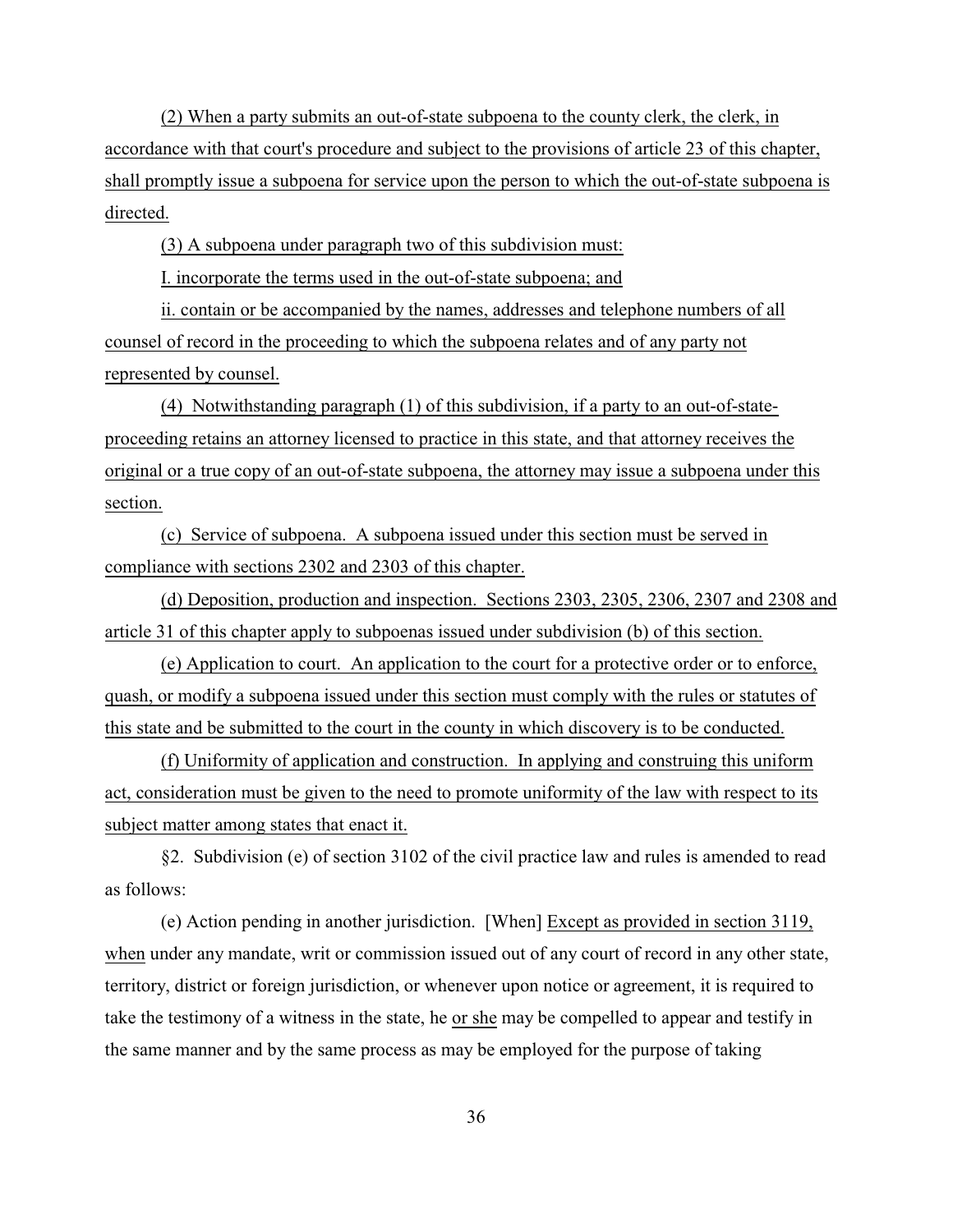(2) When a party submits an out-of-state subpoena to the county clerk, the clerk, in accordance with that court's procedure and subject to the provisions of article 23 of this chapter, shall promptly issue a subpoena for service upon the person to which the out-of-state subpoena is directed.

(3) A subpoena under paragraph two of this subdivision must:

I. incorporate the terms used in the out-of-state subpoena; and

ii. contain or be accompanied by the names, addresses and telephone numbers of all counsel of record in the proceeding to which the subpoena relates and of any party not represented by counsel.

(4) Notwithstanding paragraph (1) of this subdivision, if a party to an out-of-state-proceeding retains an attorney licensed to practice in this state, and that attorney receives the original or a true copy of an out-of-state subpoena, the attorney may issue a subpoena under this section.

(c) Service of subpoena. A subpoena issued under this section must be served in compliance with sections 2302 and 2303 of this chapter.

(d) Deposition, production and inspection. Sections 2303, 2305, 2306, 2307 and 2308 and article 31 of this chapter apply to subpoenas issued under subdivision (b) of this section.

(e) Application to court. An application to the court for a protective order or to enforce, quash, or modify a subpoena issued under this section must comply with the rules or statutes of this state and be submitted to the court in the county in which discovery is to be conducted.

(f) Uniformity of application and construction. In applying and construing this uniform act, consideration must be given to the need to promote uniformity of the law with respect to its subject matter among states that enact it.

§2. Subdivision (e) of section 3102 of the civil practice law and rules is amended to read as follows:

(e) Action pending in another jurisdiction. [When] Except as provided in section 3119, when under any mandate, writ or commission issued out of any court of record in any other state, territory, district or foreign jurisdiction, or whenever upon notice or agreement, it is required to take the testimony of a witness in the state, he or she may be compelled to appear and testify in the same manner and by the same process as may be employed for the purpose of taking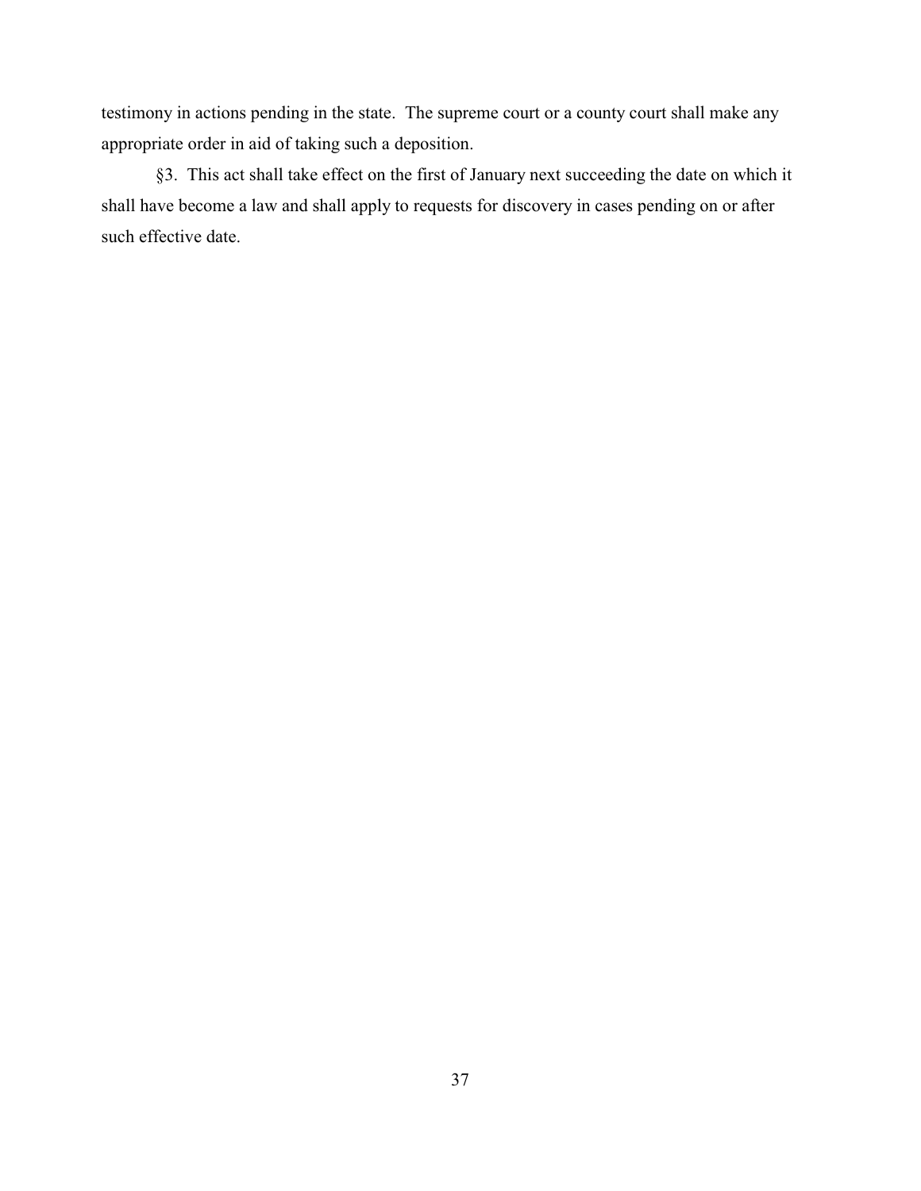testimony in actions pending in the state. The supreme court or a county court shall make any appropriate order in aid of taking such a deposition.

§3. This act shall take effect on the first of January next succeeding the date on which it shall have become a law and shall apply to requests for discovery in cases pending on or after such effective date.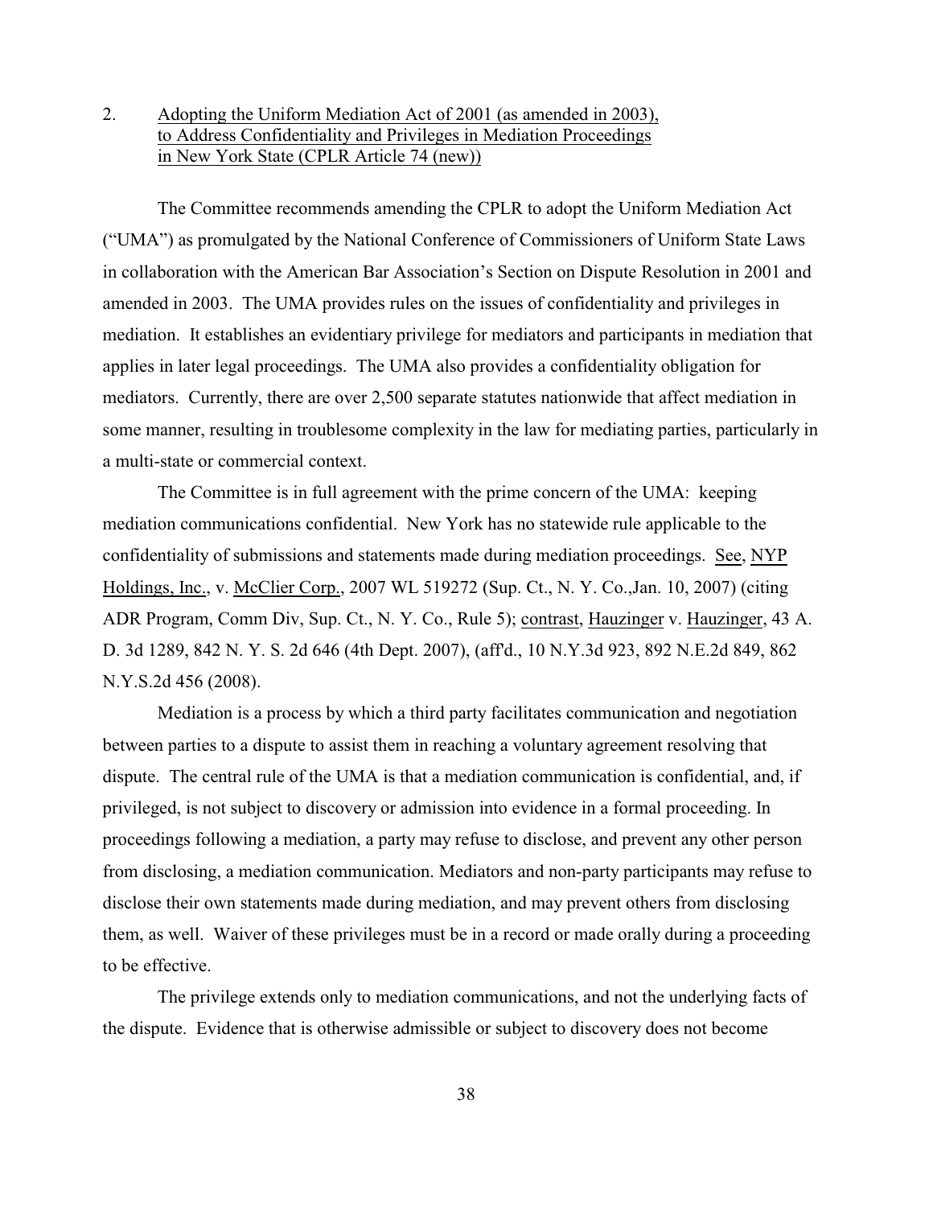2. Adopting the Uniform Mediation Act of 2001 (as amended in 2003), to Address Confidentiality and Privileges in Mediation Proceedings in New York State (CPLR Article 74 (new))

The Committee recommends amending the CPLR to adopt the Uniform Mediation Act ("UMA") as promulgated by the National Conference of Commissioners of Uniform State Laws in collaboration with the American Bar Association's Section on Dispute Resolution in 2001 and amended in 2003. The UMA provides rules on the issues of confidentiality and privileges in mediation. It establishes an evidentiary privilege for mediators and participants in mediation that applies in later legal proceedings. The UMA also provides a confidentiality obligation for mediators. Currently, there are over 2,500 separate statutes nationwide that affect mediation in some manner, resulting in troublesome complexity in the law for mediating parties, particularly in a multi-state or commercial context.

The Committee is in full agreement with the prime concern of the UMA: keeping mediation communications confidential. New York has no statewide rule applicable to the confidentiality of submissions and statements made during mediation proceedings. See, NYP Holdings, Inc., v. McClier Corp., 2007 WL 519272 (Sup. Ct., N. Y. Co.,Jan. 10, 2007) (citing ADR Program, Comm Div, Sup. Ct., N. Y. Co., Rule 5); contrast, Hauzinger v. Hauzinger, 43 A. D. 3d 1289, 842 N. Y. S. 2d 646 (4th Dept. 2007), (aff'd., 10 N.Y.3d 923, 892 N.E.2d 849, 862 N.Y.S.2d 456 (2008).

Mediation is a process by which a third party facilitates communication and negotiation between parties to a dispute to assist them in reaching a voluntary agreement resolving that dispute. The central rule of the UMA is that a mediation communication is confidential, and, if privileged, is not subject to discovery or admission into evidence in a formal proceeding. In proceedings following a mediation, a party may refuse to disclose, and prevent any other person from disclosing, a mediation communication. Mediators and non-party participants may refuse to disclose their own statements made during mediation, and may prevent others from disclosing them, as well. Waiver of these privileges must be in a record or made orally during a proceeding to be effective.

The privilege extends only to mediation communications, and not the underlying facts of the dispute. Evidence that is otherwise admissible or subject to discovery does not become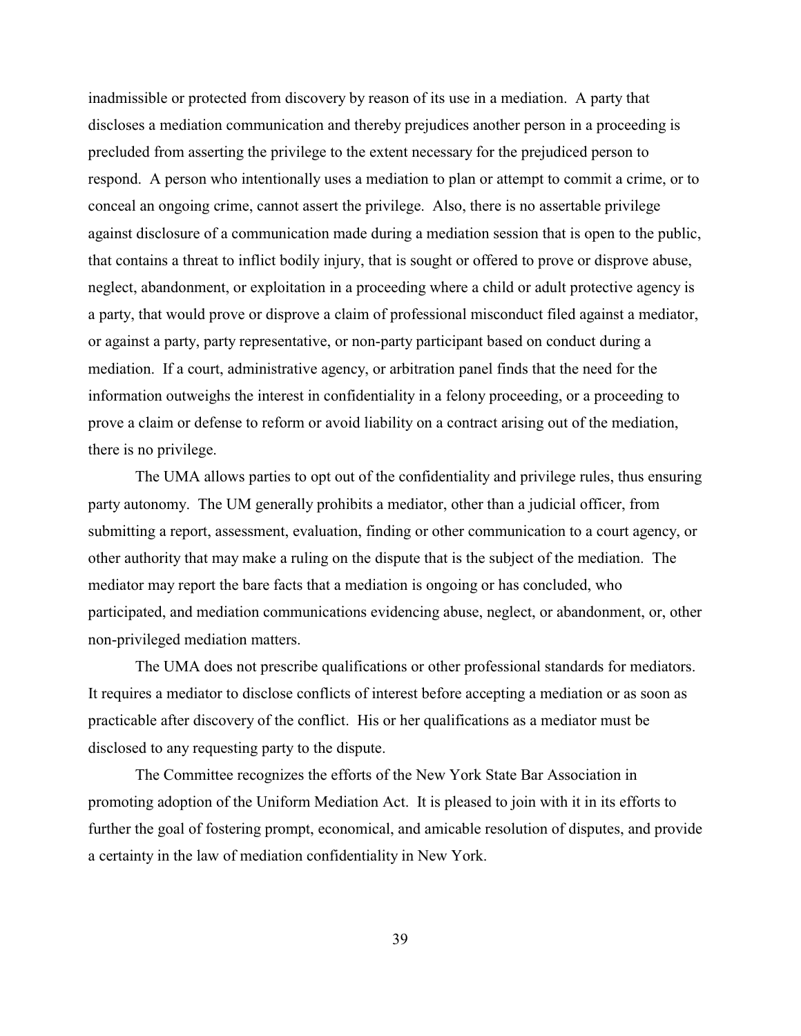inadmissible or protected from discovery by reason of its use in a mediation. A party that discloses a mediation communication and thereby prejudices another person in a proceeding is precluded from asserting the privilege to the extent necessary for the prejudiced person to respond. A person who intentionally uses a mediation to plan or attempt to commit a crime, or to conceal an ongoing crime, cannot assert the privilege. Also, there is no assertable privilege against disclosure of a communication made during a mediation session that is open to the public, that contains a threat to inflict bodily injury, that is sought or offered to prove or disprove abuse, neglect, abandonment, or exploitation in a proceeding where a child or adult protective agency is a party, that would prove or disprove a claim of professional misconduct filed against a mediator, or against a party, party representative, or non-party participant based on conduct during a mediation. If a court, administrative agency, or arbitration panel finds that the need for the information outweighs the interest in confidentiality in a felony proceeding, or a proceeding to prove a claim or defense to reform or avoid liability on a contract arising out of the mediation, there is no privilege.

The UMA allows parties to opt out of the confidentiality and privilege rules, thus ensuring party autonomy. The UM generally prohibits a mediator, other than a judicial officer, from submitting a report, assessment, evaluation, finding or other communication to a court agency, or other authority that may make a ruling on the dispute that is the subject of the mediation. The mediator may report the bare facts that a mediation is ongoing or has concluded, who participated, and mediation communications evidencing abuse, neglect, or abandonment, or, other non-privileged mediation matters.

The UMA does not prescribe qualifications or other professional standards for mediators. It requires a mediator to disclose conflicts of interest before accepting a mediation or as soon as practicable after discovery of the conflict. His or her qualifications as a mediator must be disclosed to any requesting party to the dispute.

The Committee recognizes the efforts of the New York State Bar Association in promoting adoption of the Uniform Mediation Act. It is pleased to join with it in its efforts to further the goal of fostering prompt, economical, and amicable resolution of disputes, and provide a certainty in the law of mediation confidentiality in New York.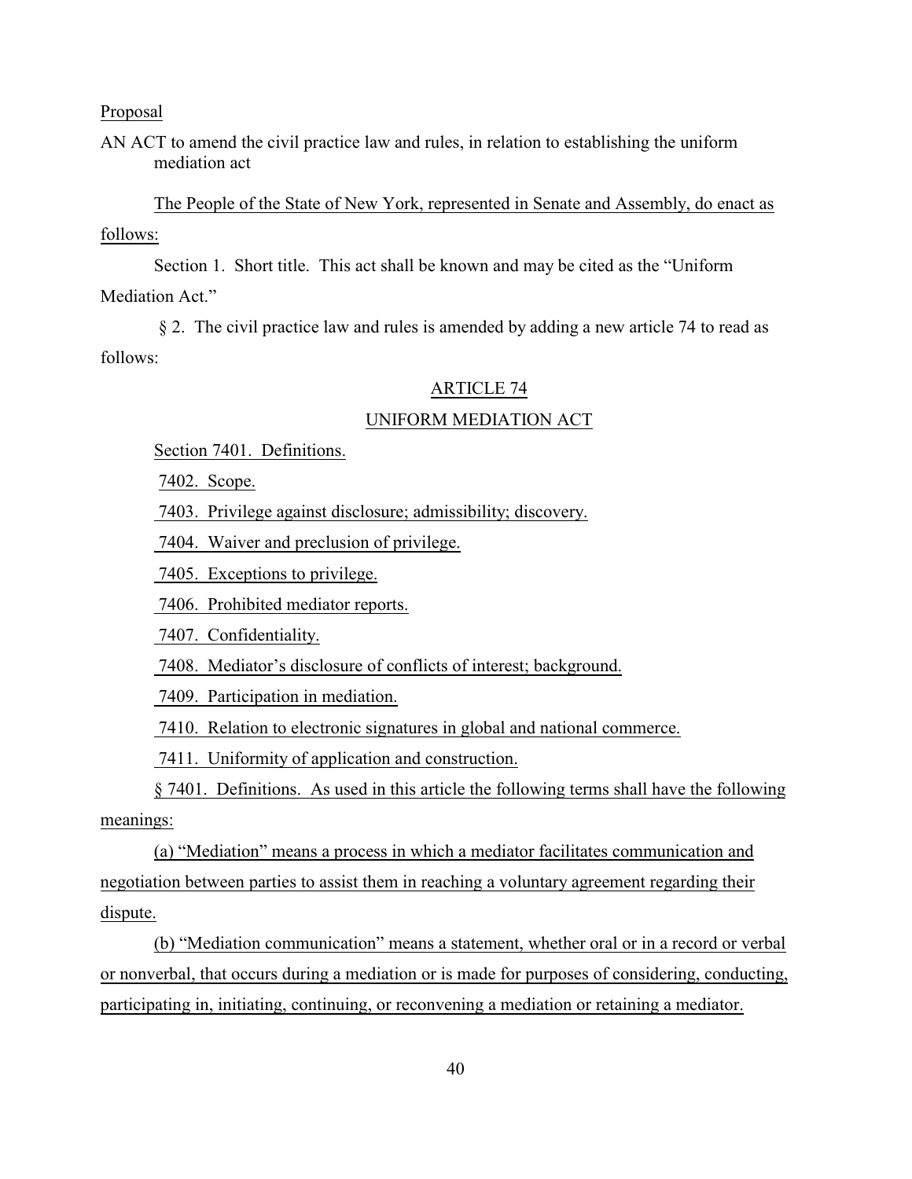Proposal

AN ACT to amend the civil practice law and rules, in relation to establishing the uniform mediation act

The People of the State of New York, represented in Senate and Assembly, do enact as follows:

Section 1. Short title. This act shall be known and may be cited as the "Uniform Mediation Act."

§ 2. The civil practice law and rules is amended by adding a new article 74 to read as follows:

ARTICLE 74

UNIFORM MEDIATION ACT

Section 7401. Definitions.

7402. Scope.

7403. Privilege against disclosure; admissibility; discovery.

7404. Waiver and preclusion of privilege.

7405. Exceptions to privilege.

7406. Prohibited mediator reports.

7407. Confidentiality.

7408. Mediator's disclosure of conflicts of interest; background.

7409. Participation in mediation.

7410. Relation to electronic signatures in global and national commerce.

7411. Uniformity of application and construction.

§ 7401. Definitions. As used in this article the following terms shall have the following meanings:

(a) "Mediation" means a process in which a mediator facilitates communication and negotiation between parties to assist them in reaching a voluntary agreement regarding their dispute.

(b) "Mediation communication" means a statement, whether oral or in a record or verbal or nonverbal, that occurs during a mediation or is made for purposes of considering, conducting, participating in, initiating, continuing, or reconvening a mediation or retaining a mediator.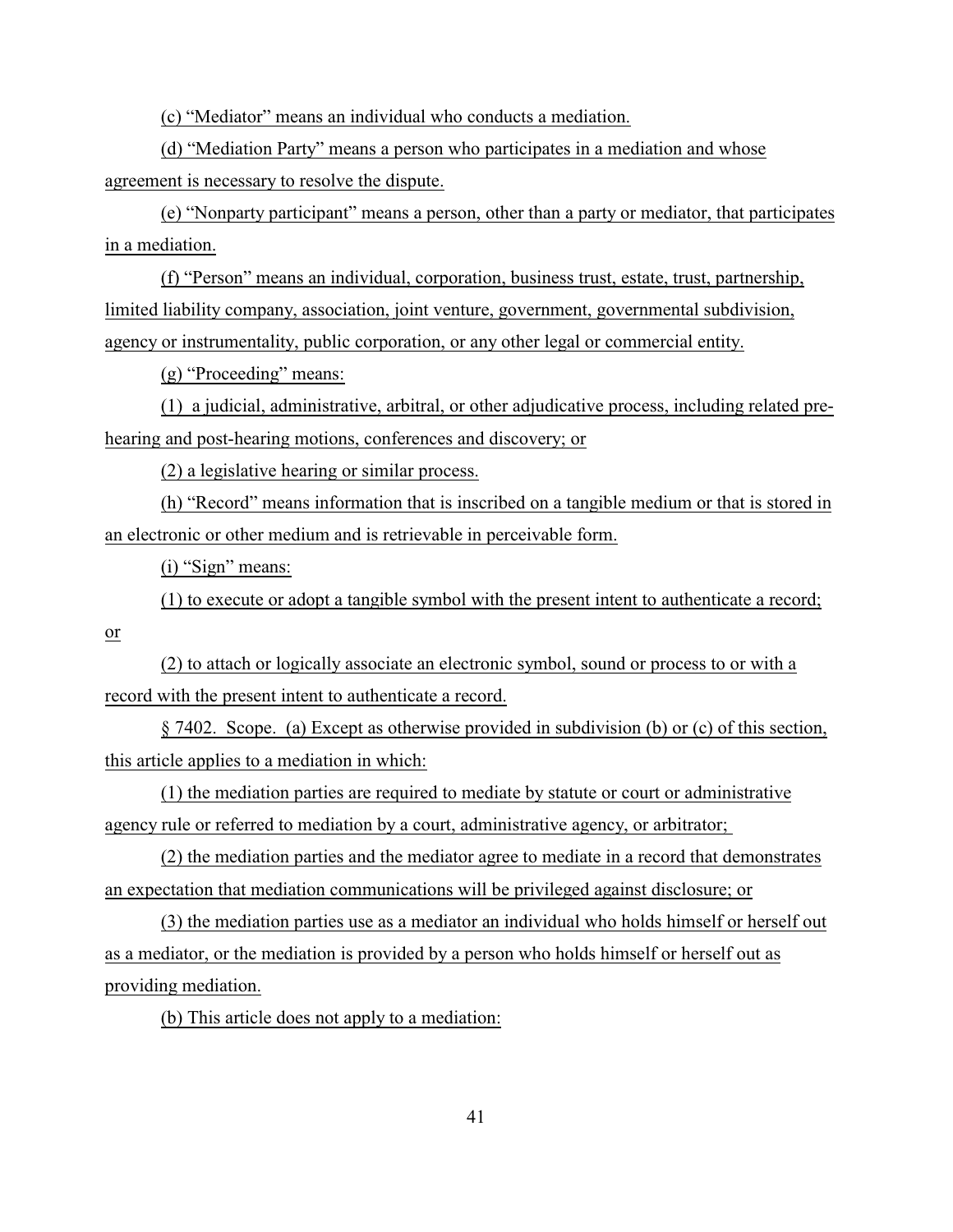(c) “Mediator” means an individual who conducts a mediation.

(d) “Mediation Party” means a person who participates in a mediation and whose agreement is necessary to resolve the dispute.

(e) “Nonparty participant” means a person, other than a party or mediator, that participates in a mediation.

(f) “Person” means an individual, corporation, business trust, estate, trust, partnership, limited liability company, association, joint venture, government, governmental subdivision, agency or instrumentality, public corporation, or any other legal or commercial entity.

(g) “Proceeding” means:

(1) a judicial, administrative, arbitral, or other adjudicative process, including related pre-hearing and post-hearing motions, conferences and discovery; or

(2) a legislative hearing or similar process.

(h) “Record” means information that is inscribed on a tangible medium or that is stored in an electronic or other medium and is retrievable in perceivable form.

(i) “Sign” means:

(1) to execute or adopt a tangible symbol with the present intent to authenticate a record; or

(2) to attach or logically associate an electronic symbol, sound or process to or with a record with the present intent to authenticate a record.

§ 7402. Scope. (a) Except as otherwise provided in subdivision (b) or (c) of this section, this article applies to a mediation in which:

(1) the mediation parties are required to mediate by statute or court or administrative agency rule or referred to mediation by a court, administrative agency, or arbitrator;

(2) the mediation parties and the mediator agree to mediate in a record that demonstrates an expectation that mediation communications will be privileged against disclosure; or

(3) the mediation parties use as a mediator an individual who holds himself or herself out as a mediator, or the mediation is provided by a person who holds himself or herself out as providing mediation.

(b) This article does not apply to a mediation: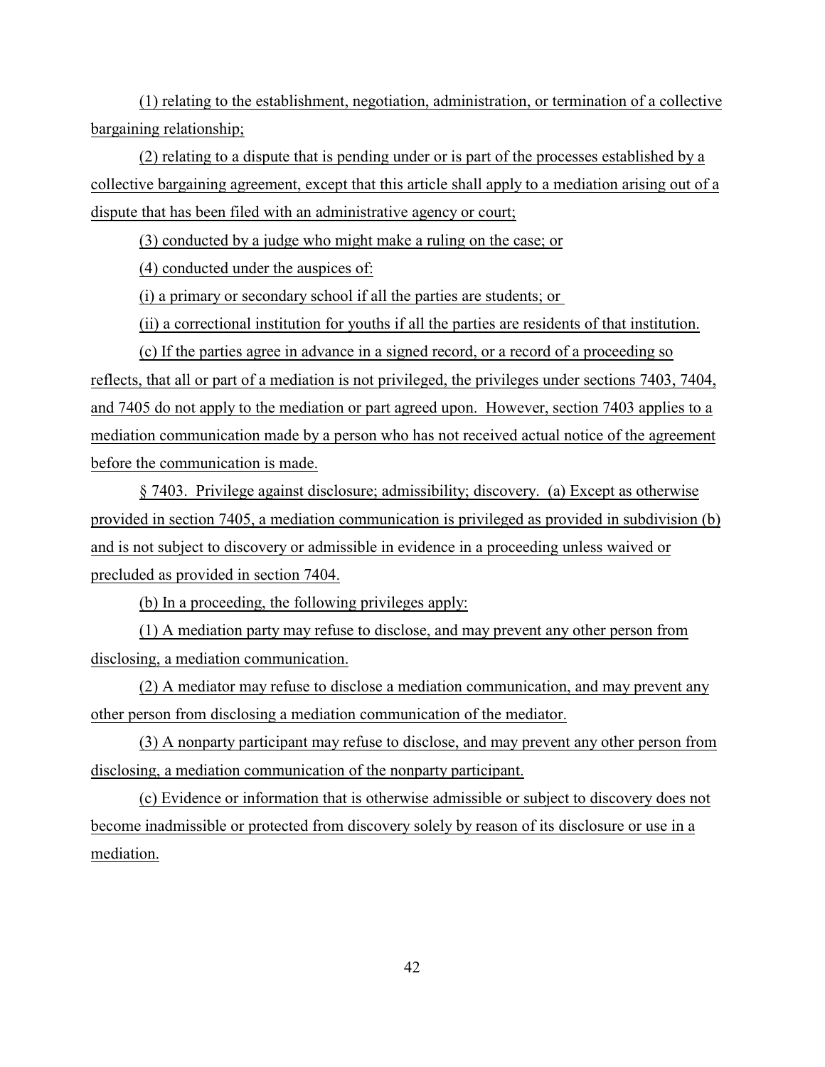(1) relating to the establishment, negotiation, administration, or termination of a collective bargaining relationship;

(2) relating to a dispute that is pending under or is part of the processes established by a collective bargaining agreement, except that this article shall apply to a mediation arising out of a dispute that has been filed with an administrative agency or court;

(3) conducted by a judge who might make a ruling on the case; or

(4) conducted under the auspices of:

(i) a primary or secondary school if all the parties are students; or

(ii) a correctional institution for youths if all the parties are residents of that institution.

(c) If the parties agree in advance in a signed record, or a record of a proceeding so reflects, that all or part of a mediation is not privileged, the privileges under sections 7403, 7404, and 7405 do not apply to the mediation or part agreed upon. However, section 7403 applies to a mediation communication made by a person who has not received actual notice of the agreement before the communication is made.

§ 7403. Privilege against disclosure; admissibility; discovery. (a) Except as otherwise provided in section 7405, a mediation communication is privileged as provided in subdivision (b) and is not subject to discovery or admissible in evidence in a proceeding unless waived or precluded as provided in section 7404.

(b) In a proceeding, the following privileges apply:

(1) A mediation party may refuse to disclose, and may prevent any other person from disclosing, a mediation communication.

(2) A mediator may refuse to disclose a mediation communication, and may prevent any other person from disclosing a mediation communication of the mediator.

(3) A nonparty participant may refuse to disclose, and may prevent any other person from disclosing, a mediation communication of the nonparty participant.

(c) Evidence or information that is otherwise admissible or subject to discovery does not become inadmissible or protected from discovery solely by reason of its disclosure or use in a mediation.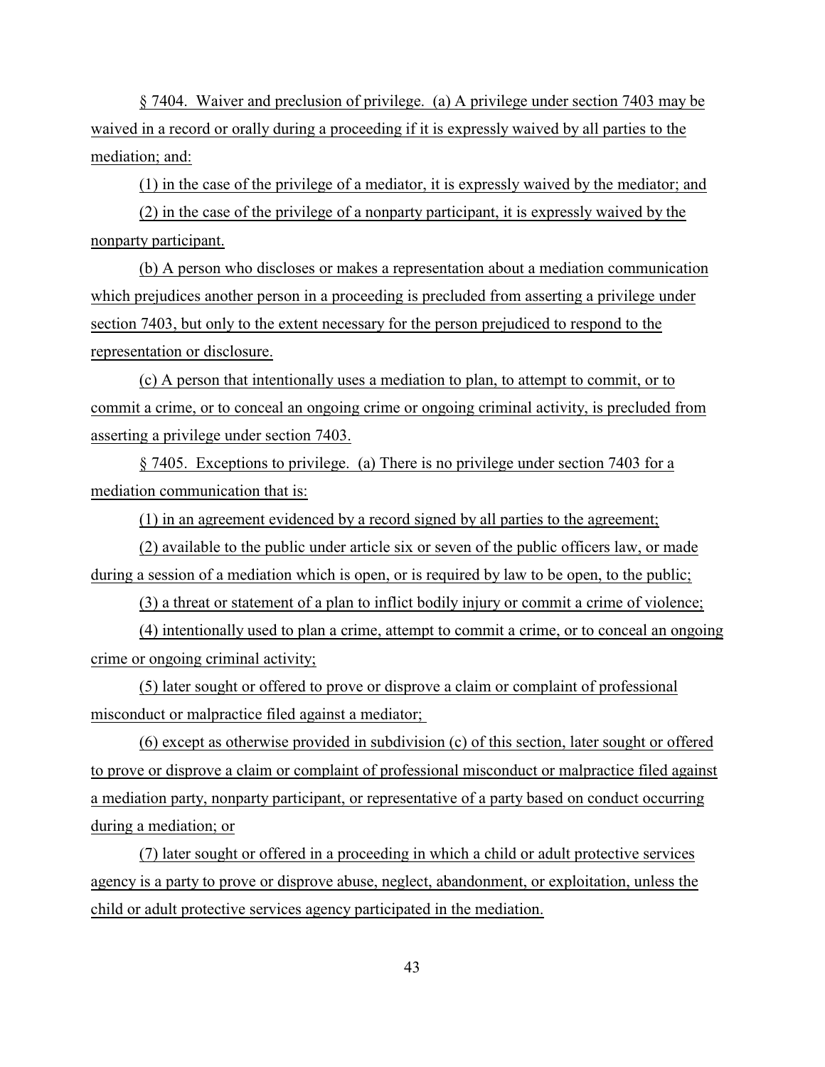§ 7404. Waiver and preclusion of privilege. (a) A privilege under section 7403 may be waived in a record or orally during a proceeding if it is expressly waived by all parties to the mediation; and:

(1) in the case of the privilege of a mediator, it is expressly waived by the mediator; and

(2) in the case of the privilege of a nonparty participant, it is expressly waived by the nonparty participant.

(b) A person who discloses or makes a representation about a mediation communication which prejudices another person in a proceeding is precluded from asserting a privilege under section 7403, but only to the extent necessary for the person prejudiced to respond to the representation or disclosure.

(c) A person that intentionally uses a mediation to plan, to attempt to commit, or to commit a crime, or to conceal an ongoing crime or ongoing criminal activity, is precluded from asserting a privilege under section 7403.

§ 7405. Exceptions to privilege. (a) There is no privilege under section 7403 for a mediation communication that is:

(1) in an agreement evidenced by a record signed by all parties to the agreement;

(2) available to the public under article six or seven of the public officers law, or made during a session of a mediation which is open, or is required by law to be open, to the public;

(3) a threat or statement of a plan to inflict bodily injury or commit a crime of violence;

(4) intentionally used to plan a crime, attempt to commit a crime, or to conceal an ongoing crime or ongoing criminal activity;

(5) later sought or offered to prove or disprove a claim or complaint of professional misconduct or malpractice filed against a mediator;

(6) except as otherwise provided in subdivision (c) of this section, later sought or offered to prove or disprove a claim or complaint of professional misconduct or malpractice filed against a mediation party, nonparty participant, or representative of a party based on conduct occurring during a mediation; or

(7) later sought or offered in a proceeding in which a child or adult protective services agency is a party to prove or disprove abuse, neglect, abandonment, or exploitation, unless the child or adult protective services agency participated in the mediation.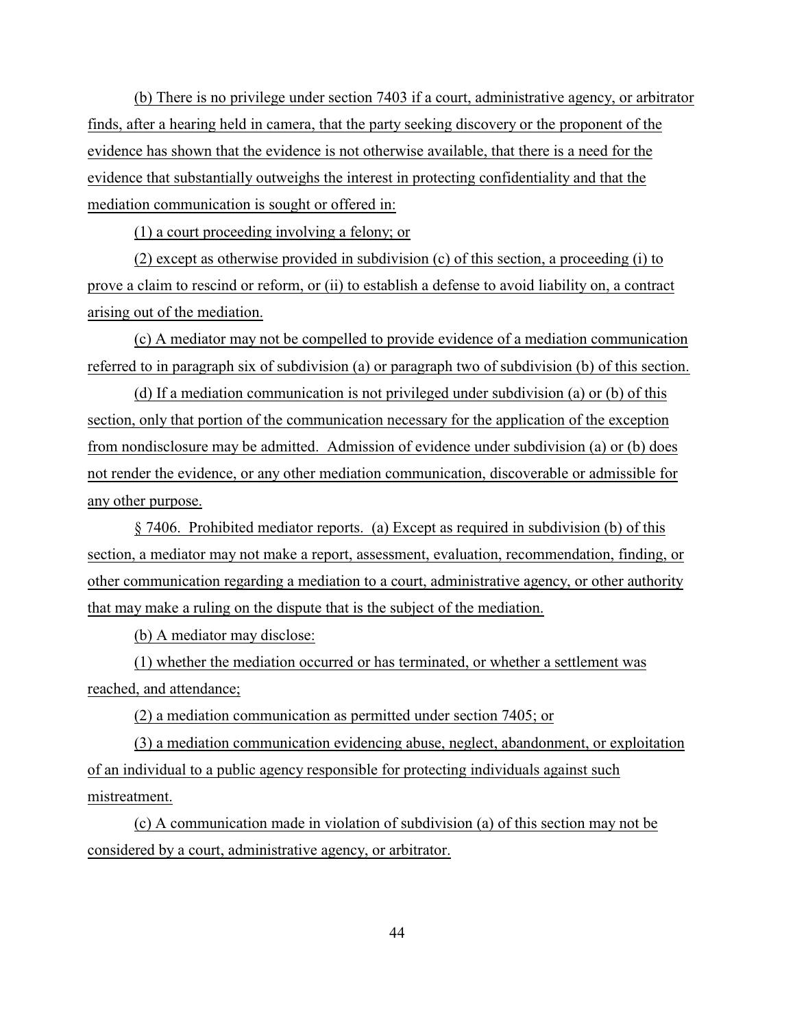(b) There is no privilege under section 7403 if a court, administrative agency, or arbitrator finds, after a hearing held in camera, that the party seeking discovery or the proponent of the evidence has shown that the evidence is not otherwise available, that there is a need for the evidence that substantially outweighs the interest in protecting confidentiality and that the mediation communication is sought or offered in:

(1) a court proceeding involving a felony; or

(2) except as otherwise provided in subdivision (c) of this section, a proceeding (i) to prove a claim to rescind or reform, or (ii) to establish a defense to avoid liability on, a contract arising out of the mediation.

(c) A mediator may not be compelled to provide evidence of a mediation communication referred to in paragraph six of subdivision (a) or paragraph two of subdivision (b) of this section.

(d) If a mediation communication is not privileged under subdivision (a) or (b) of this section, only that portion of the communication necessary for the application of the exception from nondisclosure may be admitted. Admission of evidence under subdivision (a) or (b) does not render the evidence, or any other mediation communication, discoverable or admissible for any other purpose.

§ 7406. Prohibited mediator reports. (a) Except as required in subdivision (b) of this section, a mediator may not make a report, assessment, evaluation, recommendation, finding, or other communication regarding a mediation to a court, administrative agency, or other authority that may make a ruling on the dispute that is the subject of the mediation.

(b) A mediator may disclose:

(1) whether the mediation occurred or has terminated, or whether a settlement was reached, and attendance;

(2) a mediation communication as permitted under section 7405; or

(3) a mediation communication evidencing abuse, neglect, abandonment, or exploitation of an individual to a public agency responsible for protecting individuals against such mistreatment.

(c) A communication made in violation of subdivision (a) of this section may not be considered by a court, administrative agency, or arbitrator.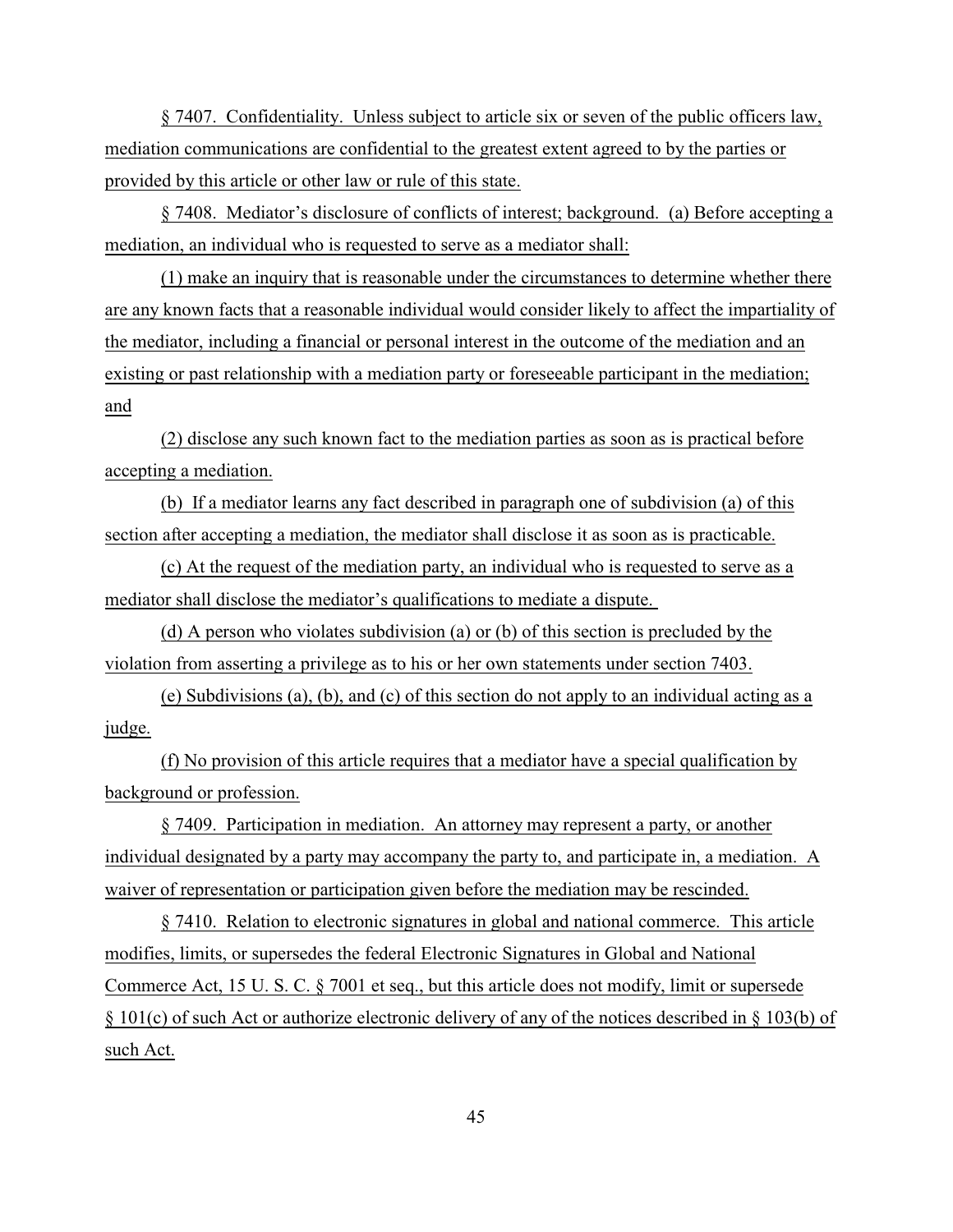§ 7407. Confidentiality. Unless subject to article six or seven of the public officers law, mediation communications are confidential to the greatest extent agreed to by the parties or provided by this article or other law or rule of this state.

§ 7408. Mediator's disclosure of conflicts of interest; background. (a) Before accepting a mediation, an individual who is requested to serve as a mediator shall:

(1) make an inquiry that is reasonable under the circumstances to determine whether there are any known facts that a reasonable individual would consider likely to affect the impartiality of the mediator, including a financial or personal interest in the outcome of the mediation and an existing or past relationship with a mediation party or foreseeable participant in the mediation; and

(2) disclose any such known fact to the mediation parties as soon as is practical before accepting a mediation.

(b) If a mediator learns any fact described in paragraph one of subdivision (a) of this section after accepting a mediation, the mediator shall disclose it as soon as is practicable.

(c) At the request of the mediation party, an individual who is requested to serve as a mediator shall disclose the mediator's qualifications to mediate a dispute.

(d) A person who violates subdivision (a) or (b) of this section is precluded by the violation from asserting a privilege as to his or her own statements under section 7403.

(e) Subdivisions (a), (b), and (c) of this section do not apply to an individual acting as a judge.

(f) No provision of this article requires that a mediator have a special qualification by background or profession.

§ 7409. Participation in mediation. An attorney may represent a party, or another individual designated by a party may accompany the party to, and participate in, a mediation. A waiver of representation or participation given before the mediation may be rescinded.

§ 7410. Relation to electronic signatures in global and national commerce. This article modifies, limits, or supersedes the federal Electronic Signatures in Global and National Commerce Act, 15 U. S. C. § 7001 et seq., but this article does not modify, limit or supersede § 101(c) of such Act or authorize electronic delivery of any of the notices described in § 103(b) of such Act.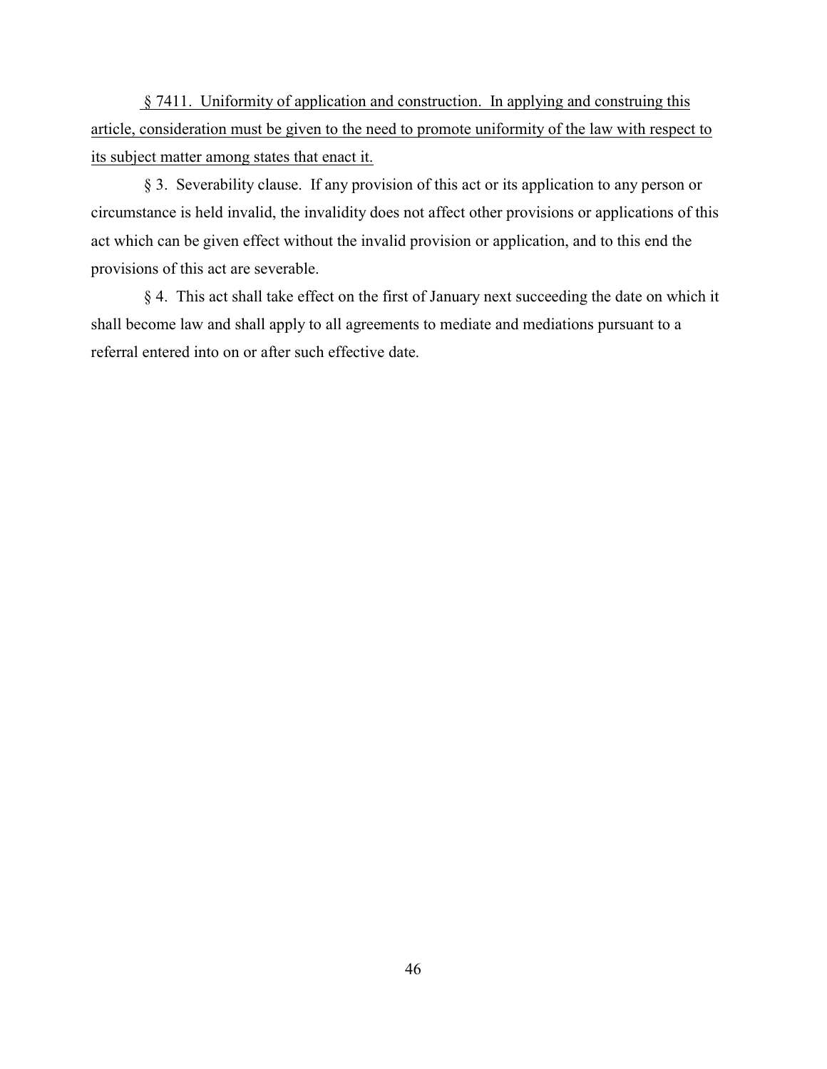§ 7411. Uniformity of application and construction. In applying and construing this article, consideration must be given to the need to promote uniformity of the law with respect to its subject matter among states that enact it.

§ 3. Severability clause. If any provision of this act or its application to any person or circumstance is held invalid, the invalidity does not affect other provisions or applications of this act which can be given effect without the invalid provision or application, and to this end the provisions of this act are severable.

§ 4. This act shall take effect on the first of January next succeeding the date on which it shall become law and shall apply to all agreements to mediate and mediations pursuant to a referral entered into on or after such effective date.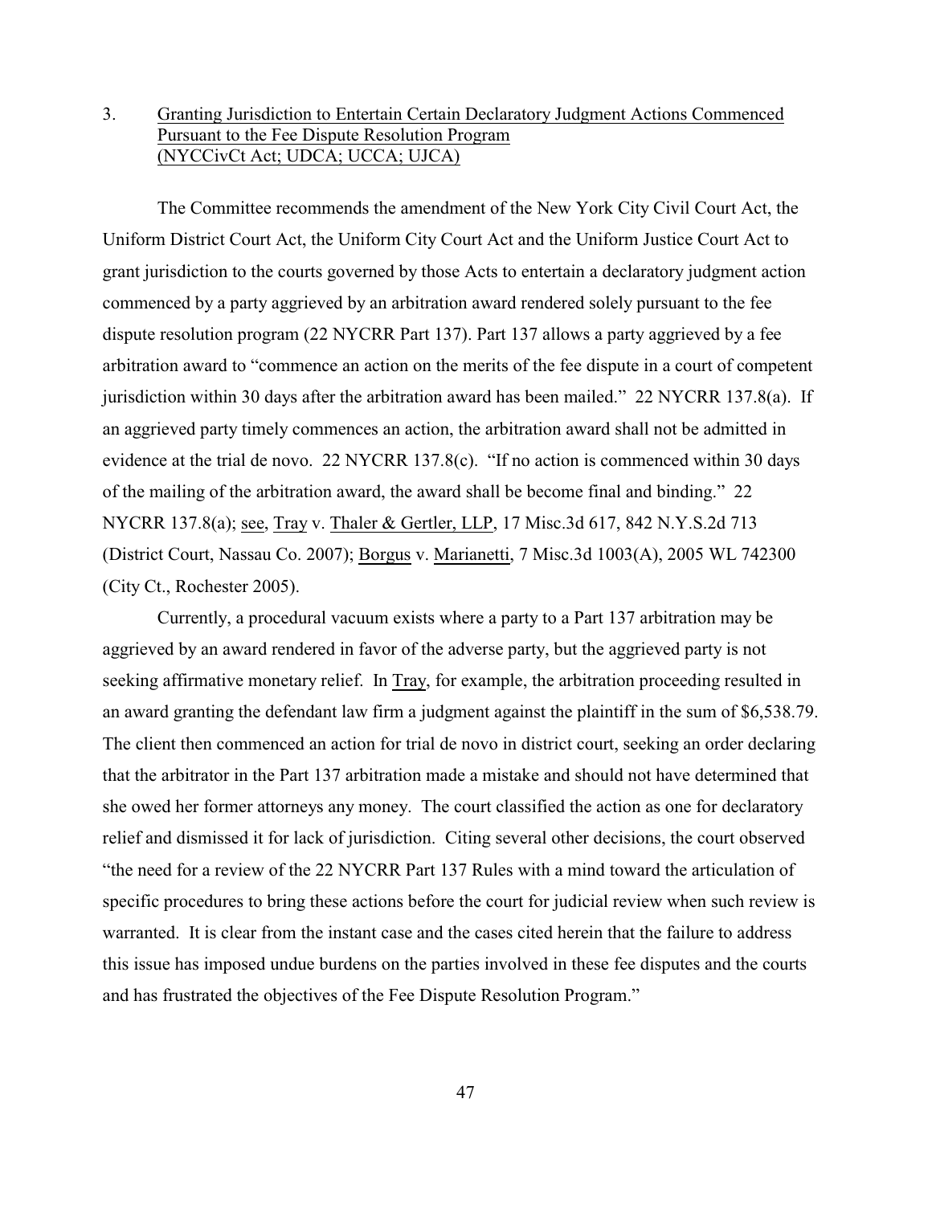3. Granting Jurisdiction to Entertain Certain Declaratory Judgment Actions Commenced Pursuant to the Fee Dispute Resolution Program (NYCCivCt Act; UDCA; UCCA; UJCA)

The Committee recommends the amendment of the New York City Civil Court Act, the Uniform District Court Act, the Uniform City Court Act and the Uniform Justice Court Act to grant jurisdiction to the courts governed by those Acts to entertain a declaratory judgment action commenced by a party aggrieved by an arbitration award rendered solely pursuant to the fee dispute resolution program (22 NYCRR Part 137). Part 137 allows a party aggrieved by a fee arbitration award to "commence an action on the merits of the fee dispute in a court of competent jurisdiction within 30 days after the arbitration award has been mailed." 22 NYCRR 137.8(a). If an aggrieved party timely commences an action, the arbitration award shall not be admitted in evidence at the trial de novo. 22 NYCRR 137.8(c). "If no action is commenced within 30 days of the mailing of the arbitration award, the award shall be become final and binding." 22 NYCRR 137.8(a); see, Tray v. Thaler & Gertler, LLP, 17 Misc.3d 617, 842 N.Y.S.2d 713 (District Court, Nassau Co. 2007); Borgus v. Marianetti, 7 Misc.3d 1003(A), 2005 WL 742300 (City Ct., Rochester 2005).

Currently, a procedural vacuum exists where a party to a Part 137 arbitration may be aggrieved by an award rendered in favor of the adverse party, but the aggrieved party is not seeking affirmative monetary relief. In Tray, for example, the arbitration proceeding resulted in an award granting the defendant law firm a judgment against the plaintiff in the sum of $6,538.79. The client then commenced an action for trial de novo in district court, seeking an order declaring that the arbitrator in the Part 137 arbitration made a mistake and should not have determined that she owed her former attorneys any money. The court classified the action as one for declaratory relief and dismissed it for lack of jurisdiction. Citing several other decisions, the court observed "the need for a review of the 22 NYCRR Part 137 Rules with a mind toward the articulation of specific procedures to bring these actions before the court for judicial review when such review is warranted. It is clear from the instant case and the cases cited herein that the failure to address this issue has imposed undue burdens on the parties involved in these fee disputes and the courts and has frustrated the objectives of the Fee Dispute Resolution Program."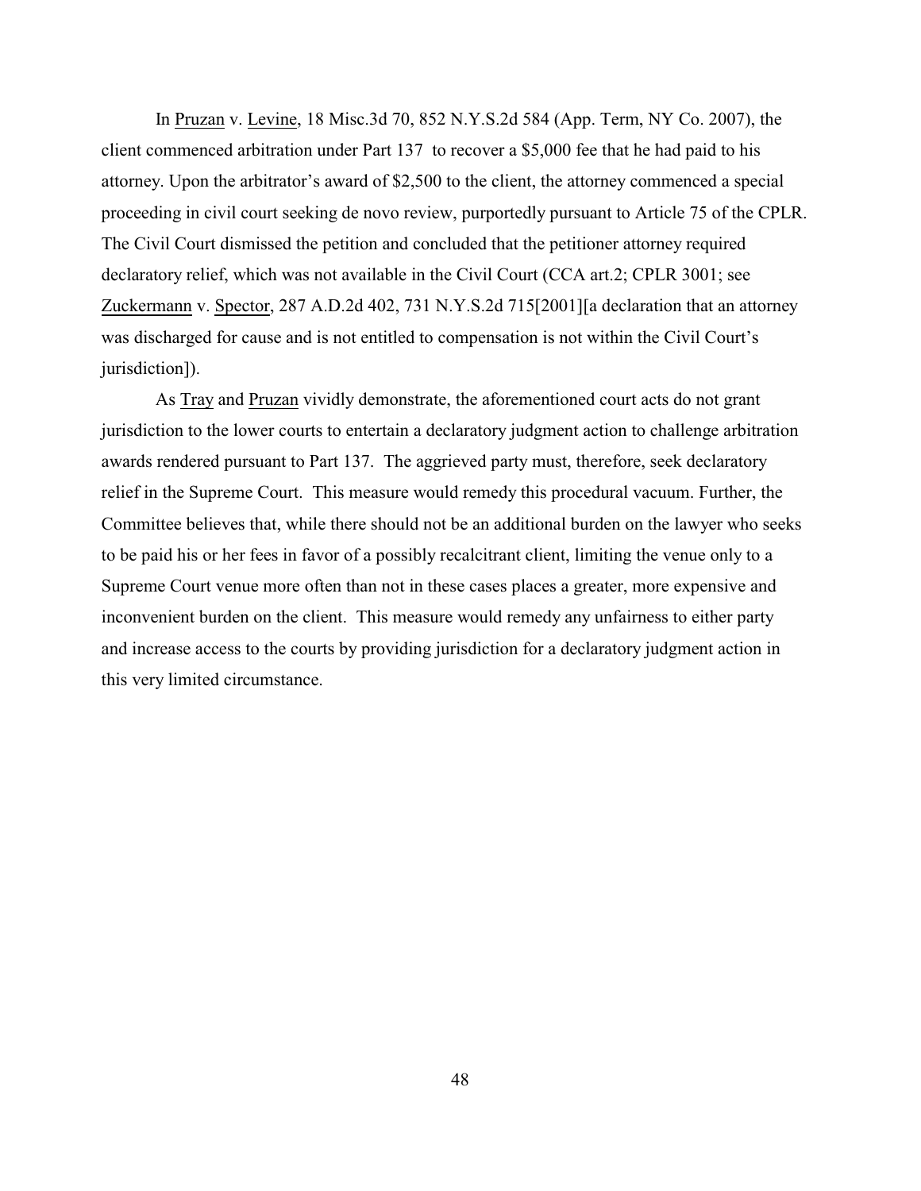In Pruzan v. Levine, 18 Misc.3d 70, 852 N.Y.S.2d 584 (App. Term, NY Co. 2007), the client commenced arbitration under Part 137 to recover a $5,000 fee that he had paid to his attorney. Upon the arbitrator's award of $2,500 to the client, the attorney commenced a special proceeding in civil court seeking de novo review, purportedly pursuant to Article 75 of the CPLR. The Civil Court dismissed the petition and concluded that the petitioner attorney required declaratory relief, which was not available in the Civil Court (CCA art.2; CPLR 3001; see Zuckermann v. Spector, 287 A.D.2d 402, 731 N.Y.S.2d 715[2001][a declaration that an attorney was discharged for cause and is not entitled to compensation is not within the Civil Court's jurisdiction]).

As Tray and Pruzan vividly demonstrate, the aforementioned court acts do not grant jurisdiction to the lower courts to entertain a declaratory judgment action to challenge arbitration awards rendered pursuant to Part 137. The aggrieved party must, therefore, seek declaratory relief in the Supreme Court. This measure would remedy this procedural vacuum. Further, the Committee believes that, while there should not be an additional burden on the lawyer who seeks to be paid his or her fees in favor of a possibly recalcitrant client, limiting the venue only to a Supreme Court venue more often than not in these cases places a greater, more expensive and inconvenient burden on the client. This measure would remedy any unfairness to either party and increase access to the courts by providing jurisdiction for a declaratory judgment action in this very limited circumstance.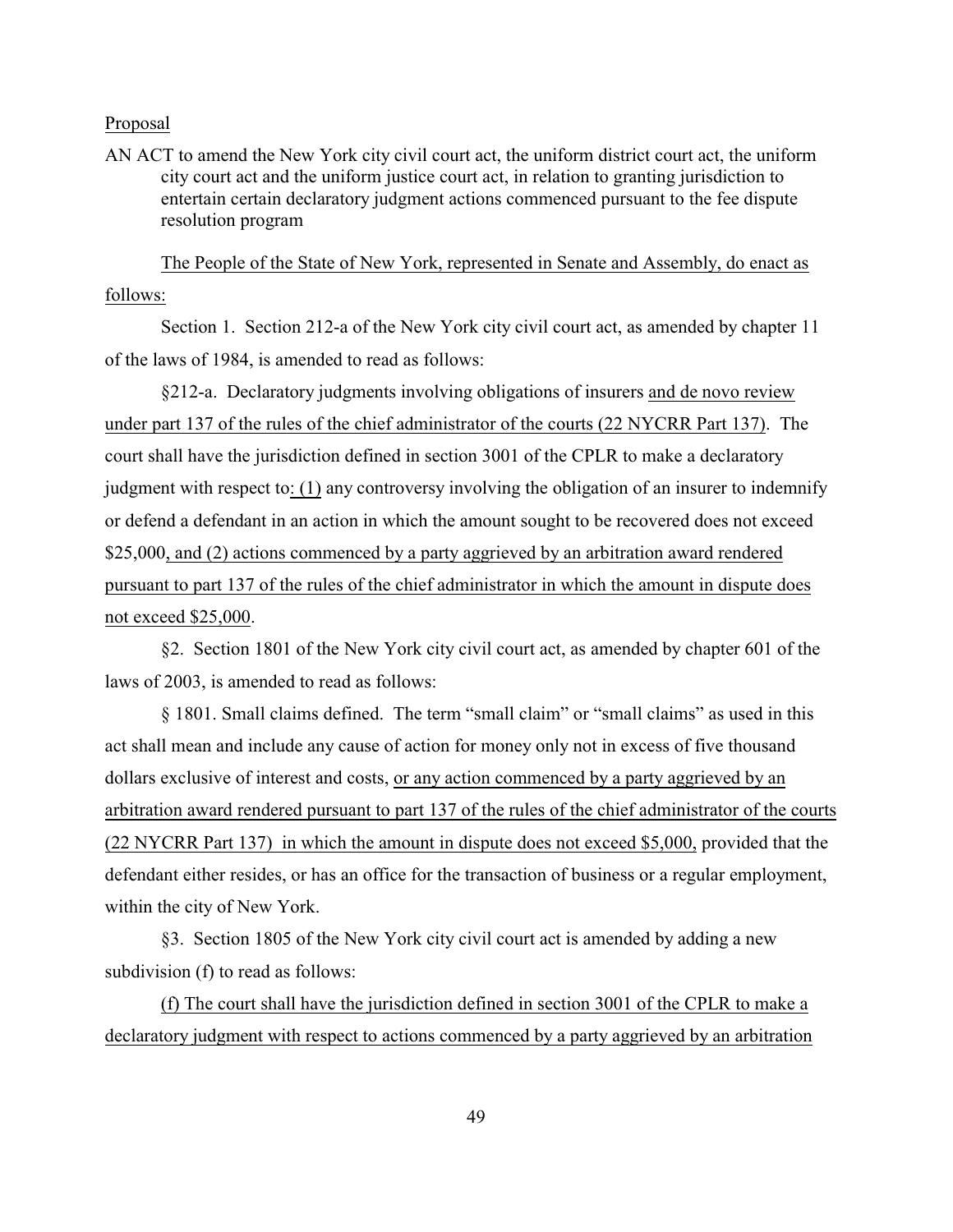Proposal

AN ACT to amend the New York city civil court act, the uniform district court act, the uniform city court act and the uniform justice court act, in relation to granting jurisdiction to entertain certain declaratory judgment actions commenced pursuant to the fee dispute resolution program

The People of the State of New York, represented in Senate and Assembly, do enact as follows:

Section 1. Section 212-a of the New York city civil court act, as amended by chapter 11 of the laws of 1984, is amended to read as follows:

§212-a. Declaratory judgments involving obligations of insurers and de novo review under part 137 of the rules of the chief administrator of the courts (22 NYCRR Part 137). The court shall have the jurisdiction defined in section 3001 of the CPLR to make a declaratory judgment with respect to: (1) any controversy involving the obligation of an insurer to indemnify or defend a defendant in an action in which the amount sought to be recovered does not exceed \$25,000, and (2) actions commenced by a party aggrieved by an arbitration award rendered pursuant to part 137 of the rules of the chief administrator in which the amount in dispute does not exceed \$25,000.

§2. Section 1801 of the New York city civil court act, as amended by chapter 601 of the laws of 2003, is amended to read as follows:

§ 1801. Small claims defined. The term "small claim" or "small claims" as used in this act shall mean and include any cause of action for money only not in excess of five thousand dollars exclusive of interest and costs, or any action commenced by a party aggrieved by an arbitration award rendered pursuant to part 137 of the rules of the chief administrator of the courts (22 NYCRR Part 137) in which the amount in dispute does not exceed \$5,000, provided that the defendant either resides, or has an office for the transaction of business or a regular employment, within the city of New York.

§3. Section 1805 of the New York city civil court act is amended by adding a new subdivision (f) to read as follows:

(f) The court shall have the jurisdiction defined in section 3001 of the CPLR to make a declaratory judgment with respect to actions commenced by a party aggrieved by an arbitration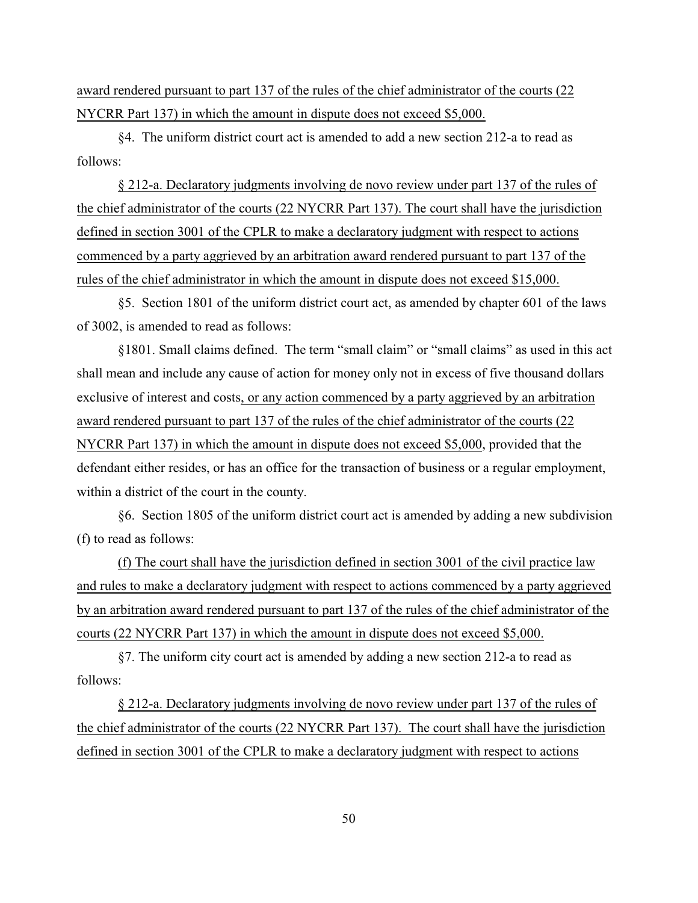award rendered pursuant to part 137 of the rules of the chief administrator of the courts (22 NYCRR Part 137) in which the amount in dispute does not exceed $5,000.

§4. The uniform district court act is amended to add a new section 212-a to read as follows:

§ 212-a. Declaratory judgments involving de novo review under part 137 of the rules of the chief administrator of the courts (22 NYCRR Part 137). The court shall have the jurisdiction defined in section 3001 of the CPLR to make a declaratory judgment with respect to actions commenced by a party aggrieved by an arbitration award rendered pursuant to part 137 of the rules of the chief administrator in which the amount in dispute does not exceed $15,000.

§5. Section 1801 of the uniform district court act, as amended by chapter 601 of the laws of 3002, is amended to read as follows:

§1801. Small claims defined. The term "small claim" or "small claims" as used in this act shall mean and include any cause of action for money only not in excess of five thousand dollars exclusive of interest and costs, or any action commenced by a party aggrieved by an arbitration award rendered pursuant to part 137 of the rules of the chief administrator of the courts (22 NYCRR Part 137) in which the amount in dispute does not exceed $5,000, provided that the defendant either resides, or has an office for the transaction of business or a regular employment, within a district of the court in the county.

§6. Section 1805 of the uniform district court act is amended by adding a new subdivision (f) to read as follows:

(f) The court shall have the jurisdiction defined in section 3001 of the civil practice law and rules to make a declaratory judgment with respect to actions commenced by a party aggrieved by an arbitration award rendered pursuant to part 137 of the rules of the chief administrator of the courts (22 NYCRR Part 137) in which the amount in dispute does not exceed $5,000.

§7. The uniform city court act is amended by adding a new section 212-a to read as follows:

§ 212-a. Declaratory judgments involving de novo review under part 137 of the rules of the chief administrator of the courts (22 NYCRR Part 137). The court shall have the jurisdiction defined in section 3001 of the CPLR to make a declaratory judgment with respect to actions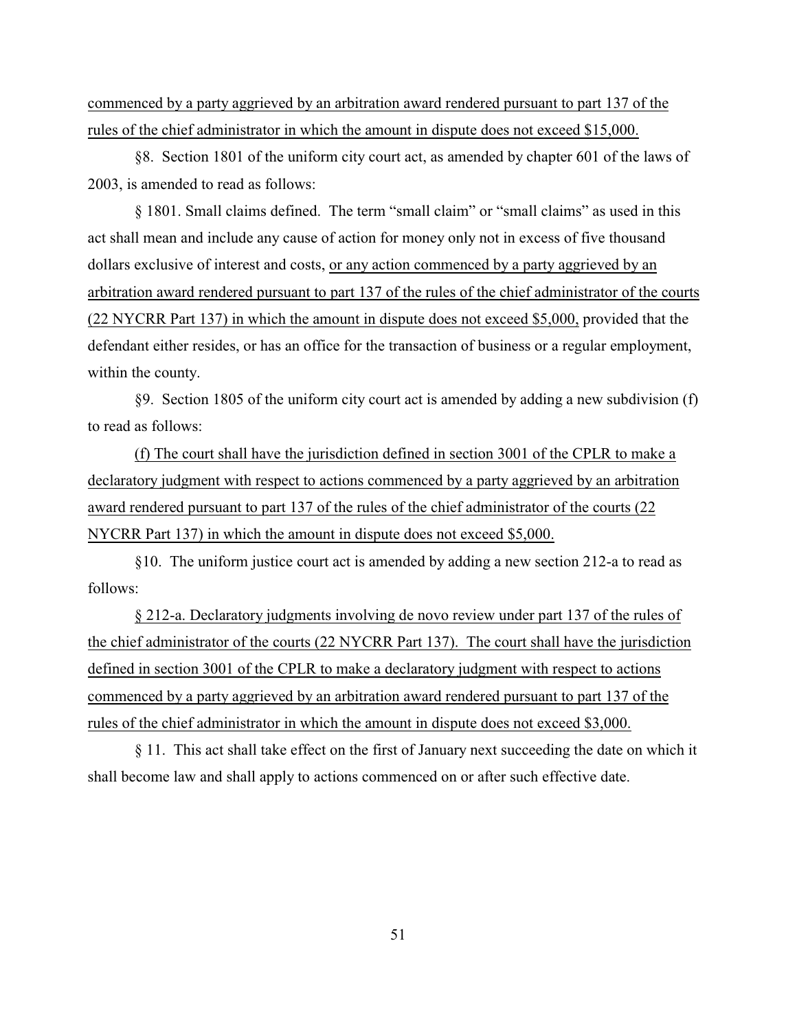commenced by a party aggrieved by an arbitration award rendered pursuant to part 137 of the rules of the chief administrator in which the amount in dispute does not exceed $15,000.

§8. Section 1801 of the uniform city court act, as amended by chapter 601 of the laws of 2003, is amended to read as follows:

§ 1801. Small claims defined. The term "small claim" or "small claims" as used in this act shall mean and include any cause of action for money only not in excess of five thousand dollars exclusive of interest and costs, or any action commenced by a party aggrieved by an arbitration award rendered pursuant to part 137 of the rules of the chief administrator of the courts (22 NYCRR Part 137) in which the amount in dispute does not exceed $5,000, provided that the defendant either resides, or has an office for the transaction of business or a regular employment, within the county.

§9. Section 1805 of the uniform city court act is amended by adding a new subdivision (f) to read as follows:

(f) The court shall have the jurisdiction defined in section 3001 of the CPLR to make a declaratory judgment with respect to actions commenced by a party aggrieved by an arbitration award rendered pursuant to part 137 of the rules of the chief administrator of the courts (22 NYCRR Part 137) in which the amount in dispute does not exceed $5,000.

§10. The uniform justice court act is amended by adding a new section 212-a to read as follows:

§ 212-a. Declaratory judgments involving de novo review under part 137 of the rules of the chief administrator of the courts (22 NYCRR Part 137). The court shall have the jurisdiction defined in section 3001 of the CPLR to make a declaratory judgment with respect to actions commenced by a party aggrieved by an arbitration award rendered pursuant to part 137 of the rules of the chief administrator in which the amount in dispute does not exceed $3,000.

§ 11. This act shall take effect on the first of January next succeeding the date on which it shall become law and shall apply to actions commenced on or after such effective date.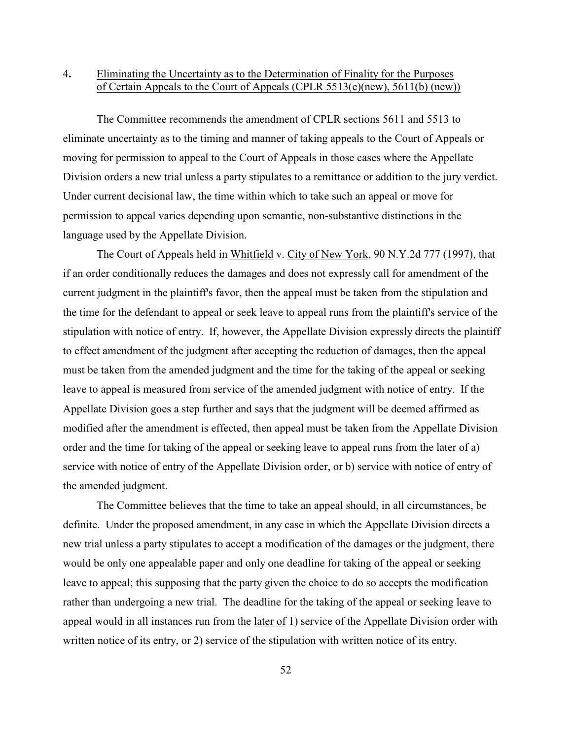### 4. Eliminating the Uncertainty as to the Determination of Finality for the Purposes of Certain Appeals to the Court of Appeals (CPLR 5513(e)(new), 5611(b) (new))

The Committee recommends the amendment of CPLR sections 5611 and 5513 to eliminate uncertainty as to the timing and manner of taking appeals to the Court of Appeals or moving for permission to appeal to the Court of Appeals in those cases where the Appellate Division orders a new trial unless a party stipulates to a remittance or addition to the jury verdict. Under current decisional law, the time within which to take such an appeal or move for permission to appeal varies depending upon semantic, non-substantive distinctions in the language used by the Appellate Division.

The Court of Appeals held in Whitfield v. City of New York, 90 N.Y.2d 777 (1997), that if an order conditionally reduces the damages and does not expressly call for amendment of the current judgment in the plaintiff's favor, then the appeal must be taken from the stipulation and the time for the defendant to appeal or seek leave to appeal runs from the plaintiff's service of the stipulation with notice of entry. If, however, the Appellate Division expressly directs the plaintiff to effect amendment of the judgment after accepting the reduction of damages, then the appeal must be taken from the amended judgment and the time for the taking of the appeal or seeking leave to appeal is measured from service of the amended judgment with notice of entry. If the Appellate Division goes a step further and says that the judgment will be deemed affirmed as modified after the amendment is effected, then appeal must be taken from the Appellate Division order and the time for taking of the appeal or seeking leave to appeal runs from the later of a) service with notice of entry of the Appellate Division order, or b) service with notice of entry of the amended judgment.

The Committee believes that the time to take an appeal should, in all circumstances, be definite. Under the proposed amendment, in any case in which the Appellate Division directs a new trial unless a party stipulates to accept a modification of the damages or the judgment, there would be only one appealable paper and only one deadline for taking of the appeal or seeking leave to appeal; this supposing that the party given the choice to do so accepts the modification rather than undergoing a new trial. The deadline for the taking of the appeal or seeking leave to appeal would in all instances run from the later of 1) service of the Appellate Division order with written notice of its entry, or 2) service of the stipulation with written notice of its entry.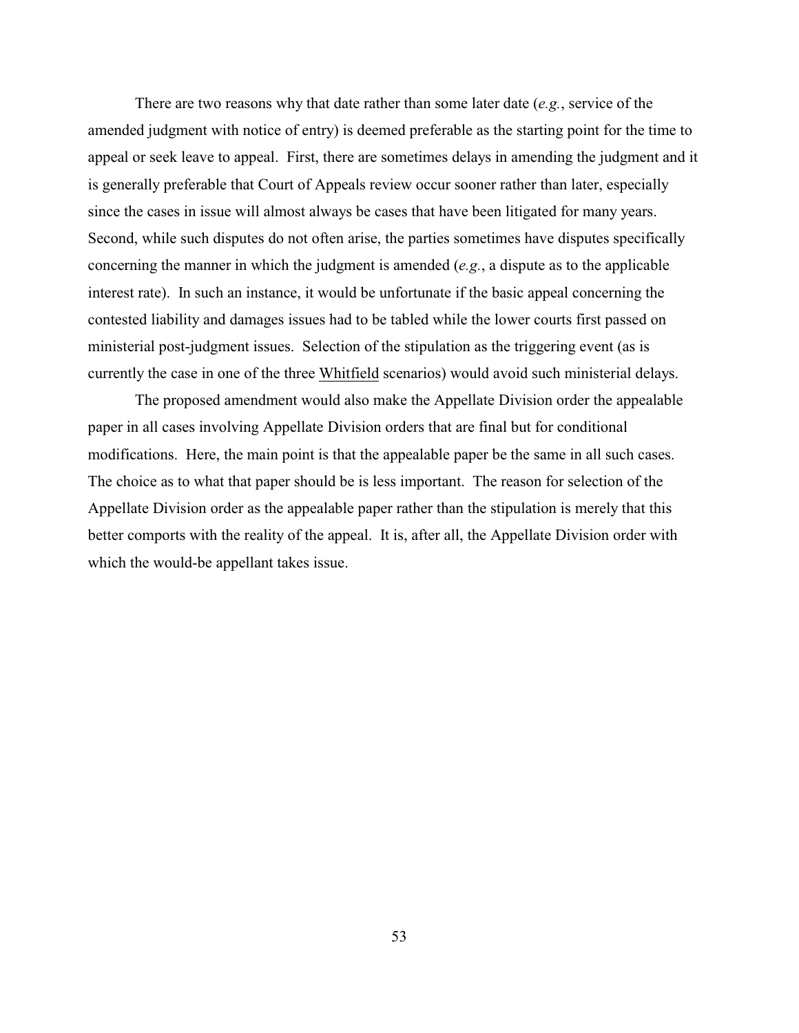There are two reasons why that date rather than some later date (*e.g.*, service of the amended judgment with notice of entry) is deemed preferable as the starting point for the time to appeal or seek leave to appeal. First, there are sometimes delays in amending the judgment and it is generally preferable that Court of Appeals review occur sooner rather than later, especially since the cases in issue will almost always be cases that have been litigated for many years. Second, while such disputes do not often arise, the parties sometimes have disputes specifically concerning the manner in which the judgment is amended (*e.g.*, a dispute as to the applicable interest rate). In such an instance, it would be unfortunate if the basic appeal concerning the contested liability and damages issues had to be tabled while the lower courts first passed on ministerial post-judgment issues. Selection of the stipulation as the triggering event (as is currently the case in one of the three Whitfield scenarios) would avoid such ministerial delays.

The proposed amendment would also make the Appellate Division order the appealable paper in all cases involving Appellate Division orders that are final but for conditional modifications. Here, the main point is that the appealable paper be the same in all such cases. The choice as to what that paper should be is less important. The reason for selection of the Appellate Division order as the appealable paper rather than the stipulation is merely that this better comports with the reality of the appeal. It is, after all, the Appellate Division order with which the would-be appellant takes issue.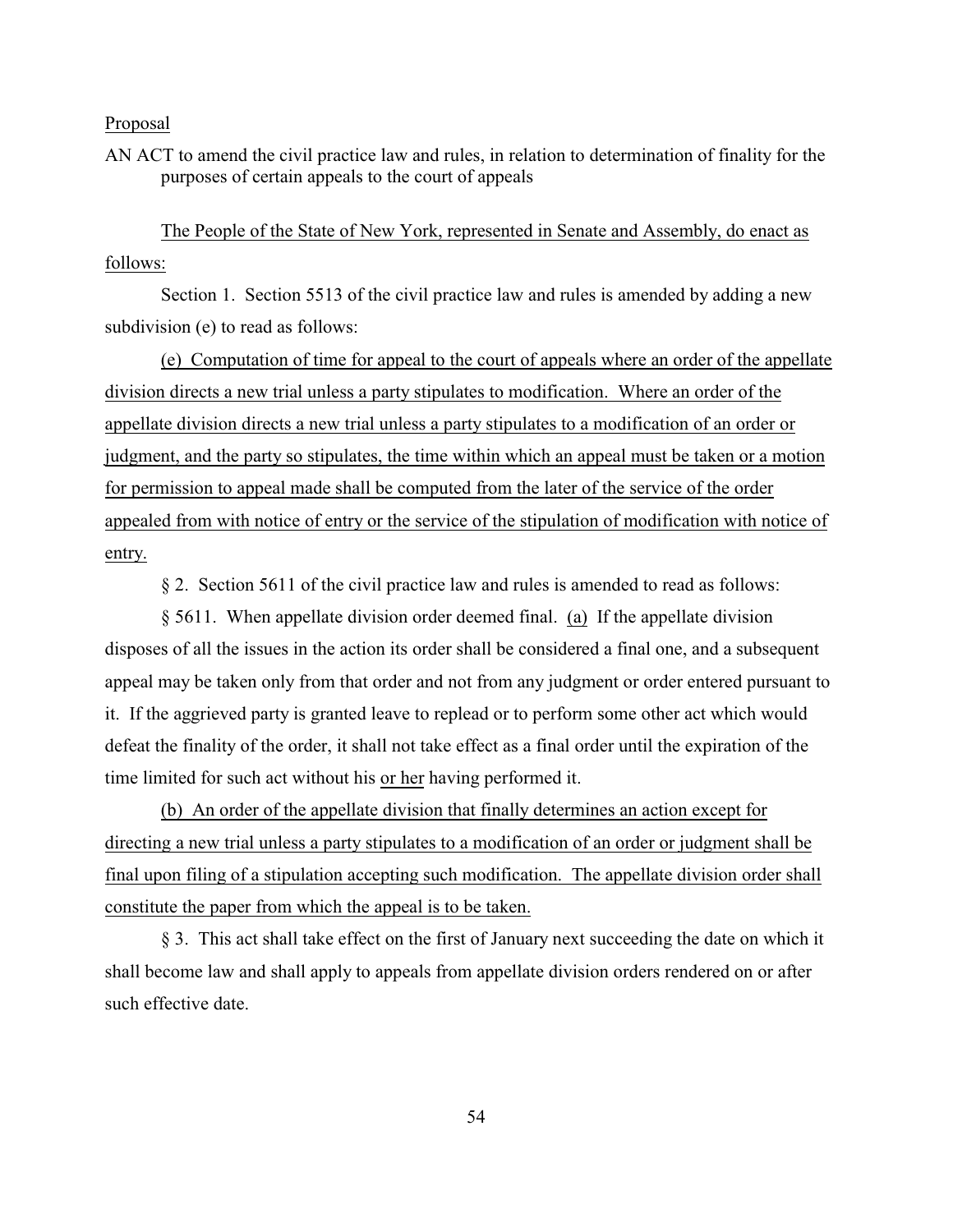Proposal

AN ACT to amend the civil practice law and rules, in relation to determination of finality for the purposes of certain appeals to the court of appeals

The People of the State of New York, represented in Senate and Assembly, do enact as follows:

Section 1. Section 5513 of the civil practice law and rules is amended by adding a new subdivision (e) to read as follows:

(e) Computation of time for appeal to the court of appeals where an order of the appellate division directs a new trial unless a party stipulates to modification. Where an order of the appellate division directs a new trial unless a party stipulates to a modification of an order or judgment, and the party so stipulates, the time within which an appeal must be taken or a motion for permission to appeal made shall be computed from the later of the service of the order appealed from with notice of entry or the service of the stipulation of modification with notice of entry.

§ 2. Section 5611 of the civil practice law and rules is amended to read as follows:

§ 5611. When appellate division order deemed final. (a) If the appellate division disposes of all the issues in the action its order shall be considered a final one, and a subsequent appeal may be taken only from that order and not from any judgment or order entered pursuant to it. If the aggrieved party is granted leave to replead or to perform some other act which would defeat the finality of the order, it shall not take effect as a final order until the expiration of the time limited for such act without his or her having performed it.

(b) An order of the appellate division that finally determines an action except for directing a new trial unless a party stipulates to a modification of an order or judgment shall be final upon filing of a stipulation accepting such modification. The appellate division order shall constitute the paper from which the appeal is to be taken.

§ 3. This act shall take effect on the first of January next succeeding the date on which it shall become law and shall apply to appeals from appellate division orders rendered on or after such effective date.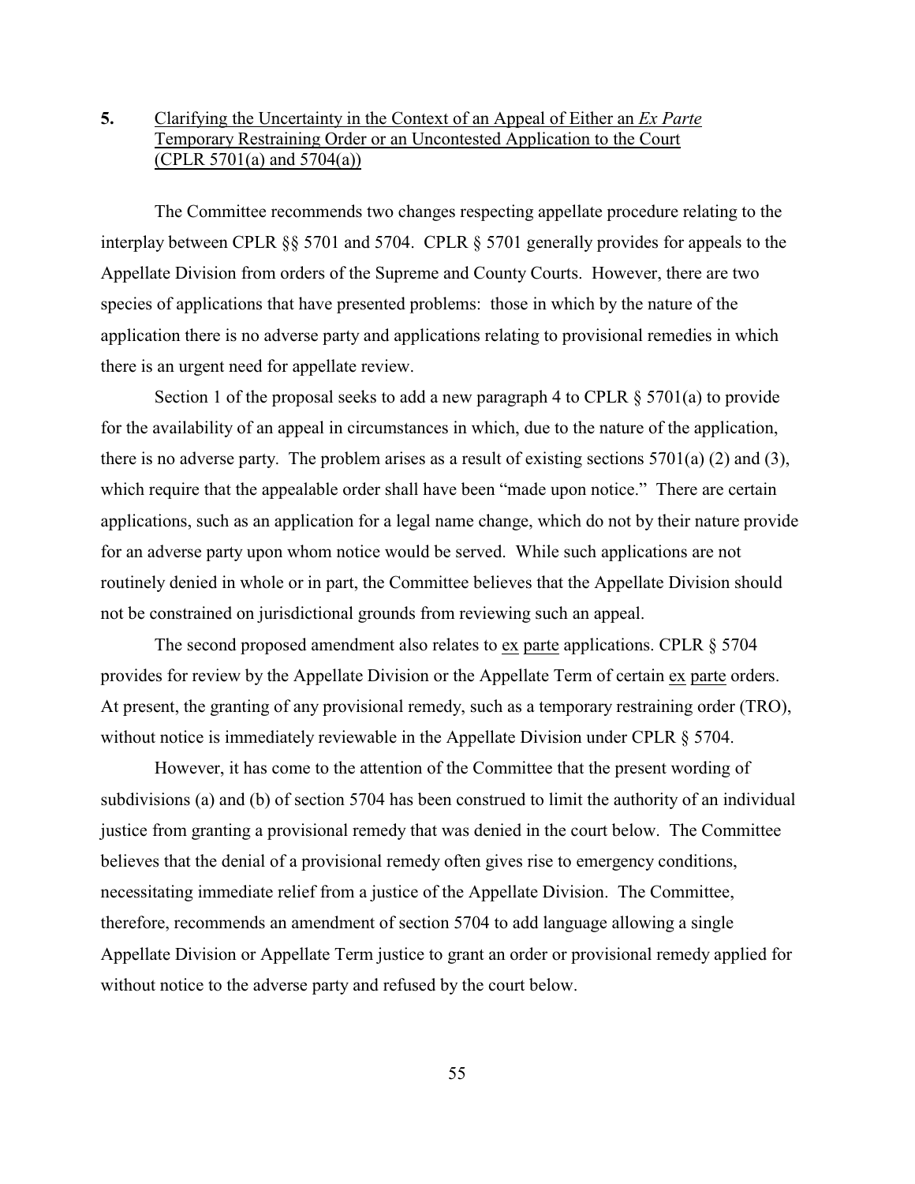**5.** Clarifying the Uncertainty in the Context of an Appeal of Either an *Ex Parte* Temporary Restraining Order or an Uncontested Application to the Court (CPLR 5701(a) and 5704(a))

The Committee recommends two changes respecting appellate procedure relating to the interplay between CPLR §§ 5701 and 5704. CPLR § 5701 generally provides for appeals to the Appellate Division from orders of the Supreme and County Courts. However, there are two species of applications that have presented problems: those in which by the nature of the application there is no adverse party and applications relating to provisional remedies in which there is an urgent need for appellate review.

Section 1 of the proposal seeks to add a new paragraph 4 to CPLR § 5701(a) to provide for the availability of an appeal in circumstances in which, due to the nature of the application, there is no adverse party. The problem arises as a result of existing sections 5701(a) (2) and (3), which require that the appealable order shall have been "made upon notice." There are certain applications, such as an application for a legal name change, which do not by their nature provide for an adverse party upon whom notice would be served. While such applications are not routinely denied in whole or in part, the Committee believes that the Appellate Division should not be constrained on jurisdictional grounds from reviewing such an appeal.

The second proposed amendment also relates to ex parte applications. CPLR § 5704 provides for review by the Appellate Division or the Appellate Term of certain ex parte orders. At present, the granting of any provisional remedy, such as a temporary restraining order (TRO), without notice is immediately reviewable in the Appellate Division under CPLR § 5704.

However, it has come to the attention of the Committee that the present wording of subdivisions (a) and (b) of section 5704 has been construed to limit the authority of an individual justice from granting a provisional remedy that was denied in the court below. The Committee believes that the denial of a provisional remedy often gives rise to emergency conditions, necessitating immediate relief from a justice of the Appellate Division. The Committee, therefore, recommends an amendment of section 5704 to add language allowing a single Appellate Division or Appellate Term justice to grant an order or provisional remedy applied for without notice to the adverse party and refused by the court below.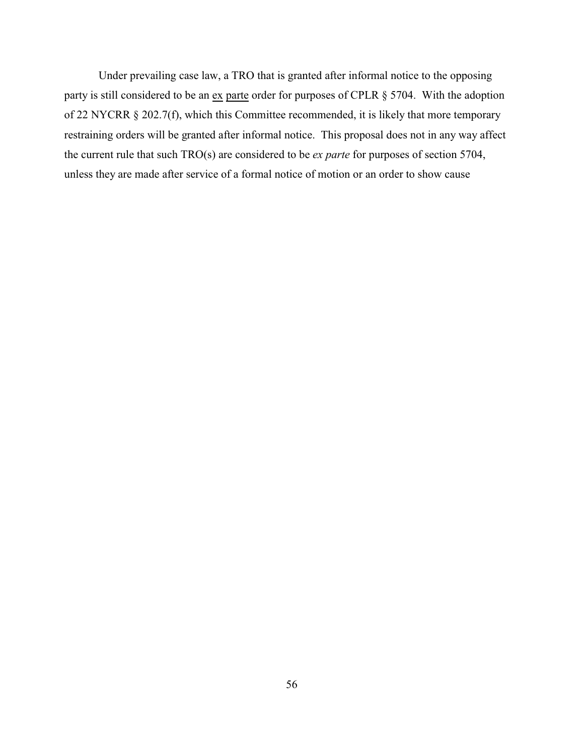Under prevailing case law, a TRO that is granted after informal notice to the opposing party is still considered to be an ex parte order for purposes of CPLR § 5704. With the adoption of 22 NYCRR § 202.7(f), which this Committee recommended, it is likely that more temporary restraining orders will be granted after informal notice. This proposal does not in any way affect the current rule that such TRO(s) are considered to be *ex parte* for purposes of section 5704, unless they are made after service of a formal notice of motion or an order to show cause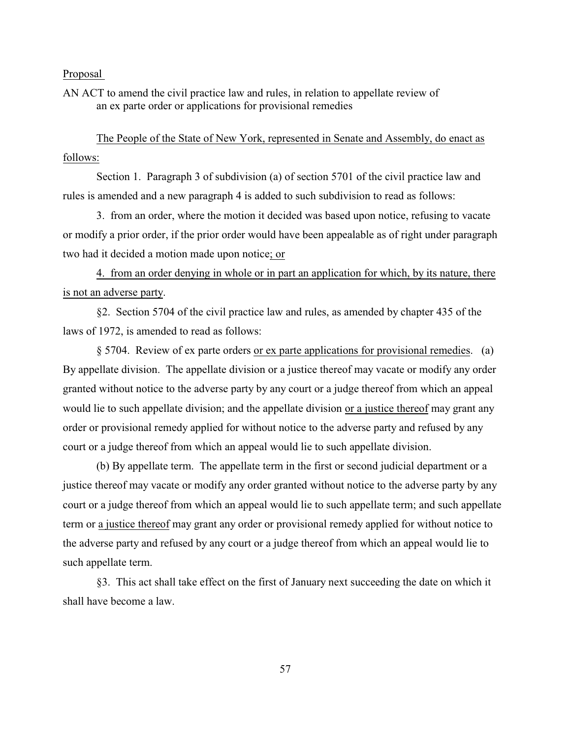Proposal

AN ACT to amend the civil practice law and rules, in relation to appellate review of an ex parte order or applications for provisional remedies

The People of the State of New York, represented in Senate and Assembly, do enact as follows:

Section 1. Paragraph 3 of subdivision (a) of section 5701 of the civil practice law and rules is amended and a new paragraph 4 is added to such subdivision to read as follows:

3. from an order, where the motion it decided was based upon notice, refusing to vacate or modify a prior order, if the prior order would have been appealable as of right under paragraph two had it decided a motion made upon notice; or

4. from an order denying in whole or in part an application for which, by its nature, there is not an adverse party.

§2. Section 5704 of the civil practice law and rules, as amended by chapter 435 of the laws of 1972, is amended to read as follows:

§ 5704. Review of ex parte orders or ex parte applications for provisional remedies. (a) By appellate division. The appellate division or a justice thereof may vacate or modify any order granted without notice to the adverse party by any court or a judge thereof from which an appeal would lie to such appellate division; and the appellate division or a justice thereof may grant any order or provisional remedy applied for without notice to the adverse party and refused by any court or a judge thereof from which an appeal would lie to such appellate division.

(b) By appellate term. The appellate term in the first or second judicial department or a justice thereof may vacate or modify any order granted without notice to the adverse party by any court or a judge thereof from which an appeal would lie to such appellate term; and such appellate term or a justice thereof may grant any order or provisional remedy applied for without notice to the adverse party and refused by any court or a judge thereof from which an appeal would lie to such appellate term.

§3. This act shall take effect on the first of January next succeeding the date on which it shall have become a law.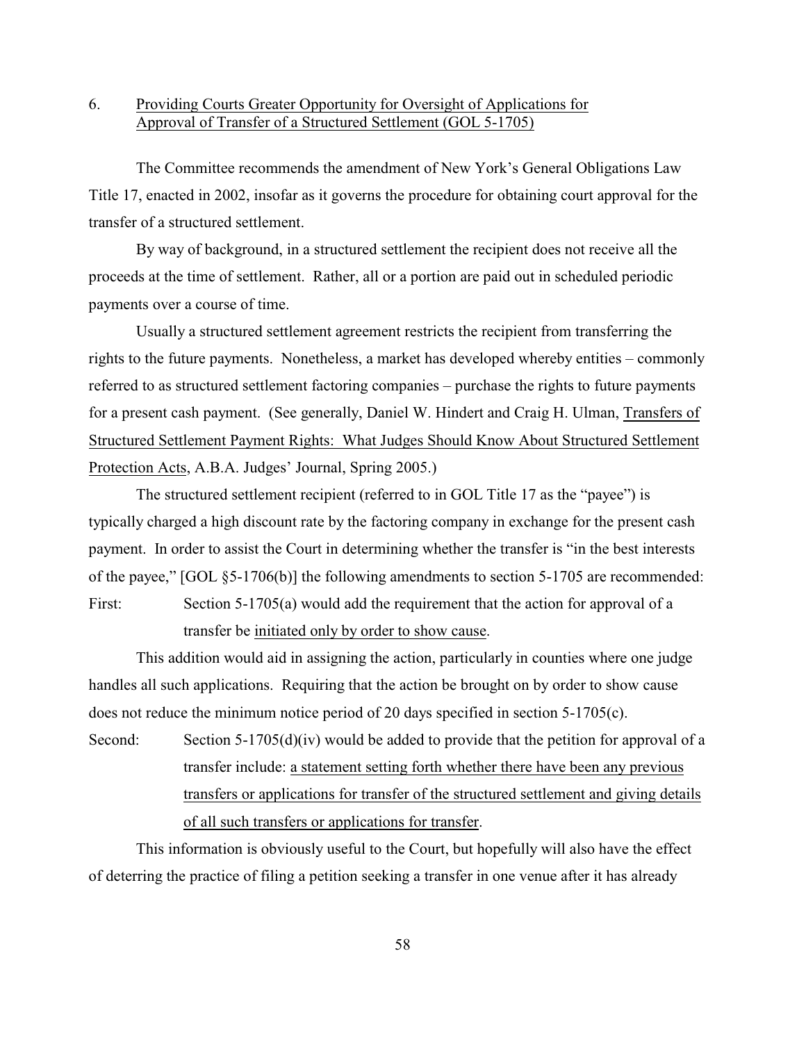6. <u>Providing Courts Greater Opportunity for Oversight of Applications for Approval of Transfer of a Structured Settlement (GOL 5-1705)</u>

The Committee recommends the amendment of New York's General Obligations Law Title 17, enacted in 2002, insofar as it governs the procedure for obtaining court approval for the transfer of a structured settlement.

By way of background, in a structured settlement the recipient does not receive all the proceeds at the time of settlement. Rather, all or a portion are paid out in scheduled periodic payments over a course of time.

Usually a structured settlement agreement restricts the recipient from transferring the rights to the future payments. Nonetheless, a market has developed whereby entities – commonly referred to as structured settlement factoring companies – purchase the rights to future payments for a present cash payment. (See generally, Daniel W. Hindert and Craig H. Ulman, <u>Transfers of Structured Settlement Payment Rights: What Judges Should Know About Structured Settlement Protection Acts</u>, A.B.A. Judges' Journal, Spring 2005.)

The structured settlement recipient (referred to in GOL Title 17 as the "payee") is typically charged a high discount rate by the factoring company in exchange for the present cash payment. In order to assist the Court in determining whether the transfer is "in the best interests of the payee," [GOL §5-1706(b)] the following amendments to section 5-1705 are recommended:

First: Section 5-1705(a) would add the requirement that the action for approval of a transfer be <u>initiated only by order to show cause</u>.

This addition would aid in assigning the action, particularly in counties where one judge handles all such applications. Requiring that the action be brought on by order to show cause does not reduce the minimum notice period of 20 days specified in section 5-1705(c).

Second: Section 5-1705(d)(iv) would be added to provide that the petition for approval of a transfer include: <u>a statement setting forth whether there have been any previous transfers or applications for transfer of the structured settlement and giving details of all such transfers or applications for transfer</u>.

This information is obviously useful to the Court, but hopefully will also have the effect of deterring the practice of filing a petition seeking a transfer in one venue after it has already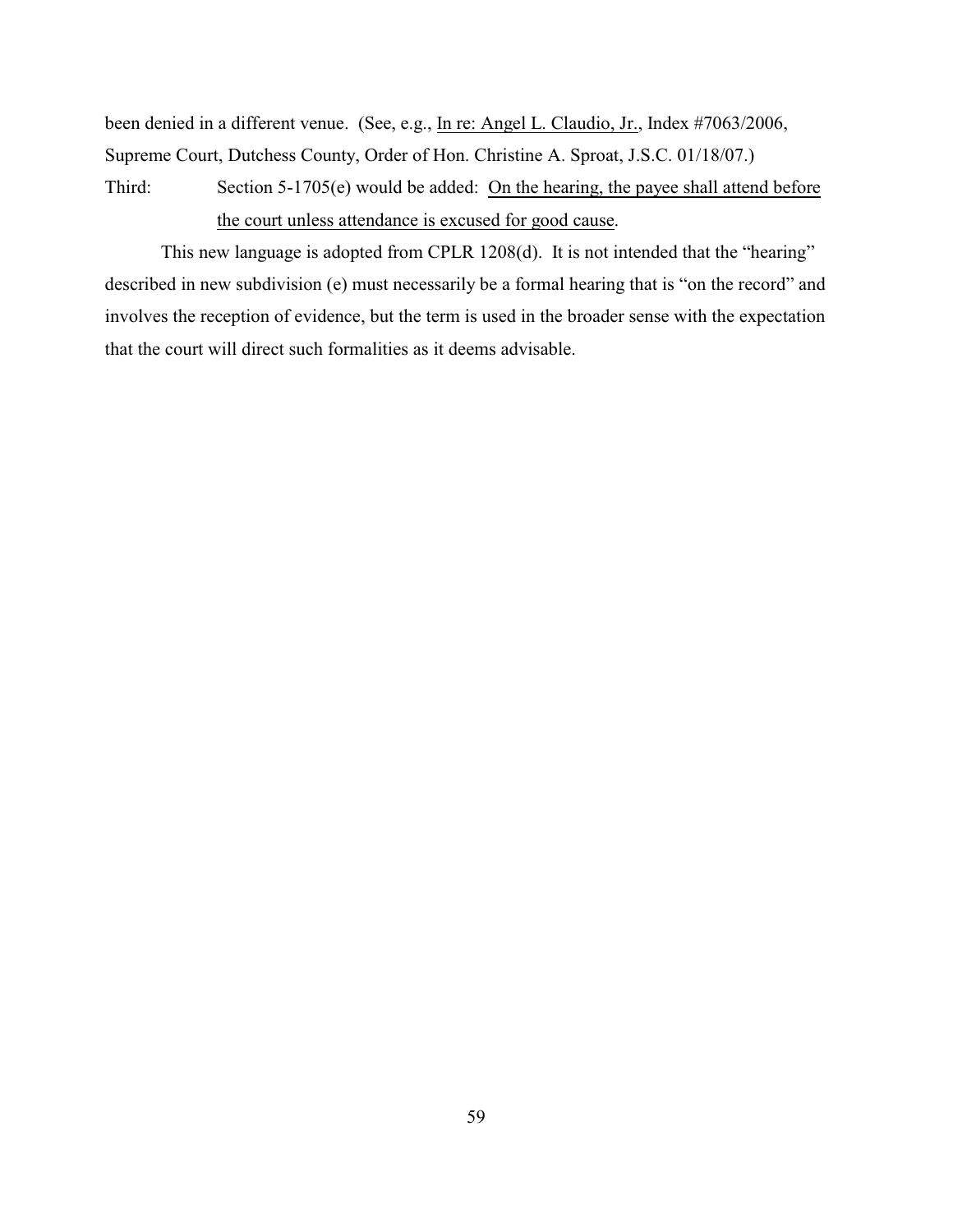been denied in a different venue. (See, e.g., In re: Angel L. Claudio, Jr., Index #7063/2006, Supreme Court, Dutchess County, Order of Hon. Christine A. Sproat, J.S.C. 01/18/07.)

Third: Section 5-1705(e) would be added: On the hearing, the payee shall attend before the court unless attendance is excused for good cause.

This new language is adopted from CPLR 1208(d). It is not intended that the "hearing" described in new subdivision (e) must necessarily be a formal hearing that is "on the record" and involves the reception of evidence, but the term is used in the broader sense with the expectation that the court will direct such formalities as it deems advisable.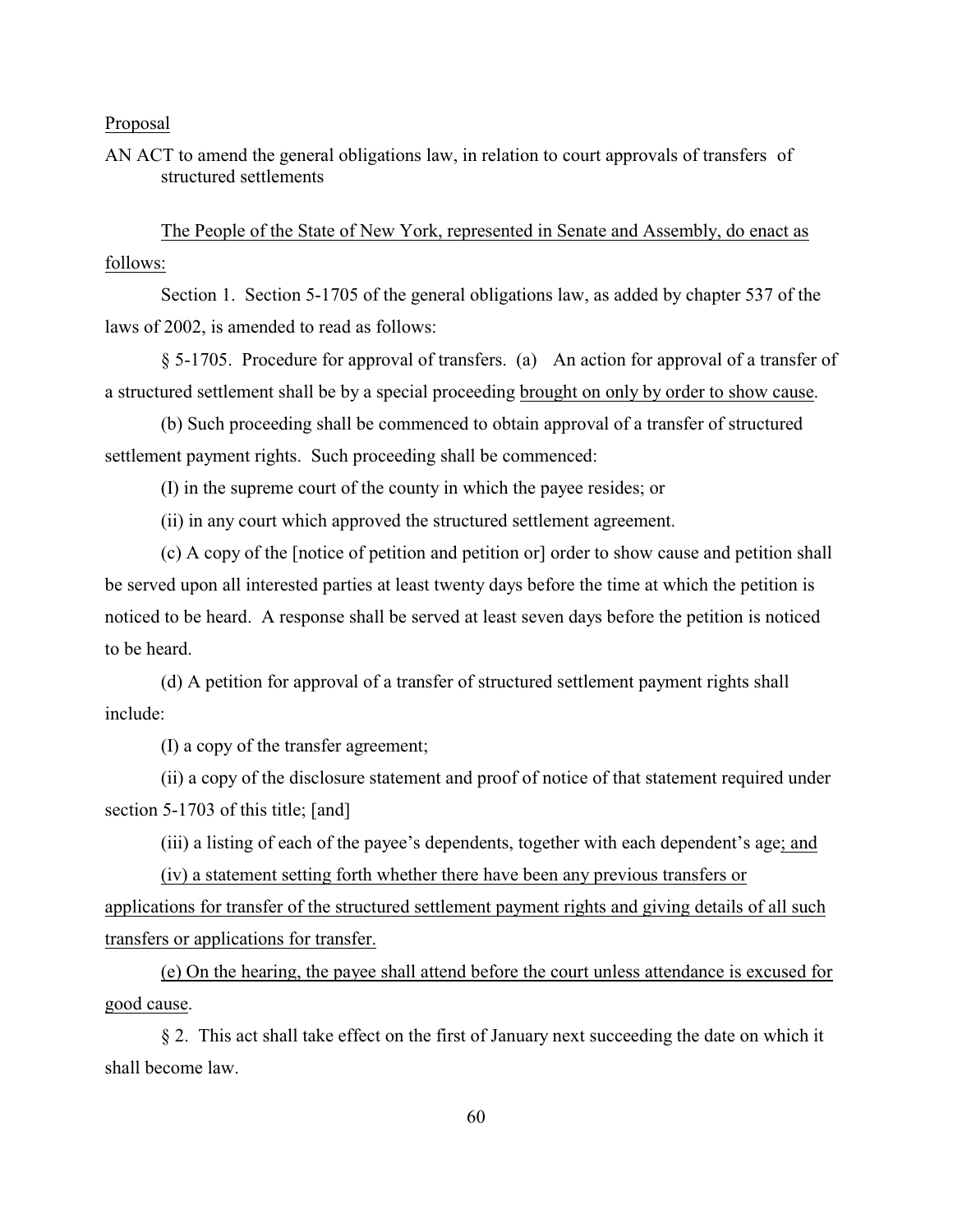Proposal

AN ACT to amend the general obligations law, in relation to court approvals of transfers of structured settlements

The People of the State of New York, represented in Senate and Assembly, do enact as follows:

Section 1. Section 5-1705 of the general obligations law, as added by chapter 537 of the laws of 2002, is amended to read as follows:

§ 5-1705. Procedure for approval of transfers. (a) An action for approval of a transfer of a structured settlement shall be by a special proceeding brought on only by order to show cause.

(b) Such proceeding shall be commenced to obtain approval of a transfer of structured settlement payment rights. Such proceeding shall be commenced:

(I) in the supreme court of the county in which the payee resides; or

(ii) in any court which approved the structured settlement agreement.

(c) A copy of the [notice of petition and petition or] order to show cause and petition shall be served upon all interested parties at least twenty days before the time at which the petition is noticed to be heard. A response shall be served at least seven days before the petition is noticed to be heard.

(d) A petition for approval of a transfer of structured settlement payment rights shall include:

(I) a copy of the transfer agreement;

(ii) a copy of the disclosure statement and proof of notice of that statement required under section 5-1703 of this title; [and]

(iii) a listing of each of the payee's dependents, together with each dependent's age; and

(iv) a statement setting forth whether there have been any previous transfers or applications for transfer of the structured settlement payment rights and giving details of all such transfers or applications for transfer.

(e) On the hearing, the payee shall attend before the court unless attendance is excused for good cause.

§ 2. This act shall take effect on the first of January next succeeding the date on which it shall become law.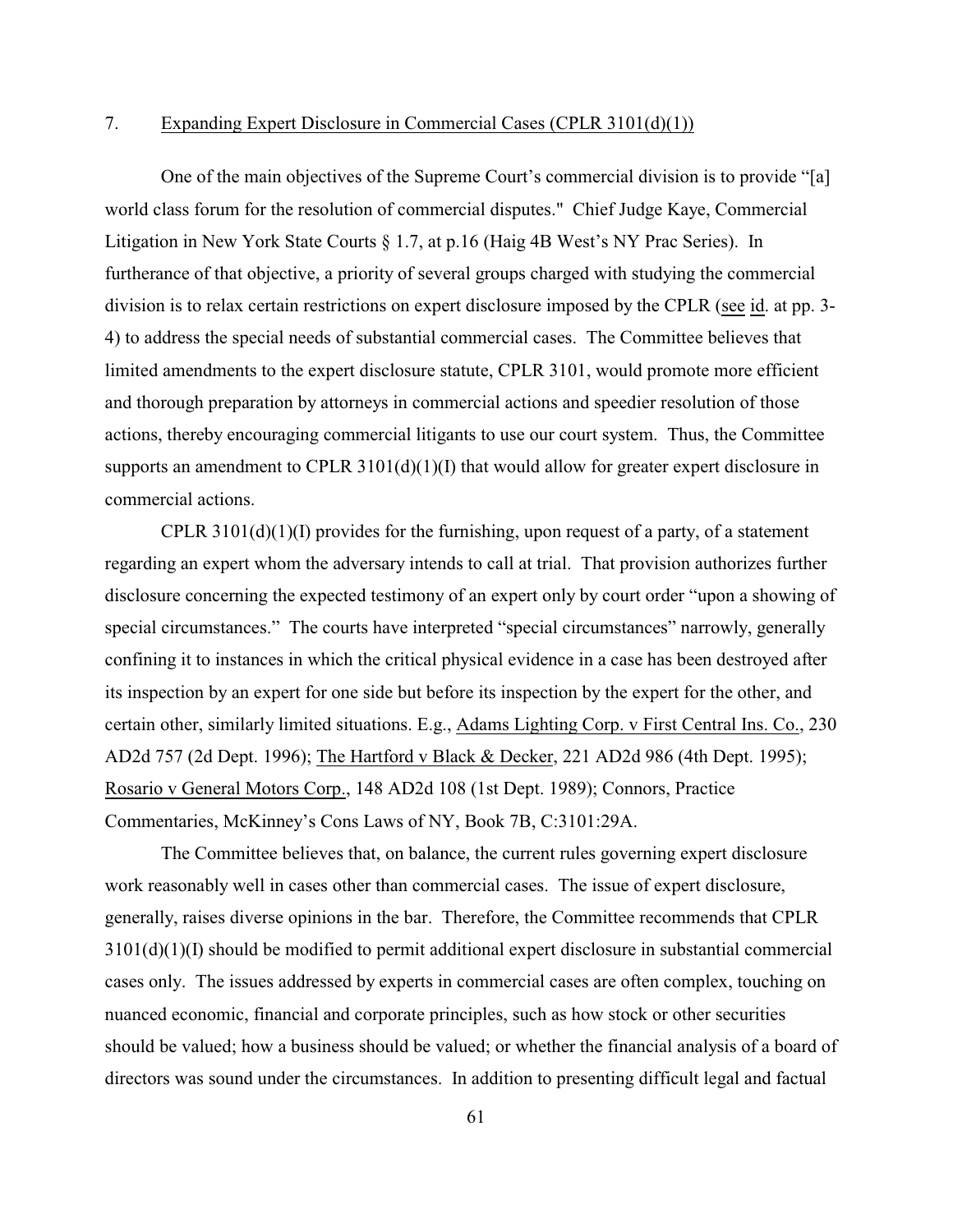7. <u>Expanding Expert Disclosure in Commercial Cases (CPLR 3101(d)(1))</u>

One of the main objectives of the Supreme Court's commercial division is to provide "[a] world class forum for the resolution of commercial disputes." Chief Judge Kaye, Commercial Litigation in New York State Courts § 1.7, at p.16 (Haig 4B West's NY Prac Series). In furtherance of that objective, a priority of several groups charged with studying the commercial division is to relax certain restrictions on expert disclosure imposed by the CPLR (<u>see</u> <u>id</u>. at pp. 3-4) to address the special needs of substantial commercial cases. The Committee believes that limited amendments to the expert disclosure statute, CPLR 3101, would promote more efficient and thorough preparation by attorneys in commercial actions and speedier resolution of those actions, thereby encouraging commercial litigants to use our court system. Thus, the Committee supports an amendment to CPLR 3101(d)(1)(I) that would allow for greater expert disclosure in commercial actions.

CPLR 3101(d)(1)(I) provides for the furnishing, upon request of a party, of a statement regarding an expert whom the adversary intends to call at trial. That provision authorizes further disclosure concerning the expected testimony of an expert only by court order "upon a showing of special circumstances." The courts have interpreted "special circumstances" narrowly, generally confining it to instances in which the critical physical evidence in a case has been destroyed after its inspection by an expert for one side but before its inspection by the expert for the other, and certain other, similarly limited situations. E.g., <u>Adams Lighting Corp. v First Central Ins. Co.</u>, 230 AD2d 757 (2d Dept. 1996); <u>The Hartford v Black & Decker</u>, 221 AD2d 986 (4th Dept. 1995); <u>Rosario v General Motors Corp.</u>, 148 AD2d 108 (1st Dept. 1989); Connors, Practice Commentaries, McKinney's Cons Laws of NY, Book 7B, C:3101:29A.

The Committee believes that, on balance, the current rules governing expert disclosure work reasonably well in cases other than commercial cases. The issue of expert disclosure, generally, raises diverse opinions in the bar. Therefore, the Committee recommends that CPLR 3101(d)(1)(I) should be modified to permit additional expert disclosure in substantial commercial cases only. The issues addressed by experts in commercial cases are often complex, touching on nuanced economic, financial and corporate principles, such as how stock or other securities should be valued; how a business should be valued; or whether the financial analysis of a board of directors was sound under the circumstances. In addition to presenting difficult legal and factual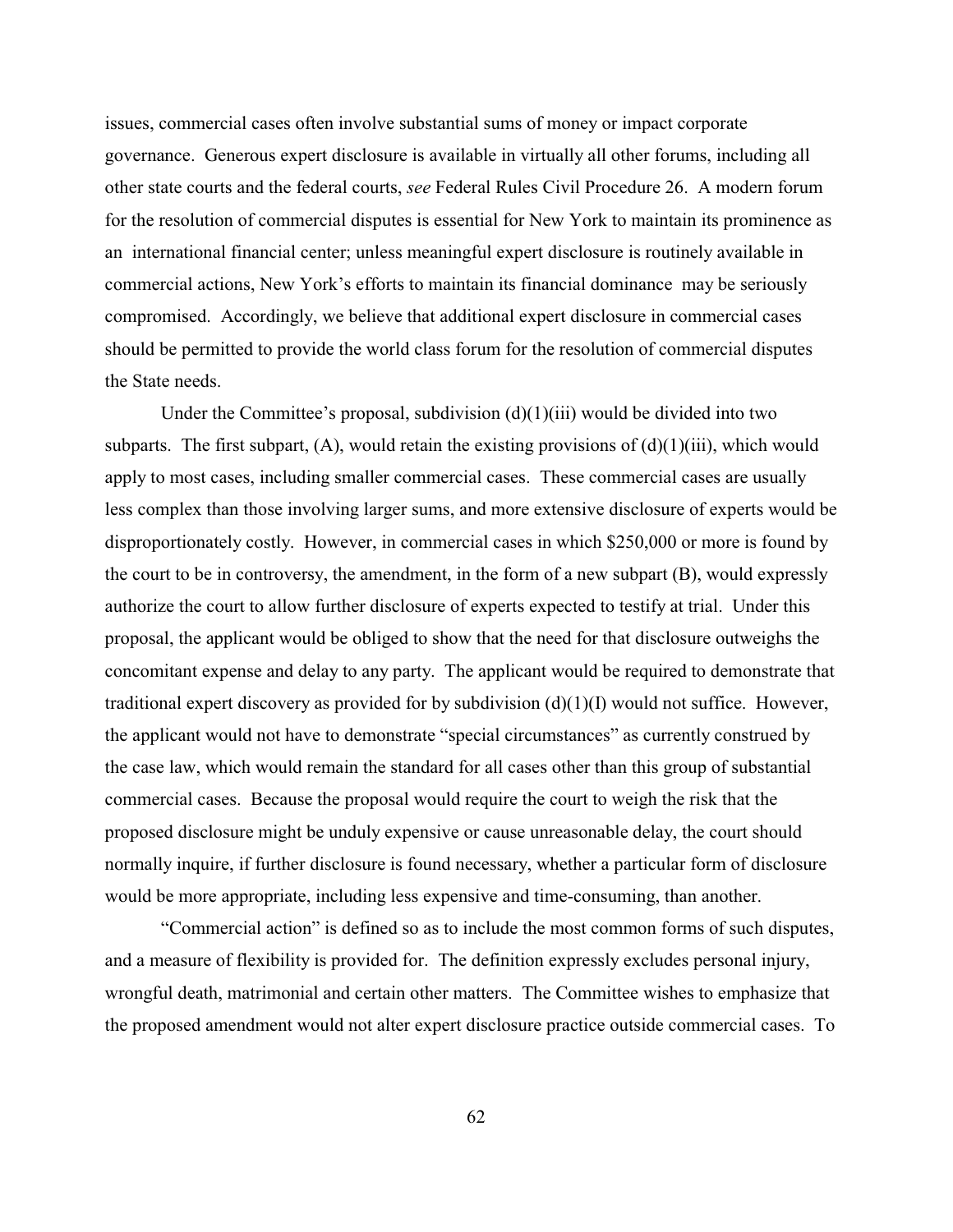issues, commercial cases often involve substantial sums of money or impact corporate governance. Generous expert disclosure is available in virtually all other forums, including all other state courts and the federal courts, *see* Federal Rules Civil Procedure 26. A modern forum for the resolution of commercial disputes is essential for New York to maintain its prominence as an international financial center; unless meaningful expert disclosure is routinely available in commercial actions, New York's efforts to maintain its financial dominance may be seriously compromised. Accordingly, we believe that additional expert disclosure in commercial cases should be permitted to provide the world class forum for the resolution of commercial disputes the State needs.

Under the Committee's proposal, subdivision (d)(1)(iii) would be divided into two subparts. The first subpart, (A), would retain the existing provisions of (d)(1)(iii), which would apply to most cases, including smaller commercial cases. These commercial cases are usually less complex than those involving larger sums, and more extensive disclosure of experts would be disproportionately costly. However, in commercial cases in which $250,000 or more is found by the court to be in controversy, the amendment, in the form of a new subpart (B), would expressly authorize the court to allow further disclosure of experts expected to testify at trial. Under this proposal, the applicant would be obliged to show that the need for that disclosure outweighs the concomitant expense and delay to any party. The applicant would be required to demonstrate that traditional expert discovery as provided for by subdivision (d)(1)(I) would not suffice. However, the applicant would not have to demonstrate "special circumstances" as currently construed by the case law, which would remain the standard for all cases other than this group of substantial commercial cases. Because the proposal would require the court to weigh the risk that the proposed disclosure might be unduly expensive or cause unreasonable delay, the court should normally inquire, if further disclosure is found necessary, whether a particular form of disclosure would be more appropriate, including less expensive and time-consuming, than another.

"Commercial action" is defined so as to include the most common forms of such disputes, and a measure of flexibility is provided for. The definition expressly excludes personal injury, wrongful death, matrimonial and certain other matters. The Committee wishes to emphasize that the proposed amendment would not alter expert disclosure practice outside commercial cases. To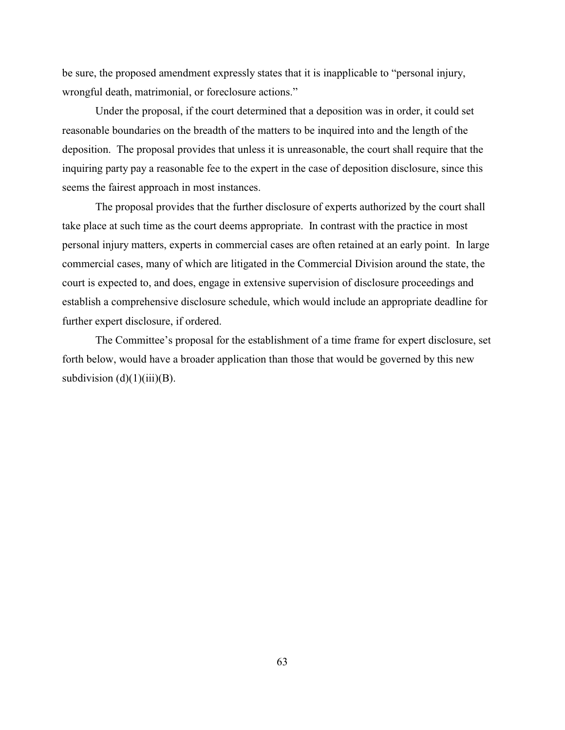be sure, the proposed amendment expressly states that it is inapplicable to "personal injury, wrongful death, matrimonial, or foreclosure actions."

Under the proposal, if the court determined that a deposition was in order, it could set reasonable boundaries on the breadth of the matters to be inquired into and the length of the deposition. The proposal provides that unless it is unreasonable, the court shall require that the inquiring party pay a reasonable fee to the expert in the case of deposition disclosure, since this seems the fairest approach in most instances.

The proposal provides that the further disclosure of experts authorized by the court shall take place at such time as the court deems appropriate. In contrast with the practice in most personal injury matters, experts in commercial cases are often retained at an early point. In large commercial cases, many of which are litigated in the Commercial Division around the state, the court is expected to, and does, engage in extensive supervision of disclosure proceedings and establish a comprehensive disclosure schedule, which would include an appropriate deadline for further expert disclosure, if ordered.

The Committee's proposal for the establishment of a time frame for expert disclosure, set forth below, would have a broader application than those that would be governed by this new subdivision (d)(1)(iii)(B).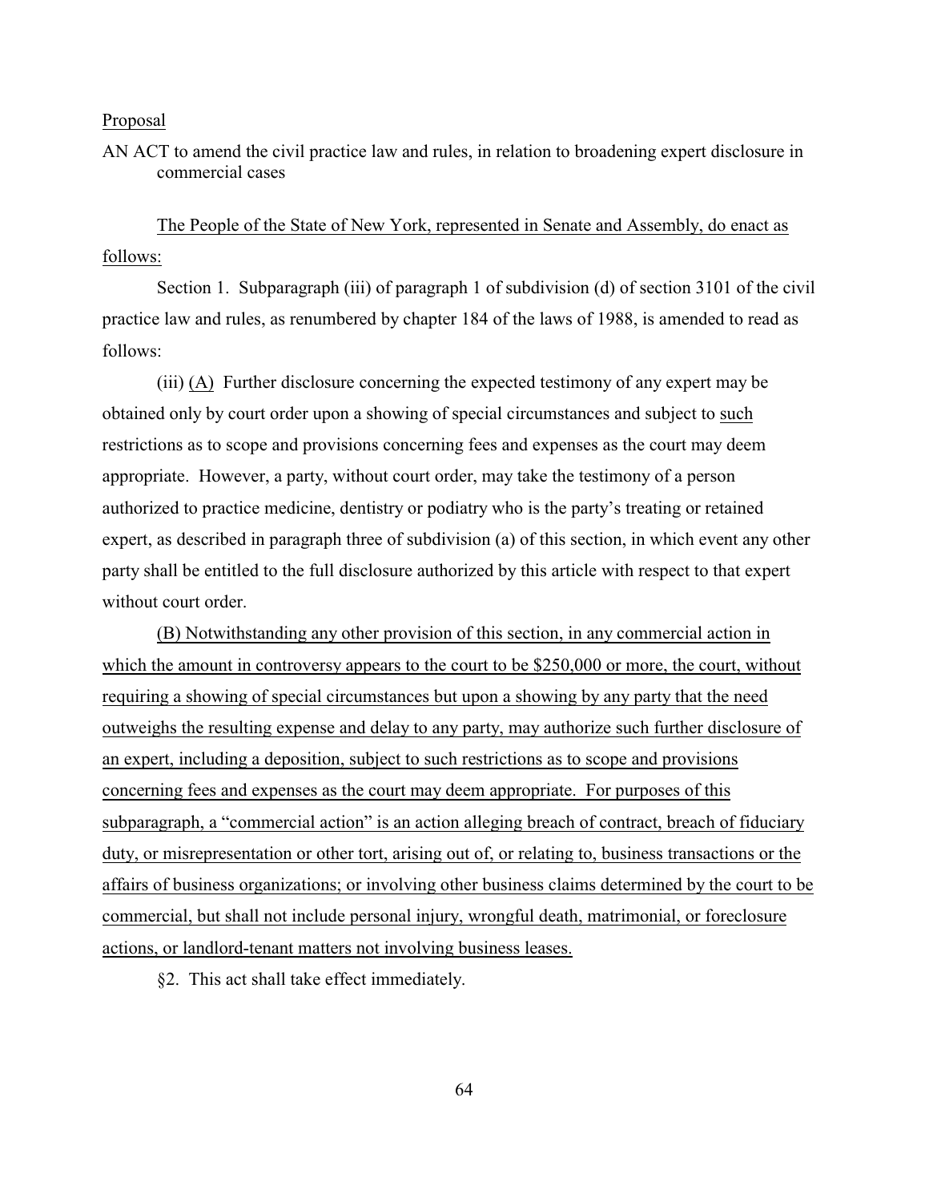Proposal

AN ACT to amend the civil practice law and rules, in relation to broadening expert disclosure in commercial cases

The People of the State of New York, represented in Senate and Assembly, do enact as follows:

Section 1. Subparagraph (iii) of paragraph 1 of subdivision (d) of section 3101 of the civil practice law and rules, as renumbered by chapter 184 of the laws of 1988, is amended to read as follows:

(iii) (A) Further disclosure concerning the expected testimony of any expert may be obtained only by court order upon a showing of special circumstances and subject to such restrictions as to scope and provisions concerning fees and expenses as the court may deem appropriate. However, a party, without court order, may take the testimony of a person authorized to practice medicine, dentistry or podiatry who is the party's treating or retained expert, as described in paragraph three of subdivision (a) of this section, in which event any other party shall be entitled to the full disclosure authorized by this article with respect to that expert without court order.

(B) Notwithstanding any other provision of this section, in any commercial action in which the amount in controversy appears to the court to be $250,000 or more, the court, without requiring a showing of special circumstances but upon a showing by any party that the need outweighs the resulting expense and delay to any party, may authorize such further disclosure of an expert, including a deposition, subject to such restrictions as to scope and provisions concerning fees and expenses as the court may deem appropriate. For purposes of this subparagraph, a "commercial action" is an action alleging breach of contract, breach of fiduciary duty, or misrepresentation or other tort, arising out of, or relating to, business transactions or the affairs of business organizations; or involving other business claims determined by the court to be commercial, but shall not include personal injury, wrongful death, matrimonial, or foreclosure actions, or landlord-tenant matters not involving business leases.

§2. This act shall take effect immediately.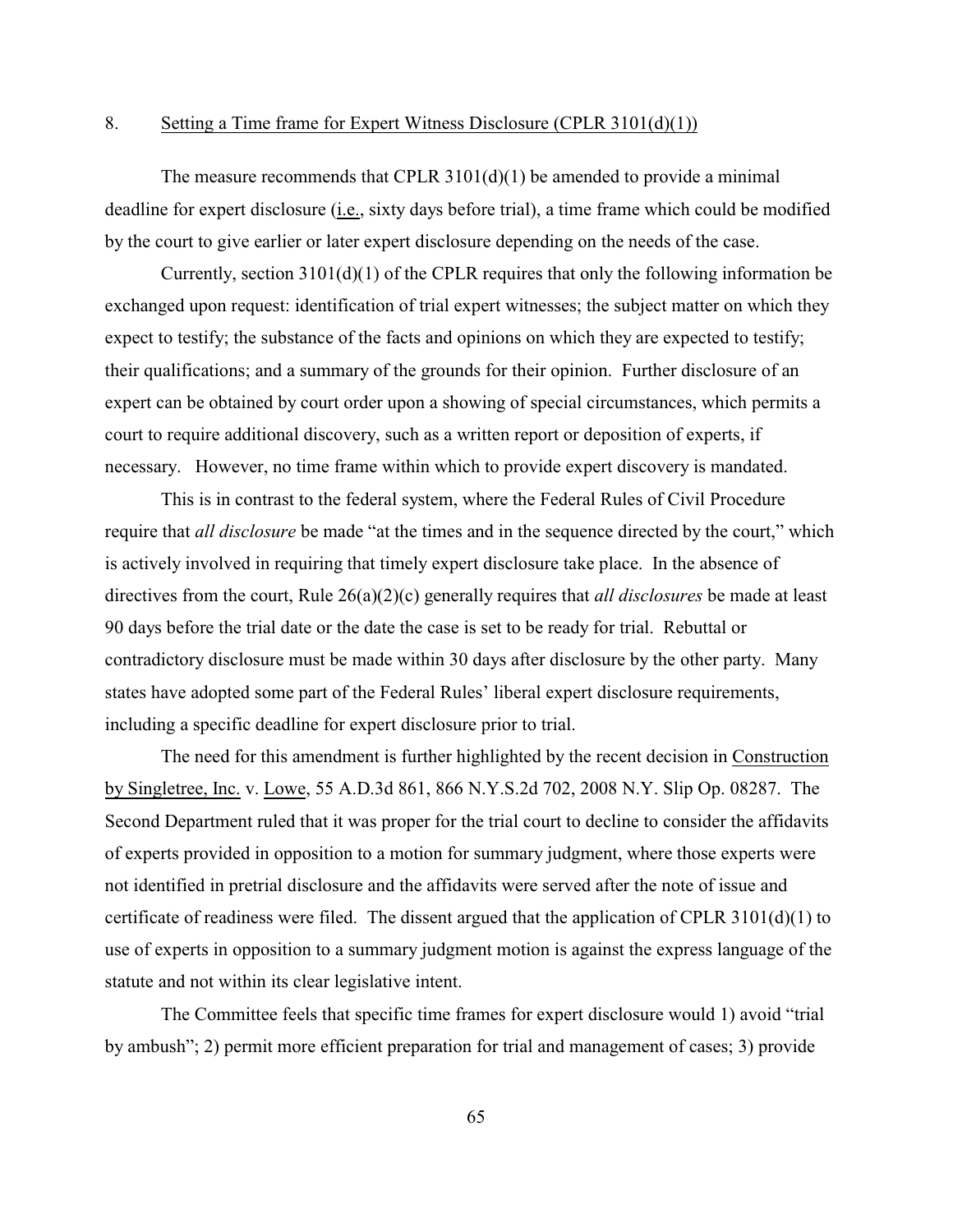8. Setting a Time frame for Expert Witness Disclosure (CPLR 3101(d)(1))

The measure recommends that CPLR 3101(d)(1) be amended to provide a minimal deadline for expert disclosure (i.e., sixty days before trial), a time frame which could be modified by the court to give earlier or later expert disclosure depending on the needs of the case.

Currently, section 3101(d)(1) of the CPLR requires that only the following information be exchanged upon request: identification of trial expert witnesses; the subject matter on which they expect to testify; the substance of the facts and opinions on which they are expected to testify; their qualifications; and a summary of the grounds for their opinion. Further disclosure of an expert can be obtained by court order upon a showing of special circumstances, which permits a court to require additional discovery, such as a written report or deposition of experts, if necessary. However, no time frame within which to provide expert discovery is mandated.

This is in contrast to the federal system, where the Federal Rules of Civil Procedure require that *all disclosure* be made "at the times and in the sequence directed by the court," which is actively involved in requiring that timely expert disclosure take place. In the absence of directives from the court, Rule 26(a)(2)(c) generally requires that *all disclosures* be made at least 90 days before the trial date or the date the case is set to be ready for trial. Rebuttal or contradictory disclosure must be made within 30 days after disclosure by the other party. Many states have adopted some part of the Federal Rules' liberal expert disclosure requirements, including a specific deadline for expert disclosure prior to trial.

The need for this amendment is further highlighted by the recent decision in Construction by Singletree, Inc. v. Lowe, 55 A.D.3d 861, 866 N.Y.S.2d 702, 2008 N.Y. Slip Op. 08287. The Second Department ruled that it was proper for the trial court to decline to consider the affidavits of experts provided in opposition to a motion for summary judgment, where those experts were not identified in pretrial disclosure and the affidavits were served after the note of issue and certificate of readiness were filed. The dissent argued that the application of CPLR 3101(d)(1) to use of experts in opposition to a summary judgment motion is against the express language of the statute and not within its clear legislative intent.

The Committee feels that specific time frames for expert disclosure would 1) avoid "trial by ambush"; 2) permit more efficient preparation for trial and management of cases; 3) provide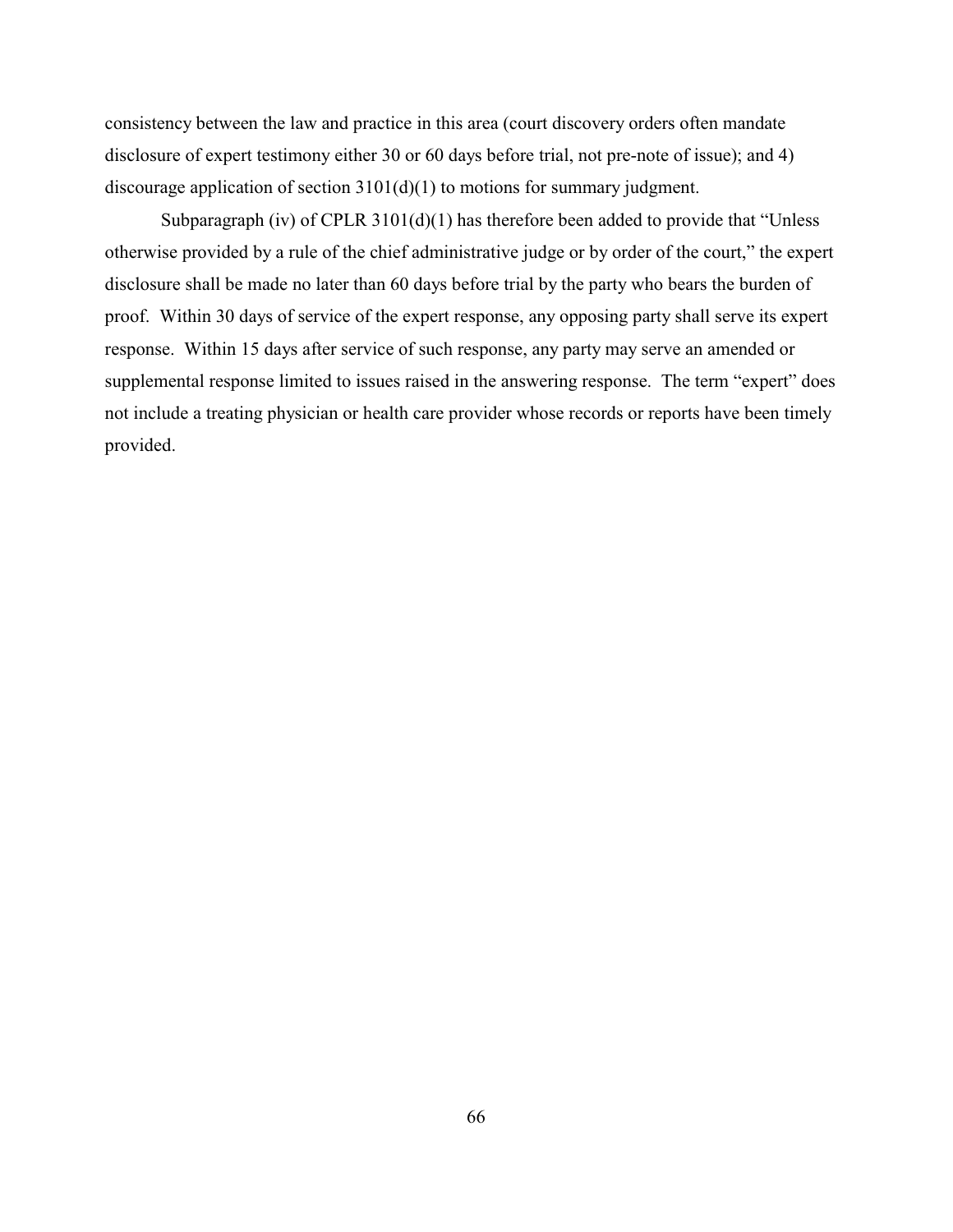consistency between the law and practice in this area (court discovery orders often mandate disclosure of expert testimony either 30 or 60 days before trial, not pre-note of issue); and 4) discourage application of section 3101(d)(1) to motions for summary judgment.

Subparagraph (iv) of CPLR 3101(d)(1) has therefore been added to provide that "Unless otherwise provided by a rule of the chief administrative judge or by order of the court," the expert disclosure shall be made no later than 60 days before trial by the party who bears the burden of proof. Within 30 days of service of the expert response, any opposing party shall serve its expert response. Within 15 days after service of such response, any party may serve an amended or supplemental response limited to issues raised in the answering response. The term "expert" does not include a treating physician or health care provider whose records or reports have been timely provided.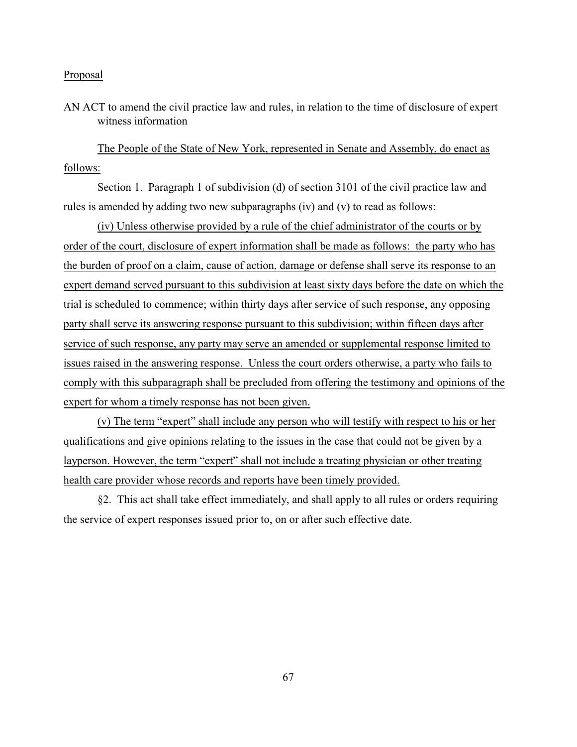Proposal

AN ACT to amend the civil practice law and rules, in relation to the time of disclosure of expert witness information

The People of the State of New York, represented in Senate and Assembly, do enact as follows:

Section 1. Paragraph 1 of subdivision (d) of section 3101 of the civil practice law and rules is amended by adding two new subparagraphs (iv) and (v) to read as follows:

(iv) Unless otherwise provided by a rule of the chief administrator of the courts or by order of the court, disclosure of expert information shall be made as follows: the party who has the burden of proof on a claim, cause of action, damage or defense shall serve its response to an expert demand served pursuant to this subdivision at least sixty days before the date on which the trial is scheduled to commence; within thirty days after service of such response, any opposing party shall serve its answering response pursuant to this subdivision; within fifteen days after service of such response, any party may serve an amended or supplemental response limited to issues raised in the answering response. Unless the court orders otherwise, a party who fails to comply with this subparagraph shall be precluded from offering the testimony and opinions of the expert for whom a timely response has not been given.

(v) The term "expert" shall include any person who will testify with respect to his or her qualifications and give opinions relating to the issues in the case that could not be given by a layperson. However, the term "expert" shall not include a treating physician or other treating health care provider whose records and reports have been timely provided.

§2. This act shall take effect immediately, and shall apply to all rules or orders requiring the service of expert responses issued prior to, on or after such effective date.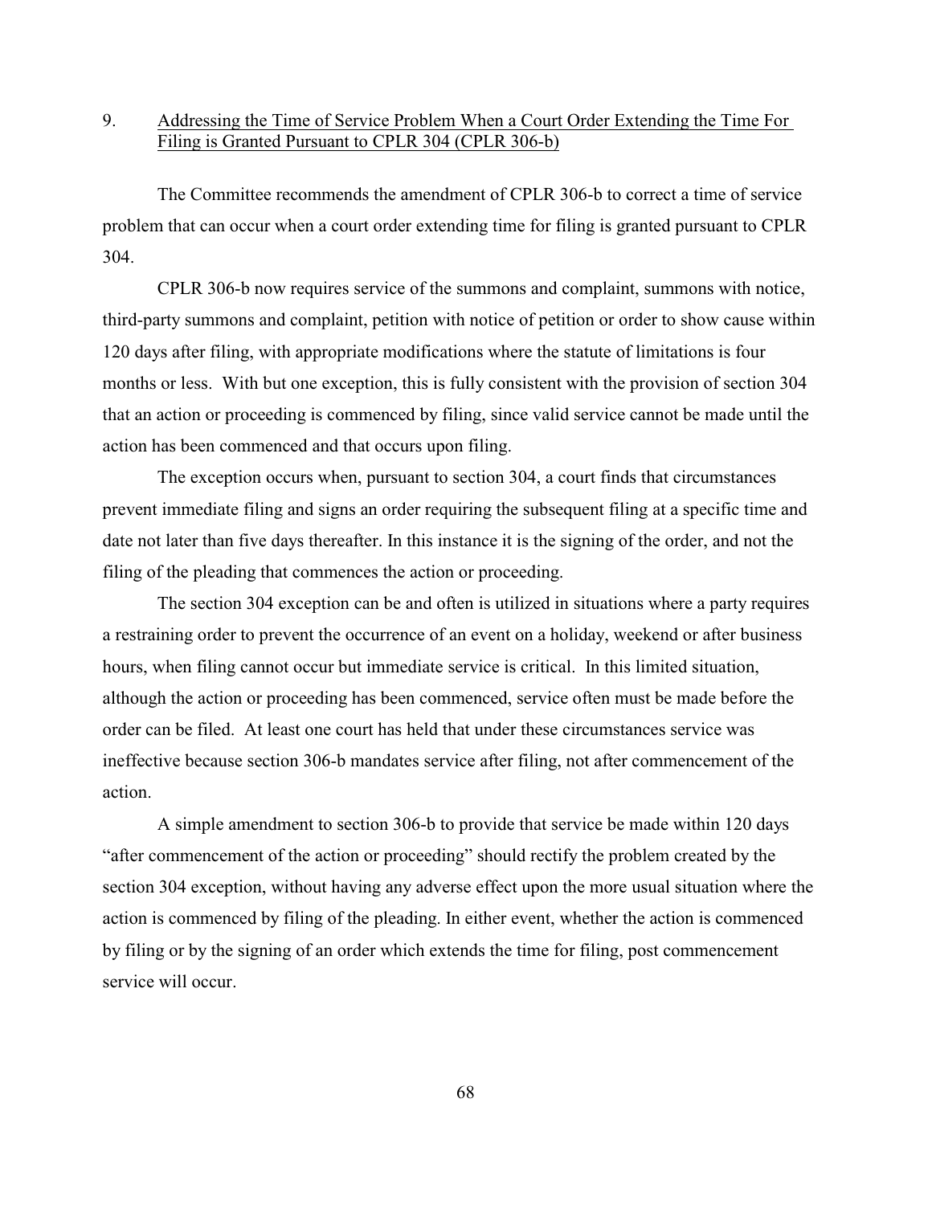## 9. Addressing the Time of Service Problem When a Court Order Extending the Time For Filing is Granted Pursuant to CPLR 304 (CPLR 306-b)

The Committee recommends the amendment of CPLR 306-b to correct a time of service problem that can occur when a court order extending time for filing is granted pursuant to CPLR 304.

CPLR 306-b now requires service of the summons and complaint, summons with notice, third-party summons and complaint, petition with notice of petition or order to show cause within 120 days after filing, with appropriate modifications where the statute of limitations is four months or less. With but one exception, this is fully consistent with the provision of section 304 that an action or proceeding is commenced by filing, since valid service cannot be made until the action has been commenced and that occurs upon filing.

The exception occurs when, pursuant to section 304, a court finds that circumstances prevent immediate filing and signs an order requiring the subsequent filing at a specific time and date not later than five days thereafter. In this instance it is the signing of the order, and not the filing of the pleading that commences the action or proceeding.

The section 304 exception can be and often is utilized in situations where a party requires a restraining order to prevent the occurrence of an event on a holiday, weekend or after business hours, when filing cannot occur but immediate service is critical. In this limited situation, although the action or proceeding has been commenced, service often must be made before the order can be filed. At least one court has held that under these circumstances service was ineffective because section 306-b mandates service after filing, not after commencement of the action.

A simple amendment to section 306-b to provide that service be made within 120 days "after commencement of the action or proceeding" should rectify the problem created by the section 304 exception, without having any adverse effect upon the more usual situation where the action is commenced by filing of the pleading. In either event, whether the action is commenced by filing or by the signing of an order which extends the time for filing, post commencement service will occur.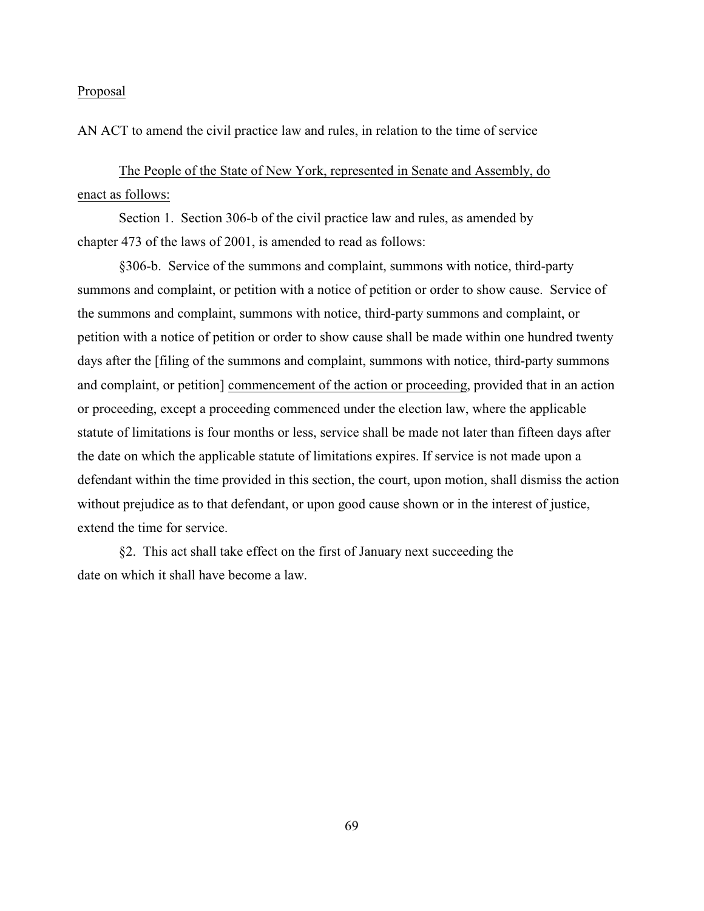Proposal

AN ACT to amend the civil practice law and rules, in relation to the time of service

The People of the State of New York, represented in Senate and Assembly, do enact as follows:

Section 1. Section 306-b of the civil practice law and rules, as amended by chapter 473 of the laws of 2001, is amended to read as follows:

§306-b. Service of the summons and complaint, summons with notice, third-party summons and complaint, or petition with a notice of petition or order to show cause. Service of the summons and complaint, summons with notice, third-party summons and complaint, or petition with a notice of petition or order to show cause shall be made within one hundred twenty days after the [filing of the summons and complaint, summons with notice, third-party summons and complaint, or petition] commencement of the action or proceeding, provided that in an action or proceeding, except a proceeding commenced under the election law, where the applicable statute of limitations is four months or less, service shall be made not later than fifteen days after the date on which the applicable statute of limitations expires. If service is not made upon a defendant within the time provided in this section, the court, upon motion, shall dismiss the action without prejudice as to that defendant, or upon good cause shown or in the interest of justice, extend the time for service.

§2. This act shall take effect on the first of January next succeeding the date on which it shall have become a law.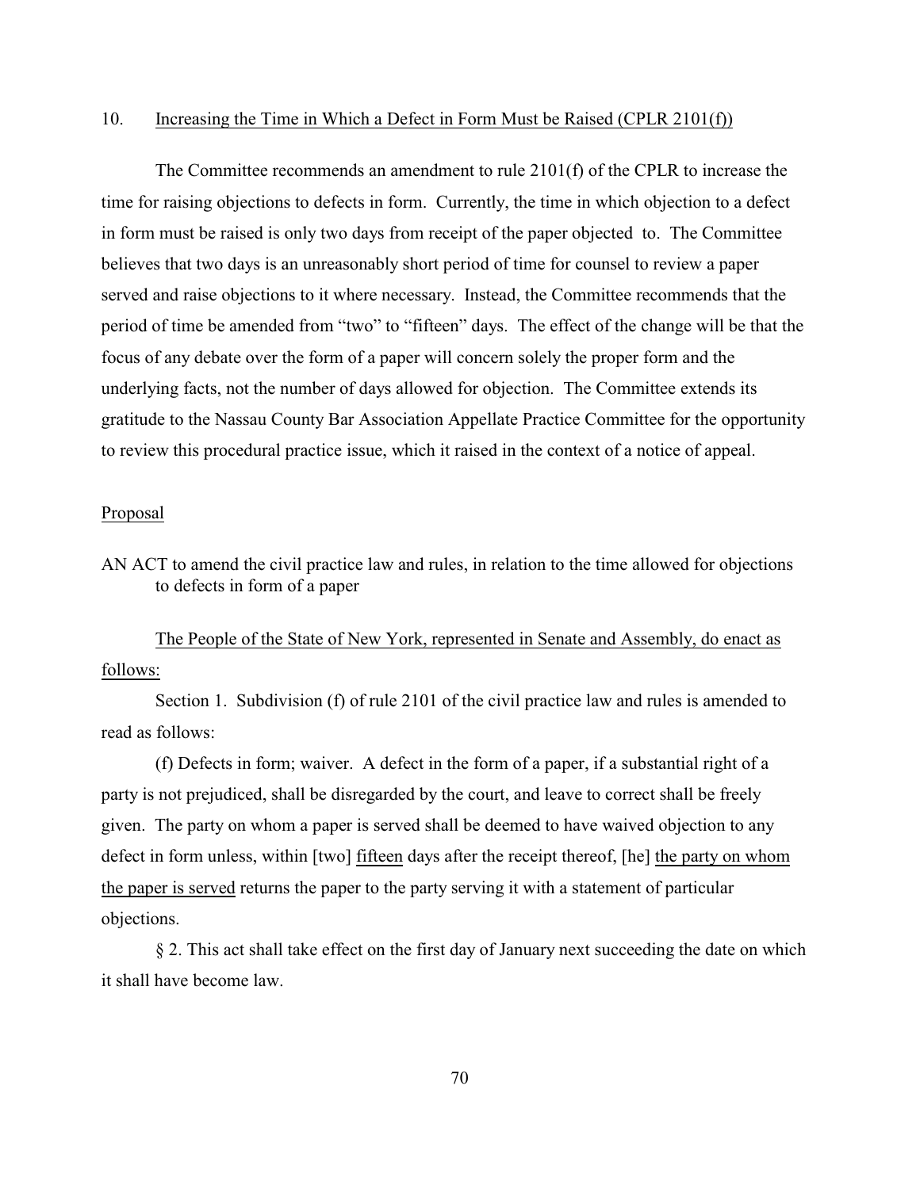10. <u>Increasing the Time in Which a Defect in Form Must be Raised (CPLR 2101(f))</u>

The Committee recommends an amendment to rule 2101(f) of the CPLR to increase the time for raising objections to defects in form. Currently, the time in which objection to a defect in form must be raised is only two days from receipt of the paper objected to. The Committee believes that two days is an unreasonably short period of time for counsel to review a paper served and raise objections to it where necessary. Instead, the Committee recommends that the period of time be amended from "two" to "fifteen" days. The effect of the change will be that the focus of any debate over the form of a paper will concern solely the proper form and the underlying facts, not the number of days allowed for objection. The Committee extends its gratitude to the Nassau County Bar Association Appellate Practice Committee for the opportunity to review this procedural practice issue, which it raised in the context of a notice of appeal.

<u>Proposal</u>

AN ACT to amend the civil practice law and rules, in relation to the time allowed for objections to defects in form of a paper

<u>The People of the State of New York, represented in Senate and Assembly, do enact as follows:</u>

Section 1. Subdivision (f) of rule 2101 of the civil practice law and rules is amended to read as follows:

(f) Defects in form; waiver. A defect in the form of a paper, if a substantial right of a party is not prejudiced, shall be disregarded by the court, and leave to correct shall be freely given. The party on whom a paper is served shall be deemed to have waived objection to any defect in form unless, within [two] <u>fifteen</u> days after the receipt thereof, [he] <u>the party on whom the paper is served</u> returns the paper to the party serving it with a statement of particular objections.

§ 2. This act shall take effect on the first day of January next succeeding the date on which it shall have become law.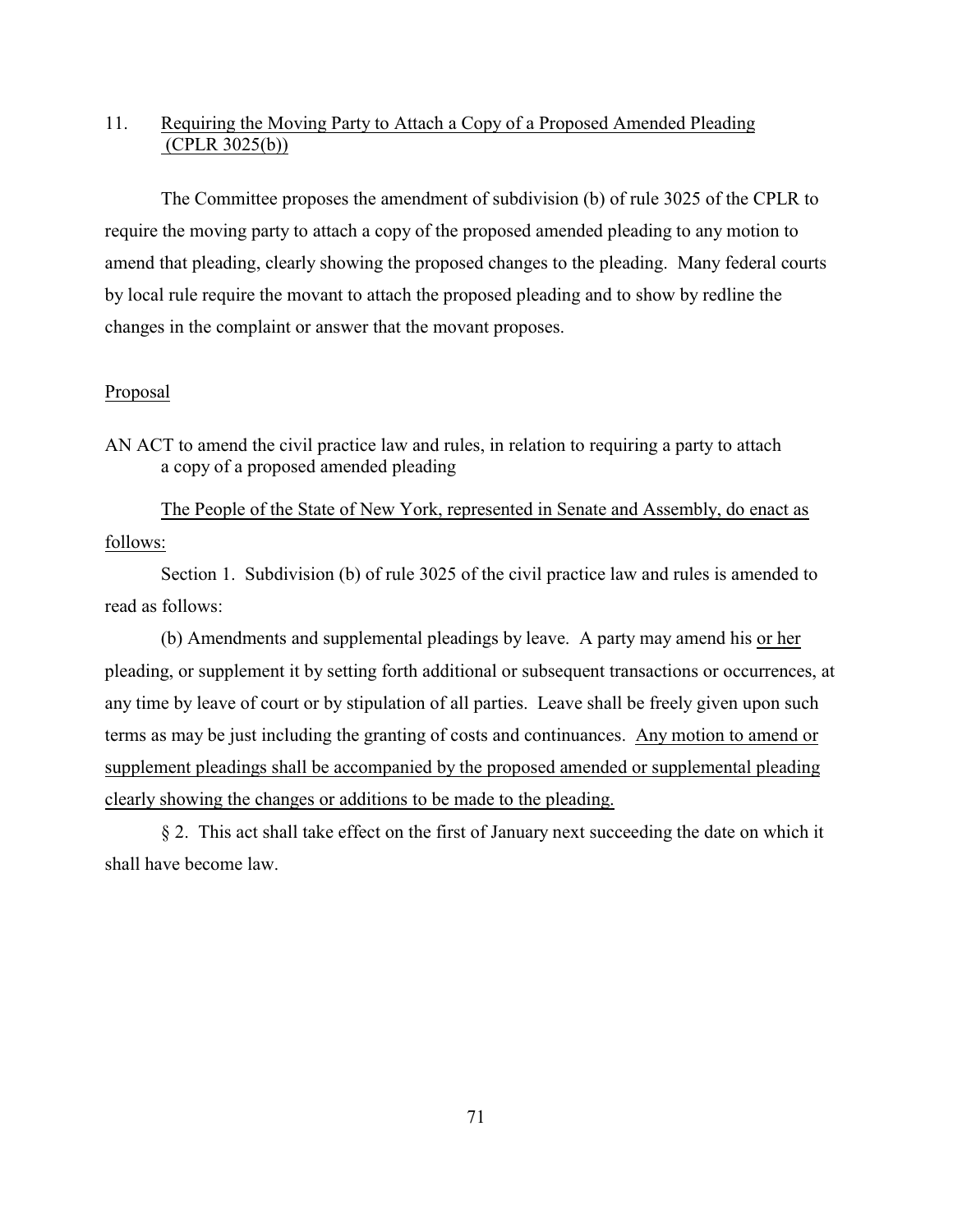11. <u>Requiring the Moving Party to Attach a Copy of a Proposed Amended Pleading (CPLR 3025(b))</u>

The Committee proposes the amendment of subdivision (b) of rule 3025 of the CPLR to require the moving party to attach a copy of the proposed amended pleading to any motion to amend that pleading, clearly showing the proposed changes to the pleading. Many federal courts by local rule require the movant to attach the proposed pleading and to show by redline the changes in the complaint or answer that the movant proposes.

<u>Proposal</u>

AN ACT to amend the civil practice law and rules, in relation to requiring a party to attach a copy of a proposed amended pleading

<u>The People of the State of New York, represented in Senate and Assembly, do enact as follows:</u>

Section 1. Subdivision (b) of rule 3025 of the civil practice law and rules is amended to read as follows:

(b) Amendments and supplemental pleadings by leave. A party may amend his <u>or her</u> pleading, or supplement it by setting forth additional or subsequent transactions or occurrences, at any time by leave of court or by stipulation of all parties. Leave shall be freely given upon such terms as may be just including the granting of costs and continuances. <u>Any motion to amend or supplement pleadings shall be accompanied by the proposed amended or supplemental pleading clearly showing the changes or additions to be made to the pleading.</u>

§ 2. This act shall take effect on the first of January next succeeding the date on which it shall have become law.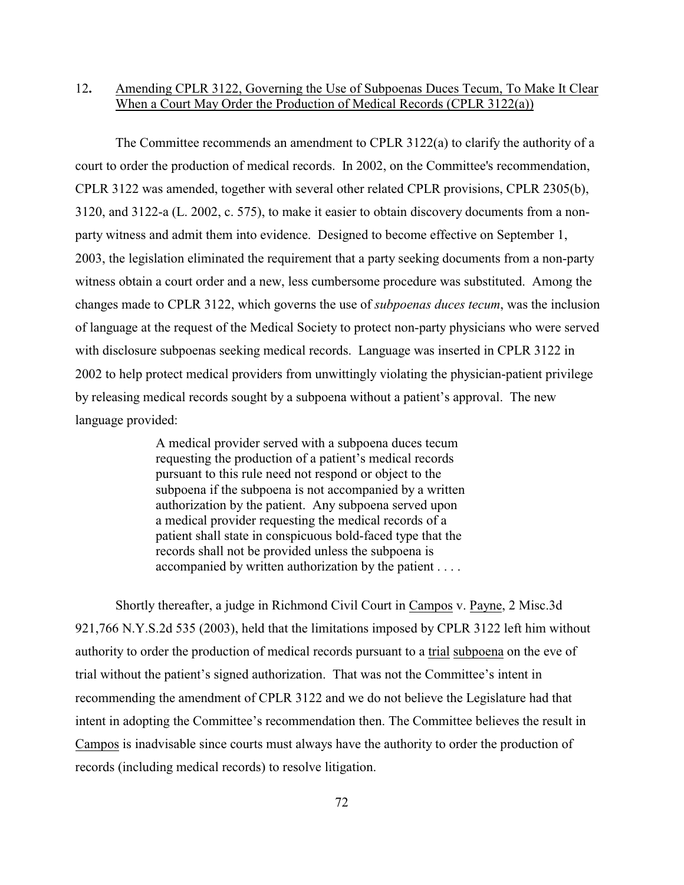## 12. Amending CPLR 3122, Governing the Use of Subpoenas Duces Tecum, To Make It Clear When a Court May Order the Production of Medical Records (CPLR 3122(a))

The Committee recommends an amendment to CPLR 3122(a) to clarify the authority of a court to order the production of medical records. In 2002, on the Committee's recommendation, CPLR 3122 was amended, together with several other related CPLR provisions, CPLR 2305(b), 3120, and 3122-a (L. 2002, c. 575), to make it easier to obtain discovery documents from a non-party witness and admit them into evidence. Designed to become effective on September 1, 2003, the legislation eliminated the requirement that a party seeking documents from a non-party witness obtain a court order and a new, less cumbersome procedure was substituted. Among the changes made to CPLR 3122, which governs the use of *subpoenas duces tecum*, was the inclusion of language at the request of the Medical Society to protect non-party physicians who were served with disclosure subpoenas seeking medical records. Language was inserted in CPLR 3122 in 2002 to help protect medical providers from unwittingly violating the physician-patient privilege by releasing medical records sought by a subpoena without a patient's approval. The new language provided:

> A medical provider served with a subpoena duces tecum requesting the production of a patient's medical records pursuant to this rule need not respond or object to the subpoena if the subpoena is not accompanied by a written authorization by the patient. Any subpoena served upon a medical provider requesting the medical records of a patient shall state in conspicuous bold-faced type that the records shall not be provided unless the subpoena is accompanied by written authorization by the patient . . . .

Shortly thereafter, a judge in Richmond Civil Court in Campos v. Payne, 2 Misc.3d 921,766 N.Y.S.2d 535 (2003), held that the limitations imposed by CPLR 3122 left him without authority to order the production of medical records pursuant to a trial subpoena on the eve of trial without the patient's signed authorization. That was not the Committee's intent in recommending the amendment of CPLR 3122 and we do not believe the Legislature had that intent in adopting the Committee's recommendation then. The Committee believes the result in Campos is inadvisable since courts must always have the authority to order the production of records (including medical records) to resolve litigation.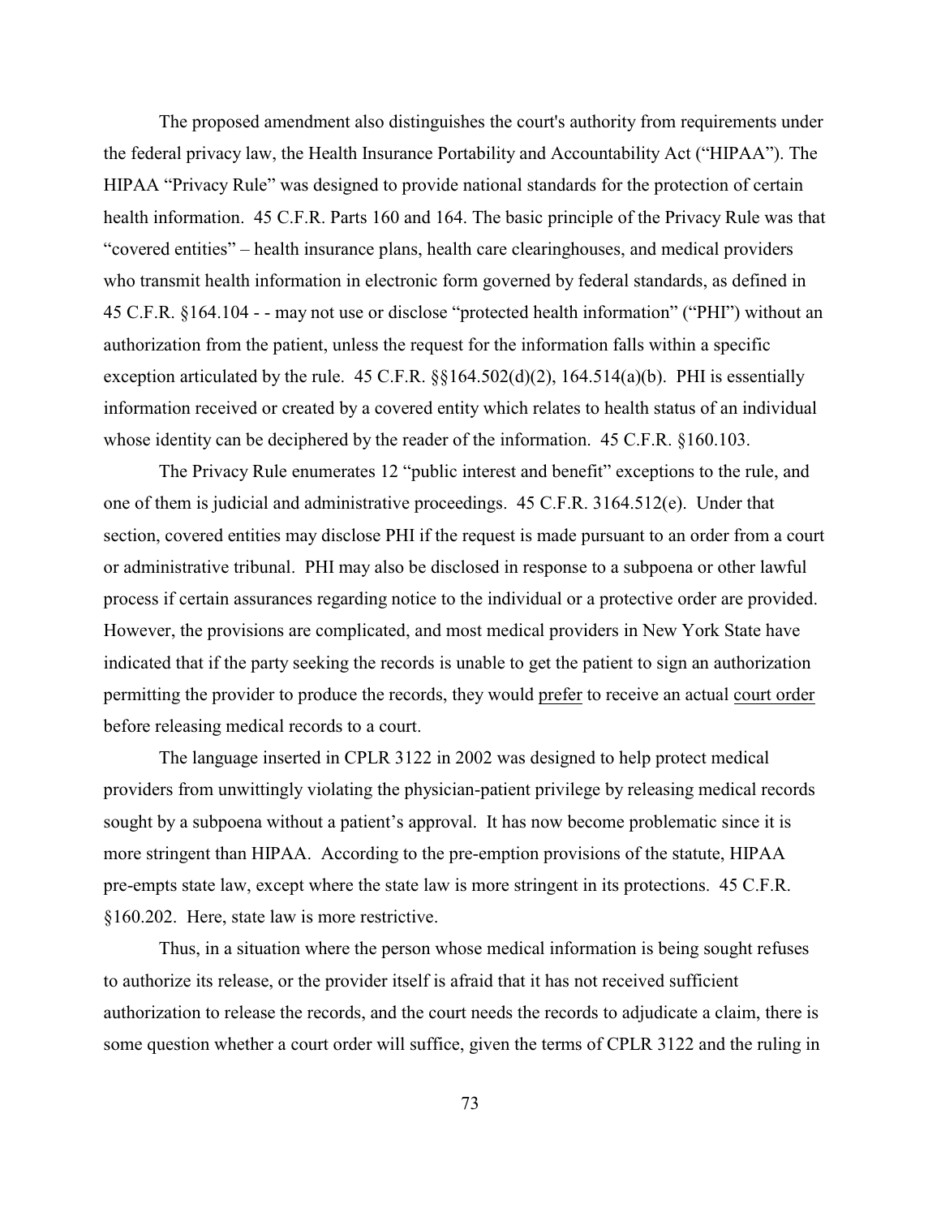The proposed amendment also distinguishes the court's authority from requirements under the federal privacy law, the Health Insurance Portability and Accountability Act ("HIPAA"). The HIPAA "Privacy Rule" was designed to provide national standards for the protection of certain health information. 45 C.F.R. Parts 160 and 164. The basic principle of the Privacy Rule was that "covered entities" – health insurance plans, health care clearinghouses, and medical providers who transmit health information in electronic form governed by federal standards, as defined in 45 C.F.R. §164.104 - - may not use or disclose "protected health information" ("PHI") without an authorization from the patient, unless the request for the information falls within a specific exception articulated by the rule. 45 C.F.R. §§164.502(d)(2), 164.514(a)(b). PHI is essentially information received or created by a covered entity which relates to health status of an individual whose identity can be deciphered by the reader of the information. 45 C.F.R. §160.103.

The Privacy Rule enumerates 12 "public interest and benefit" exceptions to the rule, and one of them is judicial and administrative proceedings. 45 C.F.R. 3164.512(e). Under that section, covered entities may disclose PHI if the request is made pursuant to an order from a court or administrative tribunal. PHI may also be disclosed in response to a subpoena or other lawful process if certain assurances regarding notice to the individual or a protective order are provided. However, the provisions are complicated, and most medical providers in New York State have indicated that if the party seeking the records is unable to get the patient to sign an authorization permitting the provider to produce the records, they would <u>prefer</u> to receive an actual <u>court order</u> before releasing medical records to a court.

The language inserted in CPLR 3122 in 2002 was designed to help protect medical providers from unwittingly violating the physician-patient privilege by releasing medical records sought by a subpoena without a patient's approval. It has now become problematic since it is more stringent than HIPAA. According to the pre-emption provisions of the statute, HIPAA pre-empts state law, except where the state law is more stringent in its protections. 45 C.F.R. §160.202. Here, state law is more restrictive.

Thus, in a situation where the person whose medical information is being sought refuses to authorize its release, or the provider itself is afraid that it has not received sufficient authorization to release the records, and the court needs the records to adjudicate a claim, there is some question whether a court order will suffice, given the terms of CPLR 3122 and the ruling in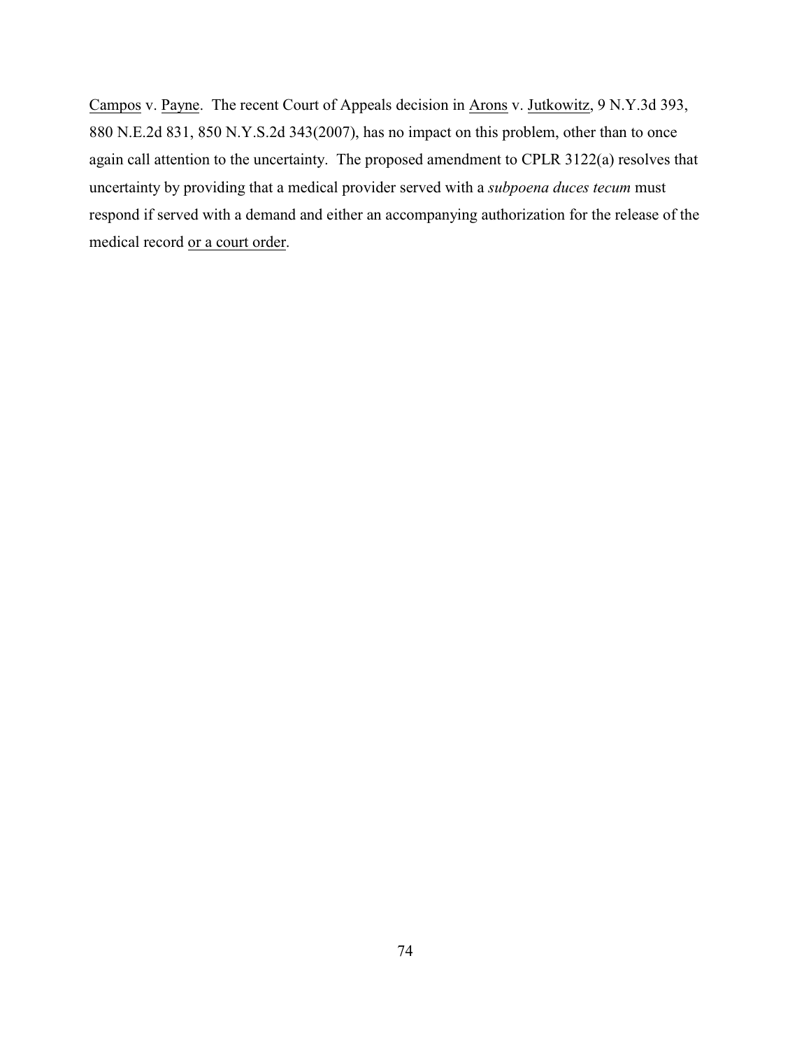Campos v. Payne. The recent Court of Appeals decision in Arons v. Jutkowitz, 9 N.Y.3d 393, 880 N.E.2d 831, 850 N.Y.S.2d 343(2007), has no impact on this problem, other than to once again call attention to the uncertainty. The proposed amendment to CPLR 3122(a) resolves that uncertainty by providing that a medical provider served with a *subpoena duces tecum* must respond if served with a demand and either an accompanying authorization for the release of the medical record <u>or a court order</u>.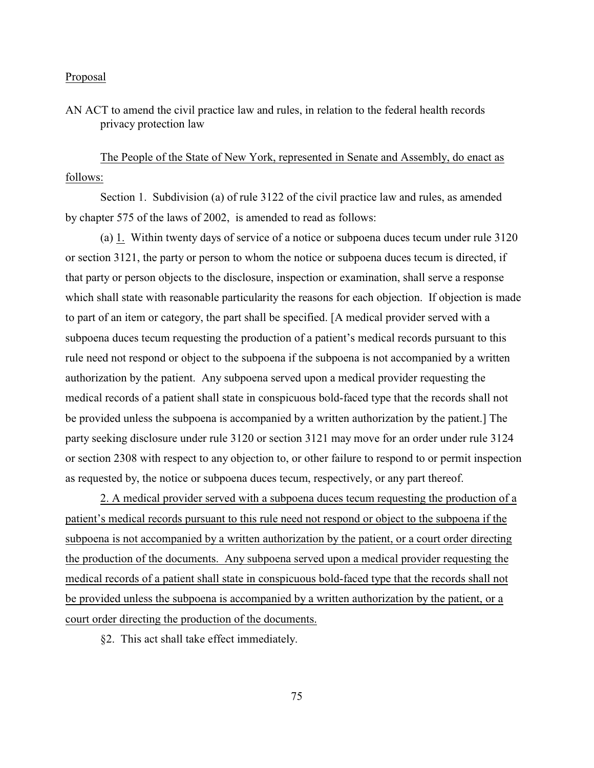Proposal

AN ACT to amend the civil practice law and rules, in relation to the federal health records privacy protection law

The People of the State of New York, represented in Senate and Assembly, do enact as follows:

Section 1. Subdivision (a) of rule 3122 of the civil practice law and rules, as amended by chapter 575 of the laws of 2002, is amended to read as follows:

(a) 1. Within twenty days of service of a notice or subpoena duces tecum under rule 3120 or section 3121, the party or person to whom the notice or subpoena duces tecum is directed, if that party or person objects to the disclosure, inspection or examination, shall serve a response which shall state with reasonable particularity the reasons for each objection. If objection is made to part of an item or category, the part shall be specified. [A medical provider served with a subpoena duces tecum requesting the production of a patient's medical records pursuant to this rule need not respond or object to the subpoena if the subpoena is not accompanied by a written authorization by the patient. Any subpoena served upon a medical provider requesting the medical records of a patient shall state in conspicuous bold-faced type that the records shall not be provided unless the subpoena is accompanied by a written authorization by the patient.] The party seeking disclosure under rule 3120 or section 3121 may move for an order under rule 3124 or section 2308 with respect to any objection to, or other failure to respond to or permit inspection as requested by, the notice or subpoena duces tecum, respectively, or any part thereof.

2. A medical provider served with a subpoena duces tecum requesting the production of a patient's medical records pursuant to this rule need not respond or object to the subpoena if the subpoena is not accompanied by a written authorization by the patient, or a court order directing the production of the documents. Any subpoena served upon a medical provider requesting the medical records of a patient shall state in conspicuous bold-faced type that the records shall not be provided unless the subpoena is accompanied by a written authorization by the patient, or a court order directing the production of the documents.

§2. This act shall take effect immediately.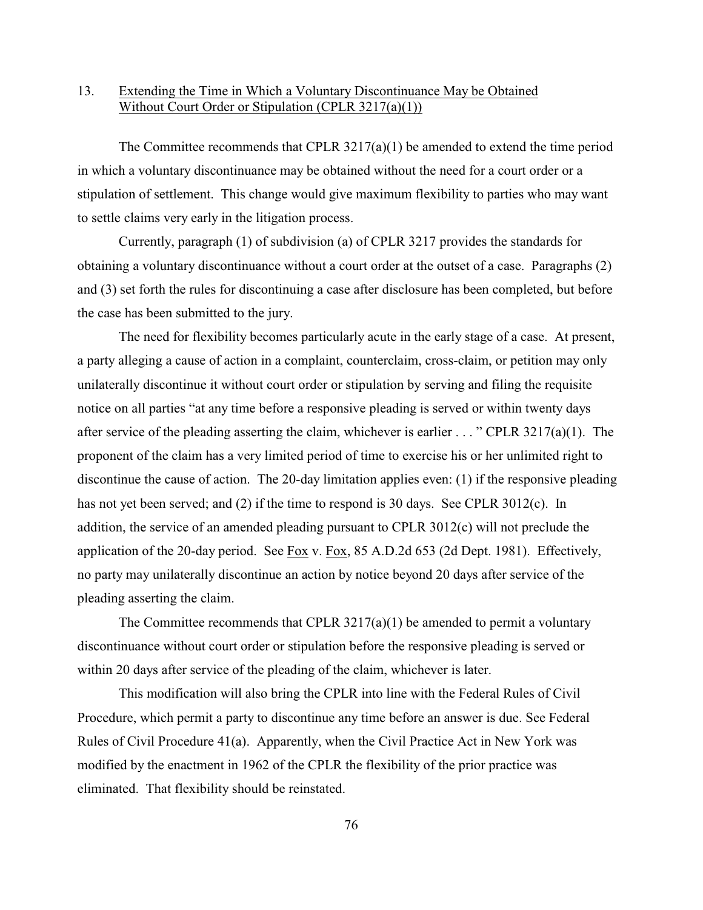13. Extending the Time in Which a Voluntary Discontinuance May be Obtained Without Court Order or Stipulation (CPLR 3217(a)(1))

The Committee recommends that CPLR 3217(a)(1) be amended to extend the time period in which a voluntary discontinuance may be obtained without the need for a court order or a stipulation of settlement. This change would give maximum flexibility to parties who may want to settle claims very early in the litigation process.

Currently, paragraph (1) of subdivision (a) of CPLR 3217 provides the standards for obtaining a voluntary discontinuance without a court order at the outset of a case. Paragraphs (2) and (3) set forth the rules for discontinuing a case after disclosure has been completed, but before the case has been submitted to the jury.

The need for flexibility becomes particularly acute in the early stage of a case. At present, a party alleging a cause of action in a complaint, counterclaim, cross-claim, or petition may only unilaterally discontinue it without court order or stipulation by serving and filing the requisite notice on all parties "at any time before a responsive pleading is served or within twenty days after service of the pleading asserting the claim, whichever is earlier . . . " CPLR 3217(a)(1). The proponent of the claim has a very limited period of time to exercise his or her unlimited right to discontinue the cause of action. The 20-day limitation applies even: (1) if the responsive pleading has not yet been served; and (2) if the time to respond is 30 days. See CPLR 3012(c). In addition, the service of an amended pleading pursuant to CPLR 3012(c) will not preclude the application of the 20-day period. See Fox v. Fox, 85 A.D.2d 653 (2d Dept. 1981). Effectively, no party may unilaterally discontinue an action by notice beyond 20 days after service of the pleading asserting the claim.

The Committee recommends that CPLR 3217(a)(1) be amended to permit a voluntary discontinuance without court order or stipulation before the responsive pleading is served or within 20 days after service of the pleading of the claim, whichever is later.

This modification will also bring the CPLR into line with the Federal Rules of Civil Procedure, which permit a party to discontinue any time before an answer is due. See Federal Rules of Civil Procedure 41(a). Apparently, when the Civil Practice Act in New York was modified by the enactment in 1962 of the CPLR the flexibility of the prior practice was eliminated. That flexibility should be reinstated.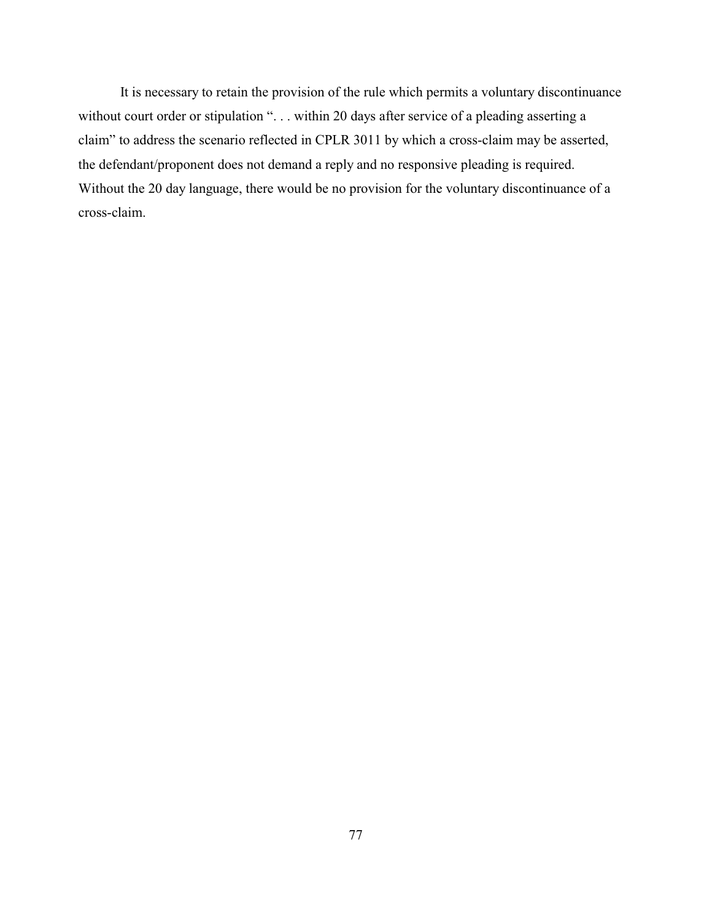It is necessary to retain the provision of the rule which permits a voluntary discontinuance without court order or stipulation ". . . within 20 days after service of a pleading asserting a claim" to address the scenario reflected in CPLR 3011 by which a cross-claim may be asserted, the defendant/proponent does not demand a reply and no responsive pleading is required. Without the 20 day language, there would be no provision for the voluntary discontinuance of a cross-claim.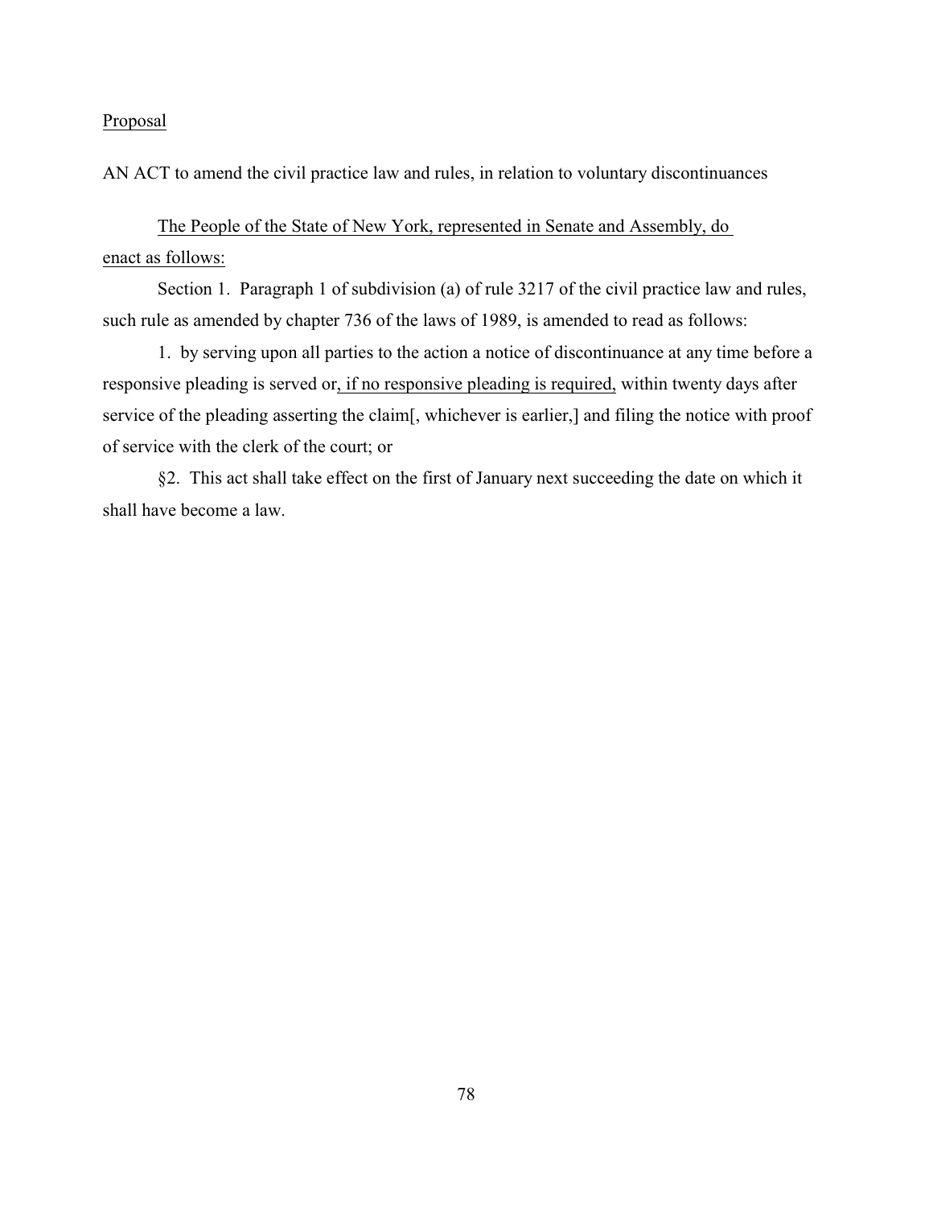<u>Proposal</u>

AN ACT to amend the civil practice law and rules, in relation to voluntary discontinuances

<u>The People of the State of New York, represented in Senate and Assembly, do enact as follows:</u>

Section 1. Paragraph 1 of subdivision (a) of rule 3217 of the civil practice law and rules, such rule as amended by chapter 736 of the laws of 1989, is amended to read as follows:

1. by serving upon all parties to the action a notice of discontinuance at any time before a responsive pleading is served or<u>, if no responsive pleading is required,</u> within twenty days after service of the pleading asserting the claim[, whichever is earlier,] and filing the notice with proof of service with the clerk of the court; or

§2. This act shall take effect on the first of January next succeeding the date on which it shall have become a law.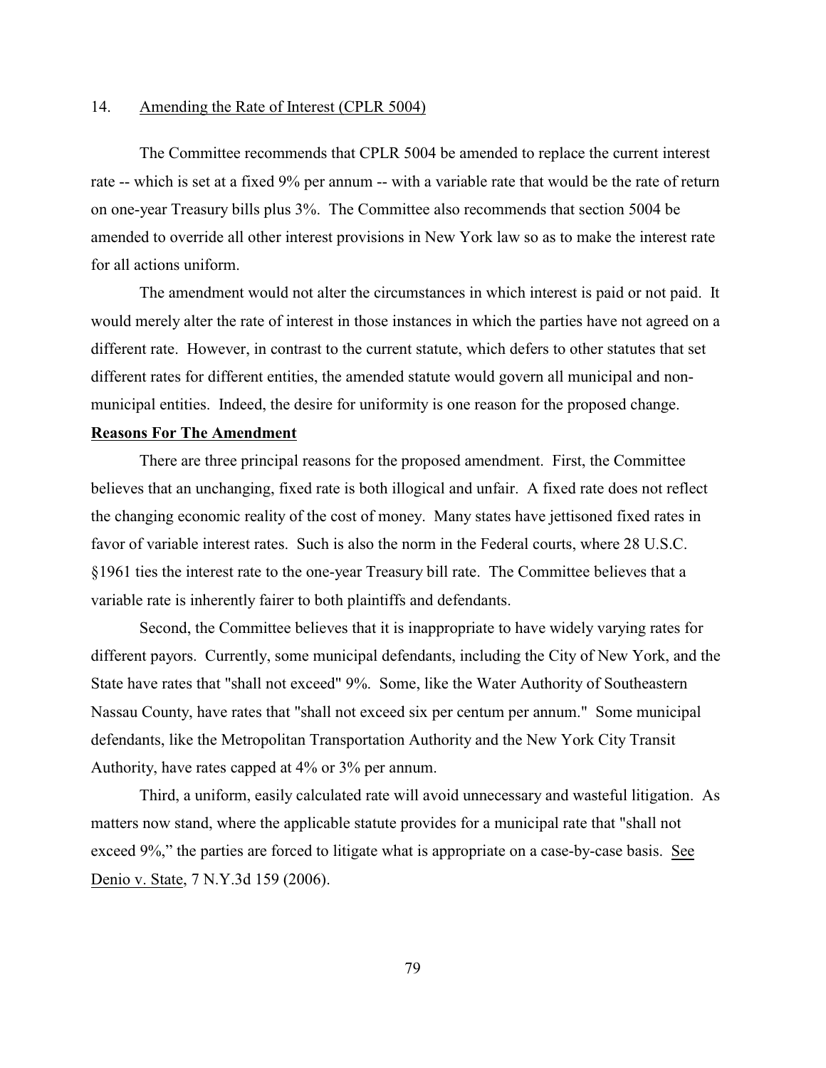14. <u>Amending the Rate of Interest (CPLR 5004)</u>

The Committee recommends that CPLR 5004 be amended to replace the current interest rate -- which is set at a fixed 9% per annum -- with a variable rate that would be the rate of return on one-year Treasury bills plus 3%. The Committee also recommends that section 5004 be amended to override all other interest provisions in New York law so as to make the interest rate for all actions uniform.

The amendment would not alter the circumstances in which interest is paid or not paid. It would merely alter the rate of interest in those instances in which the parties have not agreed on a different rate. However, in contrast to the current statute, which defers to other statutes that set different rates for different entities, the amended statute would govern all municipal and non-municipal entities. Indeed, the desire for uniformity is one reason for the proposed change.

**<u>Reasons For The Amendment</u>**

There are three principal reasons for the proposed amendment. First, the Committee believes that an unchanging, fixed rate is both illogical and unfair. A fixed rate does not reflect the changing economic reality of the cost of money. Many states have jettisoned fixed rates in favor of variable interest rates. Such is also the norm in the Federal courts, where 28 U.S.C. §1961 ties the interest rate to the one-year Treasury bill rate. The Committee believes that a variable rate is inherently fairer to both plaintiffs and defendants.

Second, the Committee believes that it is inappropriate to have widely varying rates for different payors. Currently, some municipal defendants, including the City of New York, and the State have rates that "shall not exceed" 9%. Some, like the Water Authority of Southeastern Nassau County, have rates that "shall not exceed six per centum per annum." Some municipal defendants, like the Metropolitan Transportation Authority and the New York City Transit Authority, have rates capped at 4% or 3% per annum.

Third, a uniform, easily calculated rate will avoid unnecessary and wasteful litigation. As matters now stand, where the applicable statute provides for a municipal rate that "shall not exceed 9%," the parties are forced to litigate what is appropriate on a case-by-case basis. <u>See</u> <u>Denio v. State</u>, 7 N.Y.3d 159 (2006).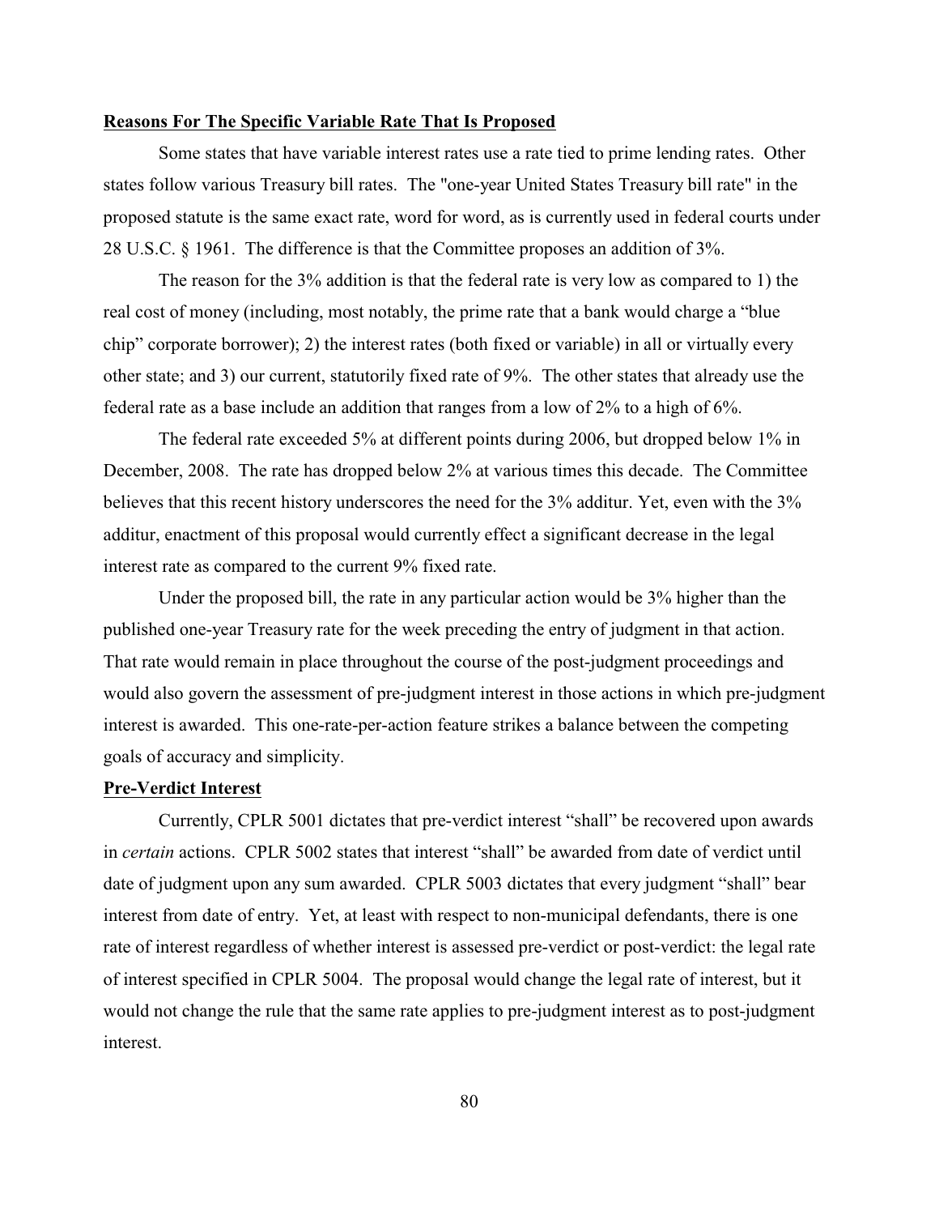**Reasons For The Specific Variable Rate That Is Proposed**

Some states that have variable interest rates use a rate tied to prime lending rates. Other states follow various Treasury bill rates. The "one-year United States Treasury bill rate" in the proposed statute is the same exact rate, word for word, as is currently used in federal courts under 28 U.S.C. § 1961. The difference is that the Committee proposes an addition of 3%.

The reason for the 3% addition is that the federal rate is very low as compared to 1) the real cost of money (including, most notably, the prime rate that a bank would charge a "blue chip" corporate borrower); 2) the interest rates (both fixed or variable) in all or virtually every other state; and 3) our current, statutorily fixed rate of 9%. The other states that already use the federal rate as a base include an addition that ranges from a low of 2% to a high of 6%.

The federal rate exceeded 5% at different points during 2006, but dropped below 1% in December, 2008. The rate has dropped below 2% at various times this decade. The Committee believes that this recent history underscores the need for the 3% additur. Yet, even with the 3% additur, enactment of this proposal would currently effect a significant decrease in the legal interest rate as compared to the current 9% fixed rate.

Under the proposed bill, the rate in any particular action would be 3% higher than the published one-year Treasury rate for the week preceding the entry of judgment in that action. That rate would remain in place throughout the course of the post-judgment proceedings and would also govern the assessment of pre-judgment interest in those actions in which pre-judgment interest is awarded. This one-rate-per-action feature strikes a balance between the competing goals of accuracy and simplicity.

**Pre-Verdict Interest**

Currently, CPLR 5001 dictates that pre-verdict interest "shall" be recovered upon awards in *certain* actions. CPLR 5002 states that interest "shall" be awarded from date of verdict until date of judgment upon any sum awarded. CPLR 5003 dictates that every judgment "shall" bear interest from date of entry. Yet, at least with respect to non-municipal defendants, there is one rate of interest regardless of whether interest is assessed pre-verdict or post-verdict: the legal rate of interest specified in CPLR 5004. The proposal would change the legal rate of interest, but it would not change the rule that the same rate applies to pre-judgment interest as to post-judgment interest.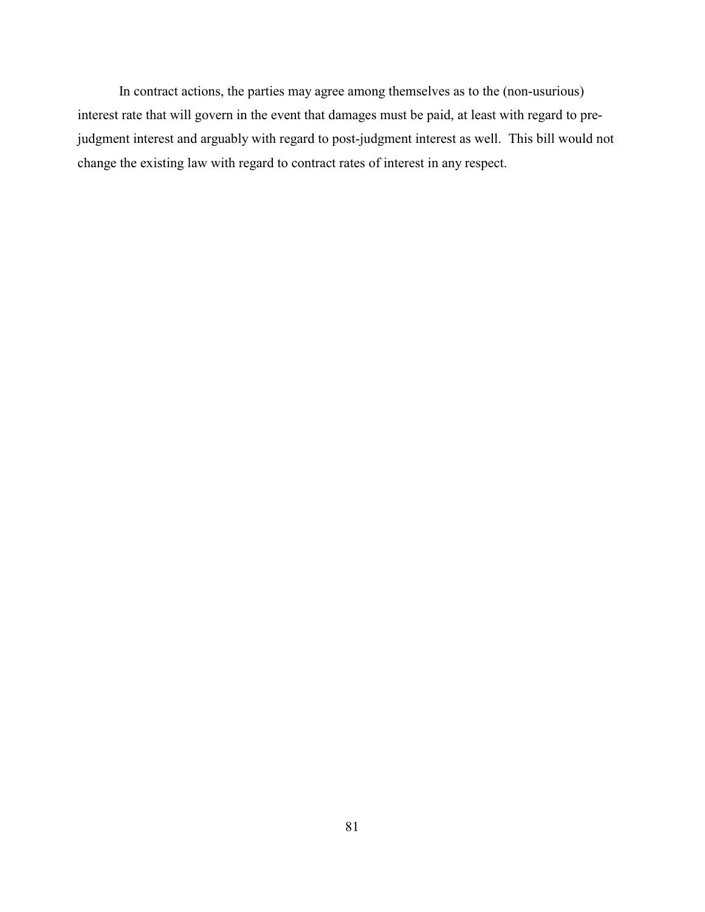In contract actions, the parties may agree among themselves as to the (non-usurious) interest rate that will govern in the event that damages must be paid, at least with regard to pre-judgment interest and arguably with regard to post-judgment interest as well. This bill would not change the existing law with regard to contract rates of interest in any respect.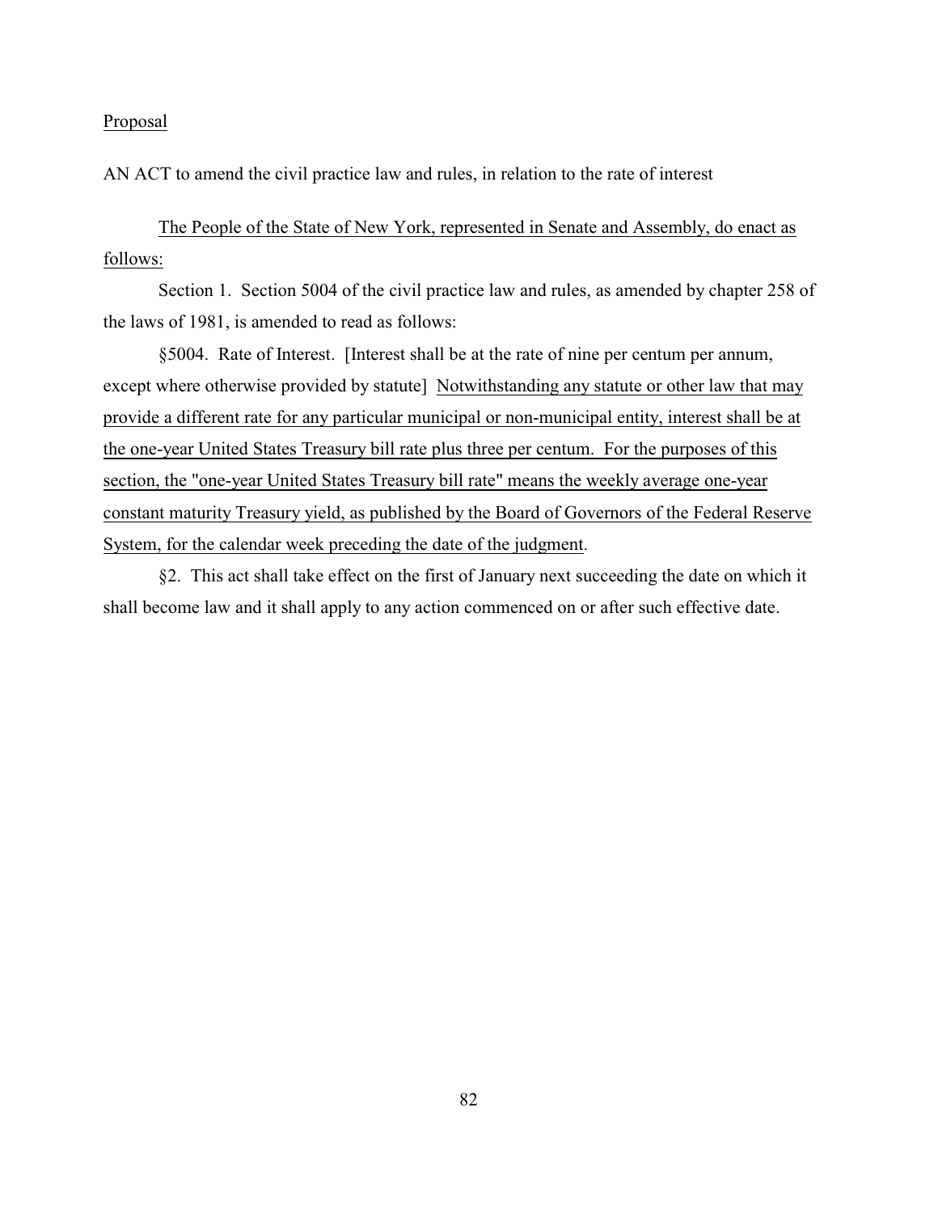Proposal

AN ACT to amend the civil practice law and rules, in relation to the rate of interest

The People of the State of New York, represented in Senate and Assembly, do enact as follows:

Section 1. Section 5004 of the civil practice law and rules, as amended by chapter 258 of the laws of 1981, is amended to read as follows:

§5004. Rate of Interest. [Interest shall be at the rate of nine per centum per annum, except where otherwise provided by statute] Notwithstanding any statute or other law that may provide a different rate for any particular municipal or non-municipal entity, interest shall be at the one-year United States Treasury bill rate plus three per centum. For the purposes of this section, the "one-year United States Treasury bill rate" means the weekly average one-year constant maturity Treasury yield, as published by the Board of Governors of the Federal Reserve System, for the calendar week preceding the date of the judgment.

§2. This act shall take effect on the first of January next succeeding the date on which it shall become law and it shall apply to any action commenced on or after such effective date.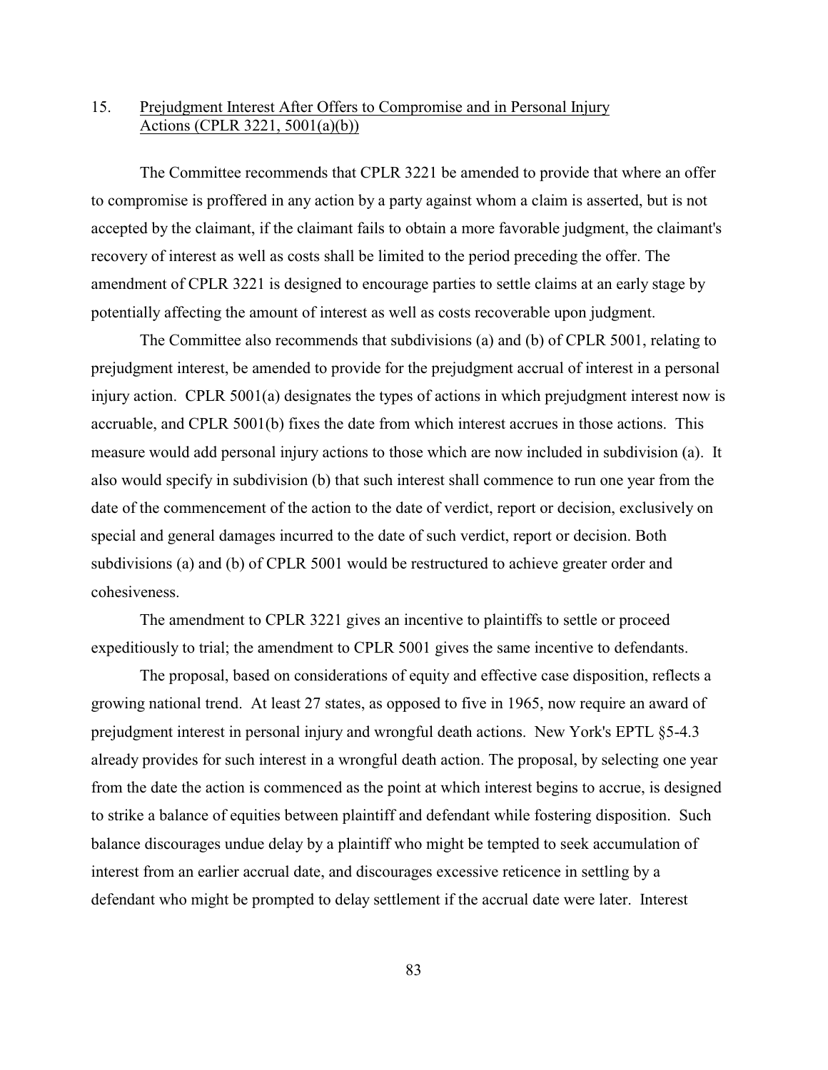15. Prejudgment Interest After Offers to Compromise and in Personal Injury Actions (CPLR 3221, 5001(a)(b))

The Committee recommends that CPLR 3221 be amended to provide that where an offer to compromise is proffered in any action by a party against whom a claim is asserted, but is not accepted by the claimant, if the claimant fails to obtain a more favorable judgment, the claimant's recovery of interest as well as costs shall be limited to the period preceding the offer. The amendment of CPLR 3221 is designed to encourage parties to settle claims at an early stage by potentially affecting the amount of interest as well as costs recoverable upon judgment.

The Committee also recommends that subdivisions (a) and (b) of CPLR 5001, relating to prejudgment interest, be amended to provide for the prejudgment accrual of interest in a personal injury action. CPLR 5001(a) designates the types of actions in which prejudgment interest now is accruable, and CPLR 5001(b) fixes the date from which interest accrues in those actions. This measure would add personal injury actions to those which are now included in subdivision (a). It also would specify in subdivision (b) that such interest shall commence to run one year from the date of the commencement of the action to the date of verdict, report or decision, exclusively on special and general damages incurred to the date of such verdict, report or decision. Both subdivisions (a) and (b) of CPLR 5001 would be restructured to achieve greater order and cohesiveness.

The amendment to CPLR 3221 gives an incentive to plaintiffs to settle or proceed expeditiously to trial; the amendment to CPLR 5001 gives the same incentive to defendants.

The proposal, based on considerations of equity and effective case disposition, reflects a growing national trend. At least 27 states, as opposed to five in 1965, now require an award of prejudgment interest in personal injury and wrongful death actions. New York's EPTL §5-4.3 already provides for such interest in a wrongful death action. The proposal, by selecting one year from the date the action is commenced as the point at which interest begins to accrue, is designed to strike a balance of equities between plaintiff and defendant while fostering disposition. Such balance discourages undue delay by a plaintiff who might be tempted to seek accumulation of interest from an earlier accrual date, and discourages excessive reticence in settling by a defendant who might be prompted to delay settlement if the accrual date were later. Interest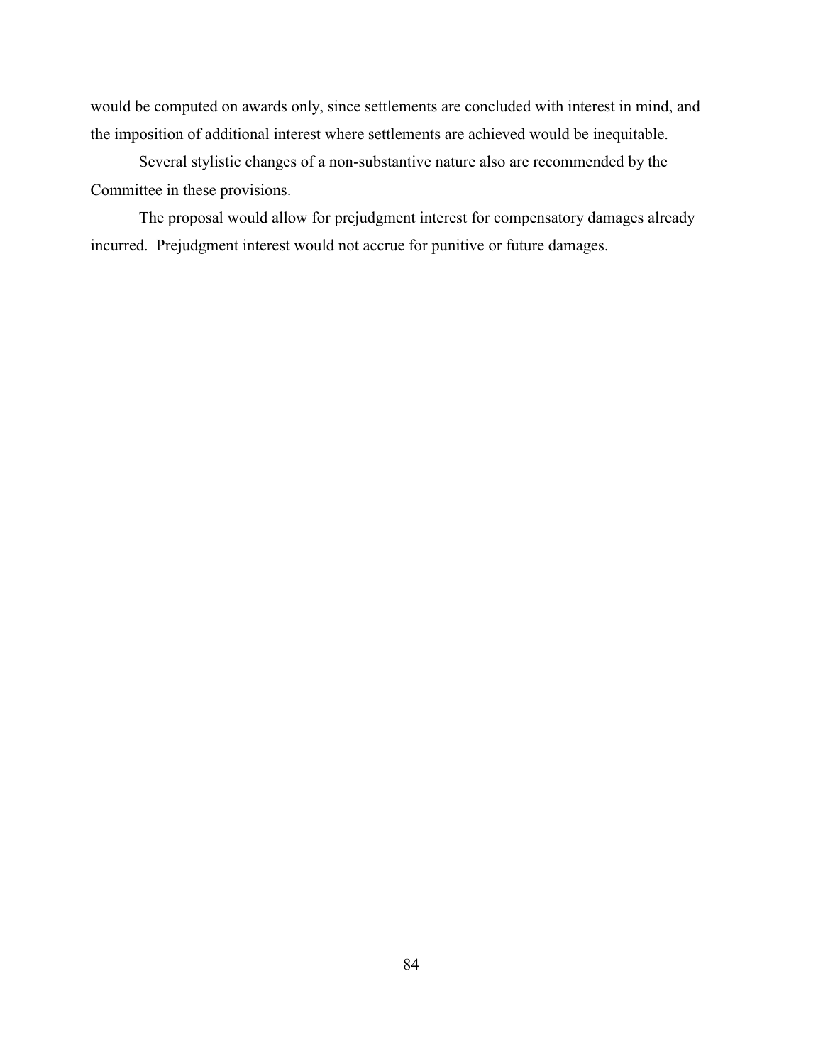would be computed on awards only, since settlements are concluded with interest in mind, and the imposition of additional interest where settlements are achieved would be inequitable.

Several stylistic changes of a non-substantive nature also are recommended by the Committee in these provisions.

The proposal would allow for prejudgment interest for compensatory damages already incurred. Prejudgment interest would not accrue for punitive or future damages.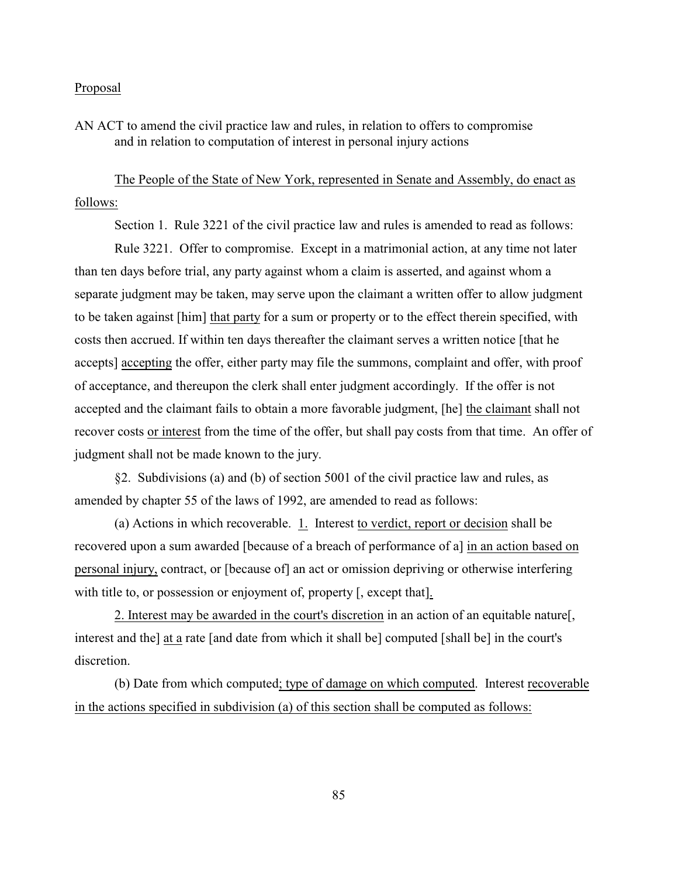Proposal

AN ACT to amend the civil practice law and rules, in relation to offers to compromise and in relation to computation of interest in personal injury actions

The People of the State of New York, represented in Senate and Assembly, do enact as follows:

Section 1. Rule 3221 of the civil practice law and rules is amended to read as follows:

Rule 3221. Offer to compromise. Except in a matrimonial action, at any time not later than ten days before trial, any party against whom a claim is asserted, and against whom a separate judgment may be taken, may serve upon the claimant a written offer to allow judgment to be taken against [him] that party for a sum or property or to the effect therein specified, with costs then accrued. If within ten days thereafter the claimant serves a written notice [that he accepts] accepting the offer, either party may file the summons, complaint and offer, with proof of acceptance, and thereupon the clerk shall enter judgment accordingly. If the offer is not accepted and the claimant fails to obtain a more favorable judgment, [he] the claimant shall not recover costs or interest from the time of the offer, but shall pay costs from that time. An offer of judgment shall not be made known to the jury.

§2. Subdivisions (a) and (b) of section 5001 of the civil practice law and rules, as amended by chapter 55 of the laws of 1992, are amended to read as follows:

(a) Actions in which recoverable. 1. Interest to verdict, report or decision shall be recovered upon a sum awarded [because of a breach of performance of a] in an action based on personal injury, contract, or [because of] an act or omission depriving or otherwise interfering with title to, or possession or enjoyment of, property [, except that].

2. Interest may be awarded in the court's discretion in an action of an equitable nature[, interest and the] at a rate [and date from which it shall be] computed [shall be] in the court's discretion.

(b) Date from which computed; type of damage on which computed. Interest recoverable in the actions specified in subdivision (a) of this section shall be computed as follows: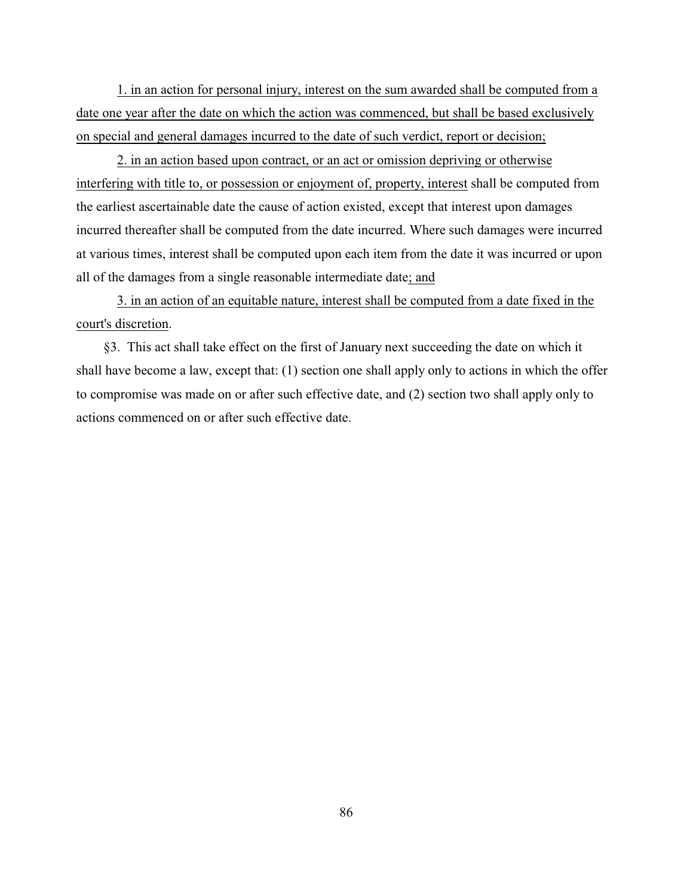1. in an action for personal injury, interest on the sum awarded shall be computed from a date one year after the date on which the action was commenced, but shall be based exclusively on special and general damages incurred to the date of such verdict, report or decision;

2. in an action based upon contract, or an act or omission depriving or otherwise interfering with title to, or possession or enjoyment of, property, interest shall be computed from the earliest ascertainable date the cause of action existed, except that interest upon damages incurred thereafter shall be computed from the date incurred. Where such damages were incurred at various times, interest shall be computed upon each item from the date it was incurred or upon all of the damages from a single reasonable intermediate date; and

3. in an action of an equitable nature, interest shall be computed from a date fixed in the court's discretion.

§3. This act shall take effect on the first of January next succeeding the date on which it shall have become a law, except that: (1) section one shall apply only to actions in which the offer to compromise was made on or after such effective date, and (2) section two shall apply only to actions commenced on or after such effective date.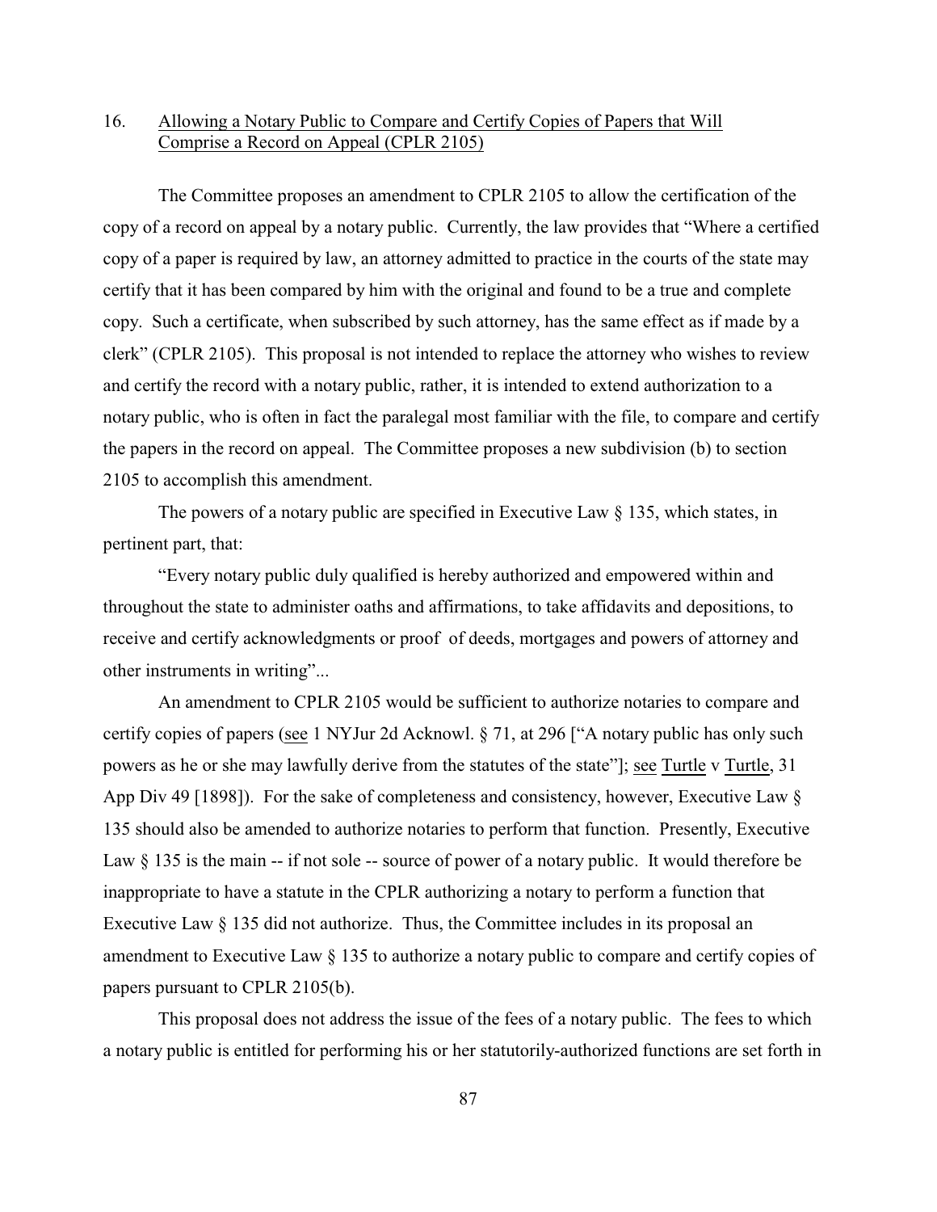16. Allowing a Notary Public to Compare and Certify Copies of Papers that Will Comprise a Record on Appeal (CPLR 2105)

The Committee proposes an amendment to CPLR 2105 to allow the certification of the copy of a record on appeal by a notary public. Currently, the law provides that "Where a certified copy of a paper is required by law, an attorney admitted to practice in the courts of the state may certify that it has been compared by him with the original and found to be a true and complete copy. Such a certificate, when subscribed by such attorney, has the same effect as if made by a clerk" (CPLR 2105). This proposal is not intended to replace the attorney who wishes to review and certify the record with a notary public, rather, it is intended to extend authorization to a notary public, who is often in fact the paralegal most familiar with the file, to compare and certify the papers in the record on appeal. The Committee proposes a new subdivision (b) to section 2105 to accomplish this amendment.

The powers of a notary public are specified in Executive Law § 135, which states, in pertinent part, that:

"Every notary public duly qualified is hereby authorized and empowered within and throughout the state to administer oaths and affirmations, to take affidavits and depositions, to receive and certify acknowledgments or proof of deeds, mortgages and powers of attorney and other instruments in writing"...

An amendment to CPLR 2105 would be sufficient to authorize notaries to compare and certify copies of papers (see 1 NYJur 2d Acknowl. § 71, at 296 ["A notary public has only such powers as he or she may lawfully derive from the statutes of the state"]; see Turtle v Turtle, 31 App Div 49 [1898]). For the sake of completeness and consistency, however, Executive Law § 135 should also be amended to authorize notaries to perform that function. Presently, Executive Law § 135 is the main -- if not sole -- source of power of a notary public. It would therefore be inappropriate to have a statute in the CPLR authorizing a notary to perform a function that Executive Law § 135 did not authorize. Thus, the Committee includes in its proposal an amendment to Executive Law § 135 to authorize a notary public to compare and certify copies of papers pursuant to CPLR 2105(b).

This proposal does not address the issue of the fees of a notary public. The fees to which a notary public is entitled for performing his or her statutorily-authorized functions are set forth in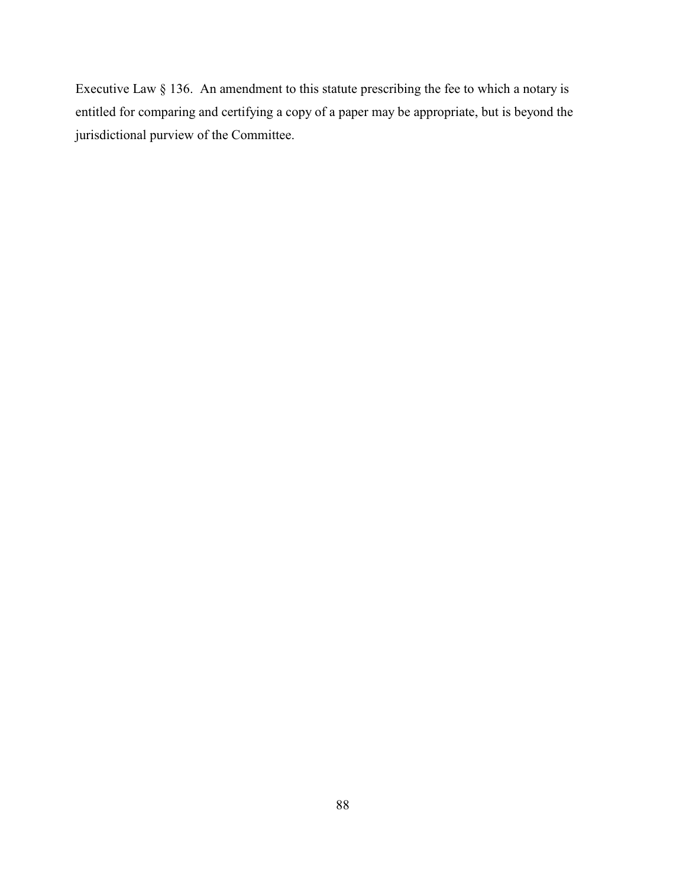Executive Law § 136. An amendment to this statute prescribing the fee to which a notary is entitled for comparing and certifying a copy of a paper may be appropriate, but is beyond the jurisdictional purview of the Committee.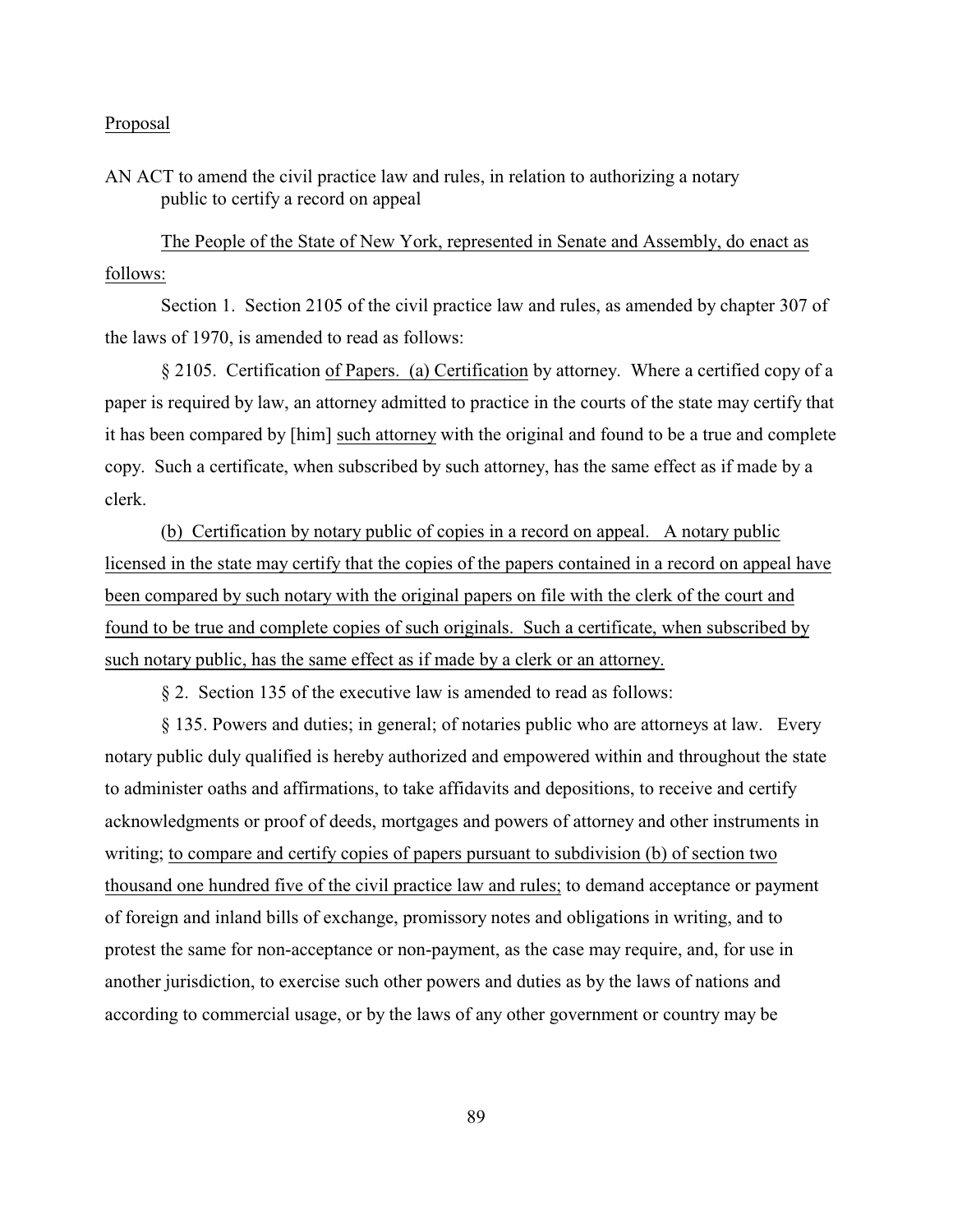Proposal

AN ACT to amend the civil practice law and rules, in relation to authorizing a notary public to certify a record on appeal

The People of the State of New York, represented in Senate and Assembly, do enact as follows:

Section 1. Section 2105 of the civil practice law and rules, as amended by chapter 307 of the laws of 1970, is amended to read as follows:

§ 2105. Certification of Papers. (a) Certification by attorney. Where a certified copy of a paper is required by law, an attorney admitted to practice in the courts of the state may certify that it has been compared by [him] such attorney with the original and found to be a true and complete copy. Such a certificate, when subscribed by such attorney, has the same effect as if made by a clerk.

(b) Certification by notary public of copies in a record on appeal. A notary public licensed in the state may certify that the copies of the papers contained in a record on appeal have been compared by such notary with the original papers on file with the clerk of the court and found to be true and complete copies of such originals. Such a certificate, when subscribed by such notary public, has the same effect as if made by a clerk or an attorney.

§ 2. Section 135 of the executive law is amended to read as follows:

§ 135. Powers and duties; in general; of notaries public who are attorneys at law. Every notary public duly qualified is hereby authorized and empowered within and throughout the state to administer oaths and affirmations, to take affidavits and depositions, to receive and certify acknowledgments or proof of deeds, mortgages and powers of attorney and other instruments in writing; to compare and certify copies of papers pursuant to subdivision (b) of section two thousand one hundred five of the civil practice law and rules; to demand acceptance or payment of foreign and inland bills of exchange, promissory notes and obligations in writing, and to protest the same for non-acceptance or non-payment, as the case may require, and, for use in another jurisdiction, to exercise such other powers and duties as by the laws of nations and according to commercial usage, or by the laws of any other government or country may be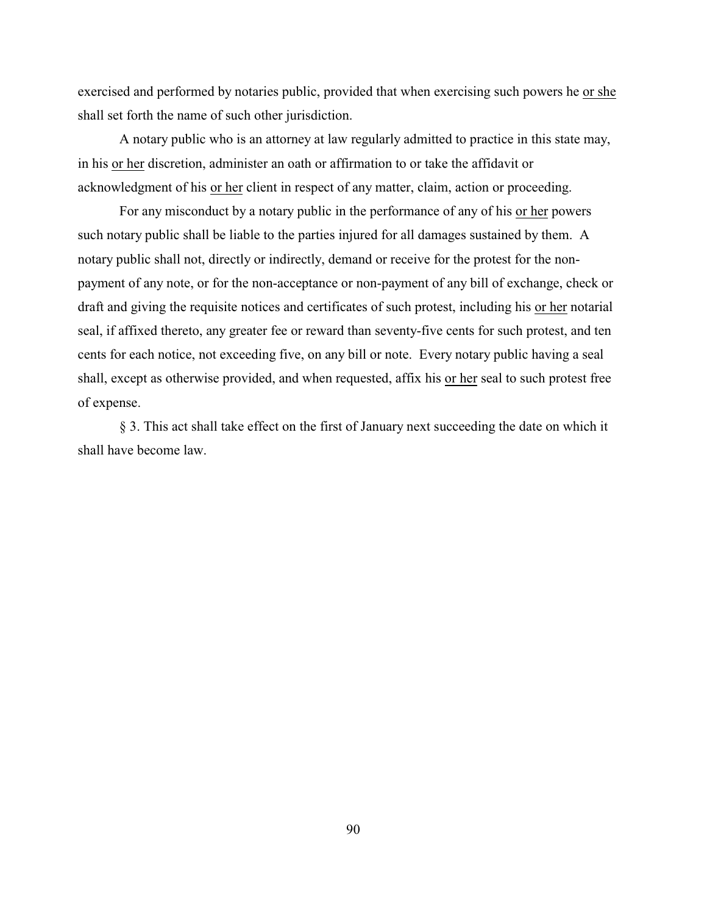exercised and performed by notaries public, provided that when exercising such powers he <u>or she</u> shall set forth the name of such other jurisdiction.

A notary public who is an attorney at law regularly admitted to practice in this state may, in his <u>or her</u> discretion, administer an oath or affirmation to or take the affidavit or acknowledgment of his <u>or her</u> client in respect of any matter, claim, action or proceeding.

For any misconduct by a notary public in the performance of any of his <u>or her</u> powers such notary public shall be liable to the parties injured for all damages sustained by them. A notary public shall not, directly or indirectly, demand or receive for the protest for the non-payment of any note, or for the non-acceptance or non-payment of any bill of exchange, check or draft and giving the requisite notices and certificates of such protest, including his <u>or her</u> notarial seal, if affixed thereto, any greater fee or reward than seventy-five cents for such protest, and ten cents for each notice, not exceeding five, on any bill or note. Every notary public having a seal shall, except as otherwise provided, and when requested, affix his <u>or her</u> seal to such protest free of expense.

§ 3. This act shall take effect on the first of January next succeeding the date on which it shall have become law.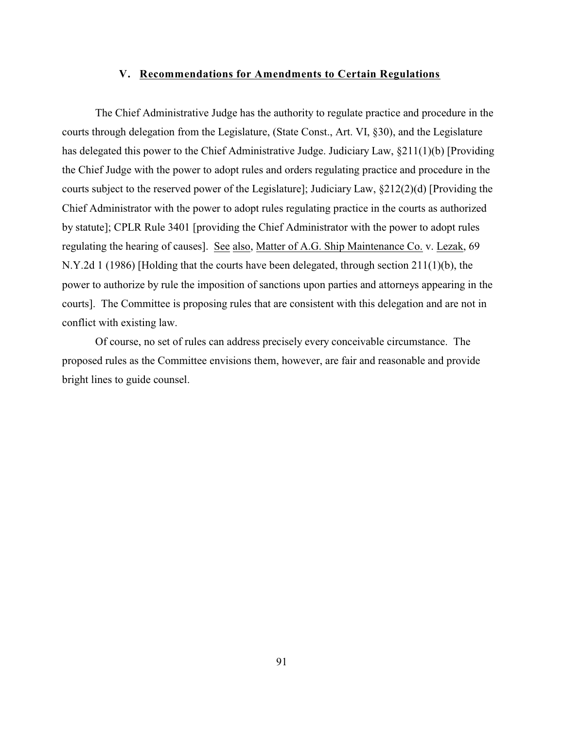## V. **Recommendations for Amendments to Certain Regulations**

The Chief Administrative Judge has the authority to regulate practice and procedure in the courts through delegation from the Legislature, (State Const., Art. VI, §30), and the Legislature has delegated this power to the Chief Administrative Judge. Judiciary Law, §211(1)(b) [Providing the Chief Judge with the power to adopt rules and orders regulating practice and procedure in the courts subject to the reserved power of the Legislature]; Judiciary Law, §212(2)(d) [Providing the Chief Administrator with the power to adopt rules regulating practice in the courts as authorized by statute]; CPLR Rule 3401 [providing the Chief Administrator with the power to adopt rules regulating the hearing of causes]. See also, Matter of A.G. Ship Maintenance Co. v. Lezak, 69 N.Y.2d 1 (1986) [Holding that the courts have been delegated, through section 211(1)(b), the power to authorize by rule the imposition of sanctions upon parties and attorneys appearing in the courts]. The Committee is proposing rules that are consistent with this delegation and are not in conflict with existing law.

Of course, no set of rules can address precisely every conceivable circumstance. The proposed rules as the Committee envisions them, however, are fair and reasonable and provide bright lines to guide counsel.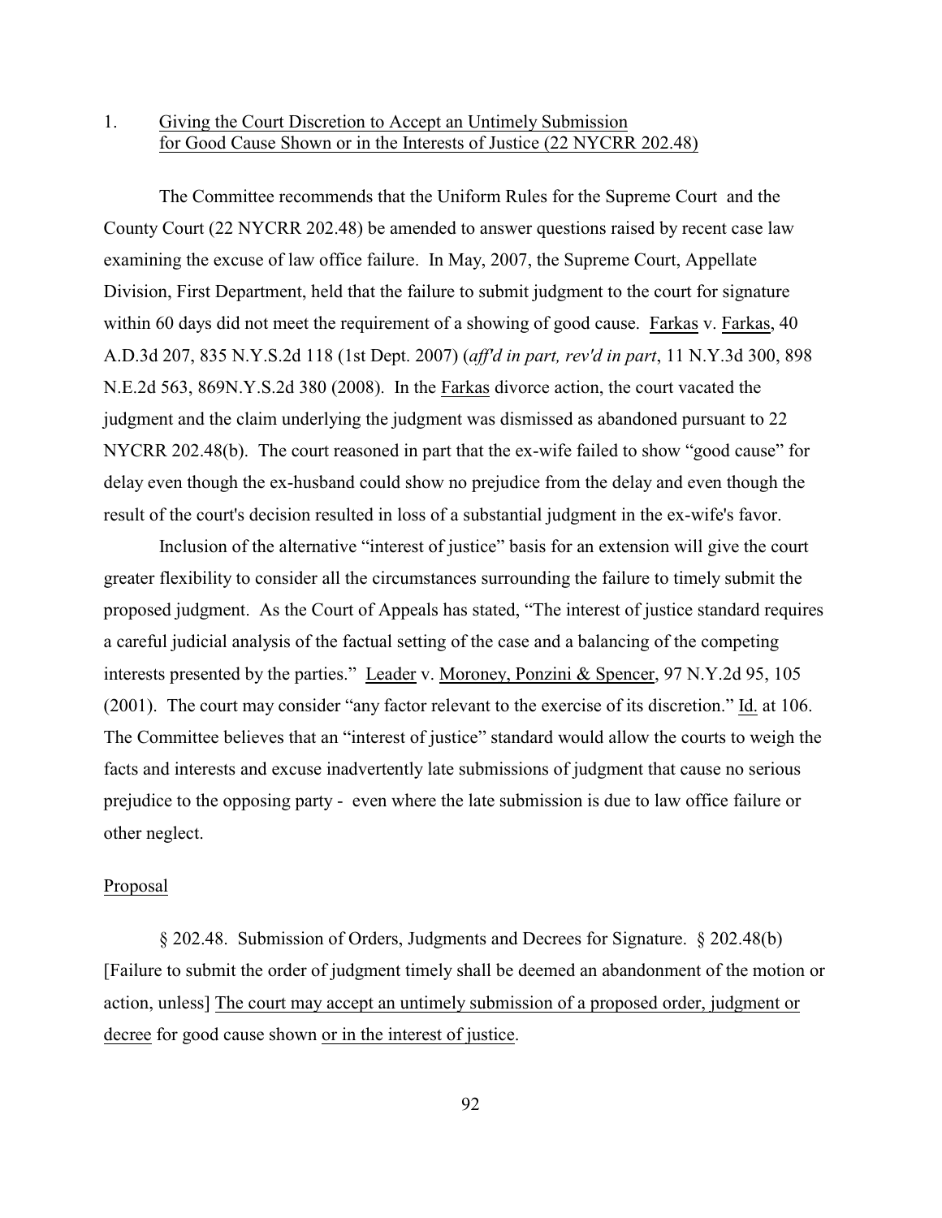1. Giving the Court Discretion to Accept an Untimely Submission for Good Cause Shown or in the Interests of Justice (22 NYCRR 202.48)

The Committee recommends that the Uniform Rules for the Supreme Court and the County Court (22 NYCRR 202.48) be amended to answer questions raised by recent case law examining the excuse of law office failure. In May, 2007, the Supreme Court, Appellate Division, First Department, held that the failure to submit judgment to the court for signature within 60 days did not meet the requirement of a showing of good cause. Farkas v. Farkas, 40 A.D.3d 207, 835 N.Y.S.2d 118 (1st Dept. 2007) (*aff'd in part, rev'd in part*, 11 N.Y.3d 300, 898 N.E.2d 563, 869N.Y.S.2d 380 (2008). In the Farkas divorce action, the court vacated the judgment and the claim underlying the judgment was dismissed as abandoned pursuant to 22 NYCRR 202.48(b). The court reasoned in part that the ex-wife failed to show "good cause" for delay even though the ex-husband could show no prejudice from the delay and even though the result of the court's decision resulted in loss of a substantial judgment in the ex-wife's favor.

Inclusion of the alternative "interest of justice" basis for an extension will give the court greater flexibility to consider all the circumstances surrounding the failure to timely submit the proposed judgment. As the Court of Appeals has stated, "The interest of justice standard requires a careful judicial analysis of the factual setting of the case and a balancing of the competing interests presented by the parties." Leader v. Moroney, Ponzini & Spencer, 97 N.Y.2d 95, 105 (2001). The court may consider "any factor relevant to the exercise of its discretion." Id. at 106. The Committee believes that an "interest of justice" standard would allow the courts to weigh the facts and interests and excuse inadvertently late submissions of judgment that cause no serious prejudice to the opposing party - even where the late submission is due to law office failure or other neglect.

Proposal

§ 202.48. Submission of Orders, Judgments and Decrees for Signature. § 202.48(b) [Failure to submit the order of judgment timely shall be deemed an abandonment of the motion or action, unless] The court may accept an untimely submission of a proposed order, judgment or decree for good cause shown or in the interest of justice.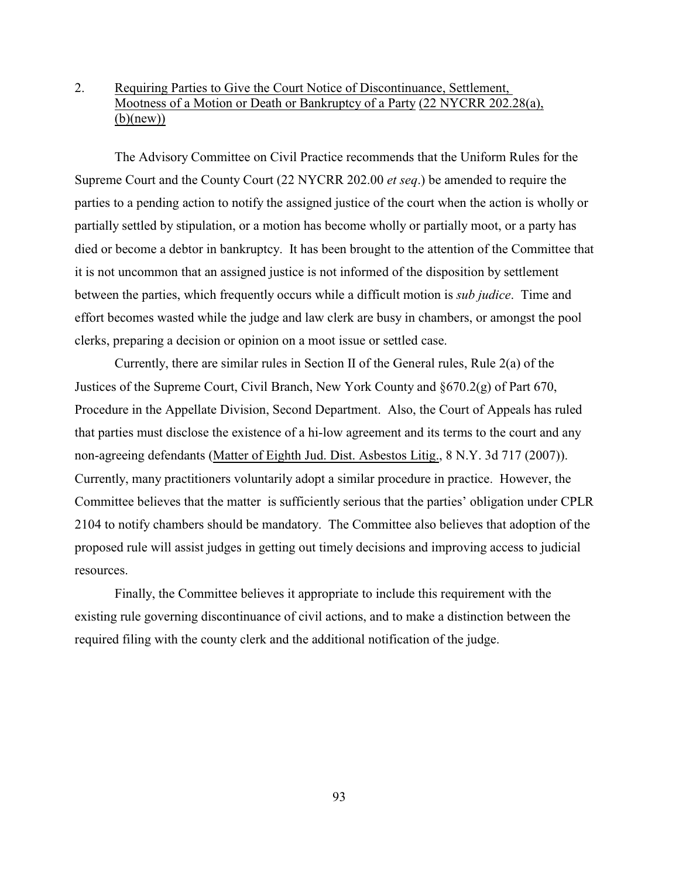2. Requiring Parties to Give the Court Notice of Discontinuance, Settlement, Mootness of a Motion or Death or Bankruptcy of a Party (22 NYCRR 202.28(a), (b)(new))

The Advisory Committee on Civil Practice recommends that the Uniform Rules for the Supreme Court and the County Court (22 NYCRR 202.00 *et seq*.) be amended to require the parties to a pending action to notify the assigned justice of the court when the action is wholly or partially settled by stipulation, or a motion has become wholly or partially moot, or a party has died or become a debtor in bankruptcy. It has been brought to the attention of the Committee that it is not uncommon that an assigned justice is not informed of the disposition by settlement between the parties, which frequently occurs while a difficult motion is *sub judice*. Time and effort becomes wasted while the judge and law clerk are busy in chambers, or amongst the pool clerks, preparing a decision or opinion on a moot issue or settled case.

Currently, there are similar rules in Section II of the General rules, Rule 2(a) of the Justices of the Supreme Court, Civil Branch, New York County and §670.2(g) of Part 670, Procedure in the Appellate Division, Second Department. Also, the Court of Appeals has ruled that parties must disclose the existence of a hi-low agreement and its terms to the court and any non-agreeing defendants (Matter of Eighth Jud. Dist. Asbestos Litig., 8 N.Y. 3d 717 (2007)). Currently, many practitioners voluntarily adopt a similar procedure in practice. However, the Committee believes that the matter is sufficiently serious that the parties' obligation under CPLR 2104 to notify chambers should be mandatory. The Committee also believes that adoption of the proposed rule will assist judges in getting out timely decisions and improving access to judicial resources.

Finally, the Committee believes it appropriate to include this requirement with the existing rule governing discontinuance of civil actions, and to make a distinction between the required filing with the county clerk and the additional notification of the judge.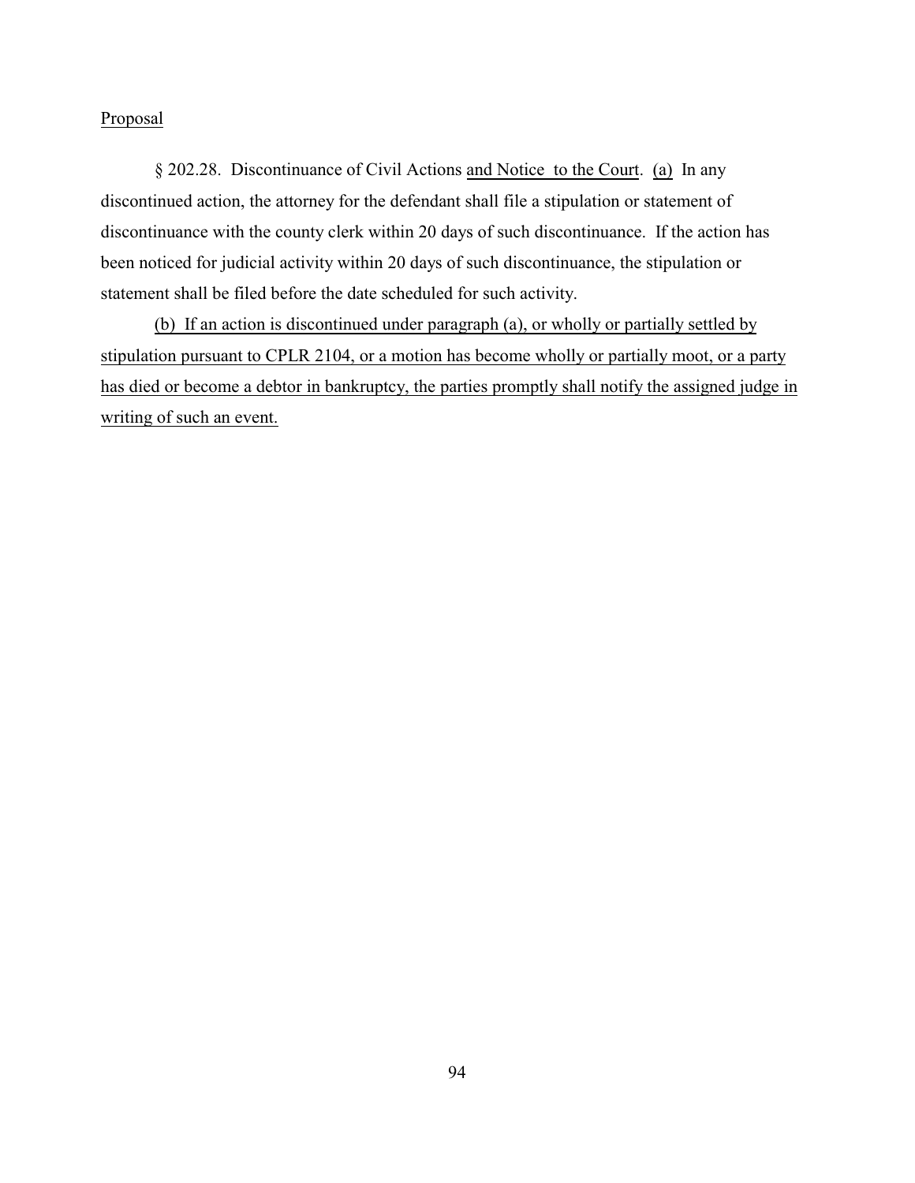Proposal

§ 202.28. Discontinuance of Civil Actions and Notice to the Court. (a) In any discontinued action, the attorney for the defendant shall file a stipulation or statement of discontinuance with the county clerk within 20 days of such discontinuance. If the action has been noticed for judicial activity within 20 days of such discontinuance, the stipulation or statement shall be filed before the date scheduled for such activity.

(b) If an action is discontinued under paragraph (a), or wholly or partially settled by stipulation pursuant to CPLR 2104, or a motion has become wholly or partially moot, or a party has died or become a debtor in bankruptcy, the parties promptly shall notify the assigned judge in writing of such an event.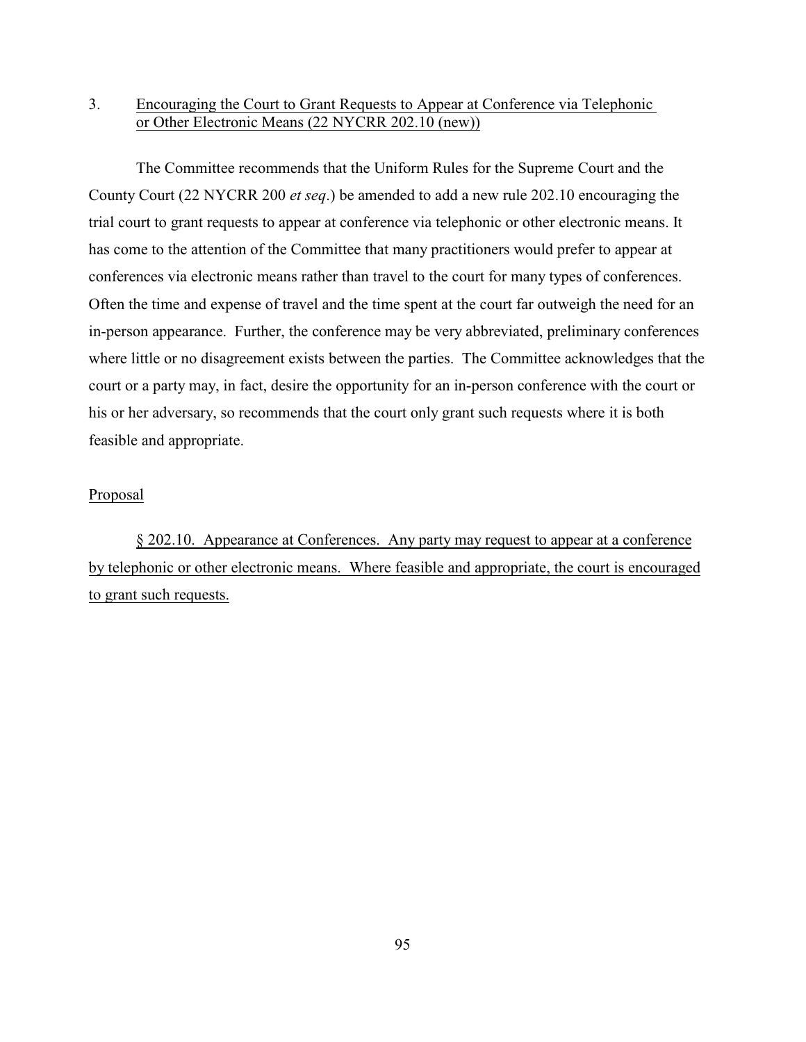3. <u>Encouraging the Court to Grant Requests to Appear at Conference via Telephonic or Other Electronic Means (22 NYCRR 202.10 (new))</u>

The Committee recommends that the Uniform Rules for the Supreme Court and the County Court (22 NYCRR 200 *et seq*.) be amended to add a new rule 202.10 encouraging the trial court to grant requests to appear at conference via telephonic or other electronic means. It has come to the attention of the Committee that many practitioners would prefer to appear at conferences via electronic means rather than travel to the court for many types of conferences. Often the time and expense of travel and the time spent at the court far outweigh the need for an in-person appearance. Further, the conference may be very abbreviated, preliminary conferences where little or no disagreement exists between the parties. The Committee acknowledges that the court or a party may, in fact, desire the opportunity for an in-person conference with the court or his or her adversary, so recommends that the court only grant such requests where it is both feasible and appropriate.

<u>Proposal</u>

<u>§ 202.10. Appearance at Conferences. Any party may request to appear at a conference by telephonic or other electronic means. Where feasible and appropriate, the court is encouraged to grant such requests.</u>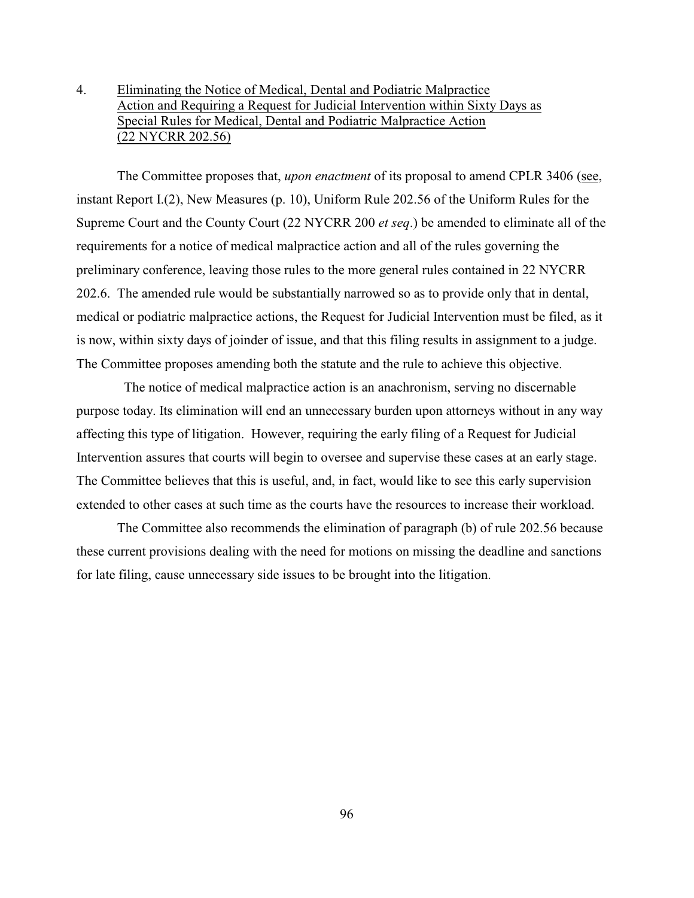4. Eliminating the Notice of Medical, Dental and Podiatric Malpractice Action and Requiring a Request for Judicial Intervention within Sixty Days as Special Rules for Medical, Dental and Podiatric Malpractice Action (22 NYCRR 202.56)

The Committee proposes that, *upon enactment* of its proposal to amend CPLR 3406 (see, instant Report I.(2), New Measures (p. 10), Uniform Rule 202.56 of the Uniform Rules for the Supreme Court and the County Court (22 NYCRR 200 *et seq*.) be amended to eliminate all of the requirements for a notice of medical malpractice action and all of the rules governing the preliminary conference, leaving those rules to the more general rules contained in 22 NYCRR 202.6. The amended rule would be substantially narrowed so as to provide only that in dental, medical or podiatric malpractice actions, the Request for Judicial Intervention must be filed, as it is now, within sixty days of joinder of issue, and that this filing results in assignment to a judge. The Committee proposes amending both the statute and the rule to achieve this objective.

The notice of medical malpractice action is an anachronism, serving no discernable purpose today. Its elimination will end an unnecessary burden upon attorneys without in any way affecting this type of litigation. However, requiring the early filing of a Request for Judicial Intervention assures that courts will begin to oversee and supervise these cases at an early stage. The Committee believes that this is useful, and, in fact, would like to see this early supervision extended to other cases at such time as the courts have the resources to increase their workload.

The Committee also recommends the elimination of paragraph (b) of rule 202.56 because these current provisions dealing with the need for motions on missing the deadline and sanctions for late filing, cause unnecessary side issues to be brought into the litigation.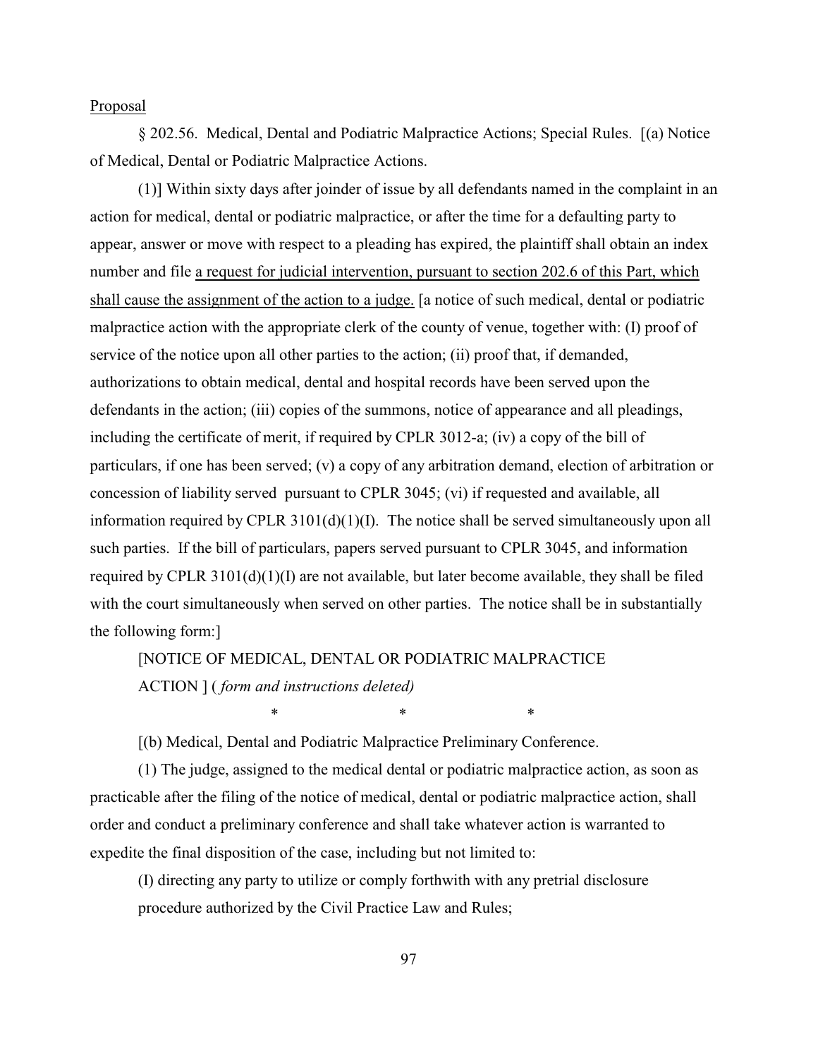Proposal

§ 202.56. Medical, Dental and Podiatric Malpractice Actions; Special Rules. [(a) Notice of Medical, Dental or Podiatric Malpractice Actions.

(1)] Within sixty days after joinder of issue by all defendants named in the complaint in an action for medical, dental or podiatric malpractice, or after the time for a defaulting party to appear, answer or move with respect to a pleading has expired, the plaintiff shall obtain an index number and file <u>a request for judicial intervention, pursuant to section 202.6 of this Part, which shall cause the assignment of the action to a judge.</u> [a notice of such medical, dental or podiatric malpractice action with the appropriate clerk of the county of venue, together with: (I) proof of service of the notice upon all other parties to the action; (ii) proof that, if demanded, authorizations to obtain medical, dental and hospital records have been served upon the defendants in the action; (iii) copies of the summons, notice of appearance and all pleadings, including the certificate of merit, if required by CPLR 3012-a; (iv) a copy of the bill of particulars, if one has been served; (v) a copy of any arbitration demand, election of arbitration or concession of liability served pursuant to CPLR 3045; (vi) if requested and available, all information required by CPLR 3101(d)(1)(I). The notice shall be served simultaneously upon all such parties. If the bill of particulars, papers served pursuant to CPLR 3045, and information required by CPLR 3101(d)(1)(I) are not available, but later become available, they shall be filed with the court simultaneously when served on other parties. The notice shall be in substantially the following form:]

[NOTICE OF MEDICAL, DENTAL OR PODIATRIC MALPRACTICE ACTION ] ( *form and instructions deleted)*

\*                    \*                    \*

[(b) Medical, Dental and Podiatric Malpractice Preliminary Conference.

(1) The judge, assigned to the medical dental or podiatric malpractice action, as soon as practicable after the filing of the notice of medical, dental or podiatric malpractice action, shall order and conduct a preliminary conference and shall take whatever action is warranted to expedite the final disposition of the case, including but not limited to:

(I) directing any party to utilize or comply forthwith with any pretrial disclosure procedure authorized by the Civil Practice Law and Rules;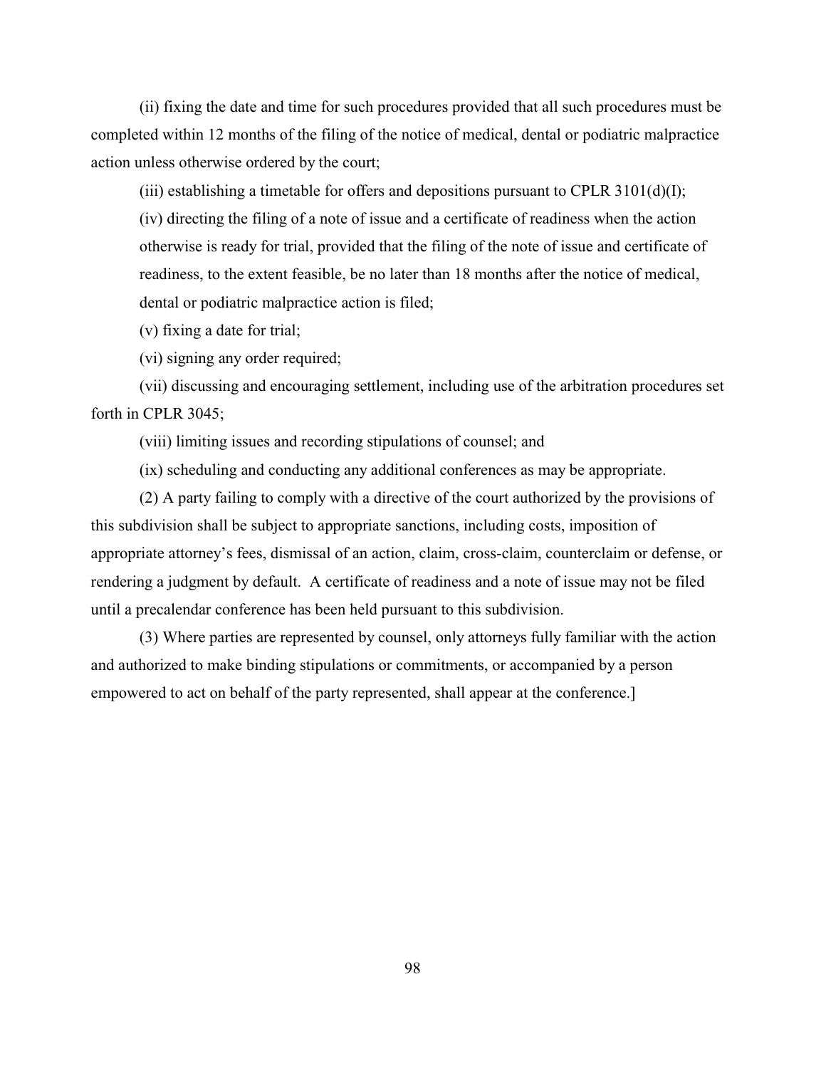(ii) fixing the date and time for such procedures provided that all such procedures must be completed within 12 months of the filing of the notice of medical, dental or podiatric malpractice action unless otherwise ordered by the court;

(iii) establishing a timetable for offers and depositions pursuant to CPLR 3101(d)(I);

(iv) directing the filing of a note of issue and a certificate of readiness when the action otherwise is ready for trial, provided that the filing of the note of issue and certificate of readiness, to the extent feasible, be no later than 18 months after the notice of medical, dental or podiatric malpractice action is filed;

(v) fixing a date for trial;

(vi) signing any order required;

(vii) discussing and encouraging settlement, including use of the arbitration procedures set forth in CPLR 3045;

(viii) limiting issues and recording stipulations of counsel; and

(ix) scheduling and conducting any additional conferences as may be appropriate.

(2) A party failing to comply with a directive of the court authorized by the provisions of this subdivision shall be subject to appropriate sanctions, including costs, imposition of appropriate attorney's fees, dismissal of an action, claim, cross-claim, counterclaim or defense, or rendering a judgment by default. A certificate of readiness and a note of issue may not be filed until a precalendar conference has been held pursuant to this subdivision.

(3) Where parties are represented by counsel, only attorneys fully familiar with the action and authorized to make binding stipulations or commitments, or accompanied by a person empowered to act on behalf of the party represented, shall appear at the conference.]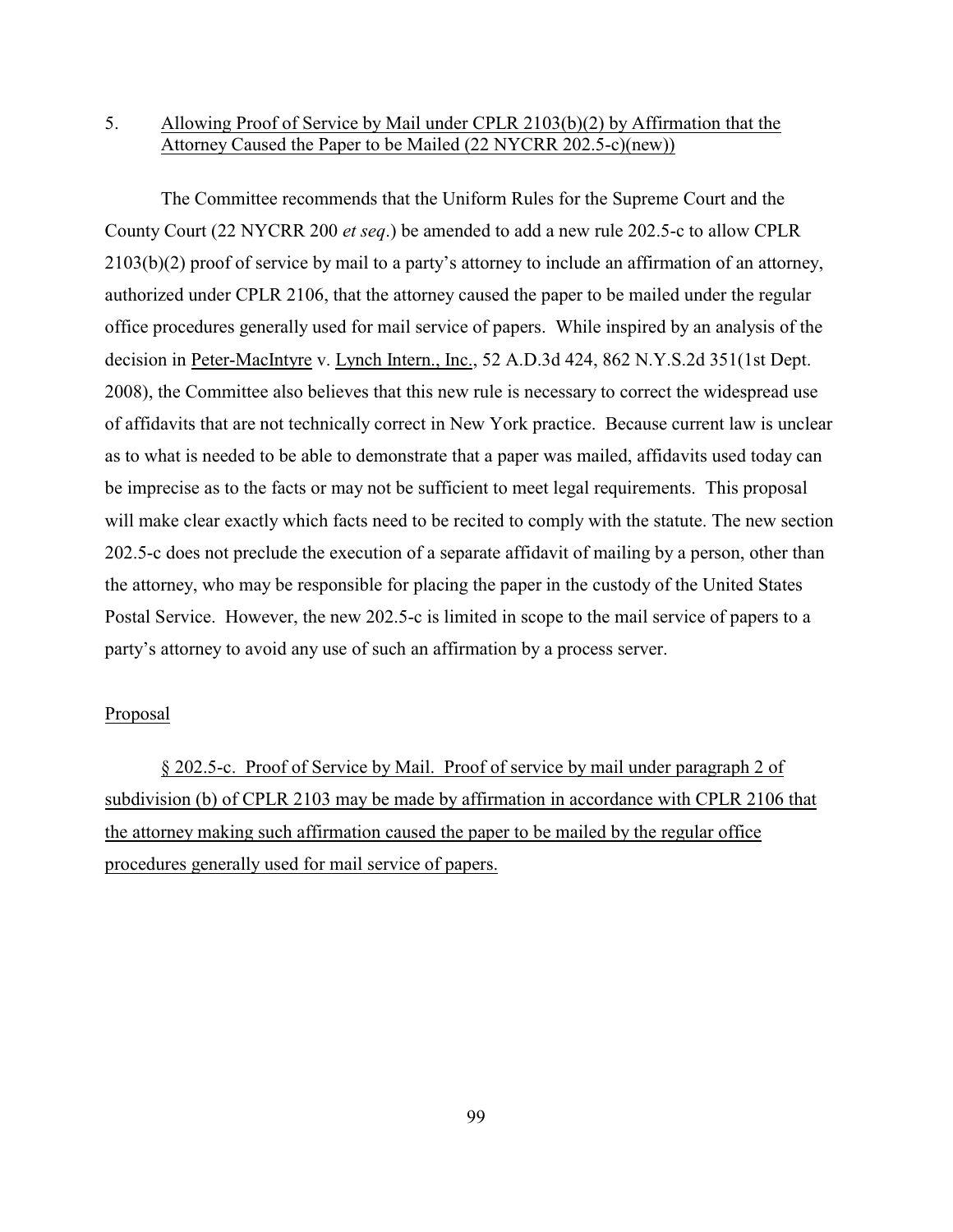5. Allowing Proof of Service by Mail under CPLR 2103(b)(2) by Affirmation that the Attorney Caused the Paper to be Mailed (22 NYCRR 202.5-c)(new))

The Committee recommends that the Uniform Rules for the Supreme Court and the County Court (22 NYCRR 200 *et seq*.) be amended to add a new rule 202.5-c to allow CPLR 2103(b)(2) proof of service by mail to a party's attorney to include an affirmation of an attorney, authorized under CPLR 2106, that the attorney caused the paper to be mailed under the regular office procedures generally used for mail service of papers. While inspired by an analysis of the decision in Peter-MacIntyre v. Lynch Intern., Inc., 52 A.D.3d 424, 862 N.Y.S.2d 351(1st Dept. 2008), the Committee also believes that this new rule is necessary to correct the widespread use of affidavits that are not technically correct in New York practice. Because current law is unclear as to what is needed to be able to demonstrate that a paper was mailed, affidavits used today can be imprecise as to the facts or may not be sufficient to meet legal requirements. This proposal will make clear exactly which facts need to be recited to comply with the statute. The new section 202.5-c does not preclude the execution of a separate affidavit of mailing by a person, other than the attorney, who may be responsible for placing the paper in the custody of the United States Postal Service. However, the new 202.5-c is limited in scope to the mail service of papers to a party's attorney to avoid any use of such an affirmation by a process server.

Proposal

§ 202.5-c. Proof of Service by Mail. Proof of service by mail under paragraph 2 of subdivision (b) of CPLR 2103 may be made by affirmation in accordance with CPLR 2106 that the attorney making such affirmation caused the paper to be mailed by the regular office procedures generally used for mail service of papers.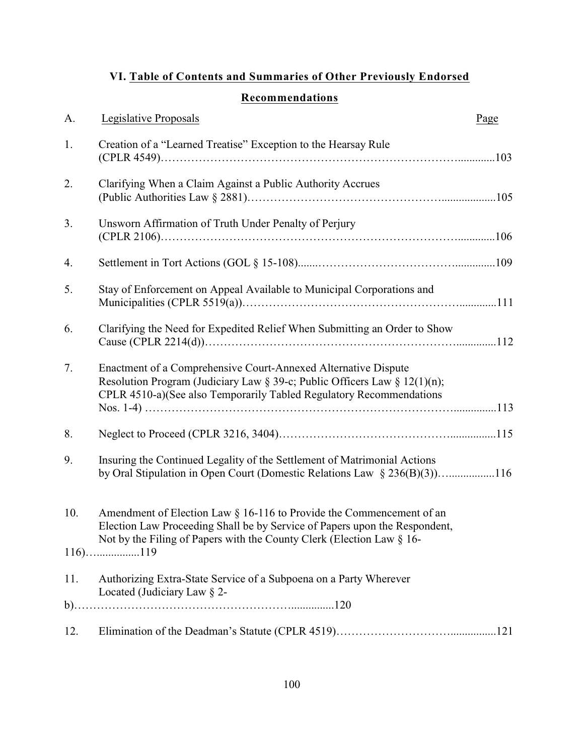## VI. Table of Contents and Summaries of Other Previously Endorsed Recommendations

A. Legislative Proposals — Page

1. Creation of a "Learned Treatise" Exception to the Hearsay Rule (CPLR 4549)……………………………………………………………………….............103

2. Clarifying When a Claim Against a Public Authority Accrues (Public Authorities Law § 2881)………………………………………….................105

3. Unsworn Affirmation of Truth Under Penalty of Perjury (CPLR 2106)………………………………………………………………………............106

4. Settlement in Tort Actions (GOL § 15-108).......………………………………..............109

5. Stay of Enforcement on Appeal Available to Municipal Corporations and Municipalities (CPLR 5519(a))……………………………………………….............111

6. Clarifying the Need for Expedited Relief When Submitting an Order to Show Cause (CPLR 2214(d))……………………………………………………….............112

7. Enactment of a Comprehensive Court-Annexed Alternative Dispute Resolution Program (Judiciary Law § 39-c; Public Officers Law § 12(1)(n); CPLR 4510-a)(See also Temporarily Tabled Regulatory Recommendations Nos. 1-4) ……………………………………………………………………..............113

8. Neglect to Proceed (CPLR 3216, 3404)……………………………………................115

9. Insuring the Continued Legality of the Settlement of Matrimonial Actions by Oral Stipulation in Open Court (Domestic Relations Law § 236(B)(3))…................116

10. Amendment of Election Law § 16-116 to Provide the Commencement of an Election Law Proceeding Shall be by Service of Papers upon the Respondent, Not by the Filing of Papers with the County Clerk (Election Law § 16-116)…..............119

11. Authorizing Extra-State Service of a Subpoena on a Party Wherever Located (Judiciary Law § 2-b)……………………………………………….............120

12. Elimination of the Deadman's Statute (CPLR 4519)……………………….................121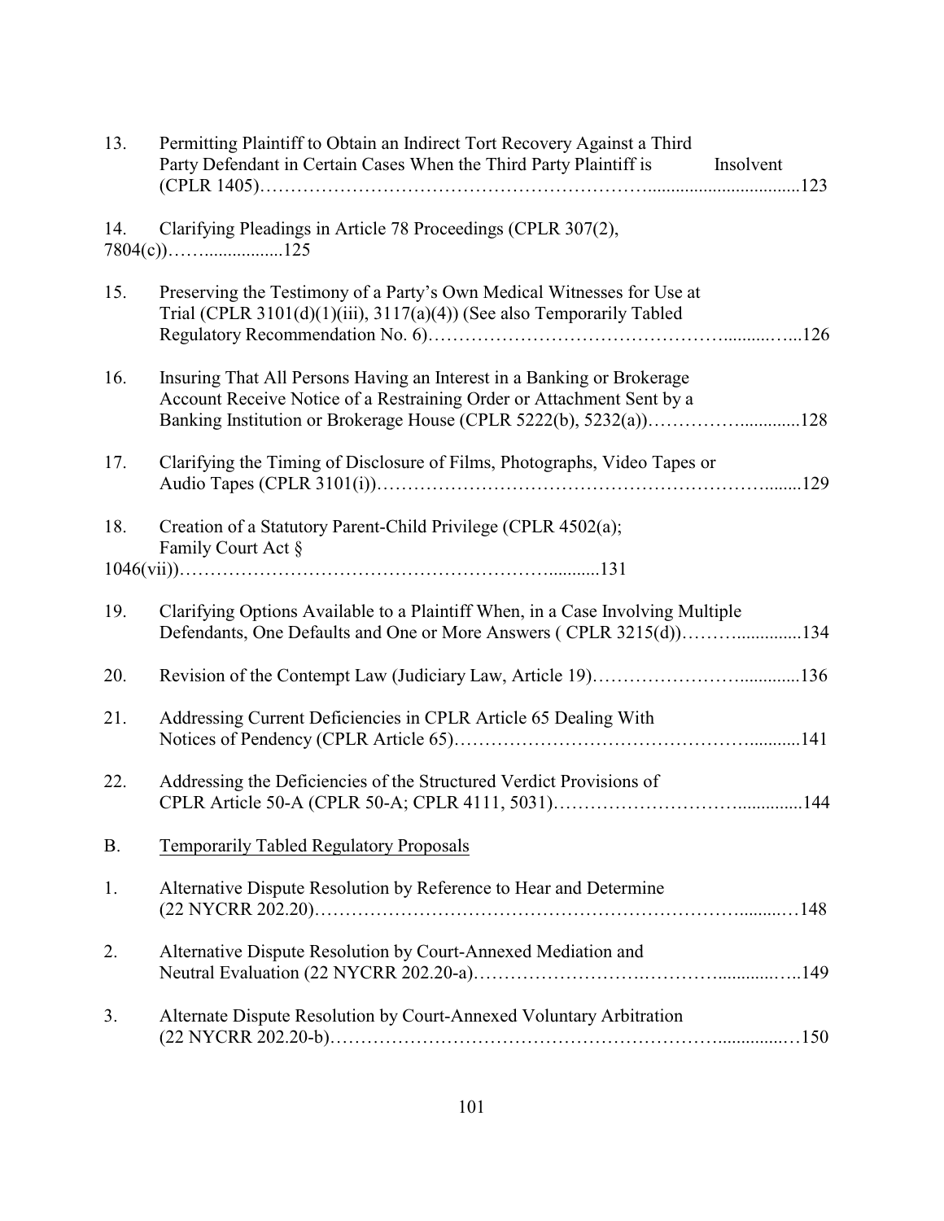13. Permitting Plaintiff to Obtain an Indirect Tort Recovery Against a Third Party Defendant in Certain Cases When the Third Party Plaintiff is Insolvent (CPLR 1405)……………………………………………………….................................123

14. Clarifying Pleadings in Article 78 Proceedings (CPLR 307(2), 7804(c))……................125

15. Preserving the Testimony of a Party's Own Medical Witnesses for Use at Trial (CPLR 3101(d)(1)(iii), 3117(a)(4)) (See also Temporarily Tabled Regulatory Recommendation No. 6)………………………………………..........…...126

16. Insuring That All Persons Having an Interest in a Banking or Brokerage Account Receive Notice of a Restraining Order or Attachment Sent by a Banking Institution or Brokerage House (CPLR 5222(b), 5232(a))……………............128

17. Clarifying the Timing of Disclosure of Films, Photographs, Video Tapes or Audio Tapes (CPLR 3101(i))……………………………………………………........129

18. Creation of a Statutory Parent-Child Privilege (CPLR 4502(a); Family Court Act § 1046(vii))…………………………………………………….........131

19. Clarifying Options Available to a Plaintiff When, in a Case Involving Multiple Defendants, One Defaults and One or More Answers ( CPLR 3215(d))……….............134

20. Revision of the Contempt Law (Judiciary Law, Article 19)…………………….............136

21. Addressing Current Deficiencies in CPLR Article 65 Dealing With Notices of Pendency (CPLR Article 65)…………………………………………..........141

22. Addressing the Deficiencies of the Structured Verdict Provisions of CPLR Article 50-A (CPLR 50-A; CPLR 4111, 5031)……………………….............144

B. Temporarily Tabled Regulatory Proposals

1. Alternative Dispute Resolution by Reference to Hear and Determine (22 NYCRR 202.20)………………………………………………………………........…148

2. Alternative Dispute Resolution by Court-Annexed Mediation and Neutral Evaluation (22 NYCRR 202.20-a)……………………….………….............…..149

3. Alternate Dispute Resolution by Court-Annexed Voluntary Arbitration (22 NYCRR 202.20-b)……………………………………………………….............…150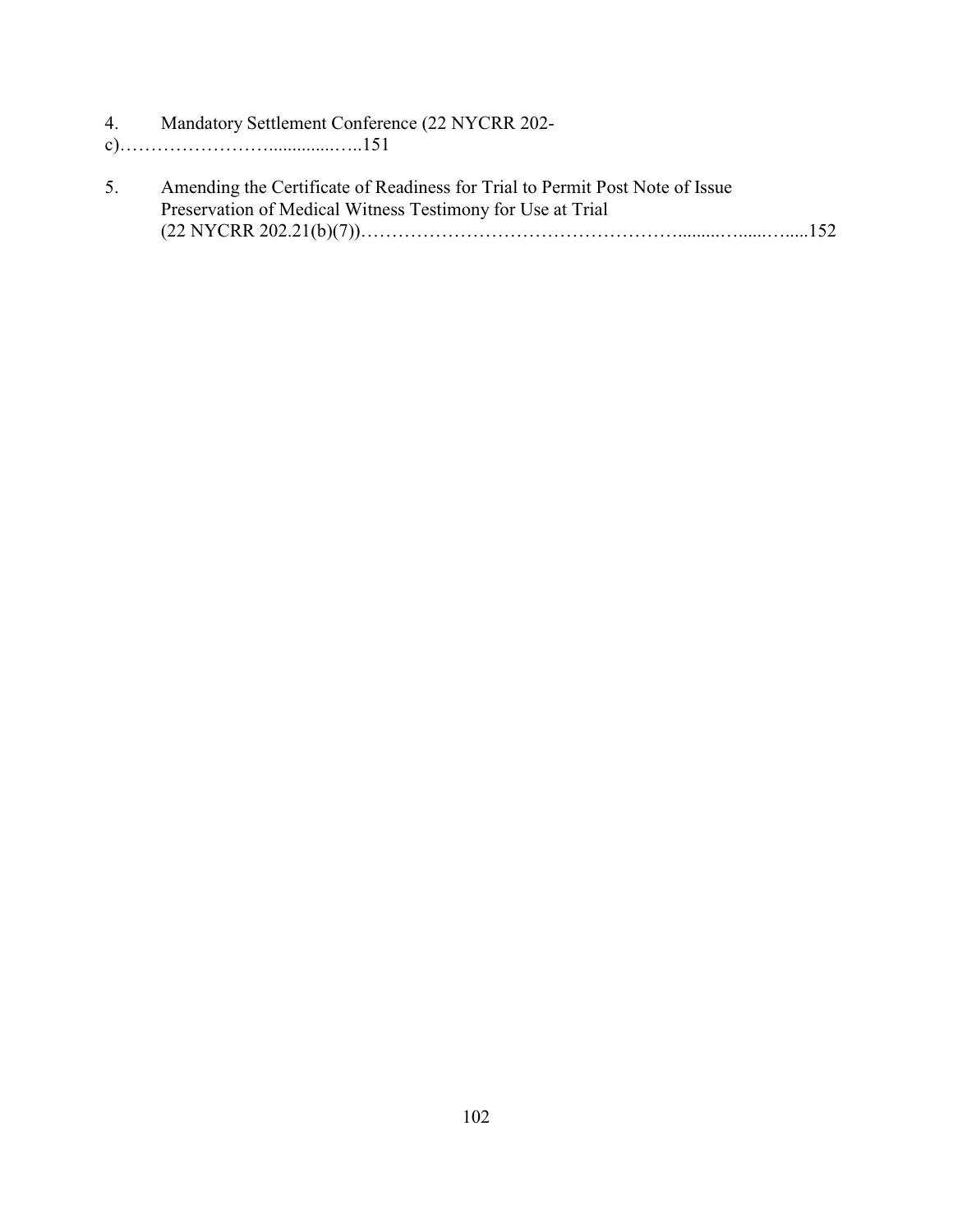4. Mandatory Settlement Conference (22 NYCRR 202-c)……………………...............…..151

5. Amending the Certificate of Readiness for Trial to Permit Post Note of Issue Preservation of Medical Witness Testimony for Use at Trial (22 NYCRR 202.21(b)(7))…………………………………………….........…......….....152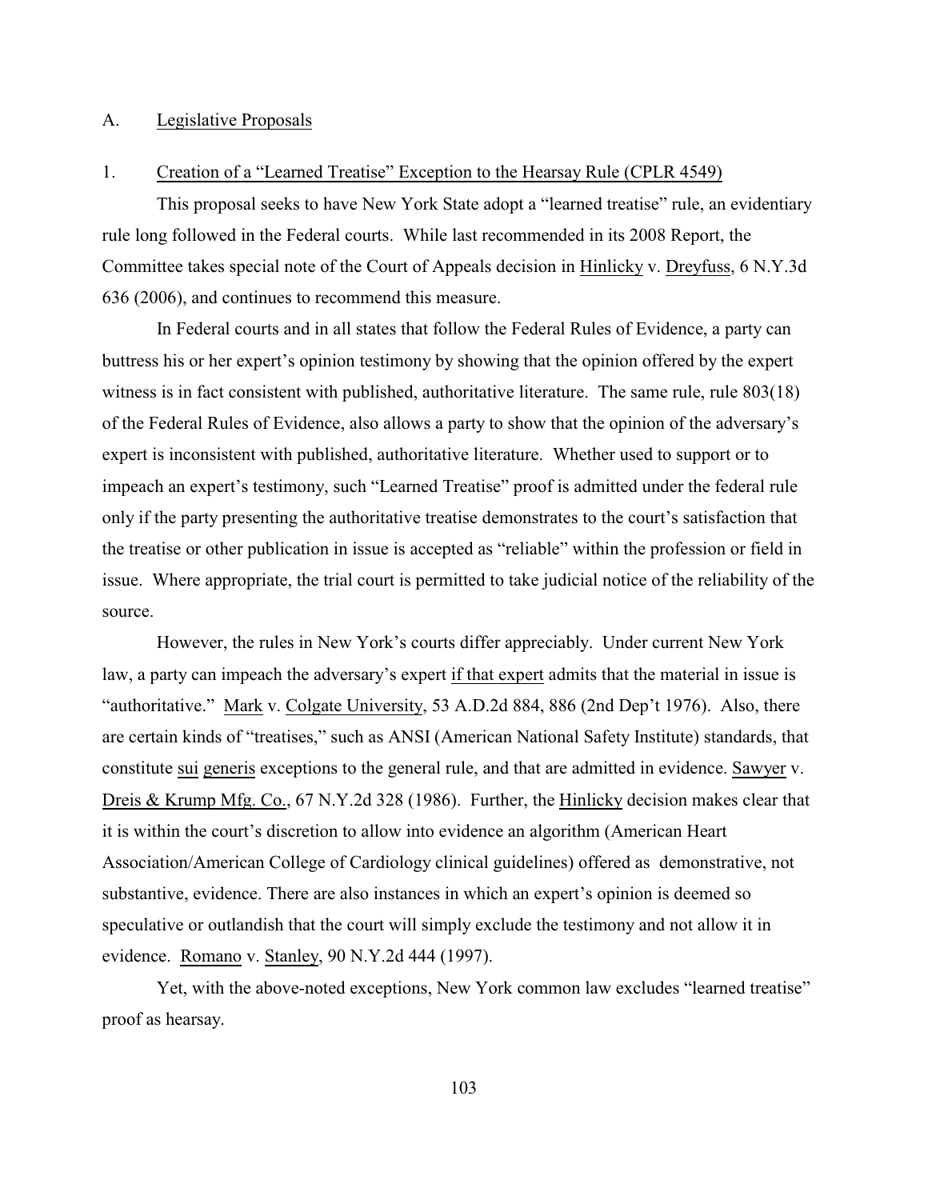## A. Legislative Proposals

### 1. Creation of a "Learned Treatise" Exception to the Hearsay Rule (CPLR 4549)

This proposal seeks to have New York State adopt a "learned treatise" rule, an evidentiary rule long followed in the Federal courts. While last recommended in its 2008 Report, the Committee takes special note of the Court of Appeals decision in Hinlicky v. Dreyfuss, 6 N.Y.3d 636 (2006), and continues to recommend this measure.

In Federal courts and in all states that follow the Federal Rules of Evidence, a party can buttress his or her expert's opinion testimony by showing that the opinion offered by the expert witness is in fact consistent with published, authoritative literature. The same rule, rule 803(18) of the Federal Rules of Evidence, also allows a party to show that the opinion of the adversary's expert is inconsistent with published, authoritative literature. Whether used to support or to impeach an expert's testimony, such "Learned Treatise" proof is admitted under the federal rule only if the party presenting the authoritative treatise demonstrates to the court's satisfaction that the treatise or other publication in issue is accepted as "reliable" within the profession or field in issue. Where appropriate, the trial court is permitted to take judicial notice of the reliability of the source.

However, the rules in New York's courts differ appreciably. Under current New York law, a party can impeach the adversary's expert if that expert admits that the material in issue is "authoritative." Mark v. Colgate University, 53 A.D.2d 884, 886 (2nd Dep't 1976). Also, there are certain kinds of "treatises," such as ANSI (American National Safety Institute) standards, that constitute sui generis exceptions to the general rule, and that are admitted in evidence. Sawyer v. Dreis & Krump Mfg. Co., 67 N.Y.2d 328 (1986). Further, the Hinlicky decision makes clear that it is within the court's discretion to allow into evidence an algorithm (American Heart Association/American College of Cardiology clinical guidelines) offered as demonstrative, not substantive, evidence. There are also instances in which an expert's opinion is deemed so speculative or outlandish that the court will simply exclude the testimony and not allow it in evidence. Romano v. Stanley, 90 N.Y.2d 444 (1997).

Yet, with the above-noted exceptions, New York common law excludes "learned treatise" proof as hearsay.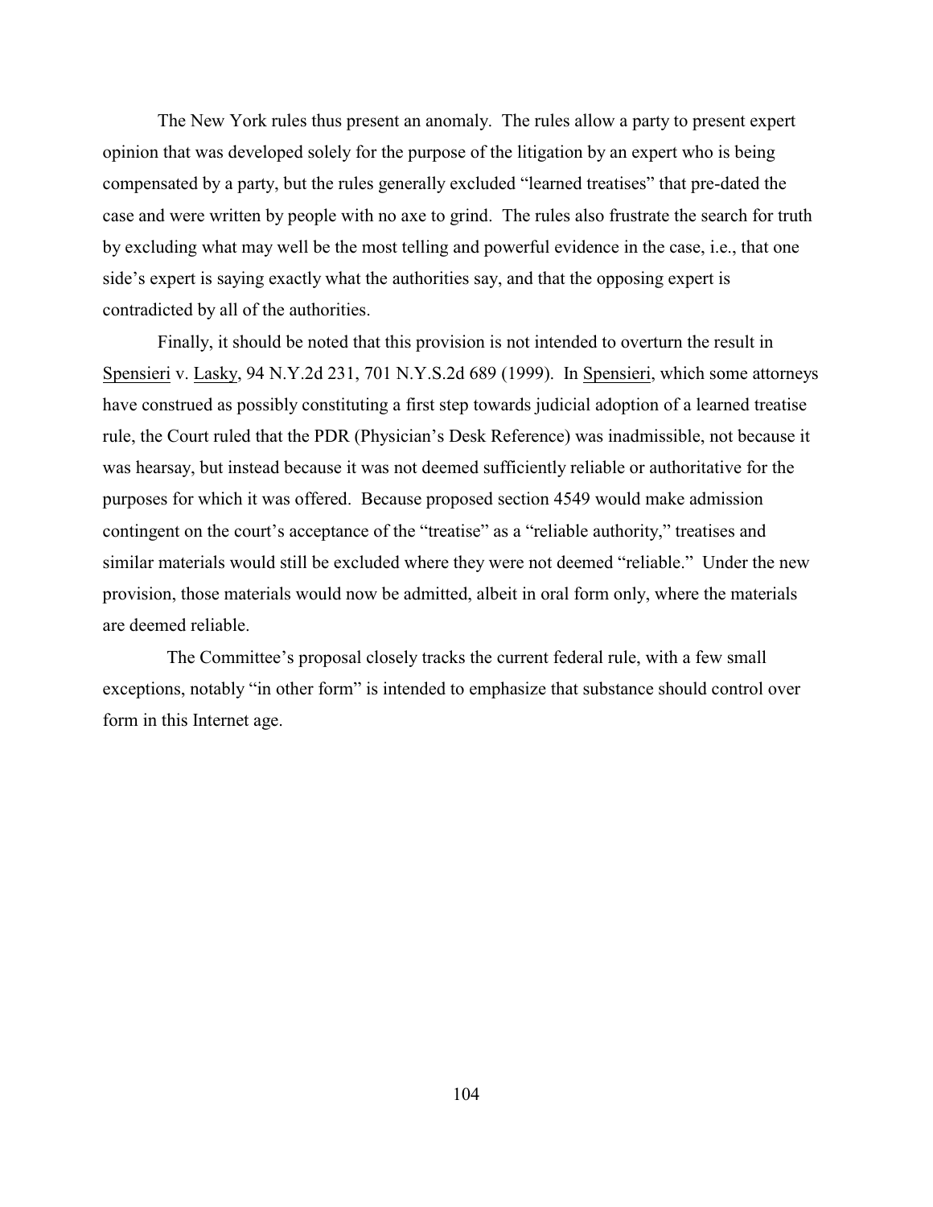The New York rules thus present an anomaly. The rules allow a party to present expert opinion that was developed solely for the purpose of the litigation by an expert who is being compensated by a party, but the rules generally excluded "learned treatises" that pre-dated the case and were written by people with no axe to grind. The rules also frustrate the search for truth by excluding what may well be the most telling and powerful evidence in the case, i.e., that one side's expert is saying exactly what the authorities say, and that the opposing expert is contradicted by all of the authorities.

Finally, it should be noted that this provision is not intended to overturn the result in Spensieri v. Lasky, 94 N.Y.2d 231, 701 N.Y.S.2d 689 (1999). In Spensieri, which some attorneys have construed as possibly constituting a first step towards judicial adoption of a learned treatise rule, the Court ruled that the PDR (Physician's Desk Reference) was inadmissible, not because it was hearsay, but instead because it was not deemed sufficiently reliable or authoritative for the purposes for which it was offered. Because proposed section 4549 would make admission contingent on the court's acceptance of the "treatise" as a "reliable authority," treatises and similar materials would still be excluded where they were not deemed "reliable." Under the new provision, those materials would now be admitted, albeit in oral form only, where the materials are deemed reliable.

The Committee's proposal closely tracks the current federal rule, with a few small exceptions, notably "in other form" is intended to emphasize that substance should control over form in this Internet age.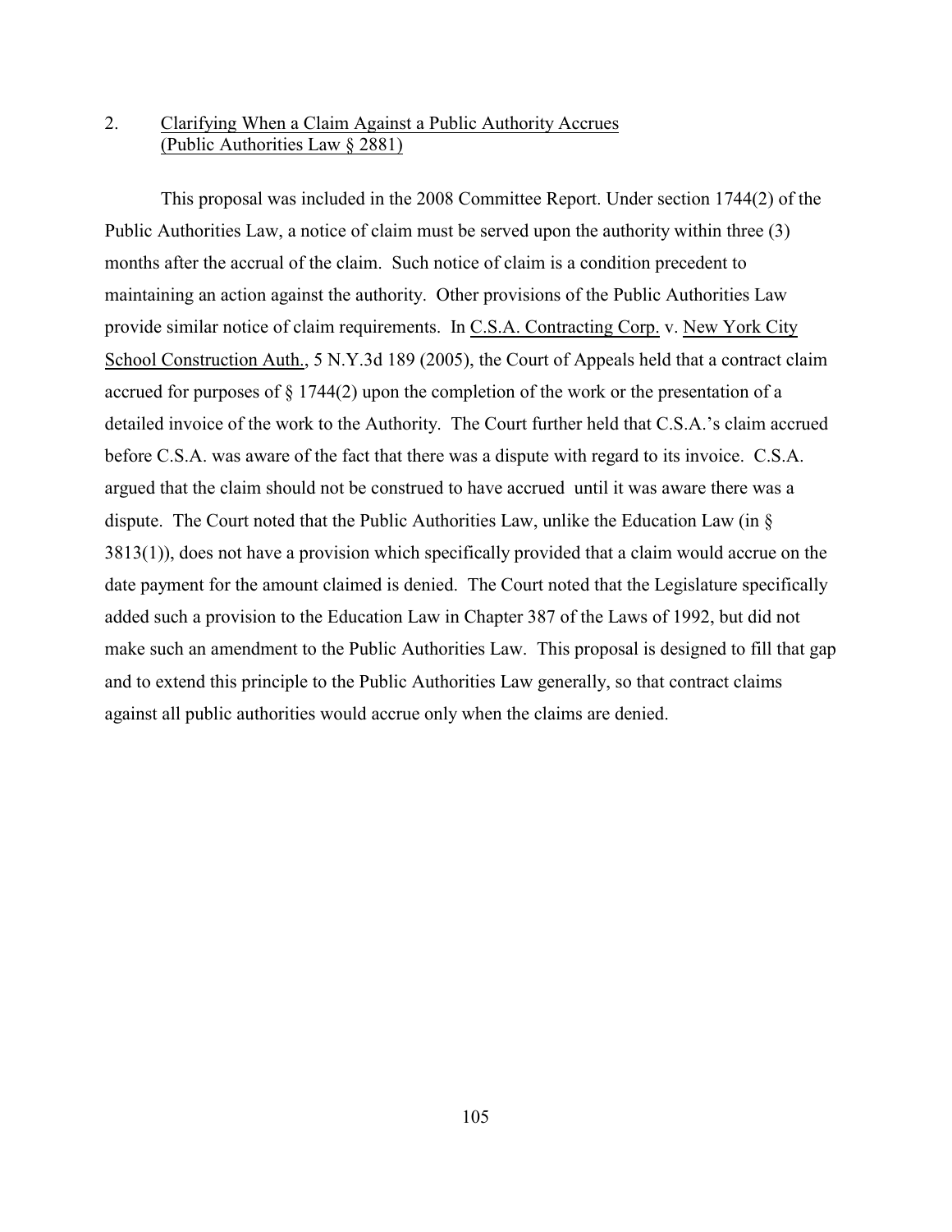2. Clarifying When a Claim Against a Public Authority Accrues (Public Authorities Law § 2881)

This proposal was included in the 2008 Committee Report. Under section 1744(2) of the Public Authorities Law, a notice of claim must be served upon the authority within three (3) months after the accrual of the claim. Such notice of claim is a condition precedent to maintaining an action against the authority. Other provisions of the Public Authorities Law provide similar notice of claim requirements. In C.S.A. Contracting Corp. v. New York City School Construction Auth., 5 N.Y.3d 189 (2005), the Court of Appeals held that a contract claim accrued for purposes of § 1744(2) upon the completion of the work or the presentation of a detailed invoice of the work to the Authority. The Court further held that C.S.A.'s claim accrued before C.S.A. was aware of the fact that there was a dispute with regard to its invoice. C.S.A. argued that the claim should not be construed to have accrued until it was aware there was a dispute. The Court noted that the Public Authorities Law, unlike the Education Law (in § 3813(1)), does not have a provision which specifically provided that a claim would accrue on the date payment for the amount claimed is denied. The Court noted that the Legislature specifically added such a provision to the Education Law in Chapter 387 of the Laws of 1992, but did not make such an amendment to the Public Authorities Law. This proposal is designed to fill that gap and to extend this principle to the Public Authorities Law generally, so that contract claims against all public authorities would accrue only when the claims are denied.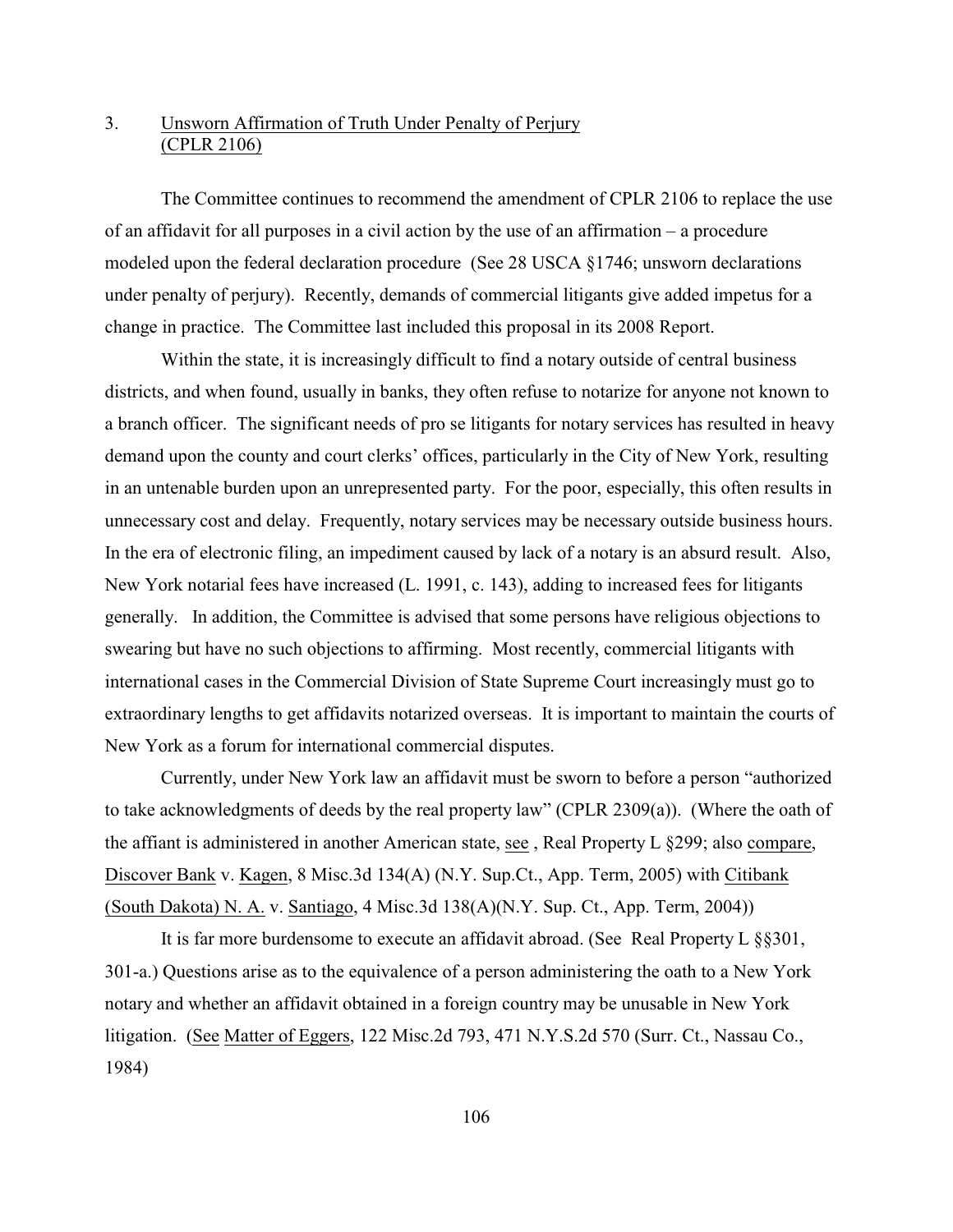3. <u>Unsworn Affirmation of Truth Under Penalty of Perjury (CPLR 2106)</u>

The Committee continues to recommend the amendment of CPLR 2106 to replace the use of an affidavit for all purposes in a civil action by the use of an affirmation – a procedure modeled upon the federal declaration procedure (See 28 USCA §1746; unsworn declarations under penalty of perjury). Recently, demands of commercial litigants give added impetus for a change in practice. The Committee last included this proposal in its 2008 Report.

Within the state, it is increasingly difficult to find a notary outside of central business districts, and when found, usually in banks, they often refuse to notarize for anyone not known to a branch officer. The significant needs of pro se litigants for notary services has resulted in heavy demand upon the county and court clerks' offices, particularly in the City of New York, resulting in an untenable burden upon an unrepresented party. For the poor, especially, this often results in unnecessary cost and delay. Frequently, notary services may be necessary outside business hours. In the era of electronic filing, an impediment caused by lack of a notary is an absurd result. Also, New York notarial fees have increased (L. 1991, c. 143), adding to increased fees for litigants generally. In addition, the Committee is advised that some persons have religious objections to swearing but have no such objections to affirming. Most recently, commercial litigants with international cases in the Commercial Division of State Supreme Court increasingly must go to extraordinary lengths to get affidavits notarized overseas. It is important to maintain the courts of New York as a forum for international commercial disputes.

Currently, under New York law an affidavit must be sworn to before a person "authorized to take acknowledgments of deeds by the real property law" (CPLR 2309(a)). (Where the oath of the affiant is administered in another American state, <u>see</u> , Real Property L §299; also <u>compare</u>, <u>Discover Bank</u> v. <u>Kagen</u>, 8 Misc.3d 134(A) (N.Y. Sup.Ct., App. Term, 2005) with <u>Citibank (South Dakota) N. A.</u> v. <u>Santiago</u>, 4 Misc.3d 138(A)(N.Y. Sup. Ct., App. Term, 2004))

It is far more burdensome to execute an affidavit abroad. (See Real Property L §§301, 301-a.) Questions arise as to the equivalence of a person administering the oath to a New York notary and whether an affidavit obtained in a foreign country may be unusable in New York litigation. (<u>See</u> <u>Matter of Eggers</u>, 122 Misc.2d 793, 471 N.Y.S.2d 570 (Surr. Ct., Nassau Co., 1984)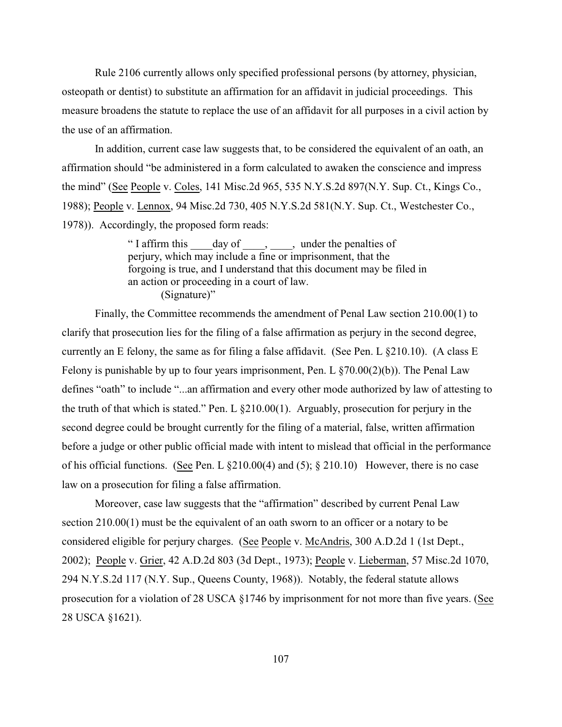Rule 2106 currently allows only specified professional persons (by attorney, physician, osteopath or dentist) to substitute an affirmation for an affidavit in judicial proceedings. This measure broadens the statute to replace the use of an affidavit for all purposes in a civil action by the use of an affirmation.

In addition, current case law suggests that, to be considered the equivalent of an oath, an affirmation should "be administered in a form calculated to awaken the conscience and impress the mind" (See People v. Coles, 141 Misc.2d 965, 535 N.Y.S.2d 897(N.Y. Sup. Ct., Kings Co., 1988); People v. Lennox, 94 Misc.2d 730, 405 N.Y.S.2d 581(N.Y. Sup. Ct., Westchester Co., 1978)). Accordingly, the proposed form reads:

> " I affirm this ____day of ____, ____, under the penalties of perjury, which may include a fine or imprisonment, that the forgoing is true, and I understand that this document may be filed in an action or proceeding in a court of law.
> (Signature)"

Finally, the Committee recommends the amendment of Penal Law section 210.00(1) to clarify that prosecution lies for the filing of a false affirmation as perjury in the second degree, currently an E felony, the same as for filing a false affidavit. (See Pen. L §210.10). (A class E Felony is punishable by up to four years imprisonment, Pen. L §70.00(2)(b)). The Penal Law defines "oath" to include "...an affirmation and every other mode authorized by law of attesting to the truth of that which is stated." Pen. L §210.00(1). Arguably, prosecution for perjury in the second degree could be brought currently for the filing of a material, false, written affirmation before a judge or other public official made with intent to mislead that official in the performance of his official functions. (See Pen. L §210.00(4) and (5); § 210.10) However, there is no case law on a prosecution for filing a false affirmation.

Moreover, case law suggests that the "affirmation" described by current Penal Law section 210.00(1) must be the equivalent of an oath sworn to an officer or a notary to be considered eligible for perjury charges. (See People v. McAndris, 300 A.D.2d 1 (1st Dept., 2002); People v. Grier, 42 A.D.2d 803 (3d Dept., 1973); People v. Lieberman, 57 Misc.2d 1070, 294 N.Y.S.2d 117 (N.Y. Sup., Queens County, 1968)). Notably, the federal statute allows prosecution for a violation of 28 USCA §1746 by imprisonment for not more than five years. (See 28 USCA §1621).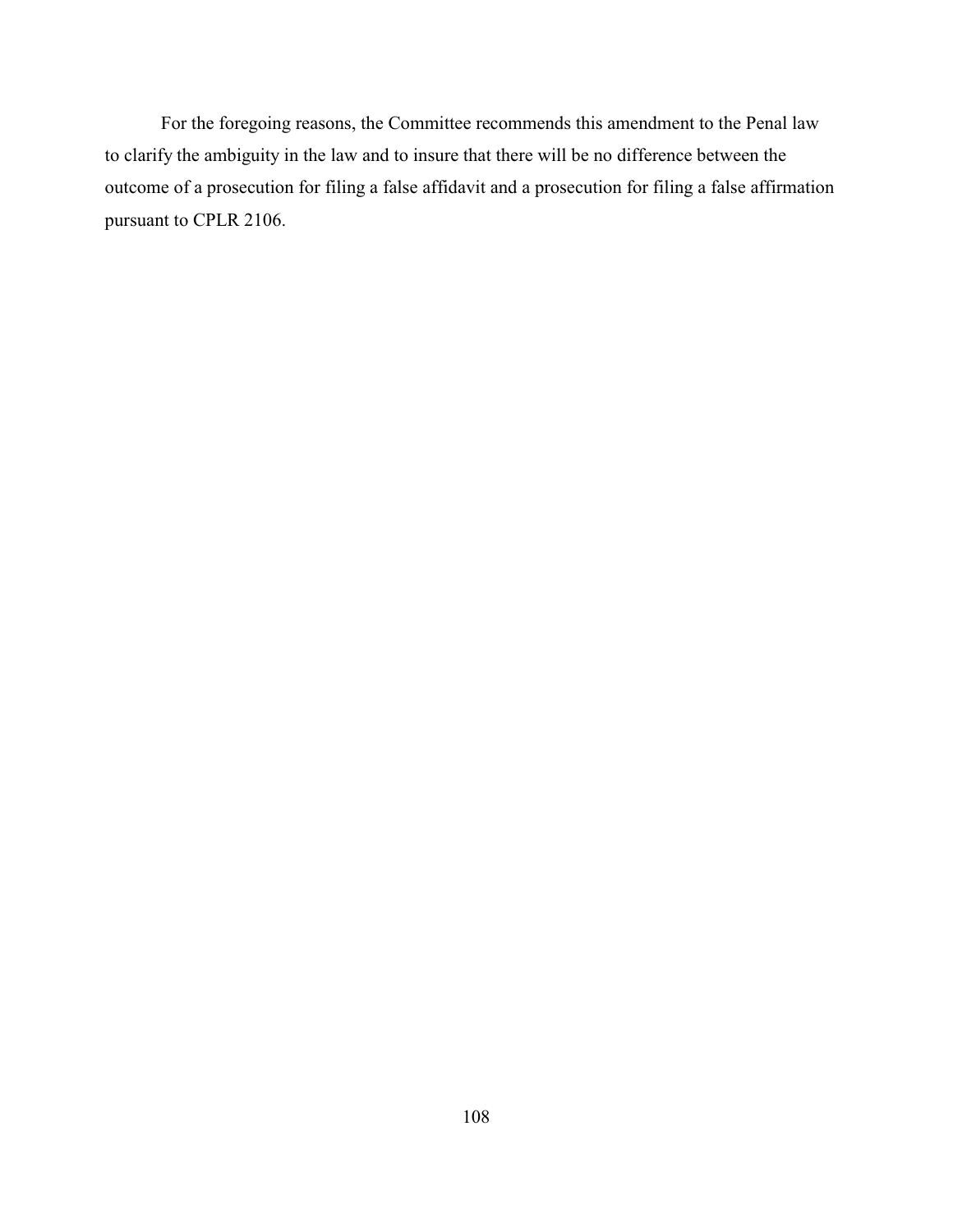For the foregoing reasons, the Committee recommends this amendment to the Penal law to clarify the ambiguity in the law and to insure that there will be no difference between the outcome of a prosecution for filing a false affidavit and a prosecution for filing a false affirmation pursuant to CPLR 2106.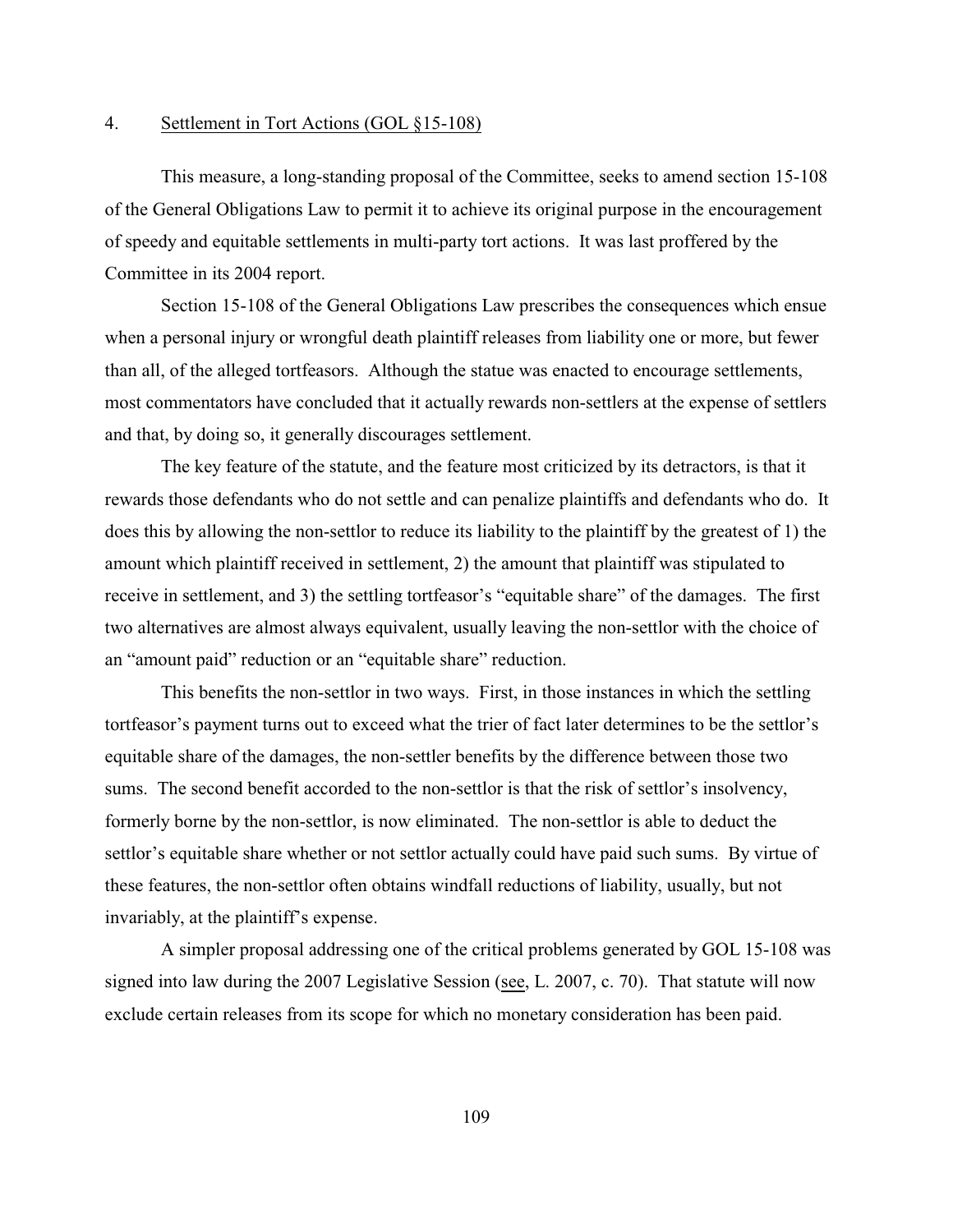4. <u>Settlement in Tort Actions (GOL §15-108)</u>

This measure, a long-standing proposal of the Committee, seeks to amend section 15-108 of the General Obligations Law to permit it to achieve its original purpose in the encouragement of speedy and equitable settlements in multi-party tort actions. It was last proffered by the Committee in its 2004 report.

Section 15-108 of the General Obligations Law prescribes the consequences which ensue when a personal injury or wrongful death plaintiff releases from liability one or more, but fewer than all, of the alleged tortfeasors. Although the statue was enacted to encourage settlements, most commentators have concluded that it actually rewards non-settlers at the expense of settlers and that, by doing so, it generally discourages settlement.

The key feature of the statute, and the feature most criticized by its detractors, is that it rewards those defendants who do not settle and can penalize plaintiffs and defendants who do. It does this by allowing the non-settlor to reduce its liability to the plaintiff by the greatest of 1) the amount which plaintiff received in settlement, 2) the amount that plaintiff was stipulated to receive in settlement, and 3) the settling tortfeasor's "equitable share" of the damages. The first two alternatives are almost always equivalent, usually leaving the non-settlor with the choice of an "amount paid" reduction or an "equitable share" reduction.

This benefits the non-settlor in two ways. First, in those instances in which the settling tortfeasor's payment turns out to exceed what the trier of fact later determines to be the settlor's equitable share of the damages, the non-settler benefits by the difference between those two sums. The second benefit accorded to the non-settlor is that the risk of settlor's insolvency, formerly borne by the non-settlor, is now eliminated. The non-settlor is able to deduct the settlor's equitable share whether or not settlor actually could have paid such sums. By virtue of these features, the non-settlor often obtains windfall reductions of liability, usually, but not invariably, at the plaintiff's expense.

A simpler proposal addressing one of the critical problems generated by GOL 15-108 was signed into law during the 2007 Legislative Session (<u>see</u>, L. 2007, c. 70). That statute will now exclude certain releases from its scope for which no monetary consideration has been paid.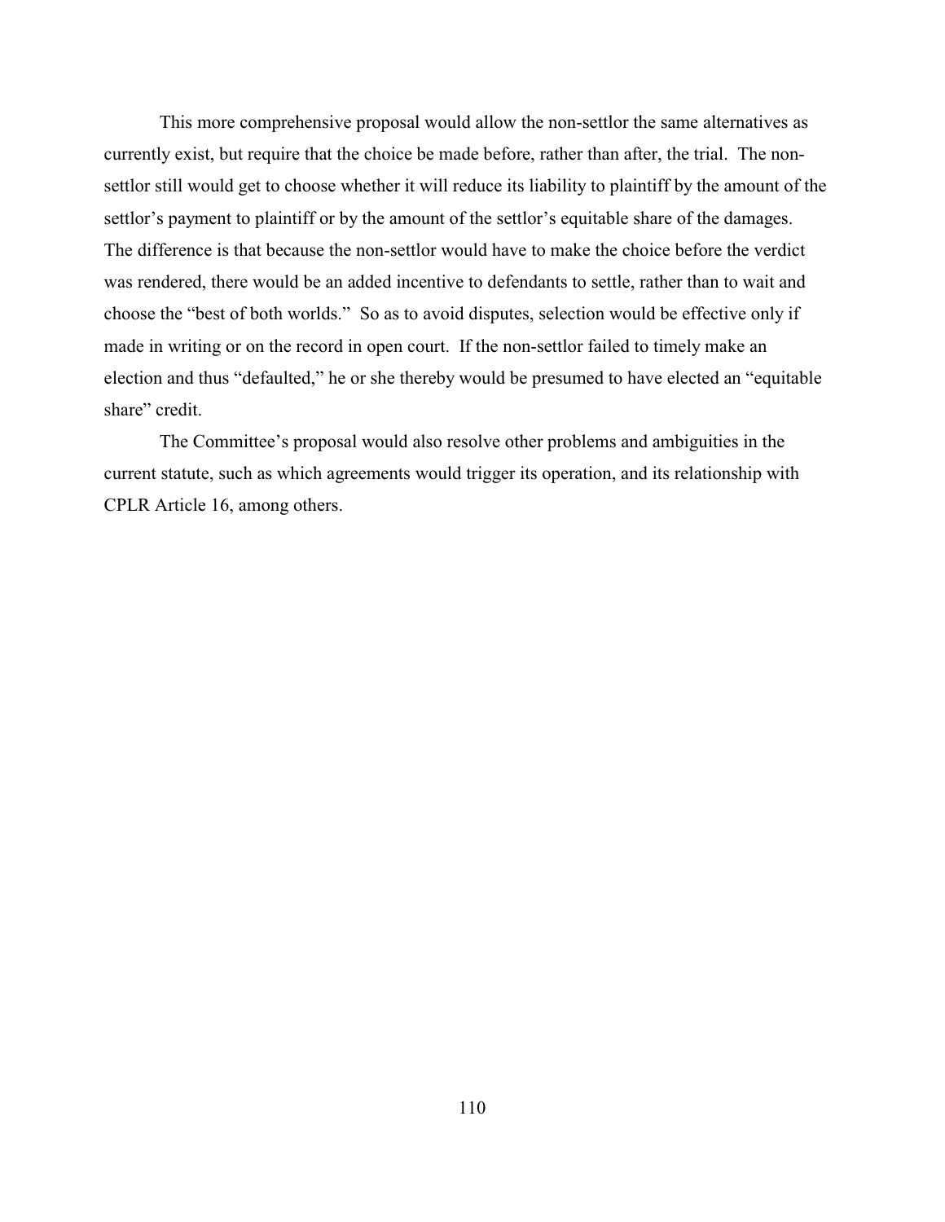This more comprehensive proposal would allow the non-settlor the same alternatives as currently exist, but require that the choice be made before, rather than after, the trial. The non-settlor still would get to choose whether it will reduce its liability to plaintiff by the amount of the settlor's payment to plaintiff or by the amount of the settlor's equitable share of the damages. The difference is that because the non-settlor would have to make the choice before the verdict was rendered, there would be an added incentive to defendants to settle, rather than to wait and choose the "best of both worlds." So as to avoid disputes, selection would be effective only if made in writing or on the record in open court. If the non-settlor failed to timely make an election and thus "defaulted," he or she thereby would be presumed to have elected an "equitable share" credit.

The Committee's proposal would also resolve other problems and ambiguities in the current statute, such as which agreements would trigger its operation, and its relationship with CPLR Article 16, among others.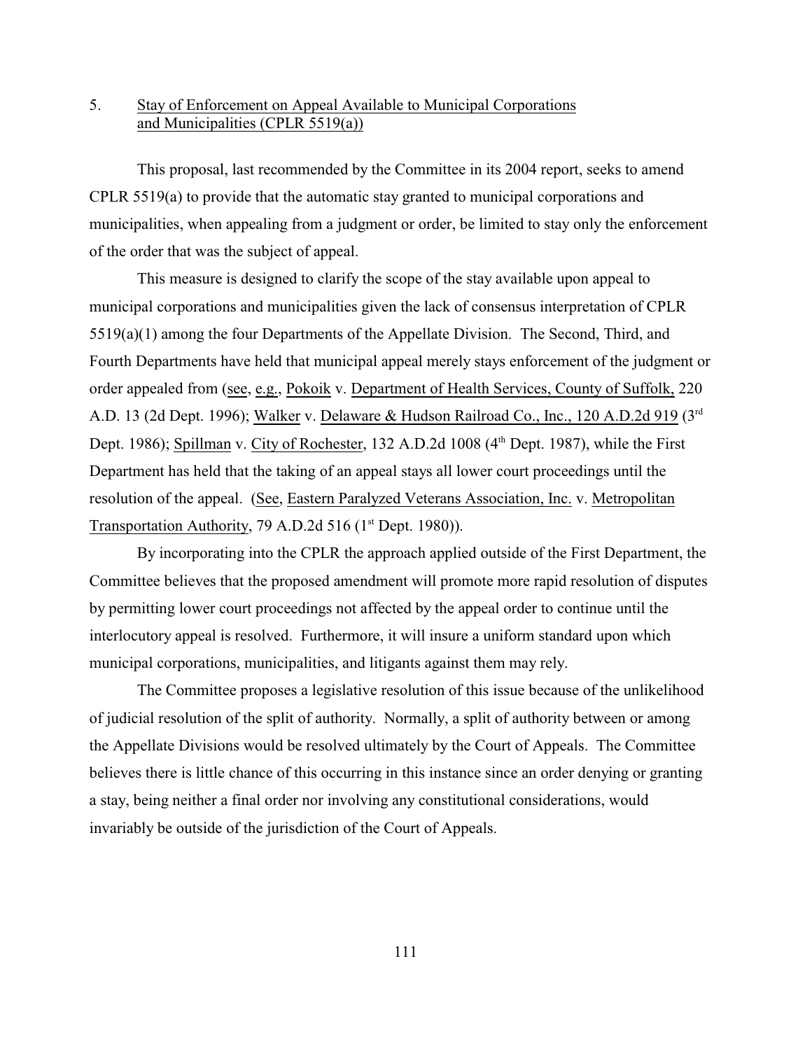5. Stay of Enforcement on Appeal Available to Municipal Corporations and Municipalities (CPLR 5519(a))

This proposal, last recommended by the Committee in its 2004 report, seeks to amend CPLR 5519(a) to provide that the automatic stay granted to municipal corporations and municipalities, when appealing from a judgment or order, be limited to stay only the enforcement of the order that was the subject of appeal.

This measure is designed to clarify the scope of the stay available upon appeal to municipal corporations and municipalities given the lack of consensus interpretation of CPLR 5519(a)(1) among the four Departments of the Appellate Division. The Second, Third, and Fourth Departments have held that municipal appeal merely stays enforcement of the judgment or order appealed from (see, e.g., Pokoik v. Department of Health Services, County of Suffolk, 220 A.D. 13 (2d Dept. 1996); Walker v. Delaware & Hudson Railroad Co., Inc., 120 A.D.2d 919 (3rd Dept. 1986); Spillman v. City of Rochester, 132 A.D.2d 1008 (4th Dept. 1987), while the First Department has held that the taking of an appeal stays all lower court proceedings until the resolution of the appeal. (See, Eastern Paralyzed Veterans Association, Inc. v. Metropolitan Transportation Authority, 79 A.D.2d 516 (1st Dept. 1980)).

By incorporating into the CPLR the approach applied outside of the First Department, the Committee believes that the proposed amendment will promote more rapid resolution of disputes by permitting lower court proceedings not affected by the appeal order to continue until the interlocutory appeal is resolved. Furthermore, it will insure a uniform standard upon which municipal corporations, municipalities, and litigants against them may rely.

The Committee proposes a legislative resolution of this issue because of the unlikelihood of judicial resolution of the split of authority. Normally, a split of authority between or among the Appellate Divisions would be resolved ultimately by the Court of Appeals. The Committee believes there is little chance of this occurring in this instance since an order denying or granting a stay, being neither a final order nor involving any constitutional considerations, would invariably be outside of the jurisdiction of the Court of Appeals.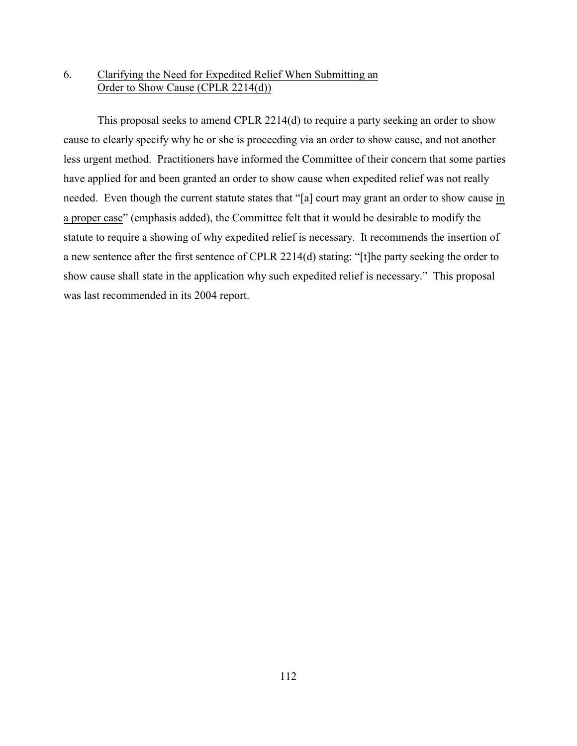## 6. Clarifying the Need for Expedited Relief When Submitting an Order to Show Cause (CPLR 2214(d))

This proposal seeks to amend CPLR 2214(d) to require a party seeking an order to show cause to clearly specify why he or she is proceeding via an order to show cause, and not another less urgent method. Practitioners have informed the Committee of their concern that some parties have applied for and been granted an order to show cause when expedited relief was not really needed. Even though the current statute states that "[a] court may grant an order to show cause <u>in a proper case</u>" (emphasis added), the Committee felt that it would be desirable to modify the statute to require a showing of why expedited relief is necessary. It recommends the insertion of a new sentence after the first sentence of CPLR 2214(d) stating: "[t]he party seeking the order to show cause shall state in the application why such expedited relief is necessary." This proposal was last recommended in its 2004 report.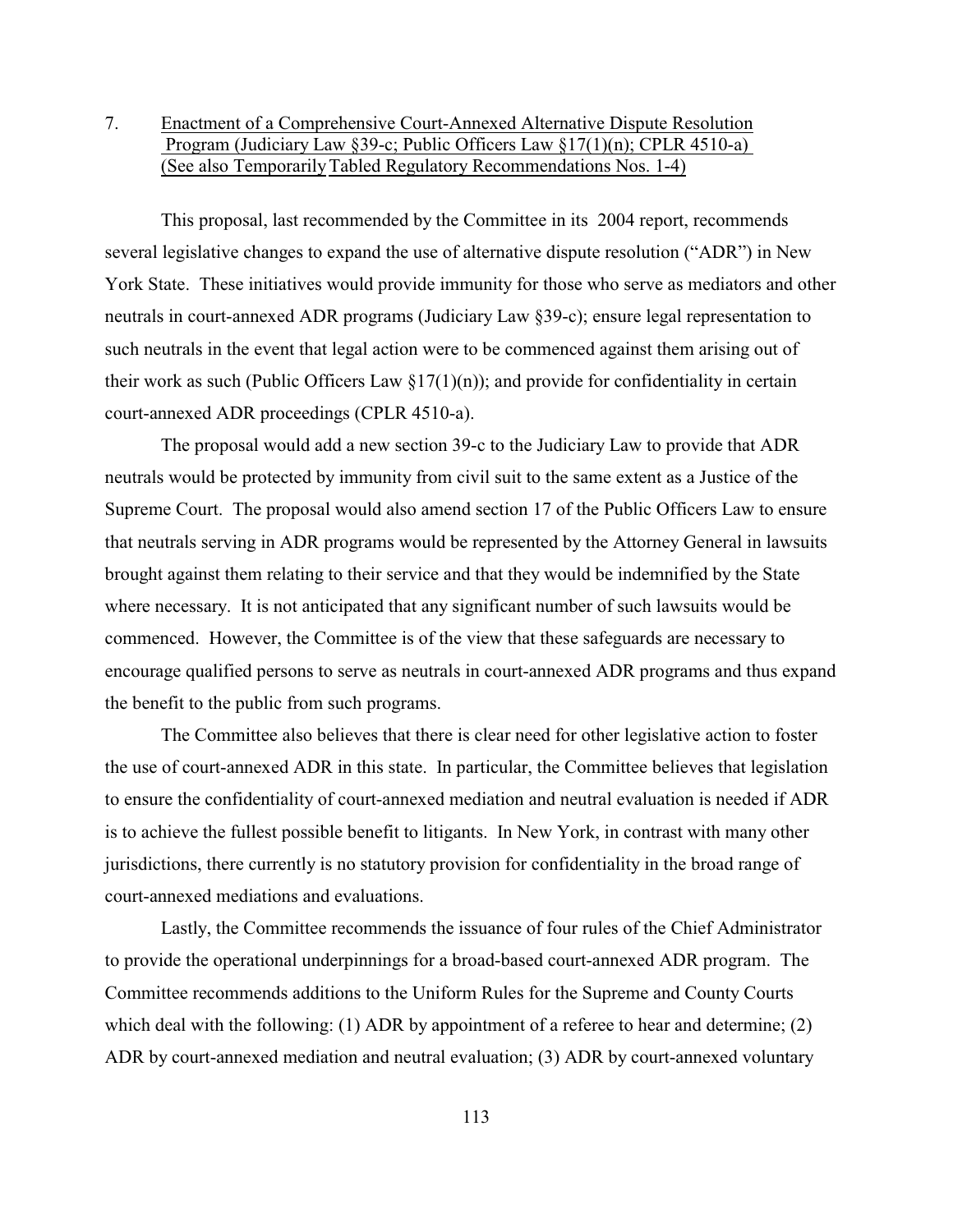7. Enactment of a Comprehensive Court-Annexed Alternative Dispute Resolution Program (Judiciary Law §39-c; Public Officers Law §17(1)(n); CPLR 4510-a) (See also Temporarily Tabled Regulatory Recommendations Nos. 1-4)

This proposal, last recommended by the Committee in its 2004 report, recommends several legislative changes to expand the use of alternative dispute resolution ("ADR") in New York State. These initiatives would provide immunity for those who serve as mediators and other neutrals in court-annexed ADR programs (Judiciary Law §39-c); ensure legal representation to such neutrals in the event that legal action were to be commenced against them arising out of their work as such (Public Officers Law §17(1)(n)); and provide for confidentiality in certain court-annexed ADR proceedings (CPLR 4510-a).

The proposal would add a new section 39-c to the Judiciary Law to provide that ADR neutrals would be protected by immunity from civil suit to the same extent as a Justice of the Supreme Court. The proposal would also amend section 17 of the Public Officers Law to ensure that neutrals serving in ADR programs would be represented by the Attorney General in lawsuits brought against them relating to their service and that they would be indemnified by the State where necessary. It is not anticipated that any significant number of such lawsuits would be commenced. However, the Committee is of the view that these safeguards are necessary to encourage qualified persons to serve as neutrals in court-annexed ADR programs and thus expand the benefit to the public from such programs.

The Committee also believes that there is clear need for other legislative action to foster the use of court-annexed ADR in this state. In particular, the Committee believes that legislation to ensure the confidentiality of court-annexed mediation and neutral evaluation is needed if ADR is to achieve the fullest possible benefit to litigants. In New York, in contrast with many other jurisdictions, there currently is no statutory provision for confidentiality in the broad range of court-annexed mediations and evaluations.

Lastly, the Committee recommends the issuance of four rules of the Chief Administrator to provide the operational underpinnings for a broad-based court-annexed ADR program. The Committee recommends additions to the Uniform Rules for the Supreme and County Courts which deal with the following: (1) ADR by appointment of a referee to hear and determine; (2) ADR by court-annexed mediation and neutral evaluation; (3) ADR by court-annexed voluntary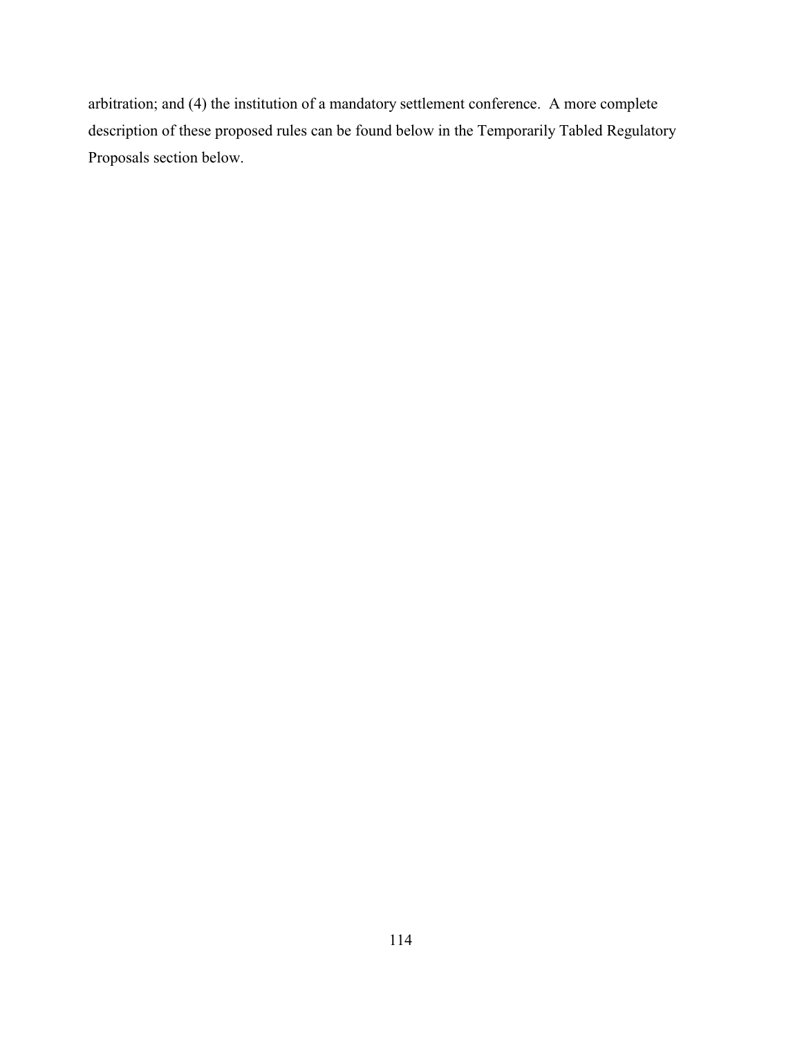arbitration; and (4) the institution of a mandatory settlement conference. A more complete description of these proposed rules can be found below in the Temporarily Tabled Regulatory Proposals section below.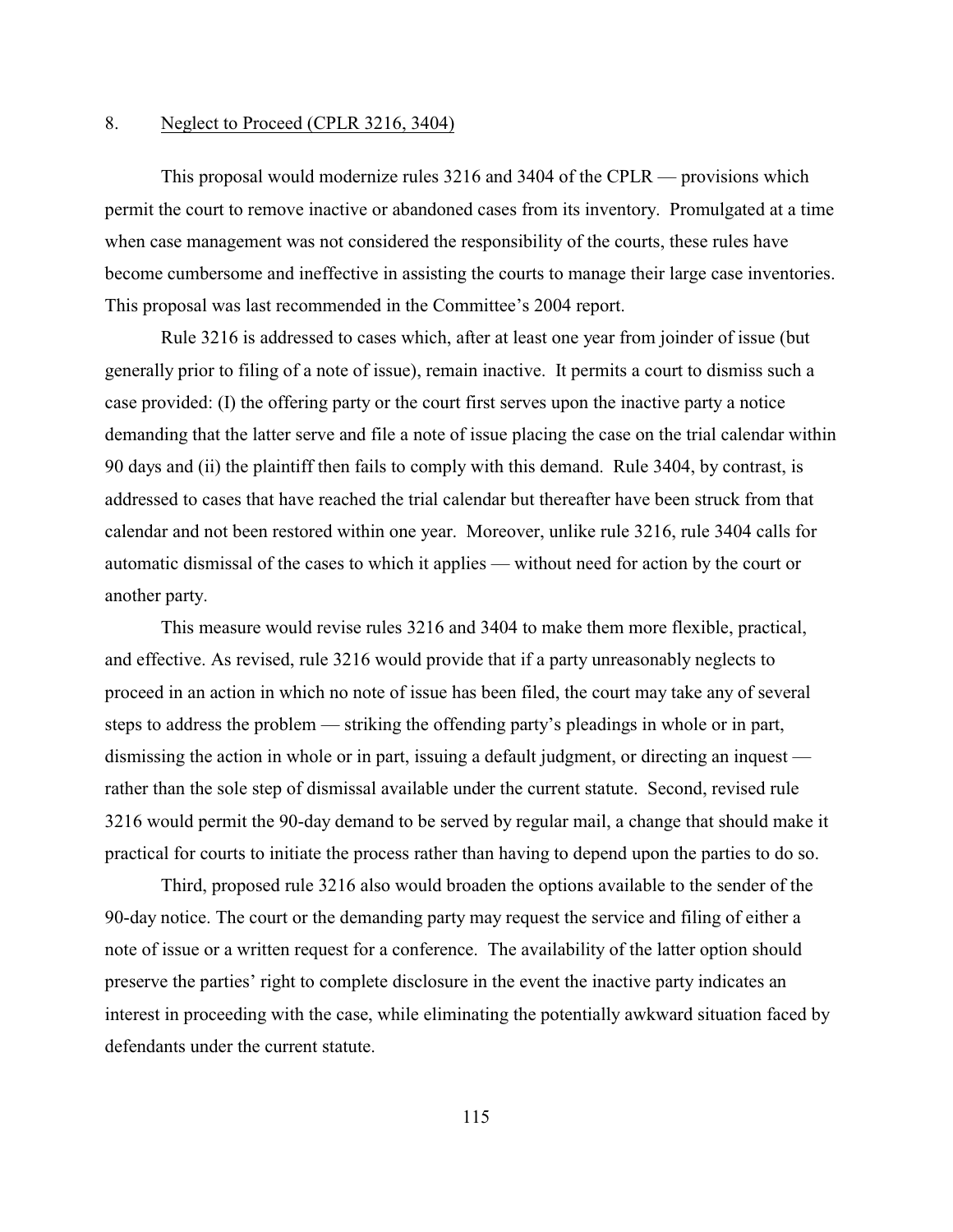8. Neglect to Proceed (CPLR 3216, 3404)

This proposal would modernize rules 3216 and 3404 of the CPLR — provisions which permit the court to remove inactive or abandoned cases from its inventory. Promulgated at a time when case management was not considered the responsibility of the courts, these rules have become cumbersome and ineffective in assisting the courts to manage their large case inventories. This proposal was last recommended in the Committee's 2004 report.

Rule 3216 is addressed to cases which, after at least one year from joinder of issue (but generally prior to filing of a note of issue), remain inactive. It permits a court to dismiss such a case provided: (I) the offering party or the court first serves upon the inactive party a notice demanding that the latter serve and file a note of issue placing the case on the trial calendar within 90 days and (ii) the plaintiff then fails to comply with this demand. Rule 3404, by contrast, is addressed to cases that have reached the trial calendar but thereafter have been struck from that calendar and not been restored within one year. Moreover, unlike rule 3216, rule 3404 calls for automatic dismissal of the cases to which it applies — without need for action by the court or another party.

This measure would revise rules 3216 and 3404 to make them more flexible, practical, and effective. As revised, rule 3216 would provide that if a party unreasonably neglects to proceed in an action in which no note of issue has been filed, the court may take any of several steps to address the problem — striking the offending party's pleadings in whole or in part, dismissing the action in whole or in part, issuing a default judgment, or directing an inquest — rather than the sole step of dismissal available under the current statute. Second, revised rule 3216 would permit the 90-day demand to be served by regular mail, a change that should make it practical for courts to initiate the process rather than having to depend upon the parties to do so.

Third, proposed rule 3216 also would broaden the options available to the sender of the 90-day notice. The court or the demanding party may request the service and filing of either a note of issue or a written request for a conference. The availability of the latter option should preserve the parties' right to complete disclosure in the event the inactive party indicates an interest in proceeding with the case, while eliminating the potentially awkward situation faced by defendants under the current statute.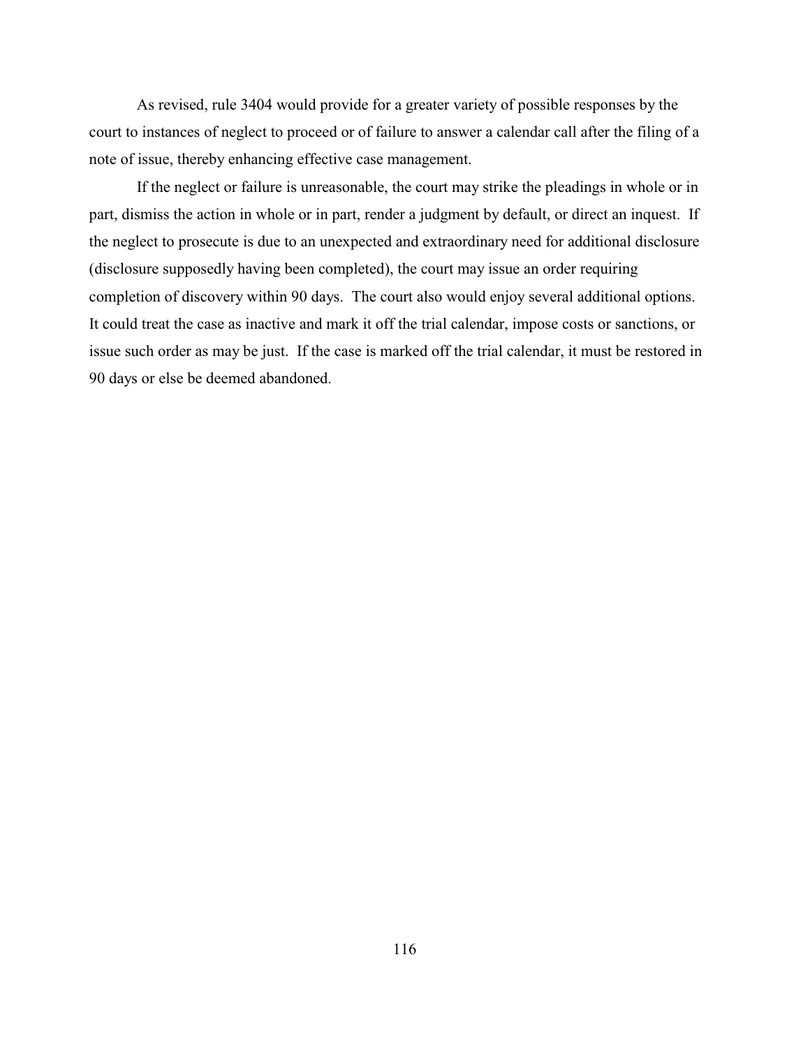As revised, rule 3404 would provide for a greater variety of possible responses by the court to instances of neglect to proceed or of failure to answer a calendar call after the filing of a note of issue, thereby enhancing effective case management.

If the neglect or failure is unreasonable, the court may strike the pleadings in whole or in part, dismiss the action in whole or in part, render a judgment by default, or direct an inquest. If the neglect to prosecute is due to an unexpected and extraordinary need for additional disclosure (disclosure supposedly having been completed), the court may issue an order requiring completion of discovery within 90 days. The court also would enjoy several additional options. It could treat the case as inactive and mark it off the trial calendar, impose costs or sanctions, or issue such order as may be just. If the case is marked off the trial calendar, it must be restored in 90 days or else be deemed abandoned.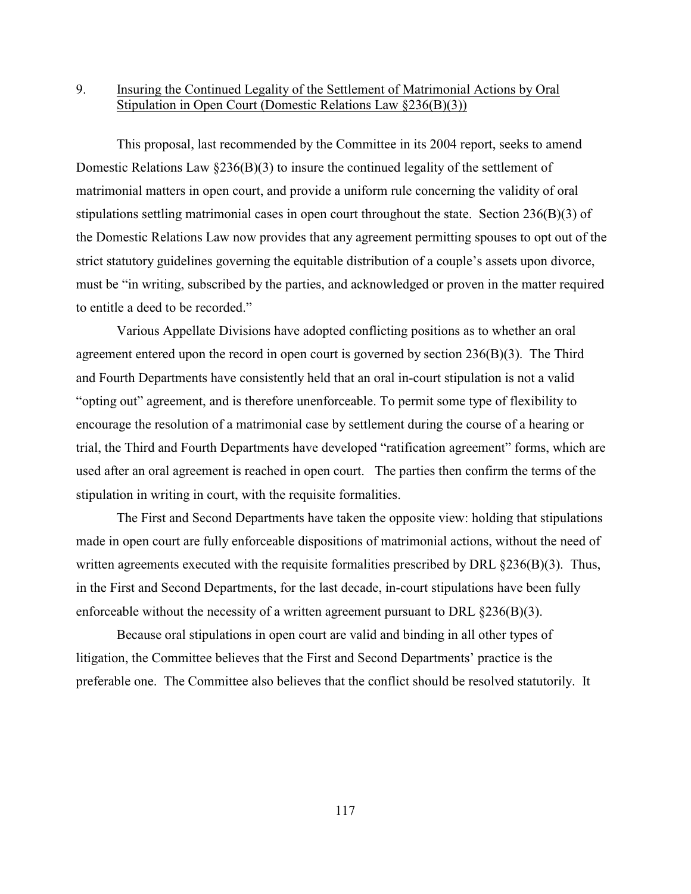9. <u>Insuring the Continued Legality of the Settlement of Matrimonial Actions by Oral Stipulation in Open Court (Domestic Relations Law §236(B)(3))</u>

This proposal, last recommended by the Committee in its 2004 report, seeks to amend Domestic Relations Law §236(B)(3) to insure the continued legality of the settlement of matrimonial matters in open court, and provide a uniform rule concerning the validity of oral stipulations settling matrimonial cases in open court throughout the state. Section 236(B)(3) of the Domestic Relations Law now provides that any agreement permitting spouses to opt out of the strict statutory guidelines governing the equitable distribution of a couple's assets upon divorce, must be "in writing, subscribed by the parties, and acknowledged or proven in the matter required to entitle a deed to be recorded."

Various Appellate Divisions have adopted conflicting positions as to whether an oral agreement entered upon the record in open court is governed by section 236(B)(3). The Third and Fourth Departments have consistently held that an oral in-court stipulation is not a valid "opting out" agreement, and is therefore unenforceable. To permit some type of flexibility to encourage the resolution of a matrimonial case by settlement during the course of a hearing or trial, the Third and Fourth Departments have developed "ratification agreement" forms, which are used after an oral agreement is reached in open court. The parties then confirm the terms of the stipulation in writing in court, with the requisite formalities.

The First and Second Departments have taken the opposite view: holding that stipulations made in open court are fully enforceable dispositions of matrimonial actions, without the need of written agreements executed with the requisite formalities prescribed by DRL §236(B)(3). Thus, in the First and Second Departments, for the last decade, in-court stipulations have been fully enforceable without the necessity of a written agreement pursuant to DRL §236(B)(3).

Because oral stipulations in open court are valid and binding in all other types of litigation, the Committee believes that the First and Second Departments' practice is the preferable one. The Committee also believes that the conflict should be resolved statutorily. It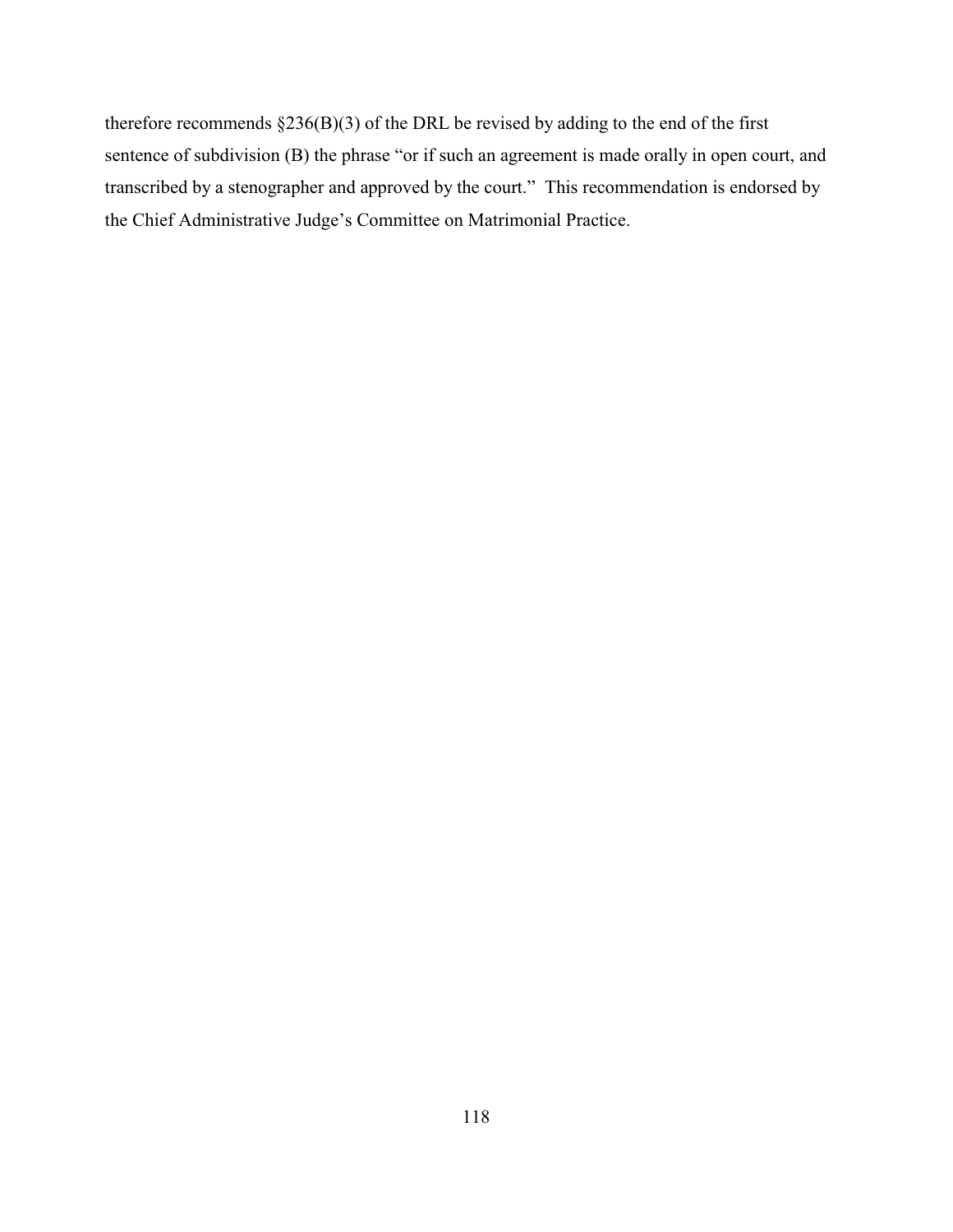therefore recommends §236(B)(3) of the DRL be revised by adding to the end of the first sentence of subdivision (B) the phrase "or if such an agreement is made orally in open court, and transcribed by a stenographer and approved by the court." This recommendation is endorsed by the Chief Administrative Judge's Committee on Matrimonial Practice.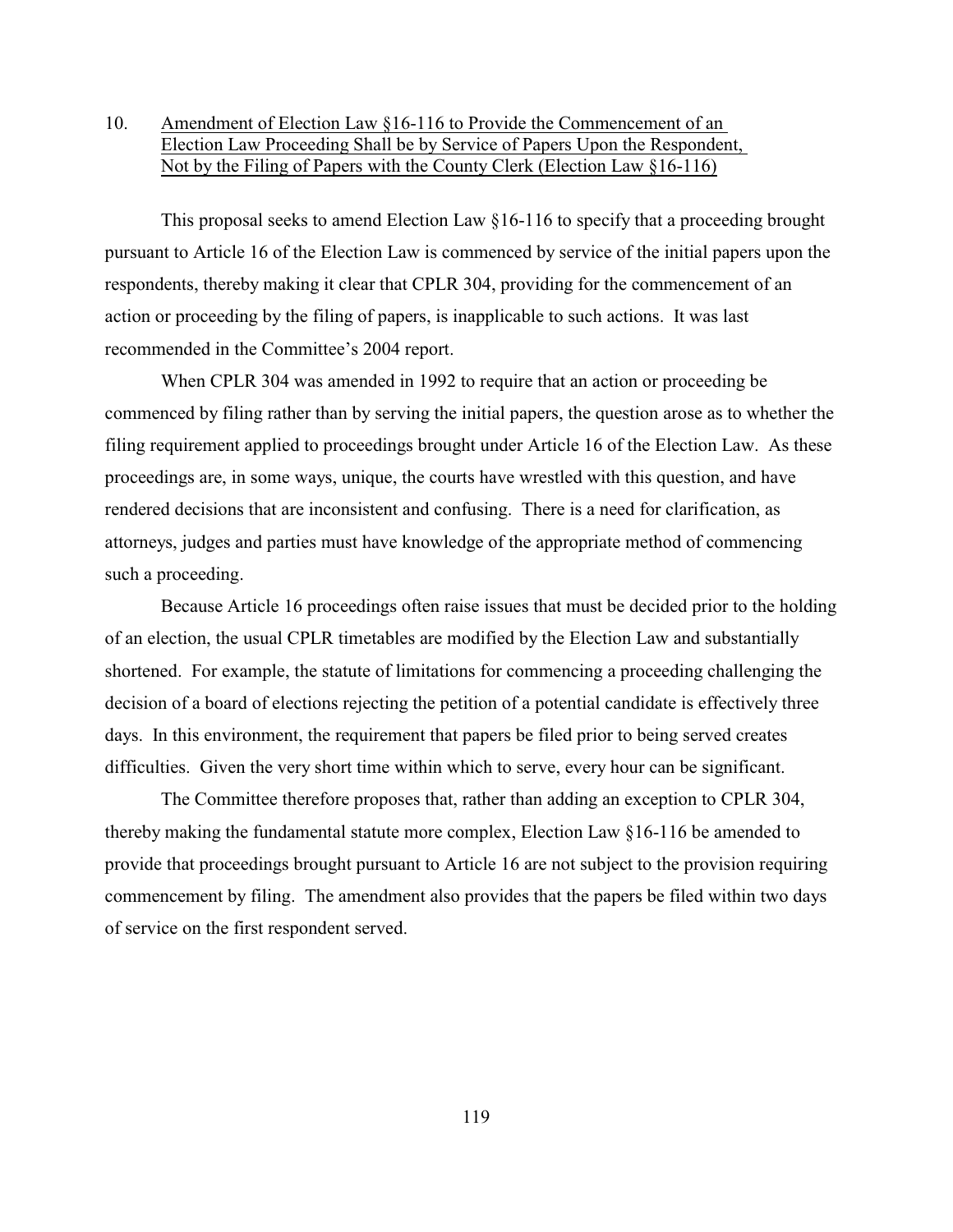10. Amendment of Election Law §16-116 to Provide the Commencement of an Election Law Proceeding Shall be by Service of Papers Upon the Respondent, Not by the Filing of Papers with the County Clerk (Election Law §16-116)

This proposal seeks to amend Election Law §16-116 to specify that a proceeding brought pursuant to Article 16 of the Election Law is commenced by service of the initial papers upon the respondents, thereby making it clear that CPLR 304, providing for the commencement of an action or proceeding by the filing of papers, is inapplicable to such actions. It was last recommended in the Committee's 2004 report.

When CPLR 304 was amended in 1992 to require that an action or proceeding be commenced by filing rather than by serving the initial papers, the question arose as to whether the filing requirement applied to proceedings brought under Article 16 of the Election Law. As these proceedings are, in some ways, unique, the courts have wrestled with this question, and have rendered decisions that are inconsistent and confusing. There is a need for clarification, as attorneys, judges and parties must have knowledge of the appropriate method of commencing such a proceeding.

Because Article 16 proceedings often raise issues that must be decided prior to the holding of an election, the usual CPLR timetables are modified by the Election Law and substantially shortened. For example, the statute of limitations for commencing a proceeding challenging the decision of a board of elections rejecting the petition of a potential candidate is effectively three days. In this environment, the requirement that papers be filed prior to being served creates difficulties. Given the very short time within which to serve, every hour can be significant.

The Committee therefore proposes that, rather than adding an exception to CPLR 304, thereby making the fundamental statute more complex, Election Law §16-116 be amended to provide that proceedings brought pursuant to Article 16 are not subject to the provision requiring commencement by filing. The amendment also provides that the papers be filed within two days of service on the first respondent served.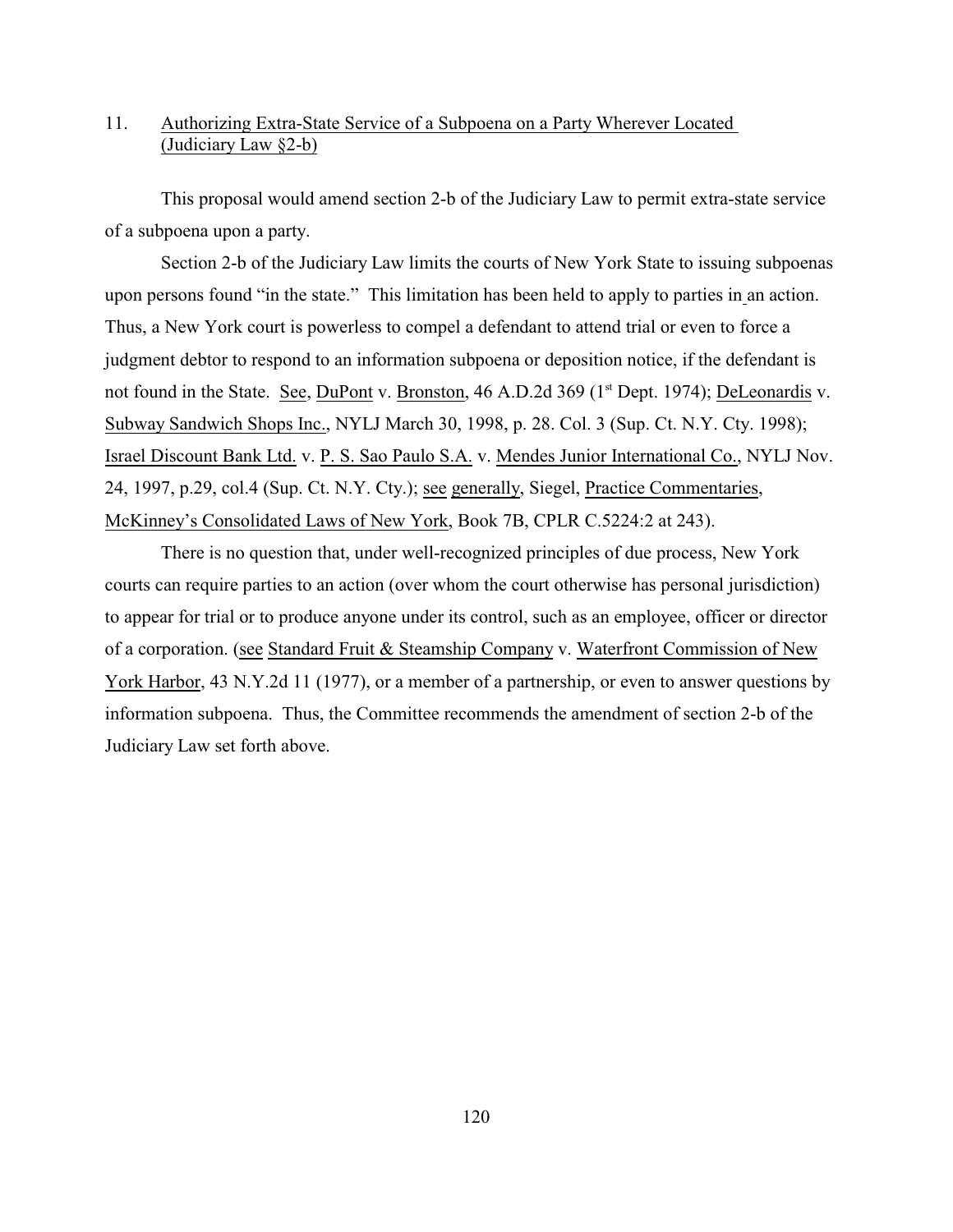## 11. Authorizing Extra-State Service of a Subpoena on a Party Wherever Located (Judiciary Law §2-b)

This proposal would amend section 2-b of the Judiciary Law to permit extra-state service of a subpoena upon a party.

Section 2-b of the Judiciary Law limits the courts of New York State to issuing subpoenas upon persons found "in the state." This limitation has been held to apply to parties in an action. Thus, a New York court is powerless to compel a defendant to attend trial or even to force a judgment debtor to respond to an information subpoena or deposition notice, if the defendant is not found in the State. See, DuPont v. Bronston, 46 A.D.2d 369 (1st Dept. 1974); DeLeonardis v. Subway Sandwich Shops Inc., NYLJ March 30, 1998, p. 28. Col. 3 (Sup. Ct. N.Y. Cty. 1998); Israel Discount Bank Ltd. v. P. S. Sao Paulo S.A. v. Mendes Junior International Co., NYLJ Nov. 24, 1997, p.29, col.4 (Sup. Ct. N.Y. Cty.); see generally, Siegel, Practice Commentaries, McKinney's Consolidated Laws of New York, Book 7B, CPLR C.5224:2 at 243).

There is no question that, under well-recognized principles of due process, New York courts can require parties to an action (over whom the court otherwise has personal jurisdiction) to appear for trial or to produce anyone under its control, such as an employee, officer or director of a corporation. (see Standard Fruit & Steamship Company v. Waterfront Commission of New York Harbor, 43 N.Y.2d 11 (1977), or a member of a partnership, or even to answer questions by information subpoena. Thus, the Committee recommends the amendment of section 2-b of the Judiciary Law set forth above.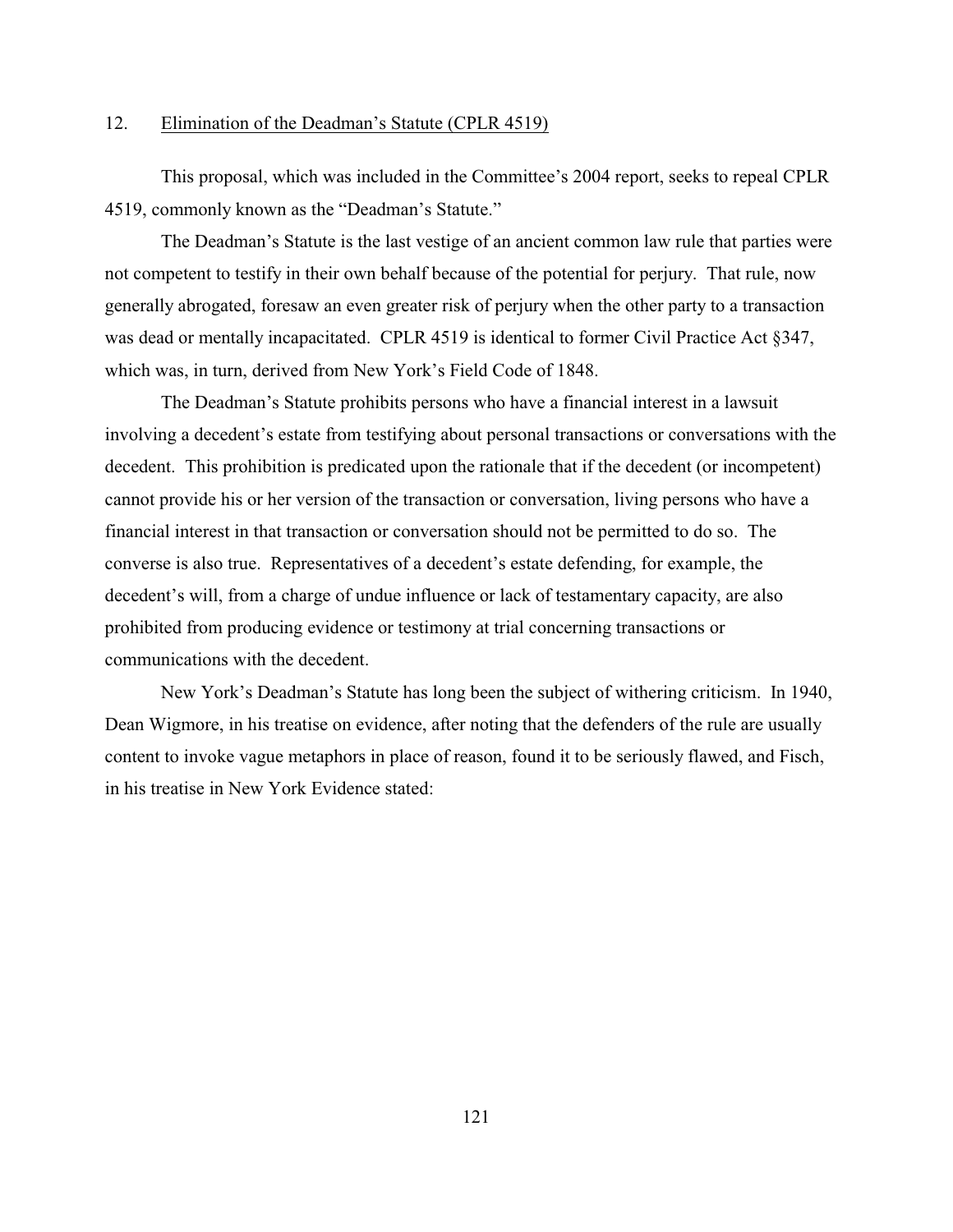12. Elimination of the Deadman's Statute (CPLR 4519)

This proposal, which was included in the Committee's 2004 report, seeks to repeal CPLR 4519, commonly known as the "Deadman's Statute."

The Deadman's Statute is the last vestige of an ancient common law rule that parties were not competent to testify in their own behalf because of the potential for perjury. That rule, now generally abrogated, foresaw an even greater risk of perjury when the other party to a transaction was dead or mentally incapacitated. CPLR 4519 is identical to former Civil Practice Act §347, which was, in turn, derived from New York's Field Code of 1848.

The Deadman's Statute prohibits persons who have a financial interest in a lawsuit involving a decedent's estate from testifying about personal transactions or conversations with the decedent. This prohibition is predicated upon the rationale that if the decedent (or incompetent) cannot provide his or her version of the transaction or conversation, living persons who have a financial interest in that transaction or conversation should not be permitted to do so. The converse is also true. Representatives of a decedent's estate defending, for example, the decedent's will, from a charge of undue influence or lack of testamentary capacity, are also prohibited from producing evidence or testimony at trial concerning transactions or communications with the decedent.

New York's Deadman's Statute has long been the subject of withering criticism. In 1940, Dean Wigmore, in his treatise on evidence, after noting that the defenders of the rule are usually content to invoke vague metaphors in place of reason, found it to be seriously flawed, and Fisch, in his treatise in New York Evidence stated: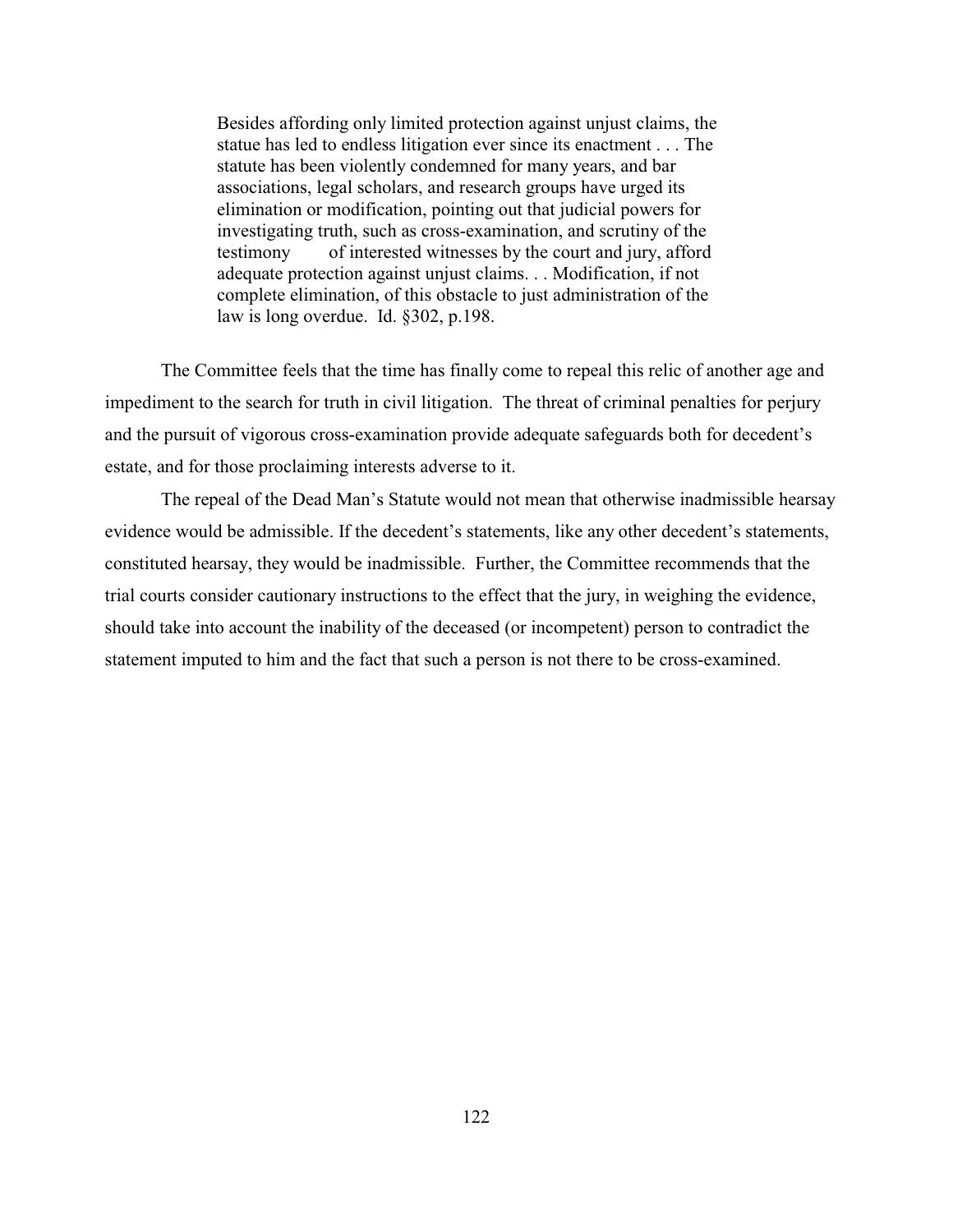> Besides affording only limited protection against unjust claims, the statue has led to endless litigation ever since its enactment . . . The statute has been violently condemned for many years, and bar associations, legal scholars, and research groups have urged its elimination or modification, pointing out that judicial powers for investigating truth, such as cross-examination, and scrutiny of the testimony of interested witnesses by the court and jury, afford adequate protection against unjust claims. . . Modification, if not complete elimination, of this obstacle to just administration of the law is long overdue. Id. §302, p.198.

The Committee feels that the time has finally come to repeal this relic of another age and impediment to the search for truth in civil litigation. The threat of criminal penalties for perjury and the pursuit of vigorous cross-examination provide adequate safeguards both for decedent's estate, and for those proclaiming interests adverse to it.

The repeal of the Dead Man's Statute would not mean that otherwise inadmissible hearsay evidence would be admissible. If the decedent's statements, like any other decedent's statements, constituted hearsay, they would be inadmissible. Further, the Committee recommends that the trial courts consider cautionary instructions to the effect that the jury, in weighing the evidence, should take into account the inability of the deceased (or incompetent) person to contradict the statement imputed to him and the fact that such a person is not there to be cross-examined.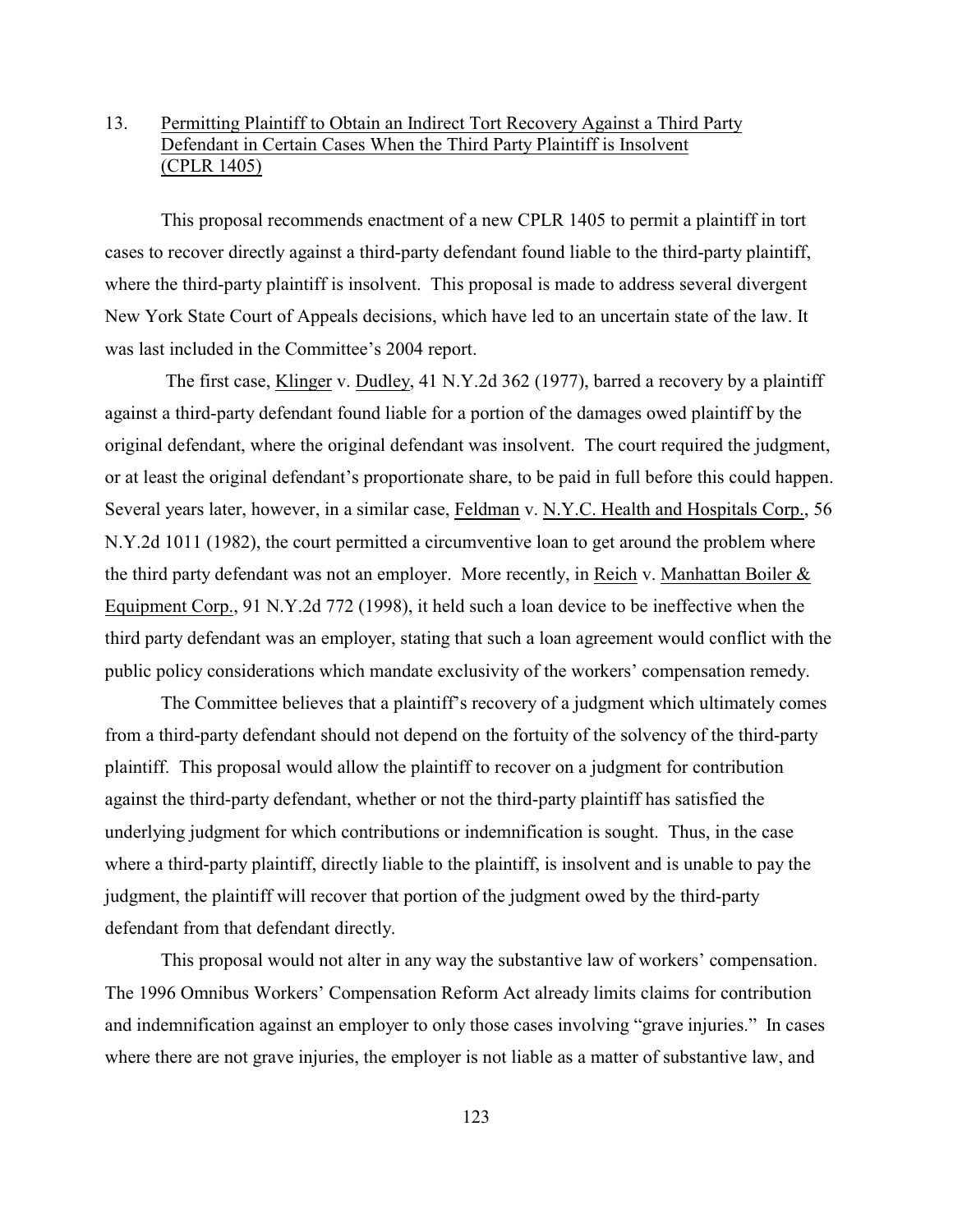13. Permitting Plaintiff to Obtain an Indirect Tort Recovery Against a Third Party Defendant in Certain Cases When the Third Party Plaintiff is Insolvent (CPLR 1405)

This proposal recommends enactment of a new CPLR 1405 to permit a plaintiff in tort cases to recover directly against a third-party defendant found liable to the third-party plaintiff, where the third-party plaintiff is insolvent. This proposal is made to address several divergent New York State Court of Appeals decisions, which have led to an uncertain state of the law. It was last included in the Committee's 2004 report.

The first case, Klinger v. Dudley, 41 N.Y.2d 362 (1977), barred a recovery by a plaintiff against a third-party defendant found liable for a portion of the damages owed plaintiff by the original defendant, where the original defendant was insolvent. The court required the judgment, or at least the original defendant's proportionate share, to be paid in full before this could happen. Several years later, however, in a similar case, Feldman v. N.Y.C. Health and Hospitals Corp., 56 N.Y.2d 1011 (1982), the court permitted a circumventive loan to get around the problem where the third party defendant was not an employer. More recently, in Reich v. Manhattan Boiler & Equipment Corp., 91 N.Y.2d 772 (1998), it held such a loan device to be ineffective when the third party defendant was an employer, stating that such a loan agreement would conflict with the public policy considerations which mandate exclusivity of the workers' compensation remedy.

The Committee believes that a plaintiff's recovery of a judgment which ultimately comes from a third-party defendant should not depend on the fortuity of the solvency of the third-party plaintiff. This proposal would allow the plaintiff to recover on a judgment for contribution against the third-party defendant, whether or not the third-party plaintiff has satisfied the underlying judgment for which contributions or indemnification is sought. Thus, in the case where a third-party plaintiff, directly liable to the plaintiff, is insolvent and is unable to pay the judgment, the plaintiff will recover that portion of the judgment owed by the third-party defendant from that defendant directly.

This proposal would not alter in any way the substantive law of workers' compensation. The 1996 Omnibus Workers' Compensation Reform Act already limits claims for contribution and indemnification against an employer to only those cases involving "grave injuries." In cases where there are not grave injuries, the employer is not liable as a matter of substantive law, and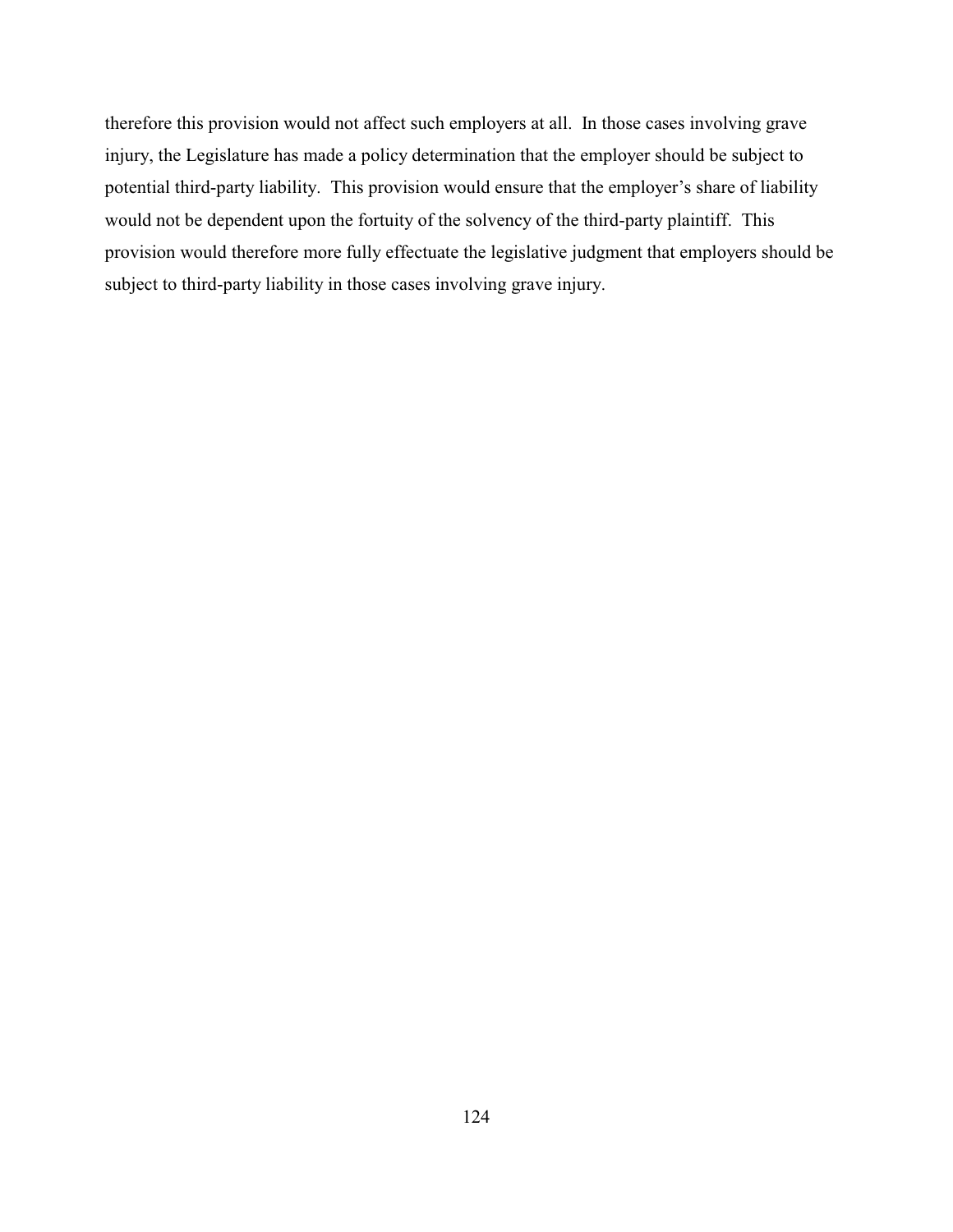therefore this provision would not affect such employers at all. In those cases involving grave injury, the Legislature has made a policy determination that the employer should be subject to potential third-party liability. This provision would ensure that the employer's share of liability would not be dependent upon the fortuity of the solvency of the third-party plaintiff. This provision would therefore more fully effectuate the legislative judgment that employers should be subject to third-party liability in those cases involving grave injury.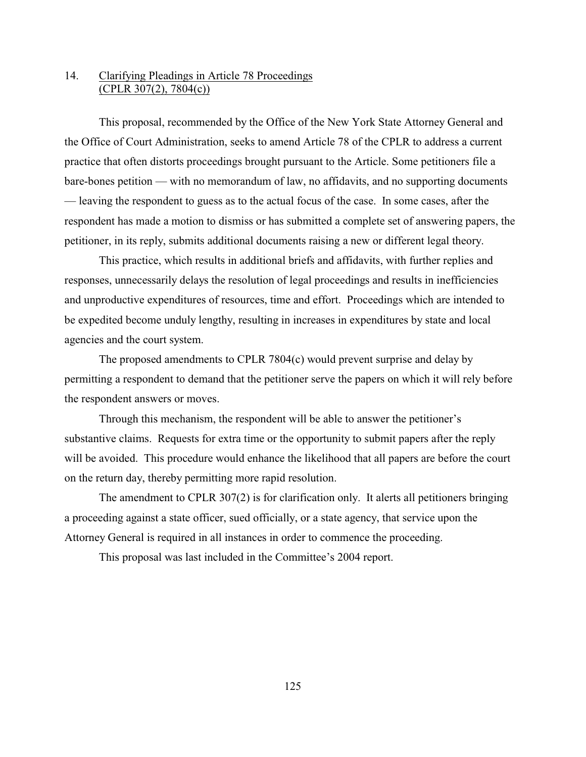## 14. Clarifying Pleadings in Article 78 Proceedings (CPLR 307(2), 7804(c))

This proposal, recommended by the Office of the New York State Attorney General and the Office of Court Administration, seeks to amend Article 78 of the CPLR to address a current practice that often distorts proceedings brought pursuant to the Article. Some petitioners file a bare-bones petition — with no memorandum of law, no affidavits, and no supporting documents — leaving the respondent to guess as to the actual focus of the case. In some cases, after the respondent has made a motion to dismiss or has submitted a complete set of answering papers, the petitioner, in its reply, submits additional documents raising a new or different legal theory.

This practice, which results in additional briefs and affidavits, with further replies and responses, unnecessarily delays the resolution of legal proceedings and results in inefficiencies and unproductive expenditures of resources, time and effort. Proceedings which are intended to be expedited become unduly lengthy, resulting in increases in expenditures by state and local agencies and the court system.

The proposed amendments to CPLR 7804(c) would prevent surprise and delay by permitting a respondent to demand that the petitioner serve the papers on which it will rely before the respondent answers or moves.

Through this mechanism, the respondent will be able to answer the petitioner's substantive claims. Requests for extra time or the opportunity to submit papers after the reply will be avoided. This procedure would enhance the likelihood that all papers are before the court on the return day, thereby permitting more rapid resolution.

The amendment to CPLR 307(2) is for clarification only. It alerts all petitioners bringing a proceeding against a state officer, sued officially, or a state agency, that service upon the Attorney General is required in all instances in order to commence the proceeding.

This proposal was last included in the Committee's 2004 report.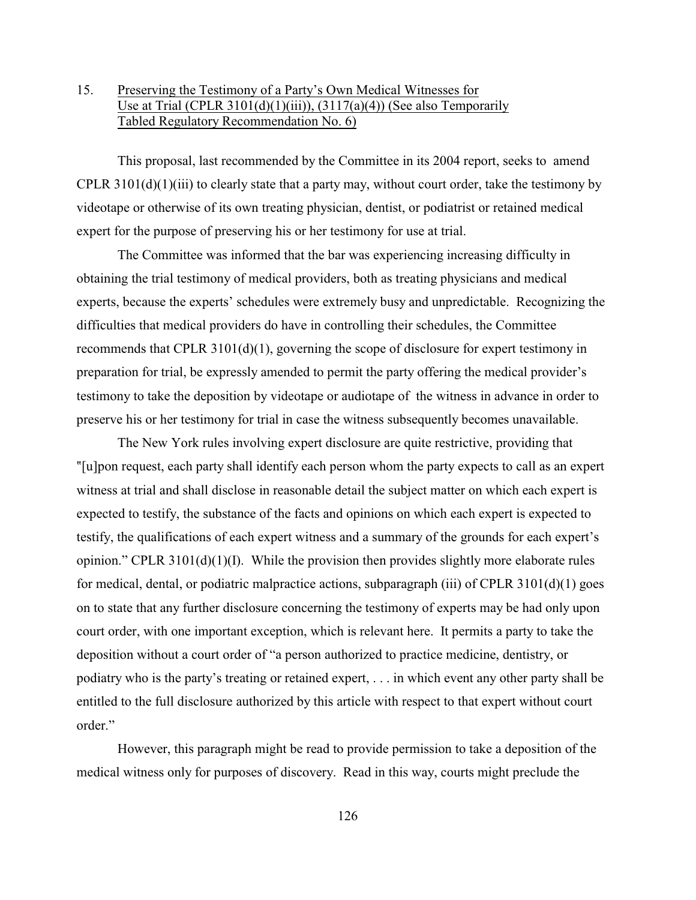15. <u>Preserving the Testimony of a Party's Own Medical Witnesses for Use at Trial (CPLR 3101(d)(1)(iii)), (3117(a)(4)) (See also Temporarily Tabled Regulatory Recommendation No. 6)</u>

This proposal, last recommended by the Committee in its 2004 report, seeks to amend CPLR 3101(d)(1)(iii) to clearly state that a party may, without court order, take the testimony by videotape or otherwise of its own treating physician, dentist, or podiatrist or retained medical expert for the purpose of preserving his or her testimony for use at trial.

The Committee was informed that the bar was experiencing increasing difficulty in obtaining the trial testimony of medical providers, both as treating physicians and medical experts, because the experts' schedules were extremely busy and unpredictable. Recognizing the difficulties that medical providers do have in controlling their schedules, the Committee recommends that CPLR 3101(d)(1), governing the scope of disclosure for expert testimony in preparation for trial, be expressly amended to permit the party offering the medical provider's testimony to take the deposition by videotape or audiotape of the witness in advance in order to preserve his or her testimony for trial in case the witness subsequently becomes unavailable.

The New York rules involving expert disclosure are quite restrictive, providing that "[u]pon request, each party shall identify each person whom the party expects to call as an expert witness at trial and shall disclose in reasonable detail the subject matter on which each expert is expected to testify, the substance of the facts and opinions on which each expert is expected to testify, the qualifications of each expert witness and a summary of the grounds for each expert's opinion." CPLR 3101(d)(1)(I). While the provision then provides slightly more elaborate rules for medical, dental, or podiatric malpractice actions, subparagraph (iii) of CPLR 3101(d)(1) goes on to state that any further disclosure concerning the testimony of experts may be had only upon court order, with one important exception, which is relevant here. It permits a party to take the deposition without a court order of "a person authorized to practice medicine, dentistry, or podiatry who is the party's treating or retained expert, . . . in which event any other party shall be entitled to the full disclosure authorized by this article with respect to that expert without court order."

However, this paragraph might be read to provide permission to take a deposition of the medical witness only for purposes of discovery. Read in this way, courts might preclude the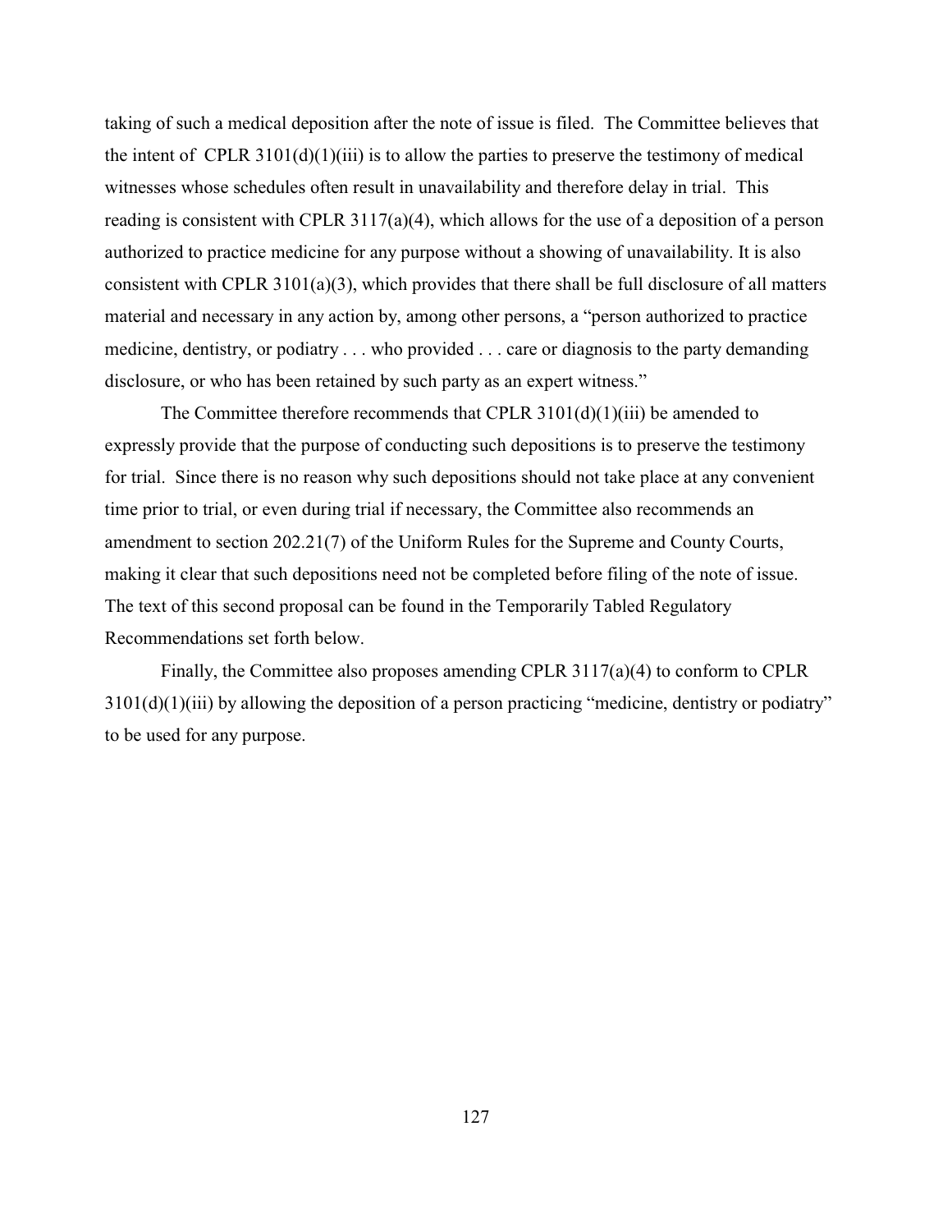taking of such a medical deposition after the note of issue is filed. The Committee believes that the intent of CPLR 3101(d)(1)(iii) is to allow the parties to preserve the testimony of medical witnesses whose schedules often result in unavailability and therefore delay in trial. This reading is consistent with CPLR 3117(a)(4), which allows for the use of a deposition of a person authorized to practice medicine for any purpose without a showing of unavailability. It is also consistent with CPLR 3101(a)(3), which provides that there shall be full disclosure of all matters material and necessary in any action by, among other persons, a "person authorized to practice medicine, dentistry, or podiatry . . . who provided . . . care or diagnosis to the party demanding disclosure, or who has been retained by such party as an expert witness."

The Committee therefore recommends that CPLR 3101(d)(1)(iii) be amended to expressly provide that the purpose of conducting such depositions is to preserve the testimony for trial. Since there is no reason why such depositions should not take place at any convenient time prior to trial, or even during trial if necessary, the Committee also recommends an amendment to section 202.21(7) of the Uniform Rules for the Supreme and County Courts, making it clear that such depositions need not be completed before filing of the note of issue. The text of this second proposal can be found in the Temporarily Tabled Regulatory Recommendations set forth below.

Finally, the Committee also proposes amending CPLR 3117(a)(4) to conform to CPLR 3101(d)(1)(iii) by allowing the deposition of a person practicing "medicine, dentistry or podiatry" to be used for any purpose.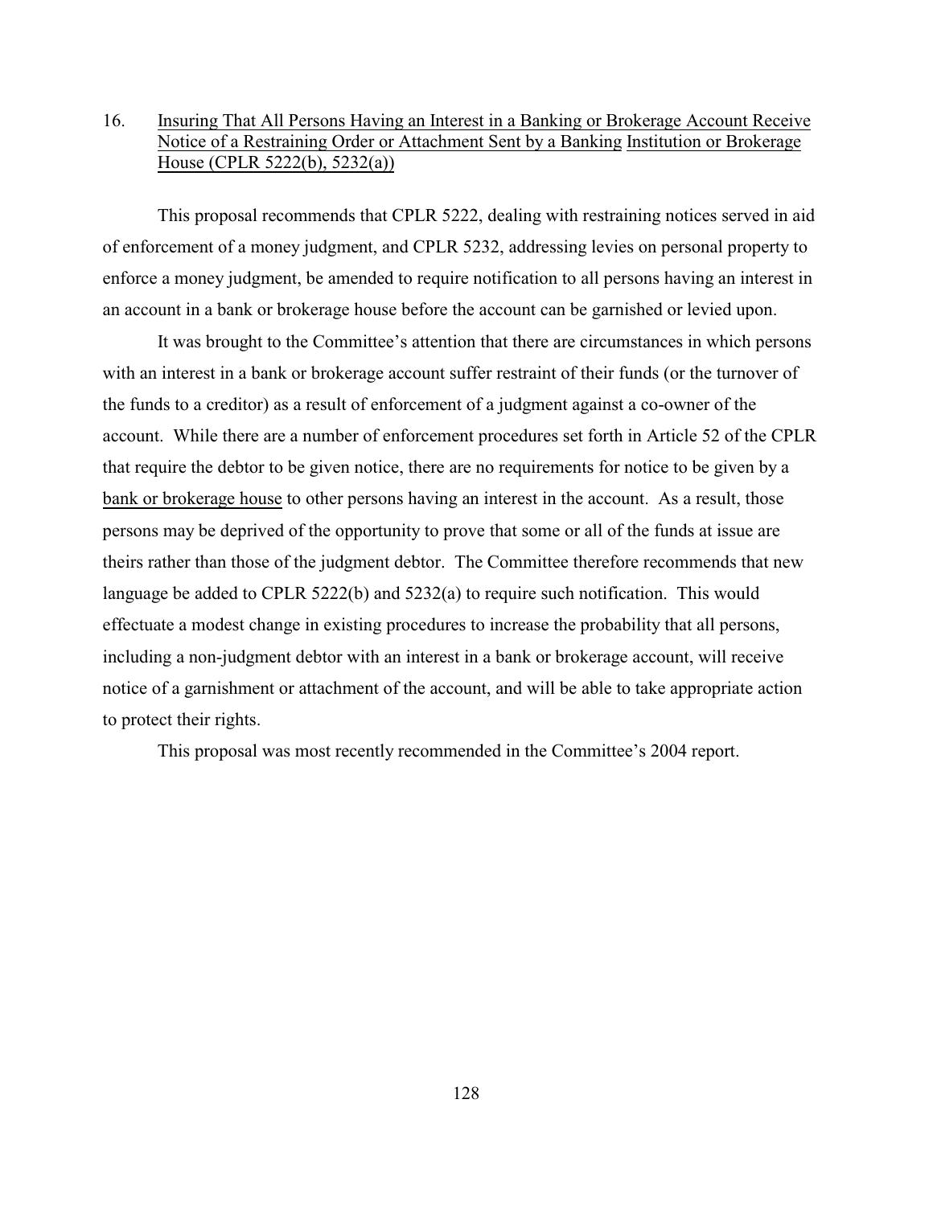16. Insuring That All Persons Having an Interest in a Banking or Brokerage Account Receive Notice of a Restraining Order or Attachment Sent by a Banking Institution or Brokerage House (CPLR 5222(b), 5232(a))

This proposal recommends that CPLR 5222, dealing with restraining notices served in aid of enforcement of a money judgment, and CPLR 5232, addressing levies on personal property to enforce a money judgment, be amended to require notification to all persons having an interest in an account in a bank or brokerage house before the account can be garnished or levied upon.

It was brought to the Committee's attention that there are circumstances in which persons with an interest in a bank or brokerage account suffer restraint of their funds (or the turnover of the funds to a creditor) as a result of enforcement of a judgment against a co-owner of the account. While there are a number of enforcement procedures set forth in Article 52 of the CPLR that require the debtor to be given notice, there are no requirements for notice to be given by a bank or brokerage house to other persons having an interest in the account. As a result, those persons may be deprived of the opportunity to prove that some or all of the funds at issue are theirs rather than those of the judgment debtor. The Committee therefore recommends that new language be added to CPLR 5222(b) and 5232(a) to require such notification. This would effectuate a modest change in existing procedures to increase the probability that all persons, including a non-judgment debtor with an interest in a bank or brokerage account, will receive notice of a garnishment or attachment of the account, and will be able to take appropriate action to protect their rights.

This proposal was most recently recommended in the Committee's 2004 report.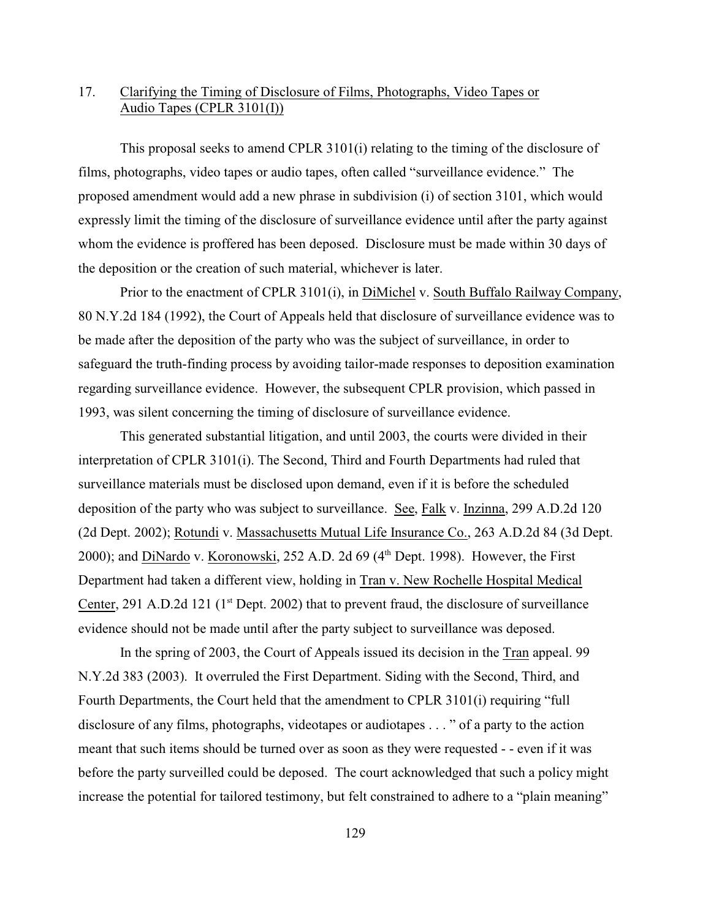17. Clarifying the Timing of Disclosure of Films, Photographs, Video Tapes or Audio Tapes (CPLR 3101(I))

This proposal seeks to amend CPLR 3101(i) relating to the timing of the disclosure of films, photographs, video tapes or audio tapes, often called "surveillance evidence." The proposed amendment would add a new phrase in subdivision (i) of section 3101, which would expressly limit the timing of the disclosure of surveillance evidence until after the party against whom the evidence is proffered has been deposed. Disclosure must be made within 30 days of the deposition or the creation of such material, whichever is later.

Prior to the enactment of CPLR 3101(i), in DiMichel v. South Buffalo Railway Company, 80 N.Y.2d 184 (1992), the Court of Appeals held that disclosure of surveillance evidence was to be made after the deposition of the party who was the subject of surveillance, in order to safeguard the truth-finding process by avoiding tailor-made responses to deposition examination regarding surveillance evidence. However, the subsequent CPLR provision, which passed in 1993, was silent concerning the timing of disclosure of surveillance evidence.

This generated substantial litigation, and until 2003, the courts were divided in their interpretation of CPLR 3101(i). The Second, Third and Fourth Departments had ruled that surveillance materials must be disclosed upon demand, even if it is before the scheduled deposition of the party who was subject to surveillance. See, Falk v. Inzinna, 299 A.D.2d 120 (2d Dept. 2002); Rotundi v. Massachusetts Mutual Life Insurance Co., 263 A.D.2d 84 (3d Dept. 2000); and DiNardo v. Koronowski, 252 A.D. 2d 69 (4th Dept. 1998). However, the First Department had taken a different view, holding in Tran v. New Rochelle Hospital Medical Center, 291 A.D.2d 121 (1st Dept. 2002) that to prevent fraud, the disclosure of surveillance evidence should not be made until after the party subject to surveillance was deposed.

In the spring of 2003, the Court of Appeals issued its decision in the Tran appeal. 99 N.Y.2d 383 (2003). It overruled the First Department. Siding with the Second, Third, and Fourth Departments, the Court held that the amendment to CPLR 3101(i) requiring "full disclosure of any films, photographs, videotapes or audiotapes . . . " of a party to the action meant that such items should be turned over as soon as they were requested - - even if it was before the party surveilled could be deposed. The court acknowledged that such a policy might increase the potential for tailored testimony, but felt constrained to adhere to a "plain meaning"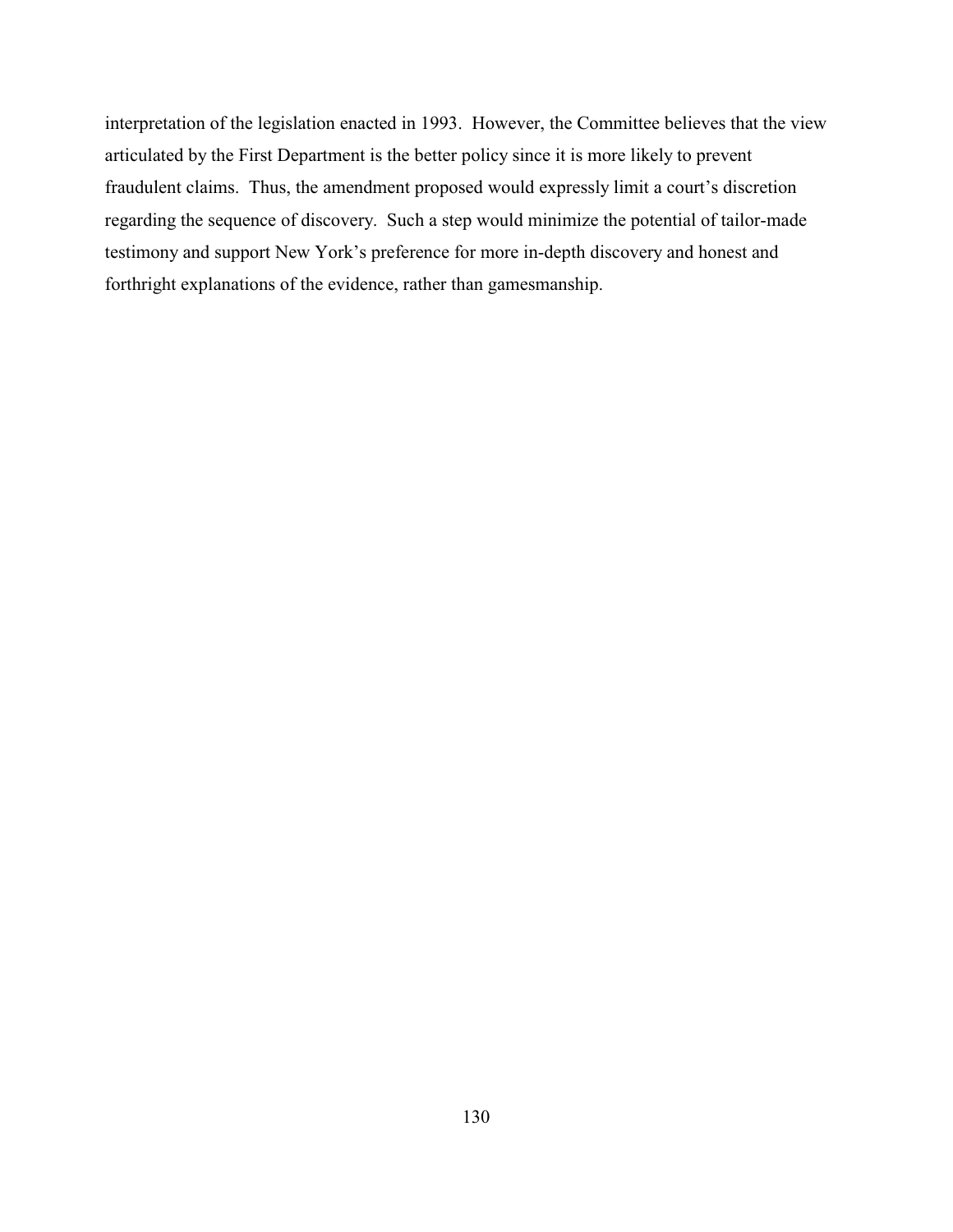interpretation of the legislation enacted in 1993. However, the Committee believes that the view articulated by the First Department is the better policy since it is more likely to prevent fraudulent claims. Thus, the amendment proposed would expressly limit a court's discretion regarding the sequence of discovery. Such a step would minimize the potential of tailor-made testimony and support New York's preference for more in-depth discovery and honest and forthright explanations of the evidence, rather than gamesmanship.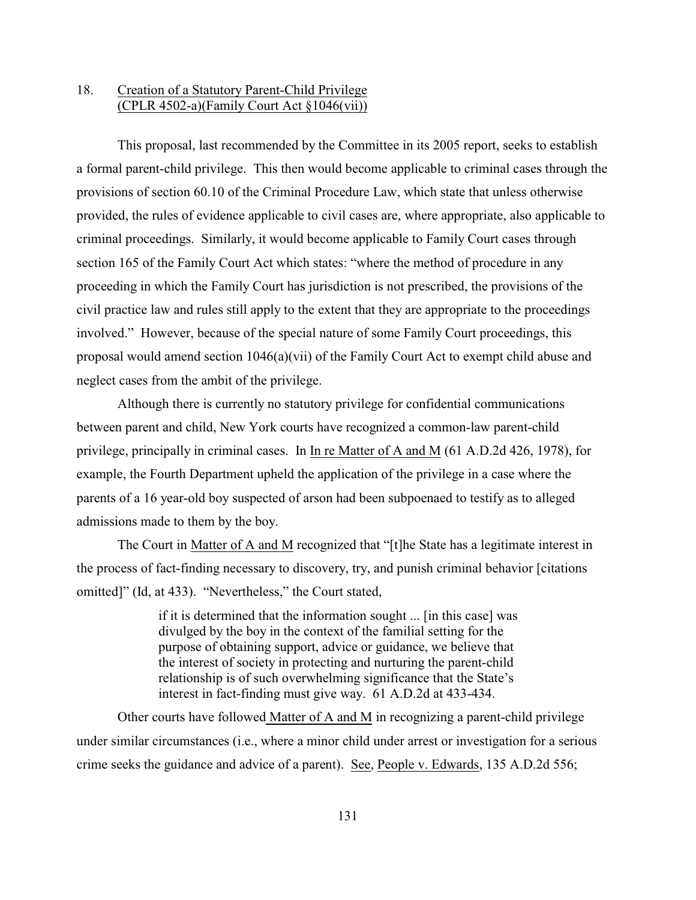18. Creation of a Statutory Parent-Child Privilege (CPLR 4502-a)(Family Court Act §1046(vii))

This proposal, last recommended by the Committee in its 2005 report, seeks to establish a formal parent-child privilege. This then would become applicable to criminal cases through the provisions of section 60.10 of the Criminal Procedure Law, which state that unless otherwise provided, the rules of evidence applicable to civil cases are, where appropriate, also applicable to criminal proceedings. Similarly, it would become applicable to Family Court cases through section 165 of the Family Court Act which states: "where the method of procedure in any proceeding in which the Family Court has jurisdiction is not prescribed, the provisions of the civil practice law and rules still apply to the extent that they are appropriate to the proceedings involved." However, because of the special nature of some Family Court proceedings, this proposal would amend section 1046(a)(vii) of the Family Court Act to exempt child abuse and neglect cases from the ambit of the privilege.

Although there is currently no statutory privilege for confidential communications between parent and child, New York courts have recognized a common-law parent-child privilege, principally in criminal cases. In In re Matter of A and M (61 A.D.2d 426, 1978), for example, the Fourth Department upheld the application of the privilege in a case where the parents of a 16 year-old boy suspected of arson had been subpoenaed to testify as to alleged admissions made to them by the boy.

The Court in Matter of A and M recognized that "[t]he State has a legitimate interest in the process of fact-finding necessary to discovery, try, and punish criminal behavior [citations omitted]" (Id, at 433). "Nevertheless," the Court stated,

> if it is determined that the information sought ... [in this case] was divulged by the boy in the context of the familial setting for the purpose of obtaining support, advice or guidance, we believe that the interest of society in protecting and nurturing the parent-child relationship is of such overwhelming significance that the State's interest in fact-finding must give way. 61 A.D.2d at 433-434.

Other courts have followed Matter of A and M in recognizing a parent-child privilege under similar circumstances (i.e., where a minor child under arrest or investigation for a serious crime seeks the guidance and advice of a parent). See, People v. Edwards, 135 A.D.2d 556;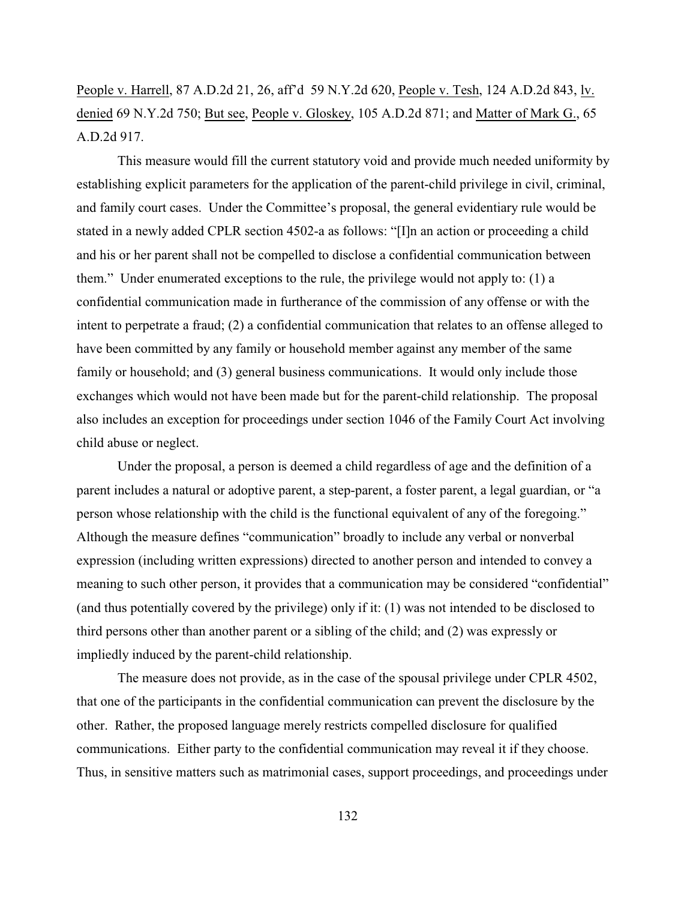People v. Harrell, 87 A.D.2d 21, 26, aff'd 59 N.Y.2d 620, People v. Tesh, 124 A.D.2d 843, lv. denied 69 N.Y.2d 750; But see, People v. Gloskey, 105 A.D.2d 871; and Matter of Mark G., 65 A.D.2d 917.

This measure would fill the current statutory void and provide much needed uniformity by establishing explicit parameters for the application of the parent-child privilege in civil, criminal, and family court cases. Under the Committee's proposal, the general evidentiary rule would be stated in a newly added CPLR section 4502-a as follows: "[I]n an action or proceeding a child and his or her parent shall not be compelled to disclose a confidential communication between them." Under enumerated exceptions to the rule, the privilege would not apply to: (1) a confidential communication made in furtherance of the commission of any offense or with the intent to perpetrate a fraud; (2) a confidential communication that relates to an offense alleged to have been committed by any family or household member against any member of the same family or household; and (3) general business communications. It would only include those exchanges which would not have been made but for the parent-child relationship. The proposal also includes an exception for proceedings under section 1046 of the Family Court Act involving child abuse or neglect.

Under the proposal, a person is deemed a child regardless of age and the definition of a parent includes a natural or adoptive parent, a step-parent, a foster parent, a legal guardian, or "a person whose relationship with the child is the functional equivalent of any of the foregoing." Although the measure defines "communication" broadly to include any verbal or nonverbal expression (including written expressions) directed to another person and intended to convey a meaning to such other person, it provides that a communication may be considered "confidential" (and thus potentially covered by the privilege) only if it: (1) was not intended to be disclosed to third persons other than another parent or a sibling of the child; and (2) was expressly or impliedly induced by the parent-child relationship.

The measure does not provide, as in the case of the spousal privilege under CPLR 4502, that one of the participants in the confidential communication can prevent the disclosure by the other. Rather, the proposed language merely restricts compelled disclosure for qualified communications. Either party to the confidential communication may reveal it if they choose. Thus, in sensitive matters such as matrimonial cases, support proceedings, and proceedings under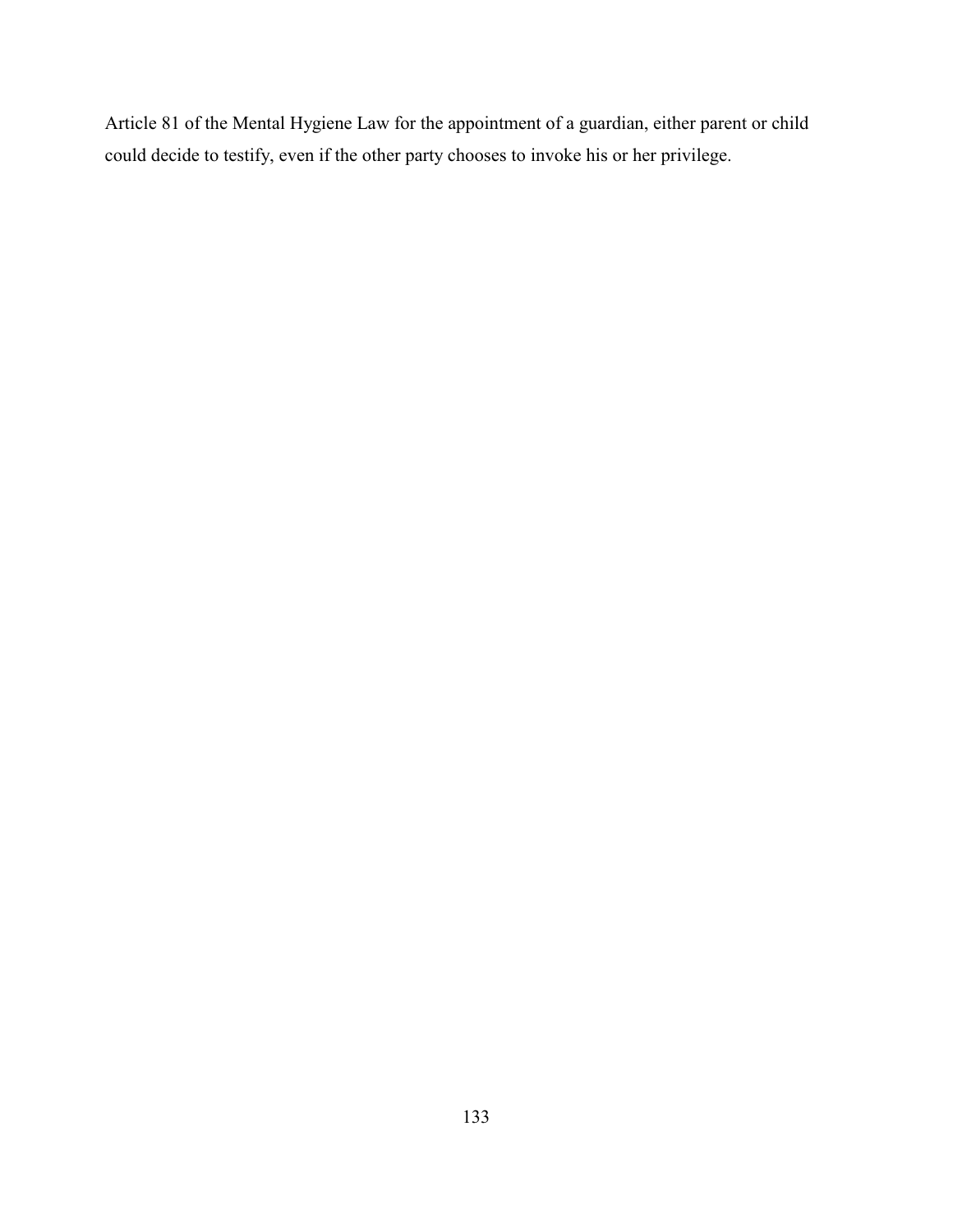Article 81 of the Mental Hygiene Law for the appointment of a guardian, either parent or child could decide to testify, even if the other party chooses to invoke his or her privilege.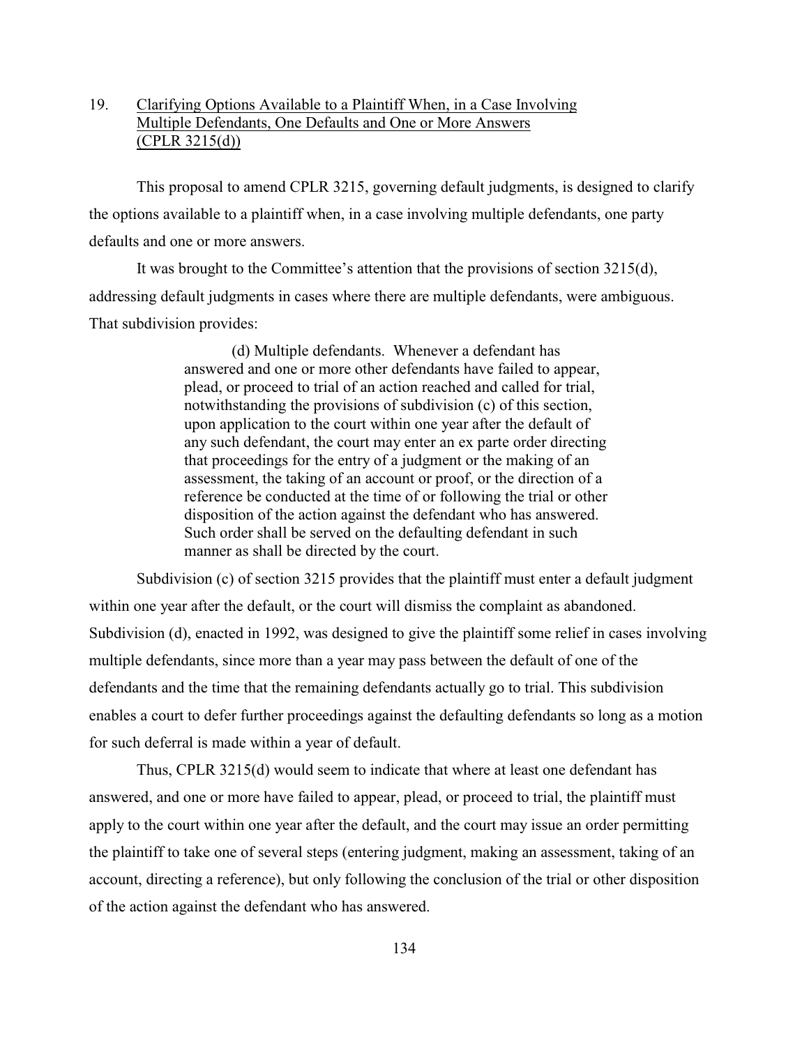19. Clarifying Options Available to a Plaintiff When, in a Case Involving Multiple Defendants, One Defaults and One or More Answers (CPLR 3215(d))

This proposal to amend CPLR 3215, governing default judgments, is designed to clarify the options available to a plaintiff when, in a case involving multiple defendants, one party defaults and one or more answers.

It was brought to the Committee's attention that the provisions of section 3215(d), addressing default judgments in cases where there are multiple defendants, were ambiguous. That subdivision provides:

> (d) Multiple defendants. Whenever a defendant has answered and one or more other defendants have failed to appear, plead, or proceed to trial of an action reached and called for trial, notwithstanding the provisions of subdivision (c) of this section, upon application to the court within one year after the default of any such defendant, the court may enter an ex parte order directing that proceedings for the entry of a judgment or the making of an assessment, the taking of an account or proof, or the direction of a reference be conducted at the time of or following the trial or other disposition of the action against the defendant who has answered. Such order shall be served on the defaulting defendant in such manner as shall be directed by the court.

Subdivision (c) of section 3215 provides that the plaintiff must enter a default judgment within one year after the default, or the court will dismiss the complaint as abandoned. Subdivision (d), enacted in 1992, was designed to give the plaintiff some relief in cases involving multiple defendants, since more than a year may pass between the default of one of the defendants and the time that the remaining defendants actually go to trial. This subdivision enables a court to defer further proceedings against the defaulting defendants so long as a motion for such deferral is made within a year of default.

Thus, CPLR 3215(d) would seem to indicate that where at least one defendant has answered, and one or more have failed to appear, plead, or proceed to trial, the plaintiff must apply to the court within one year after the default, and the court may issue an order permitting the plaintiff to take one of several steps (entering judgment, making an assessment, taking of an account, directing a reference), but only following the conclusion of the trial or other disposition of the action against the defendant who has answered.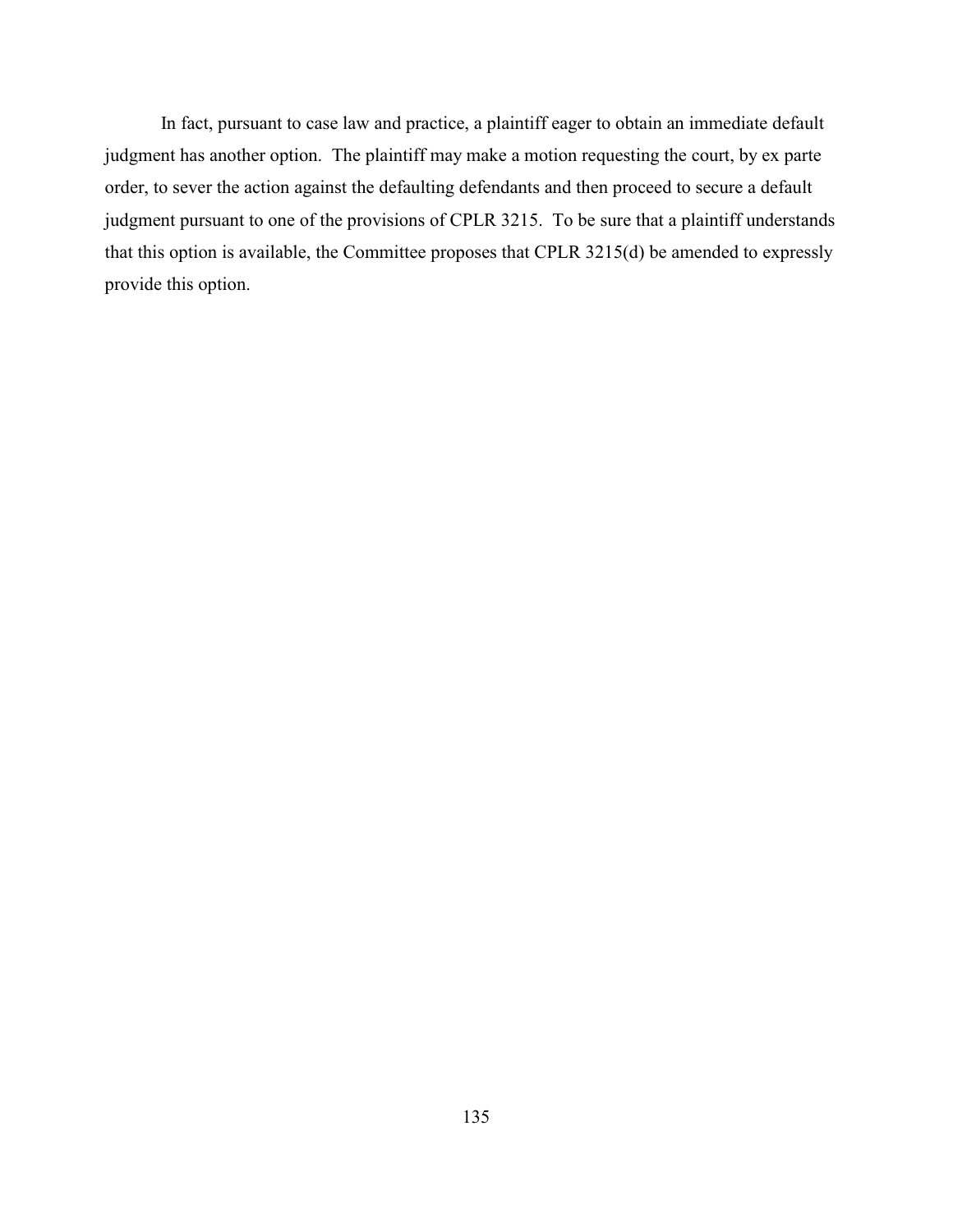In fact, pursuant to case law and practice, a plaintiff eager to obtain an immediate default judgment has another option. The plaintiff may make a motion requesting the court, by ex parte order, to sever the action against the defaulting defendants and then proceed to secure a default judgment pursuant to one of the provisions of CPLR 3215. To be sure that a plaintiff understands that this option is available, the Committee proposes that CPLR 3215(d) be amended to expressly provide this option.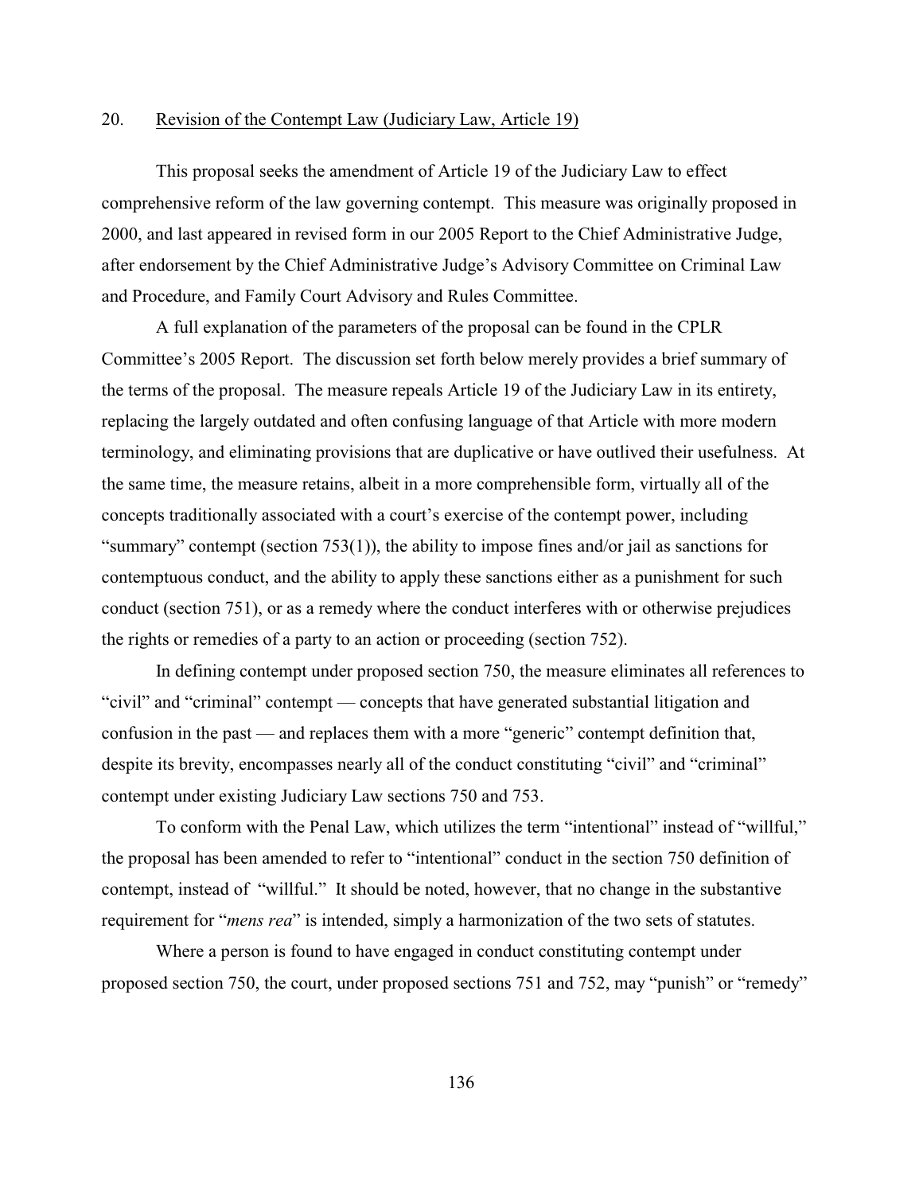20. Revision of the Contempt Law (Judiciary Law, Article 19)

This proposal seeks the amendment of Article 19 of the Judiciary Law to effect comprehensive reform of the law governing contempt. This measure was originally proposed in 2000, and last appeared in revised form in our 2005 Report to the Chief Administrative Judge, after endorsement by the Chief Administrative Judge's Advisory Committee on Criminal Law and Procedure, and Family Court Advisory and Rules Committee.

A full explanation of the parameters of the proposal can be found in the CPLR Committee's 2005 Report. The discussion set forth below merely provides a brief summary of the terms of the proposal. The measure repeals Article 19 of the Judiciary Law in its entirety, replacing the largely outdated and often confusing language of that Article with more modern terminology, and eliminating provisions that are duplicative or have outlived their usefulness. At the same time, the measure retains, albeit in a more comprehensible form, virtually all of the concepts traditionally associated with a court's exercise of the contempt power, including "summary" contempt (section 753(1)), the ability to impose fines and/or jail as sanctions for contemptuous conduct, and the ability to apply these sanctions either as a punishment for such conduct (section 751), or as a remedy where the conduct interferes with or otherwise prejudices the rights or remedies of a party to an action or proceeding (section 752).

In defining contempt under proposed section 750, the measure eliminates all references to "civil" and "criminal" contempt — concepts that have generated substantial litigation and confusion in the past — and replaces them with a more "generic" contempt definition that, despite its brevity, encompasses nearly all of the conduct constituting "civil" and "criminal" contempt under existing Judiciary Law sections 750 and 753.

To conform with the Penal Law, which utilizes the term "intentional" instead of "willful," the proposal has been amended to refer to "intentional" conduct in the section 750 definition of contempt, instead of "willful." It should be noted, however, that no change in the substantive requirement for "*mens rea*" is intended, simply a harmonization of the two sets of statutes.

Where a person is found to have engaged in conduct constituting contempt under proposed section 750, the court, under proposed sections 751 and 752, may "punish" or "remedy"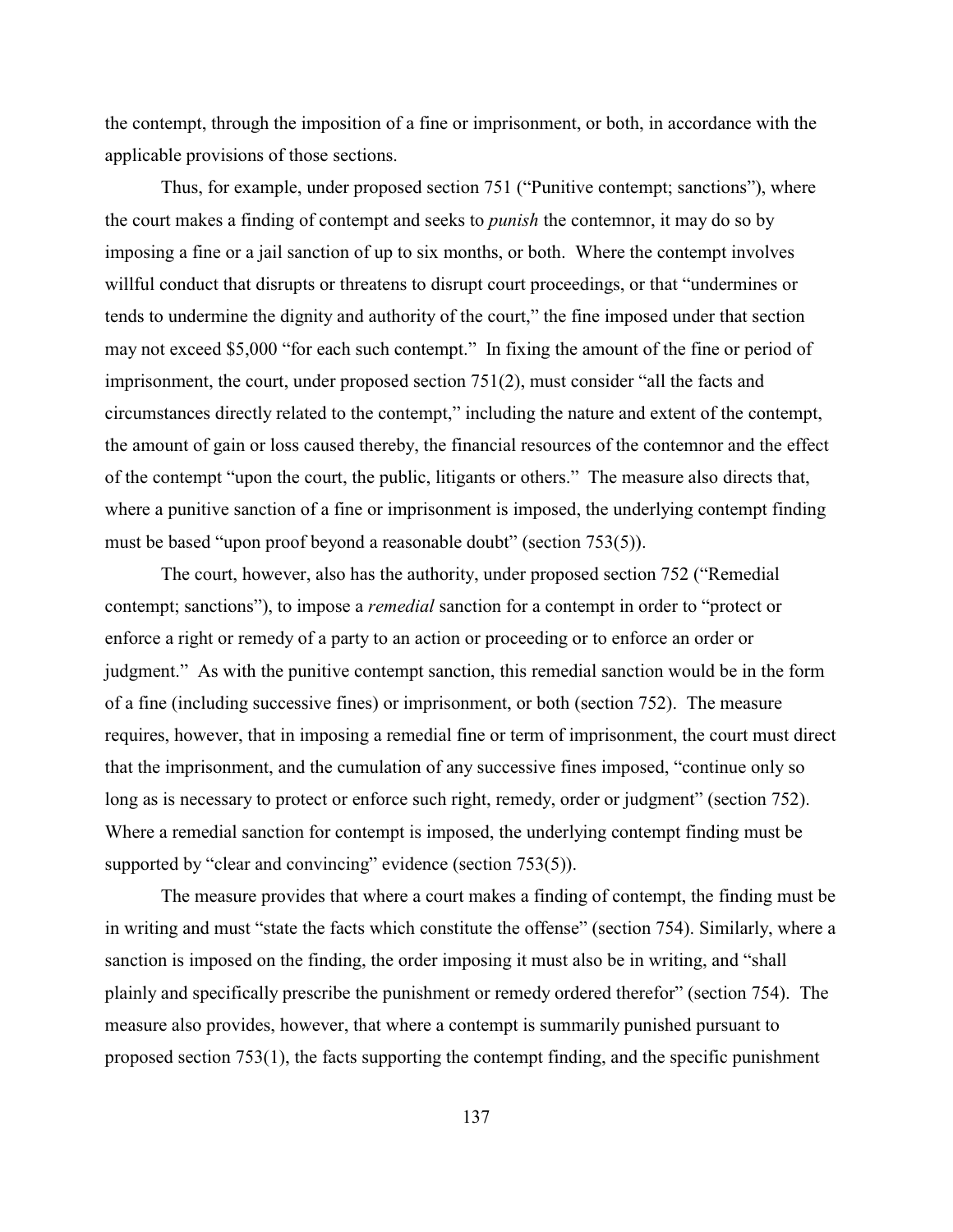the contempt, through the imposition of a fine or imprisonment, or both, in accordance with the applicable provisions of those sections.

Thus, for example, under proposed section 751 ("Punitive contempt; sanctions"), where the court makes a finding of contempt and seeks to *punish* the contemnor, it may do so by imposing a fine or a jail sanction of up to six months, or both. Where the contempt involves willful conduct that disrupts or threatens to disrupt court proceedings, or that "undermines or tends to undermine the dignity and authority of the court," the fine imposed under that section may not exceed $5,000 "for each such contempt." In fixing the amount of the fine or period of imprisonment, the court, under proposed section 751(2), must consider "all the facts and circumstances directly related to the contempt," including the nature and extent of the contempt, the amount of gain or loss caused thereby, the financial resources of the contemnor and the effect of the contempt "upon the court, the public, litigants or others." The measure also directs that, where a punitive sanction of a fine or imprisonment is imposed, the underlying contempt finding must be based "upon proof beyond a reasonable doubt" (section 753(5)).

The court, however, also has the authority, under proposed section 752 ("Remedial contempt; sanctions"), to impose a *remedial* sanction for a contempt in order to "protect or enforce a right or remedy of a party to an action or proceeding or to enforce an order or judgment." As with the punitive contempt sanction, this remedial sanction would be in the form of a fine (including successive fines) or imprisonment, or both (section 752). The measure requires, however, that in imposing a remedial fine or term of imprisonment, the court must direct that the imprisonment, and the cumulation of any successive fines imposed, "continue only so long as is necessary to protect or enforce such right, remedy, order or judgment" (section 752). Where a remedial sanction for contempt is imposed, the underlying contempt finding must be supported by "clear and convincing" evidence (section 753(5)).

The measure provides that where a court makes a finding of contempt, the finding must be in writing and must "state the facts which constitute the offense" (section 754). Similarly, where a sanction is imposed on the finding, the order imposing it must also be in writing, and "shall plainly and specifically prescribe the punishment or remedy ordered therefor" (section 754). The measure also provides, however, that where a contempt is summarily punished pursuant to proposed section 753(1), the facts supporting the contempt finding, and the specific punishment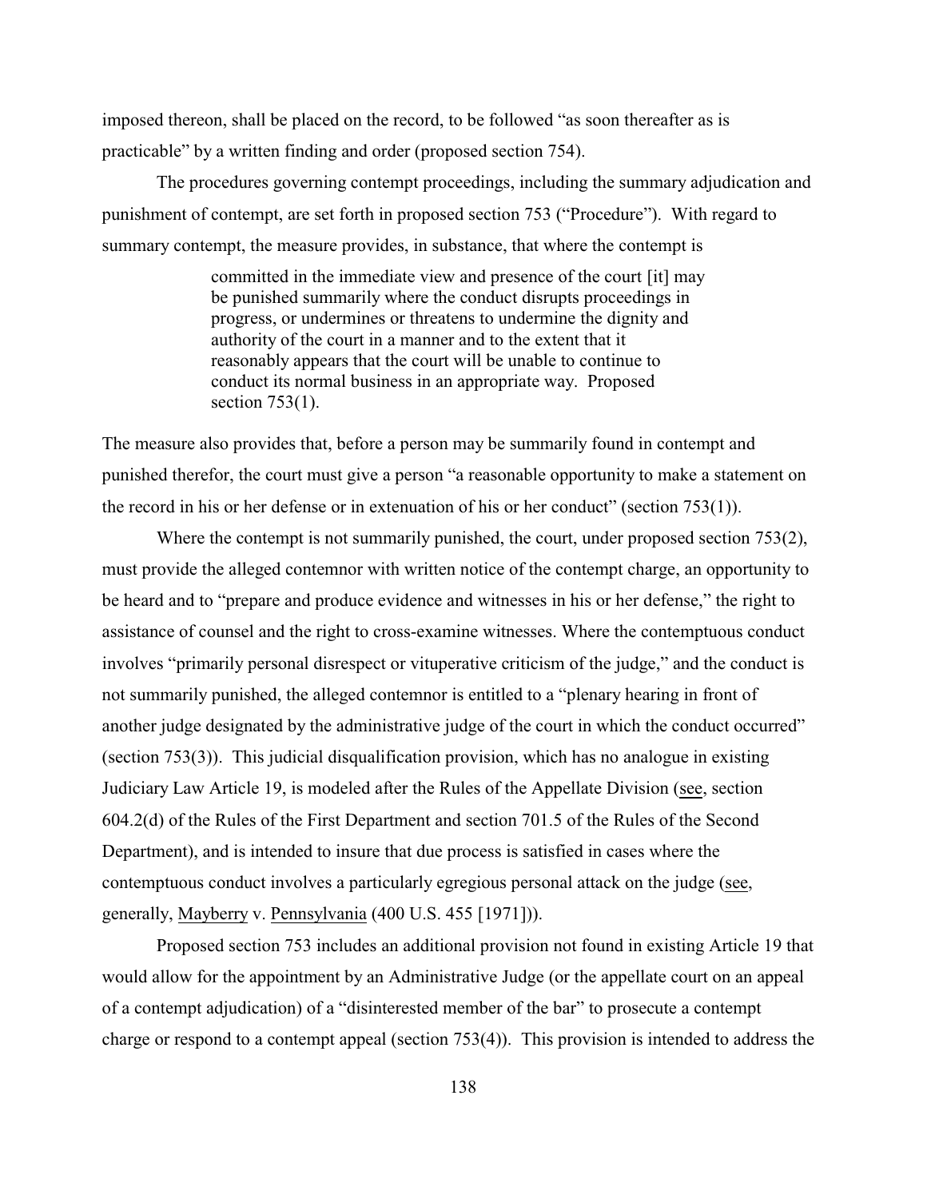imposed thereon, shall be placed on the record, to be followed "as soon thereafter as is practicable" by a written finding and order (proposed section 754).

The procedures governing contempt proceedings, including the summary adjudication and punishment of contempt, are set forth in proposed section 753 ("Procedure"). With regard to summary contempt, the measure provides, in substance, that where the contempt is

> committed in the immediate view and presence of the court [it] may be punished summarily where the conduct disrupts proceedings in progress, or undermines or threatens to undermine the dignity and authority of the court in a manner and to the extent that it reasonably appears that the court will be unable to continue to conduct its normal business in an appropriate way. Proposed section 753(1).

The measure also provides that, before a person may be summarily found in contempt and punished therefor, the court must give a person "a reasonable opportunity to make a statement on the record in his or her defense or in extenuation of his or her conduct" (section 753(1)).

Where the contempt is not summarily punished, the court, under proposed section 753(2), must provide the alleged contemnor with written notice of the contempt charge, an opportunity to be heard and to "prepare and produce evidence and witnesses in his or her defense," the right to assistance of counsel and the right to cross-examine witnesses. Where the contemptuous conduct involves "primarily personal disrespect or vituperative criticism of the judge," and the conduct is not summarily punished, the alleged contemnor is entitled to a "plenary hearing in front of another judge designated by the administrative judge of the court in which the conduct occurred" (section 753(3)). This judicial disqualification provision, which has no analogue in existing Judiciary Law Article 19, is modeled after the Rules of the Appellate Division (see, section 604.2(d) of the Rules of the First Department and section 701.5 of the Rules of the Second Department), and is intended to insure that due process is satisfied in cases where the contemptuous conduct involves a particularly egregious personal attack on the judge (see, generally, Mayberry v. Pennsylvania (400 U.S. 455 [1971])).

Proposed section 753 includes an additional provision not found in existing Article 19 that would allow for the appointment by an Administrative Judge (or the appellate court on an appeal of a contempt adjudication) of a "disinterested member of the bar" to prosecute a contempt charge or respond to a contempt appeal (section 753(4)). This provision is intended to address the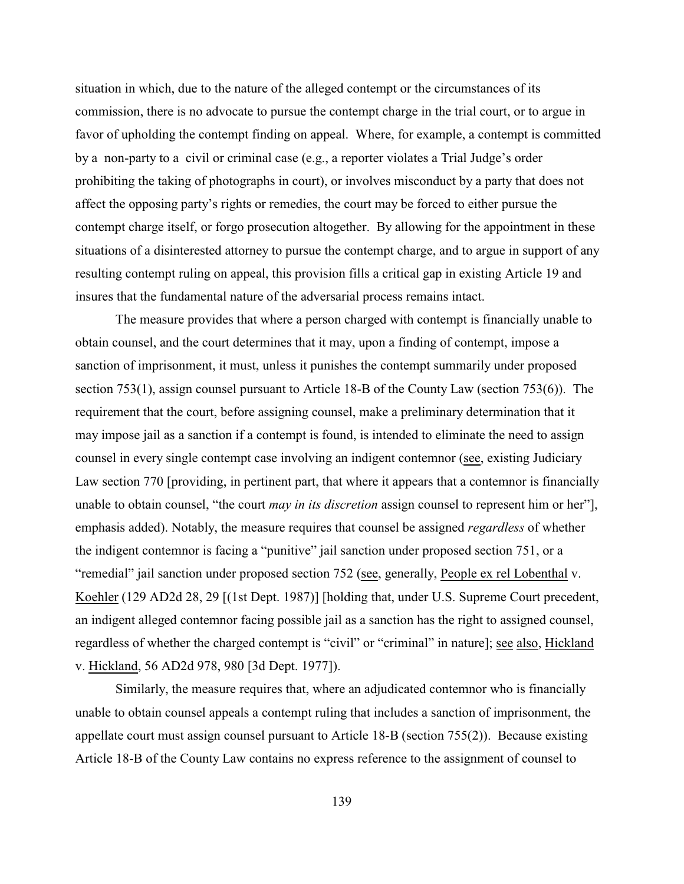situation in which, due to the nature of the alleged contempt or the circumstances of its commission, there is no advocate to pursue the contempt charge in the trial court, or to argue in favor of upholding the contempt finding on appeal. Where, for example, a contempt is committed by a non-party to a civil or criminal case (e.g., a reporter violates a Trial Judge's order prohibiting the taking of photographs in court), or involves misconduct by a party that does not affect the opposing party's rights or remedies, the court may be forced to either pursue the contempt charge itself, or forgo prosecution altogether. By allowing for the appointment in these situations of a disinterested attorney to pursue the contempt charge, and to argue in support of any resulting contempt ruling on appeal, this provision fills a critical gap in existing Article 19 and insures that the fundamental nature of the adversarial process remains intact.

The measure provides that where a person charged with contempt is financially unable to obtain counsel, and the court determines that it may, upon a finding of contempt, impose a sanction of imprisonment, it must, unless it punishes the contempt summarily under proposed section 753(1), assign counsel pursuant to Article 18-B of the County Law (section 753(6)). The requirement that the court, before assigning counsel, make a preliminary determination that it may impose jail as a sanction if a contempt is found, is intended to eliminate the need to assign counsel in every single contempt case involving an indigent contemnor (<u>see</u>, existing Judiciary Law section 770 [providing, in pertinent part, that where it appears that a contemnor is financially unable to obtain counsel, "the court *may in its discretion* assign counsel to represent him or her"], emphasis added). Notably, the measure requires that counsel be assigned *regardless* of whether the indigent contemnor is facing a "punitive" jail sanction under proposed section 751, or a "remedial" jail sanction under proposed section 752 (<u>see</u>, generally, <u>People ex rel Lobenthal</u> v. <u>Koehler</u> (129 AD2d 28, 29 [(1st Dept. 1987)] [holding that, under U.S. Supreme Court precedent, an indigent alleged contemnor facing possible jail as a sanction has the right to assigned counsel, regardless of whether the charged contempt is "civil" or "criminal" in nature]; <u>see also</u>, <u>Hickland</u> v. <u>Hickland</u>, 56 AD2d 978, 980 [3d Dept. 1977]).

Similarly, the measure requires that, where an adjudicated contemnor who is financially unable to obtain counsel appeals a contempt ruling that includes a sanction of imprisonment, the appellate court must assign counsel pursuant to Article 18-B (section 755(2)). Because existing Article 18-B of the County Law contains no express reference to the assignment of counsel to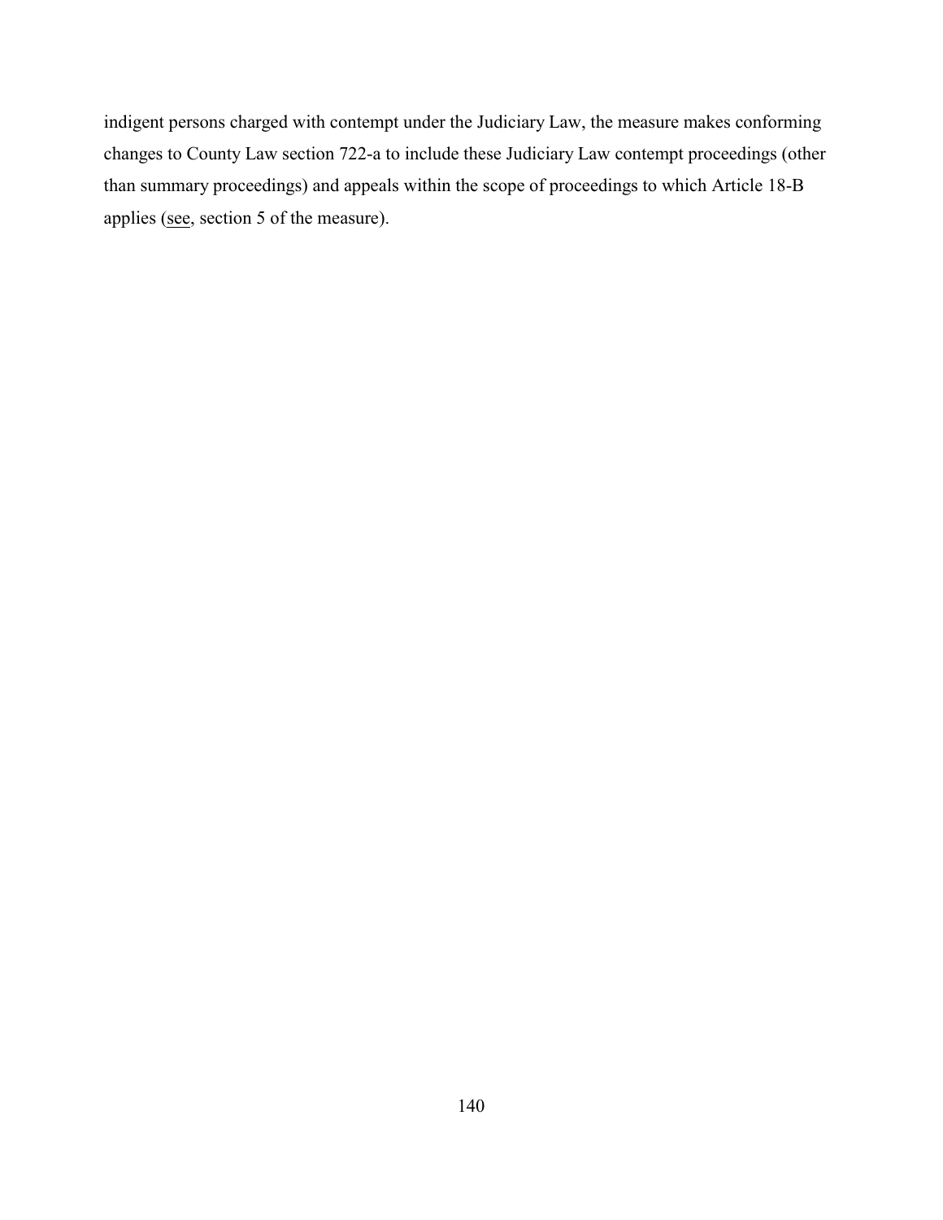indigent persons charged with contempt under the Judiciary Law, the measure makes conforming changes to County Law section 722-a to include these Judiciary Law contempt proceedings (other than summary proceedings) and appeals within the scope of proceedings to which Article 18-B applies (see, section 5 of the measure).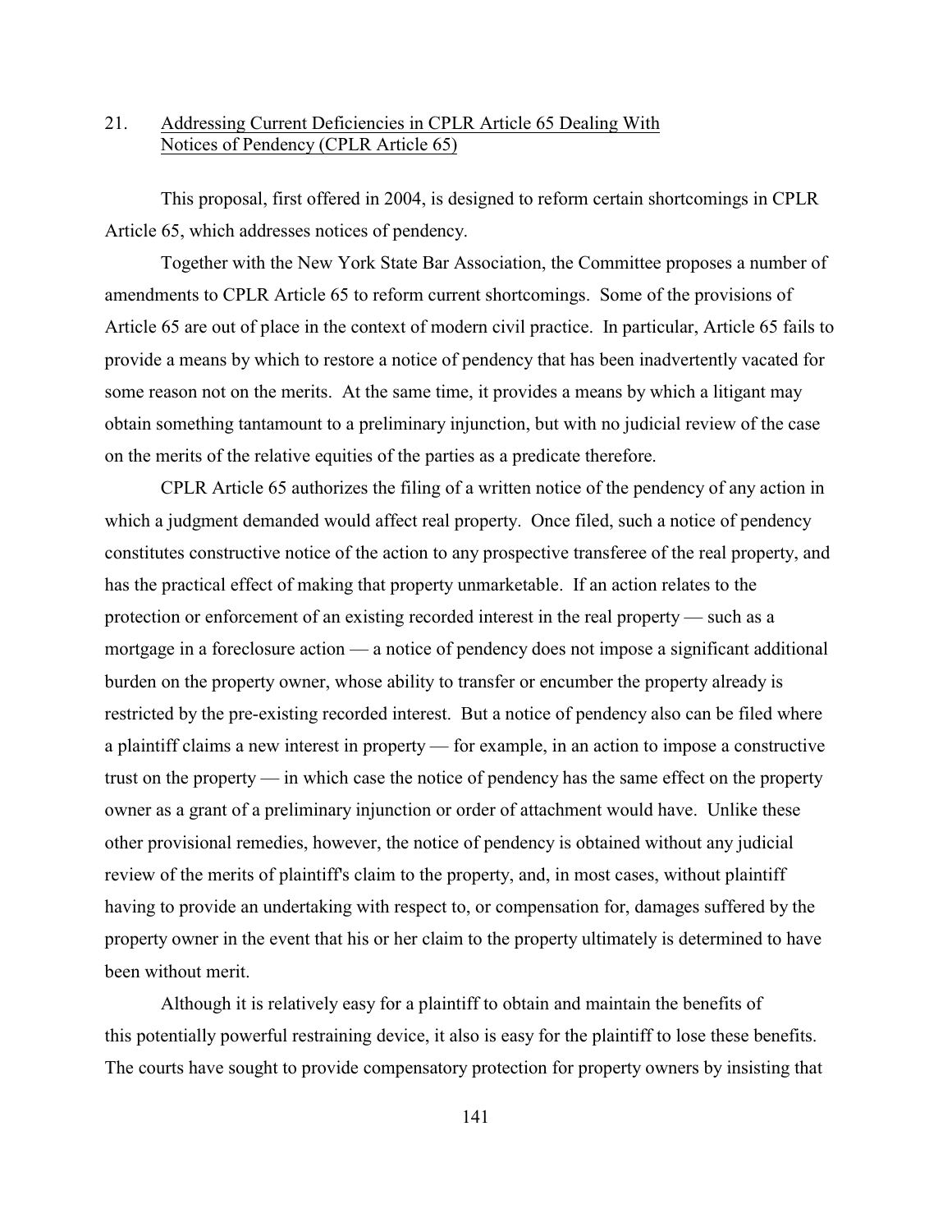21. <u>Addressing Current Deficiencies in CPLR Article 65 Dealing With Notices of Pendency (CPLR Article 65)</u>

This proposal, first offered in 2004, is designed to reform certain shortcomings in CPLR Article 65, which addresses notices of pendency.

Together with the New York State Bar Association, the Committee proposes a number of amendments to CPLR Article 65 to reform current shortcomings. Some of the provisions of Article 65 are out of place in the context of modern civil practice. In particular, Article 65 fails to provide a means by which to restore a notice of pendency that has been inadvertently vacated for some reason not on the merits. At the same time, it provides a means by which a litigant may obtain something tantamount to a preliminary injunction, but with no judicial review of the case on the merits of the relative equities of the parties as a predicate therefore.

CPLR Article 65 authorizes the filing of a written notice of the pendency of any action in which a judgment demanded would affect real property. Once filed, such a notice of pendency constitutes constructive notice of the action to any prospective transferee of the real property, and has the practical effect of making that property unmarketable. If an action relates to the protection or enforcement of an existing recorded interest in the real property — such as a mortgage in a foreclosure action — a notice of pendency does not impose a significant additional burden on the property owner, whose ability to transfer or encumber the property already is restricted by the pre-existing recorded interest. But a notice of pendency also can be filed where a plaintiff claims a new interest in property — for example, in an action to impose a constructive trust on the property — in which case the notice of pendency has the same effect on the property owner as a grant of a preliminary injunction or order of attachment would have. Unlike these other provisional remedies, however, the notice of pendency is obtained without any judicial review of the merits of plaintiff's claim to the property, and, in most cases, without plaintiff having to provide an undertaking with respect to, or compensation for, damages suffered by the property owner in the event that his or her claim to the property ultimately is determined to have been without merit.

Although it is relatively easy for a plaintiff to obtain and maintain the benefits of this potentially powerful restraining device, it also is easy for the plaintiff to lose these benefits. The courts have sought to provide compensatory protection for property owners by insisting that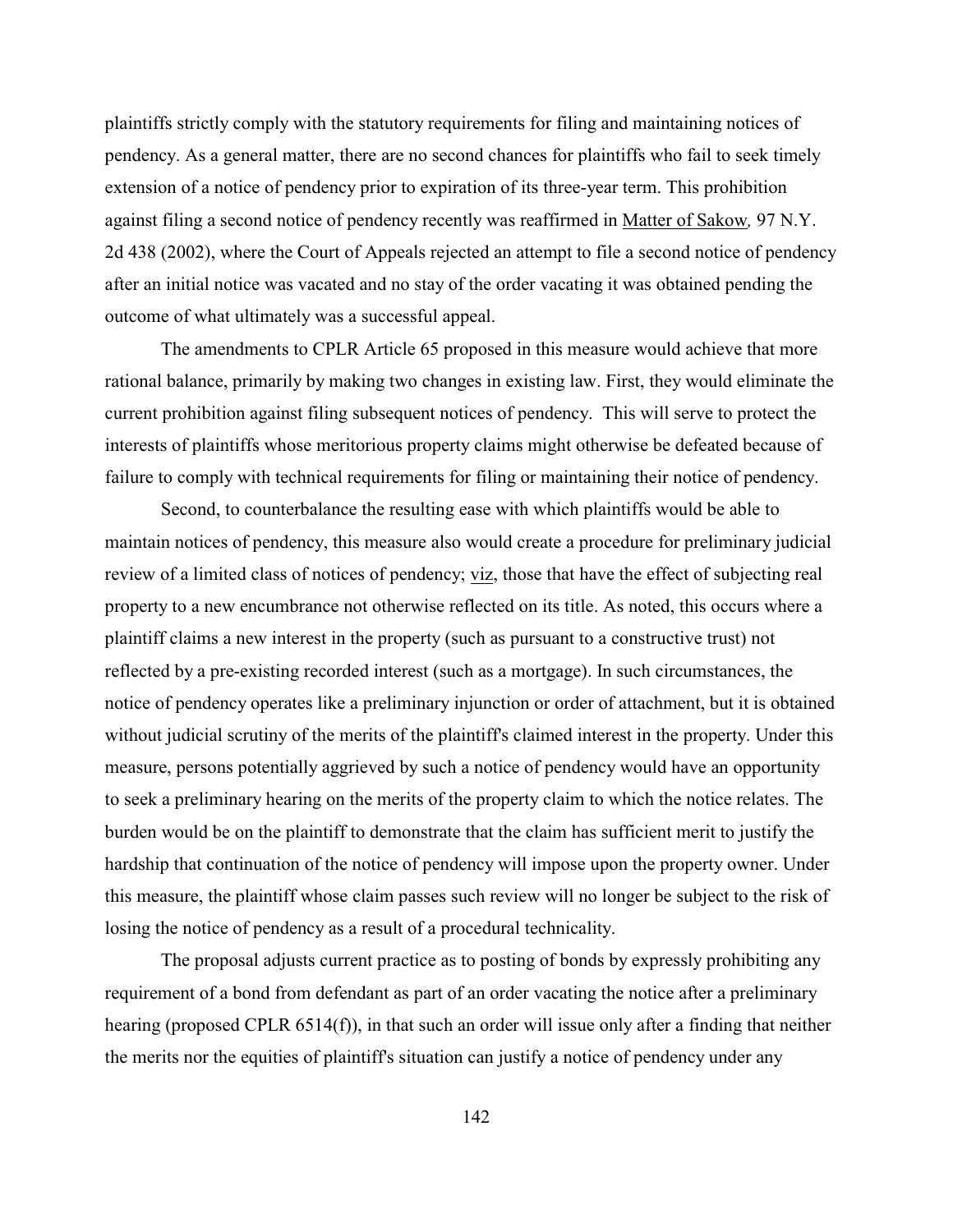plaintiffs strictly comply with the statutory requirements for filing and maintaining notices of pendency. As a general matter, there are no second chances for plaintiffs who fail to seek timely extension of a notice of pendency prior to expiration of its three-year term. This prohibition against filing a second notice of pendency recently was reaffirmed in Matter of Sakow*,* 97 N.Y. 2d 438 (2002), where the Court of Appeals rejected an attempt to file a second notice of pendency after an initial notice was vacated and no stay of the order vacating it was obtained pending the outcome of what ultimately was a successful appeal.

The amendments to CPLR Article 65 proposed in this measure would achieve that more rational balance, primarily by making two changes in existing law. First, they would eliminate the current prohibition against filing subsequent notices of pendency. This will serve to protect the interests of plaintiffs whose meritorious property claims might otherwise be defeated because of failure to comply with technical requirements for filing or maintaining their notice of pendency.

Second, to counterbalance the resulting ease with which plaintiffs would be able to maintain notices of pendency, this measure also would create a procedure for preliminary judicial review of a limited class of notices of pendency; viz, those that have the effect of subjecting real property to a new encumbrance not otherwise reflected on its title. As noted, this occurs where a plaintiff claims a new interest in the property (such as pursuant to a constructive trust) not reflected by a pre-existing recorded interest (such as a mortgage). In such circumstances, the notice of pendency operates like a preliminary injunction or order of attachment, but it is obtained without judicial scrutiny of the merits of the plaintiff's claimed interest in the property. Under this measure, persons potentially aggrieved by such a notice of pendency would have an opportunity to seek a preliminary hearing on the merits of the property claim to which the notice relates. The burden would be on the plaintiff to demonstrate that the claim has sufficient merit to justify the hardship that continuation of the notice of pendency will impose upon the property owner. Under this measure, the plaintiff whose claim passes such review will no longer be subject to the risk of losing the notice of pendency as a result of a procedural technicality.

The proposal adjusts current practice as to posting of bonds by expressly prohibiting any requirement of a bond from defendant as part of an order vacating the notice after a preliminary hearing (proposed CPLR 6514(f)), in that such an order will issue only after a finding that neither the merits nor the equities of plaintiff's situation can justify a notice of pendency under any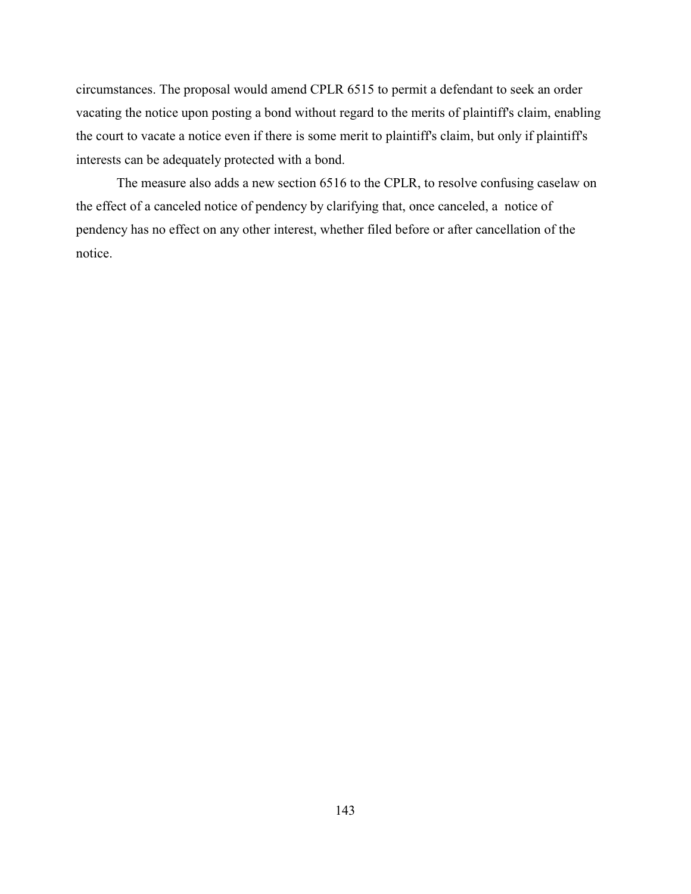circumstances. The proposal would amend CPLR 6515 to permit a defendant to seek an order vacating the notice upon posting a bond without regard to the merits of plaintiff's claim, enabling the court to vacate a notice even if there is some merit to plaintiff's claim, but only if plaintiff's interests can be adequately protected with a bond.

The measure also adds a new section 6516 to the CPLR, to resolve confusing caselaw on the effect of a canceled notice of pendency by clarifying that, once canceled, a notice of pendency has no effect on any other interest, whether filed before or after cancellation of the notice.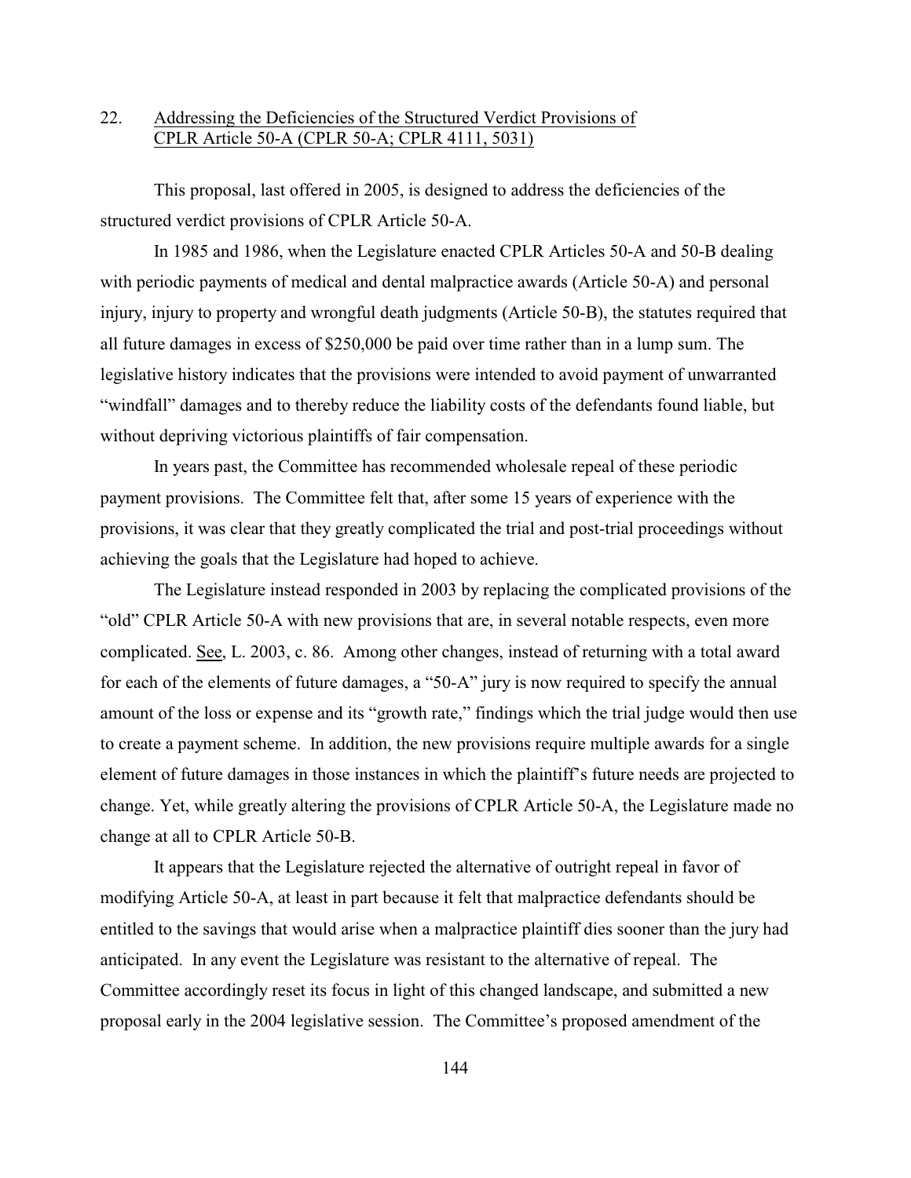22. Addressing the Deficiencies of the Structured Verdict Provisions of CPLR Article 50-A (CPLR 50-A; CPLR 4111, 5031)

This proposal, last offered in 2005, is designed to address the deficiencies of the structured verdict provisions of CPLR Article 50-A.

In 1985 and 1986, when the Legislature enacted CPLR Articles 50-A and 50-B dealing with periodic payments of medical and dental malpractice awards (Article 50-A) and personal injury, injury to property and wrongful death judgments (Article 50-B), the statutes required that all future damages in excess of $250,000 be paid over time rather than in a lump sum. The legislative history indicates that the provisions were intended to avoid payment of unwarranted "windfall" damages and to thereby reduce the liability costs of the defendants found liable, but without depriving victorious plaintiffs of fair compensation.

In years past, the Committee has recommended wholesale repeal of these periodic payment provisions. The Committee felt that, after some 15 years of experience with the provisions, it was clear that they greatly complicated the trial and post-trial proceedings without achieving the goals that the Legislature had hoped to achieve.

The Legislature instead responded in 2003 by replacing the complicated provisions of the "old" CPLR Article 50-A with new provisions that are, in several notable respects, even more complicated. See, L. 2003, c. 86. Among other changes, instead of returning with a total award for each of the elements of future damages, a "50-A" jury is now required to specify the annual amount of the loss or expense and its "growth rate," findings which the trial judge would then use to create a payment scheme. In addition, the new provisions require multiple awards for a single element of future damages in those instances in which the plaintiff's future needs are projected to change. Yet, while greatly altering the provisions of CPLR Article 50-A, the Legislature made no change at all to CPLR Article 50-B.

It appears that the Legislature rejected the alternative of outright repeal in favor of modifying Article 50-A, at least in part because it felt that malpractice defendants should be entitled to the savings that would arise when a malpractice plaintiff dies sooner than the jury had anticipated. In any event the Legislature was resistant to the alternative of repeal. The Committee accordingly reset its focus in light of this changed landscape, and submitted a new proposal early in the 2004 legislative session. The Committee's proposed amendment of the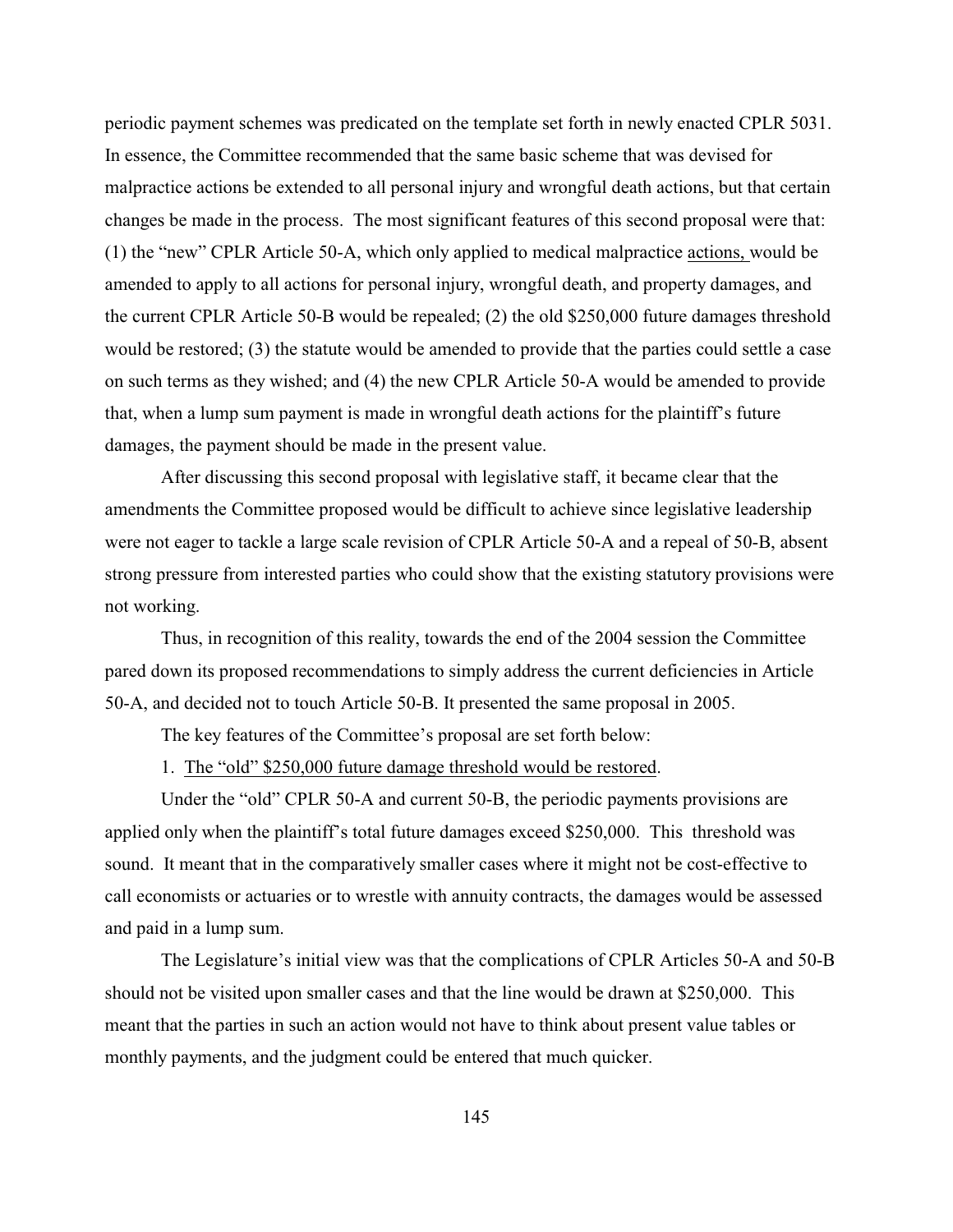periodic payment schemes was predicated on the template set forth in newly enacted CPLR 5031. In essence, the Committee recommended that the same basic scheme that was devised for malpractice actions be extended to all personal injury and wrongful death actions, but that certain changes be made in the process. The most significant features of this second proposal were that: (1) the "new" CPLR Article 50-A, which only applied to medical malpractice <u>actions,</u> would be amended to apply to all actions for personal injury, wrongful death, and property damages, and the current CPLR Article 50-B would be repealed; (2) the old $250,000 future damages threshold would be restored; (3) the statute would be amended to provide that the parties could settle a case on such terms as they wished; and (4) the new CPLR Article 50-A would be amended to provide that, when a lump sum payment is made in wrongful death actions for the plaintiff's future damages, the payment should be made in the present value.

After discussing this second proposal with legislative staff, it became clear that the amendments the Committee proposed would be difficult to achieve since legislative leadership were not eager to tackle a large scale revision of CPLR Article 50-A and a repeal of 50-B, absent strong pressure from interested parties who could show that the existing statutory provisions were not working.

Thus, in recognition of this reality, towards the end of the 2004 session the Committee pared down its proposed recommendations to simply address the current deficiencies in Article 50-A, and decided not to touch Article 50-B. It presented the same proposal in 2005.

The key features of the Committee's proposal are set forth below:

1. <u>The "old" $250,000 future damage threshold would be restored</u>.

Under the "old" CPLR 50-A and current 50-B, the periodic payments provisions are applied only when the plaintiff's total future damages exceed $250,000. This threshold was sound. It meant that in the comparatively smaller cases where it might not be cost-effective to call economists or actuaries or to wrestle with annuity contracts, the damages would be assessed and paid in a lump sum.

The Legislature's initial view was that the complications of CPLR Articles 50-A and 50-B should not be visited upon smaller cases and that the line would be drawn at $250,000. This meant that the parties in such an action would not have to think about present value tables or monthly payments, and the judgment could be entered that much quicker.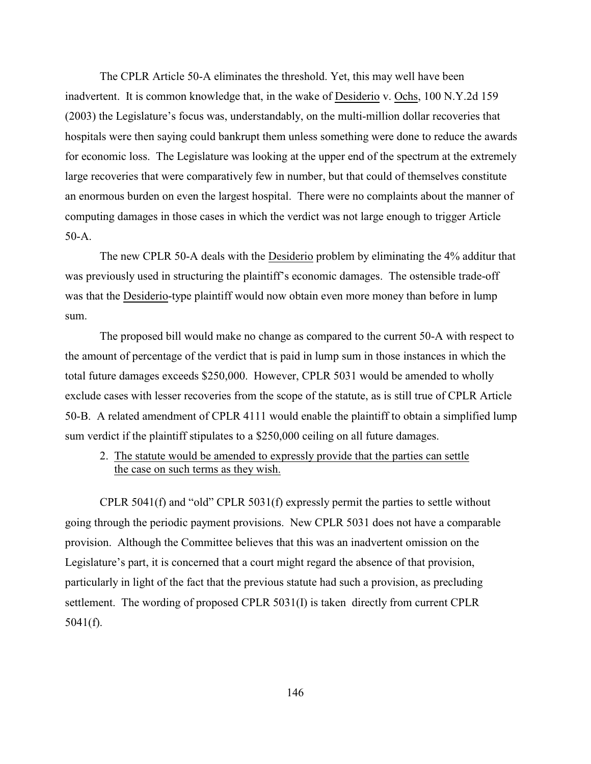The CPLR Article 50-A eliminates the threshold. Yet, this may well have been inadvertent. It is common knowledge that, in the wake of Desiderio v. Ochs, 100 N.Y.2d 159 (2003) the Legislature's focus was, understandably, on the multi-million dollar recoveries that hospitals were then saying could bankrupt them unless something were done to reduce the awards for economic loss. The Legislature was looking at the upper end of the spectrum at the extremely large recoveries that were comparatively few in number, but that could of themselves constitute an enormous burden on even the largest hospital. There were no complaints about the manner of computing damages in those cases in which the verdict was not large enough to trigger Article 50-A.

The new CPLR 50-A deals with the Desiderio problem by eliminating the 4% additur that was previously used in structuring the plaintiff's economic damages. The ostensible trade-off was that the Desiderio-type plaintiff would now obtain even more money than before in lump sum.

The proposed bill would make no change as compared to the current 50-A with respect to the amount of percentage of the verdict that is paid in lump sum in those instances in which the total future damages exceeds $250,000. However, CPLR 5031 would be amended to wholly exclude cases with lesser recoveries from the scope of the statute, as is still true of CPLR Article 50-B. A related amendment of CPLR 4111 would enable the plaintiff to obtain a simplified lump sum verdict if the plaintiff stipulates to a $250,000 ceiling on all future damages.

2. The statute would be amended to expressly provide that the parties can settle the case on such terms as they wish.

CPLR 5041(f) and "old" CPLR 5031(f) expressly permit the parties to settle without going through the periodic payment provisions. New CPLR 5031 does not have a comparable provision. Although the Committee believes that this was an inadvertent omission on the Legislature's part, it is concerned that a court might regard the absence of that provision, particularly in light of the fact that the previous statute had such a provision, as precluding settlement. The wording of proposed CPLR 5031(I) is taken directly from current CPLR 5041(f).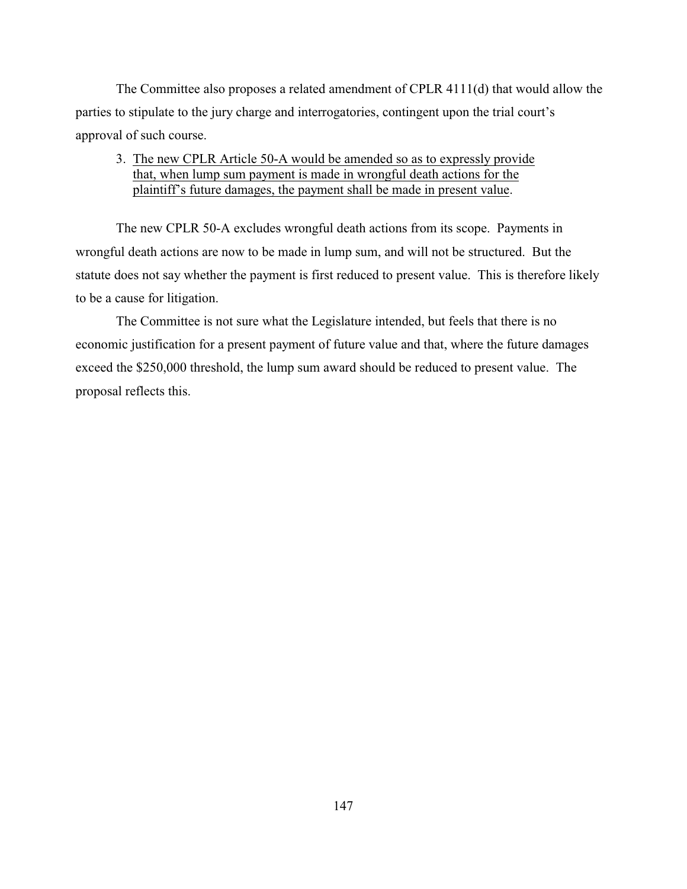The Committee also proposes a related amendment of CPLR 4111(d) that would allow the parties to stipulate to the jury charge and interrogatories, contingent upon the trial court's approval of such course.

3. <u>The new CPLR Article 50-A would be amended so as to expressly provide that, when lump sum payment is made in wrongful death actions for the plaintiff's future damages, the payment shall be made in present value</u>.

The new CPLR 50-A excludes wrongful death actions from its scope. Payments in wrongful death actions are now to be made in lump sum, and will not be structured. But the statute does not say whether the payment is first reduced to present value. This is therefore likely to be a cause for litigation.

The Committee is not sure what the Legislature intended, but feels that there is no economic justification for a present payment of future value and that, where the future damages exceed the $250,000 threshold, the lump sum award should be reduced to present value. The proposal reflects this.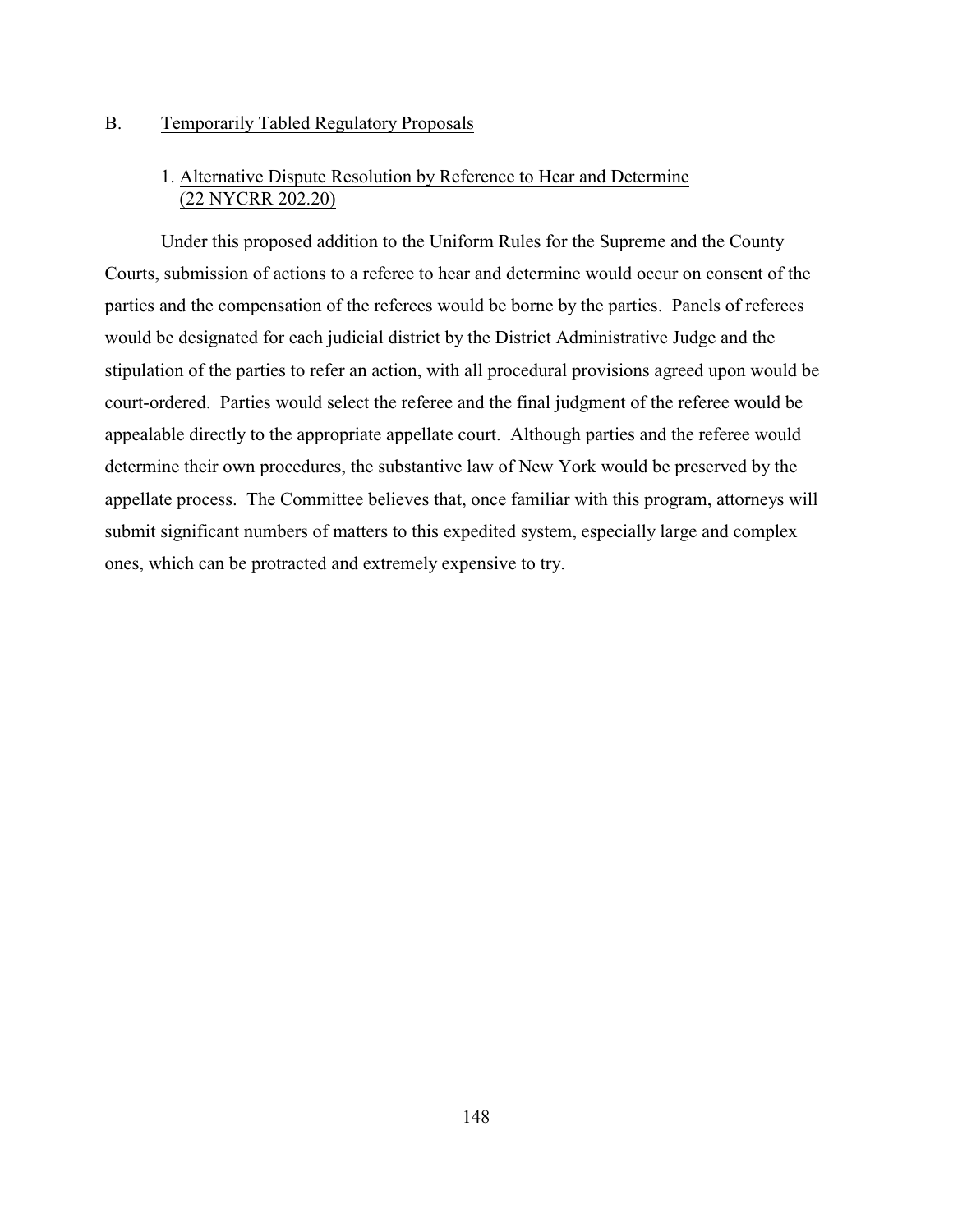## B. Temporarily Tabled Regulatory Proposals

### 1. Alternative Dispute Resolution by Reference to Hear and Determine (22 NYCRR 202.20)

Under this proposed addition to the Uniform Rules for the Supreme and the County Courts, submission of actions to a referee to hear and determine would occur on consent of the parties and the compensation of the referees would be borne by the parties. Panels of referees would be designated for each judicial district by the District Administrative Judge and the stipulation of the parties to refer an action, with all procedural provisions agreed upon would be court-ordered. Parties would select the referee and the final judgment of the referee would be appealable directly to the appropriate appellate court. Although parties and the referee would determine their own procedures, the substantive law of New York would be preserved by the appellate process. The Committee believes that, once familiar with this program, attorneys will submit significant numbers of matters to this expedited system, especially large and complex ones, which can be protracted and extremely expensive to try.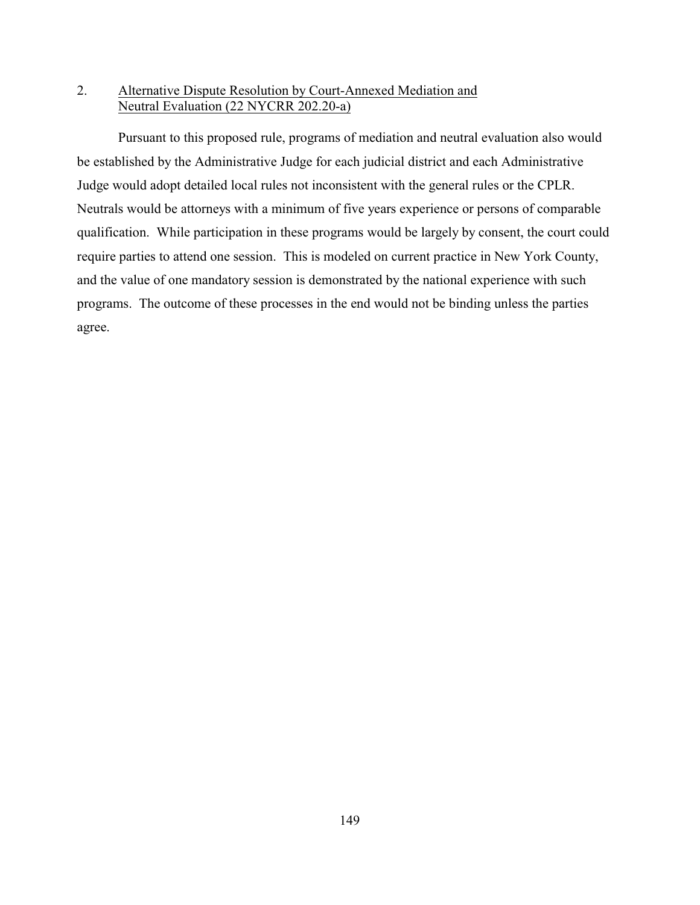2. <u>Alternative Dispute Resolution by Court-Annexed Mediation and Neutral Evaluation (22 NYCRR 202.20-a)</u>

Pursuant to this proposed rule, programs of mediation and neutral evaluation also would be established by the Administrative Judge for each judicial district and each Administrative Judge would adopt detailed local rules not inconsistent with the general rules or the CPLR. Neutrals would be attorneys with a minimum of five years experience or persons of comparable qualification. While participation in these programs would be largely by consent, the court could require parties to attend one session. This is modeled on current practice in New York County, and the value of one mandatory session is demonstrated by the national experience with such programs. The outcome of these processes in the end would not be binding unless the parties agree.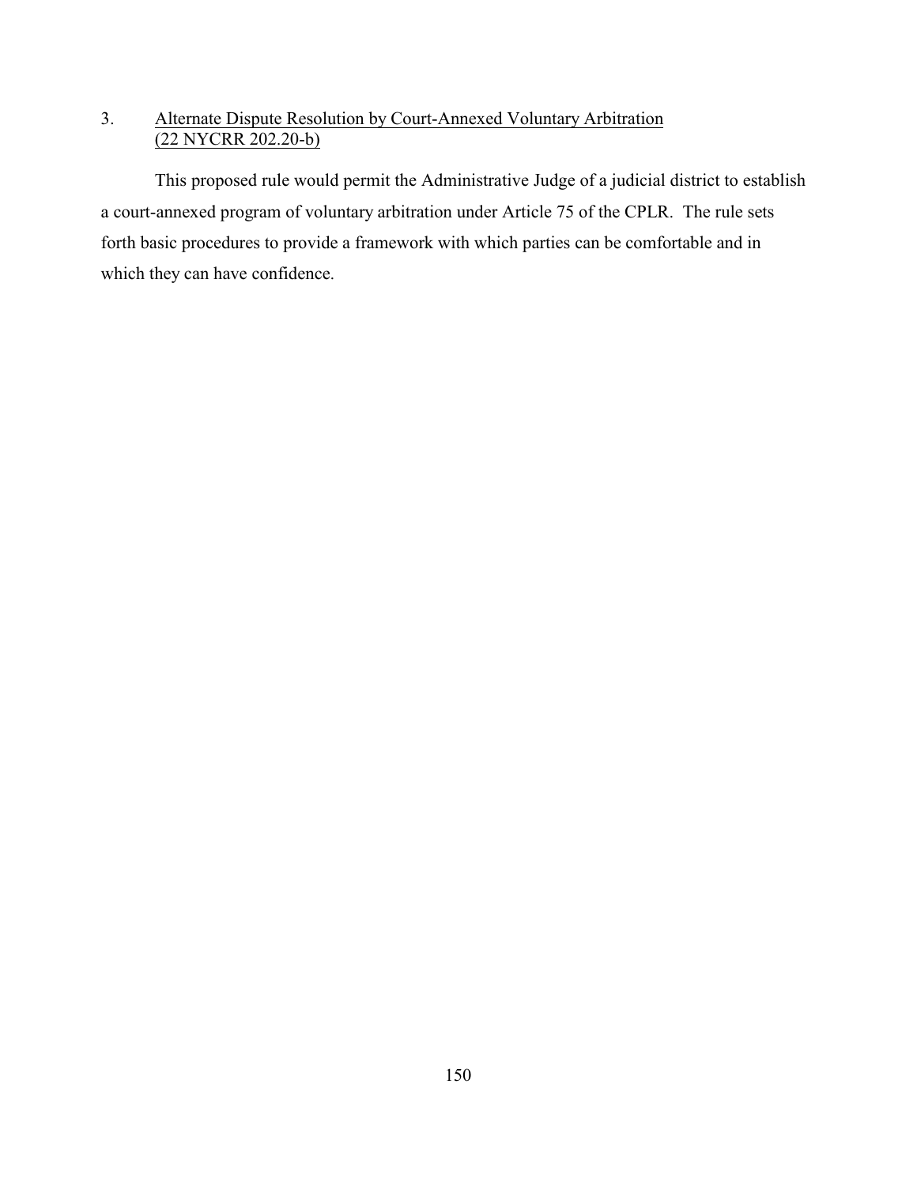3. <u>Alternate Dispute Resolution by Court-Annexed Voluntary Arbitration (22 NYCRR 202.20-b)</u>

This proposed rule would permit the Administrative Judge of a judicial district to establish a court-annexed program of voluntary arbitration under Article 75 of the CPLR. The rule sets forth basic procedures to provide a framework with which parties can be comfortable and in which they can have confidence.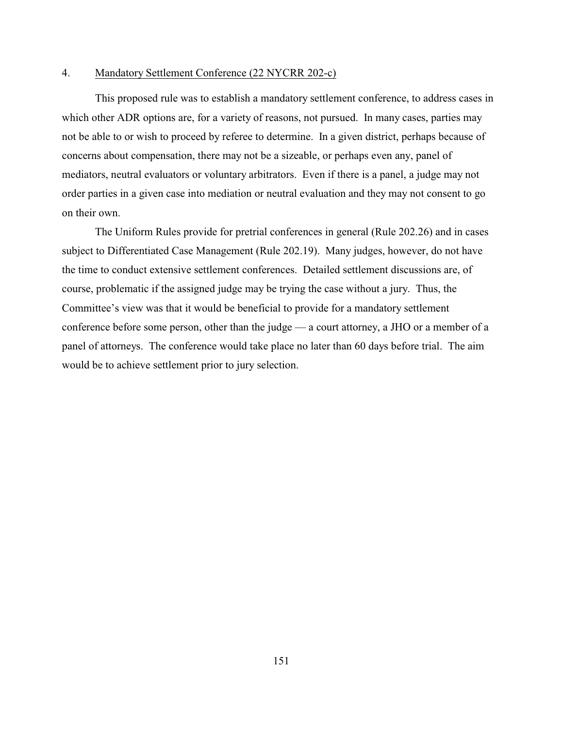4. <u>Mandatory Settlement Conference (22 NYCRR 202-c)</u>

This proposed rule was to establish a mandatory settlement conference, to address cases in which other ADR options are, for a variety of reasons, not pursued. In many cases, parties may not be able to or wish to proceed by referee to determine. In a given district, perhaps because of concerns about compensation, there may not be a sizeable, or perhaps even any, panel of mediators, neutral evaluators or voluntary arbitrators. Even if there is a panel, a judge may not order parties in a given case into mediation or neutral evaluation and they may not consent to go on their own.

The Uniform Rules provide for pretrial conferences in general (Rule 202.26) and in cases subject to Differentiated Case Management (Rule 202.19). Many judges, however, do not have the time to conduct extensive settlement conferences. Detailed settlement discussions are, of course, problematic if the assigned judge may be trying the case without a jury. Thus, the Committee's view was that it would be beneficial to provide for a mandatory settlement conference before some person, other than the judge — a court attorney, a JHO or a member of a panel of attorneys. The conference would take place no later than 60 days before trial. The aim would be to achieve settlement prior to jury selection.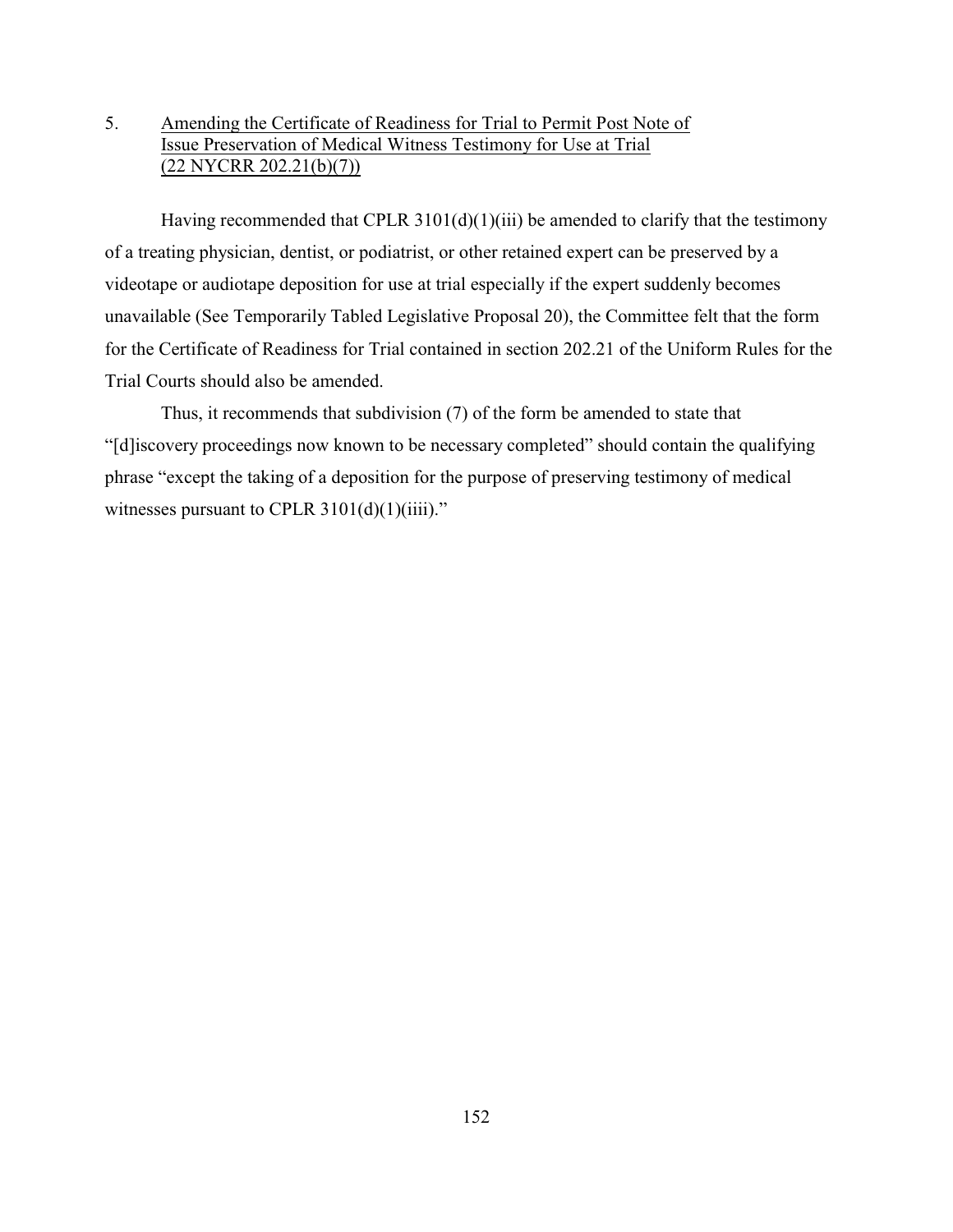5. Amending the Certificate of Readiness for Trial to Permit Post Note of Issue Preservation of Medical Witness Testimony for Use at Trial (22 NYCRR 202.21(b)(7))

Having recommended that CPLR 3101(d)(1)(iii) be amended to clarify that the testimony of a treating physician, dentist, or podiatrist, or other retained expert can be preserved by a videotape or audiotape deposition for use at trial especially if the expert suddenly becomes unavailable (See Temporarily Tabled Legislative Proposal 20), the Committee felt that the form for the Certificate of Readiness for Trial contained in section 202.21 of the Uniform Rules for the Trial Courts should also be amended.

Thus, it recommends that subdivision (7) of the form be amended to state that "[d]iscovery proceedings now known to be necessary completed" should contain the qualifying phrase "except the taking of a deposition for the purpose of preserving testimony of medical witnesses pursuant to CPLR 3101(d)(1)(iiii)."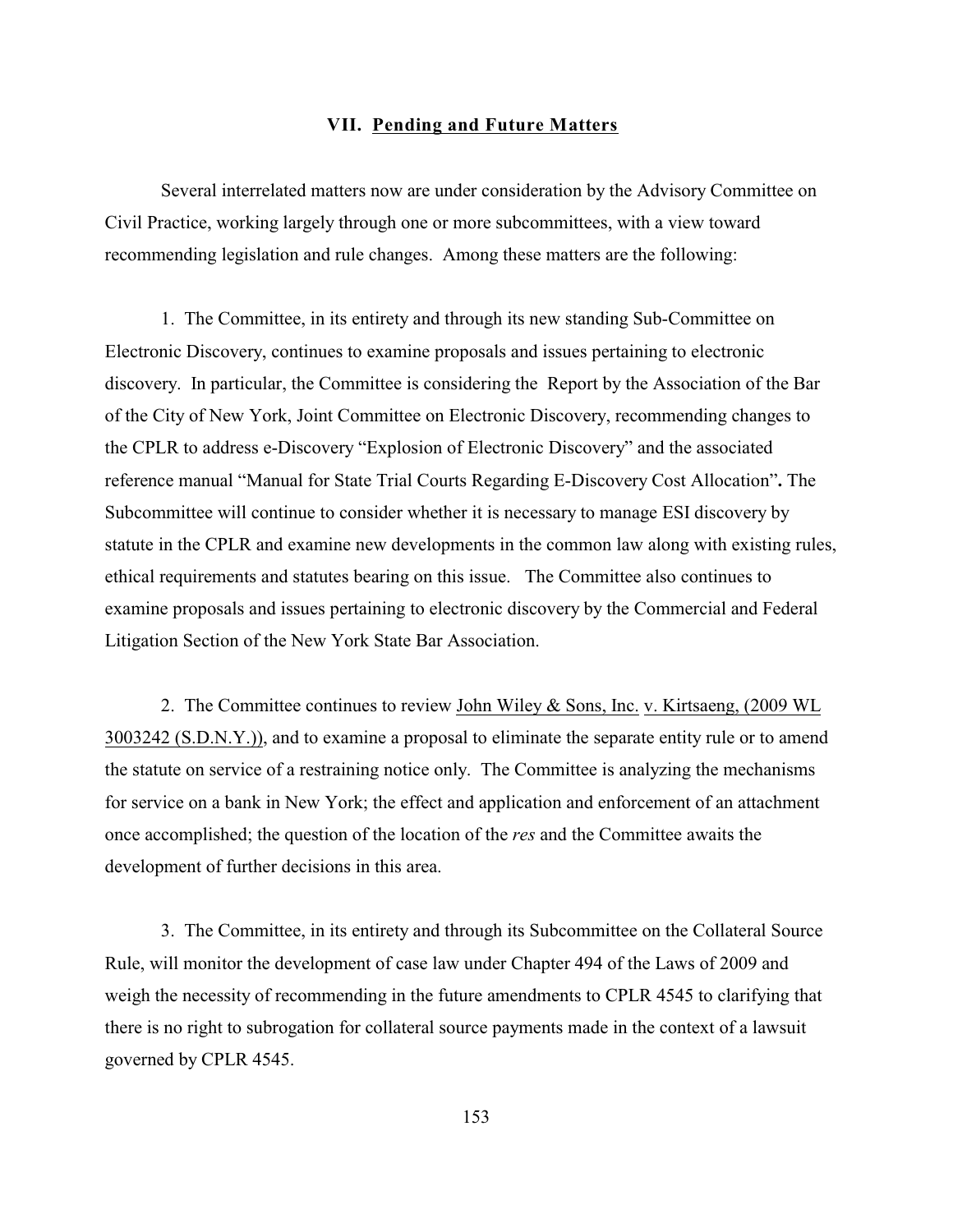## VII. Pending and Future Matters

Several interrelated matters now are under consideration by the Advisory Committee on Civil Practice, working largely through one or more subcommittees, with a view toward recommending legislation and rule changes. Among these matters are the following:

1. The Committee, in its entirety and through its new standing Sub-Committee on Electronic Discovery, continues to examine proposals and issues pertaining to electronic discovery. In particular, the Committee is considering the Report by the Association of the Bar of the City of New York, Joint Committee on Electronic Discovery, recommending changes to the CPLR to address e-Discovery "Explosion of Electronic Discovery" and the associated reference manual "Manual for State Trial Courts Regarding E-Discovery Cost Allocation"**.** The Subcommittee will continue to consider whether it is necessary to manage ESI discovery by statute in the CPLR and examine new developments in the common law along with existing rules, ethical requirements and statutes bearing on this issue. The Committee also continues to examine proposals and issues pertaining to electronic discovery by the Commercial and Federal Litigation Section of the New York State Bar Association.

2. The Committee continues to review John Wiley & Sons, Inc. v. Kirtsaeng, (2009 WL 3003242 (S.D.N.Y.)), and to examine a proposal to eliminate the separate entity rule or to amend the statute on service of a restraining notice only. The Committee is analyzing the mechanisms for service on a bank in New York; the effect and application and enforcement of an attachment once accomplished; the question of the location of the *res* and the Committee awaits the development of further decisions in this area.

3. The Committee, in its entirety and through its Subcommittee on the Collateral Source Rule, will monitor the development of case law under Chapter 494 of the Laws of 2009 and weigh the necessity of recommending in the future amendments to CPLR 4545 to clarifying that there is no right to subrogation for collateral source payments made in the context of a lawsuit governed by CPLR 4545.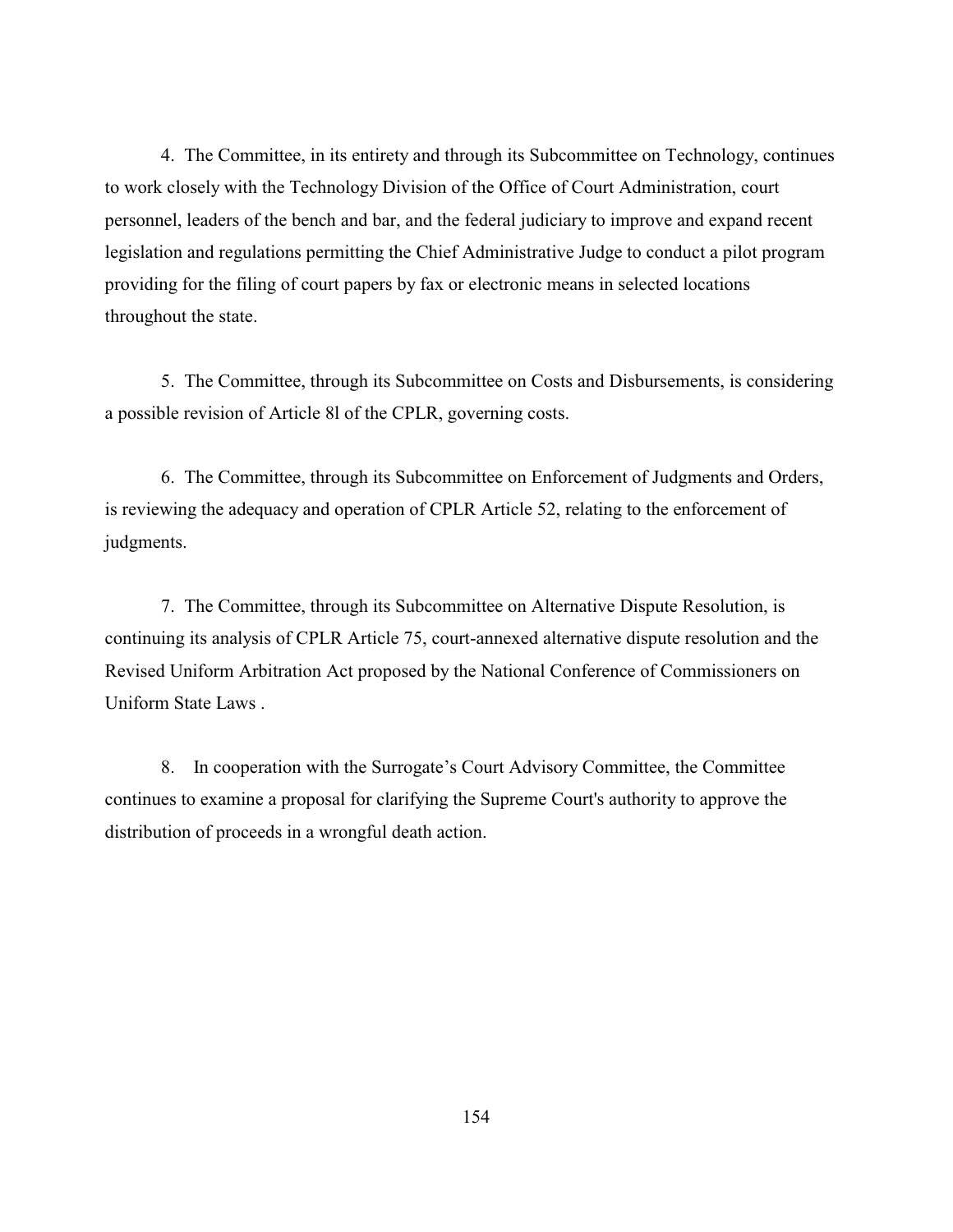4. The Committee, in its entirety and through its Subcommittee on Technology, continues to work closely with the Technology Division of the Office of Court Administration, court personnel, leaders of the bench and bar, and the federal judiciary to improve and expand recent legislation and regulations permitting the Chief Administrative Judge to conduct a pilot program providing for the filing of court papers by fax or electronic means in selected locations throughout the state.

5. The Committee, through its Subcommittee on Costs and Disbursements, is considering a possible revision of Article 8l of the CPLR, governing costs.

6. The Committee, through its Subcommittee on Enforcement of Judgments and Orders, is reviewing the adequacy and operation of CPLR Article 52, relating to the enforcement of judgments.

7. The Committee, through its Subcommittee on Alternative Dispute Resolution, is continuing its analysis of CPLR Article 75, court-annexed alternative dispute resolution and the Revised Uniform Arbitration Act proposed by the National Conference of Commissioners on Uniform State Laws .

8. In cooperation with the Surrogate's Court Advisory Committee, the Committee continues to examine a proposal for clarifying the Supreme Court's authority to approve the distribution of proceeds in a wrongful death action.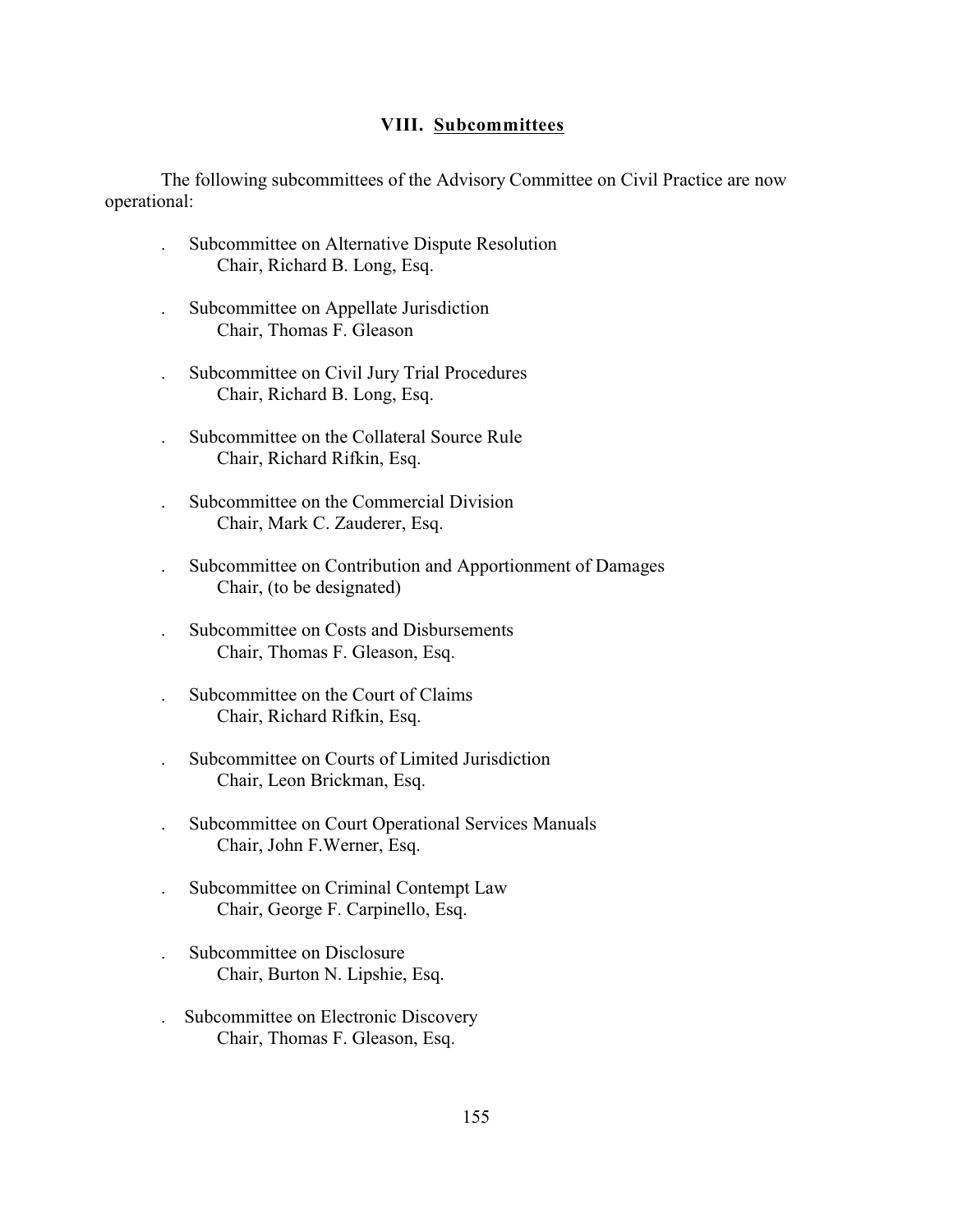## VIII. <u>Subcommittees</u>

The following subcommittees of the Advisory Committee on Civil Practice are now operational:

- Subcommittee on Alternative Dispute Resolution
  Chair, Richard B. Long, Esq.

- Subcommittee on Appellate Jurisdiction
  Chair, Thomas F. Gleason

- Subcommittee on Civil Jury Trial Procedures
  Chair, Richard B. Long, Esq.

- Subcommittee on the Collateral Source Rule
  Chair, Richard Rifkin, Esq.

- Subcommittee on the Commercial Division
  Chair, Mark C. Zauderer, Esq.

- Subcommittee on Contribution and Apportionment of Damages
  Chair, (to be designated)

- Subcommittee on Costs and Disbursements
  Chair, Thomas F. Gleason, Esq.

- Subcommittee on the Court of Claims
  Chair, Richard Rifkin, Esq.

- Subcommittee on Courts of Limited Jurisdiction
  Chair, Leon Brickman, Esq.

- Subcommittee on Court Operational Services Manuals
  Chair, John F.Werner, Esq.

- Subcommittee on Criminal Contempt Law
  Chair, George F. Carpinello, Esq.

- Subcommittee on Disclosure
  Chair, Burton N. Lipshie, Esq.

- Subcommittee on Electronic Discovery
  Chair, Thomas F. Gleason, Esq.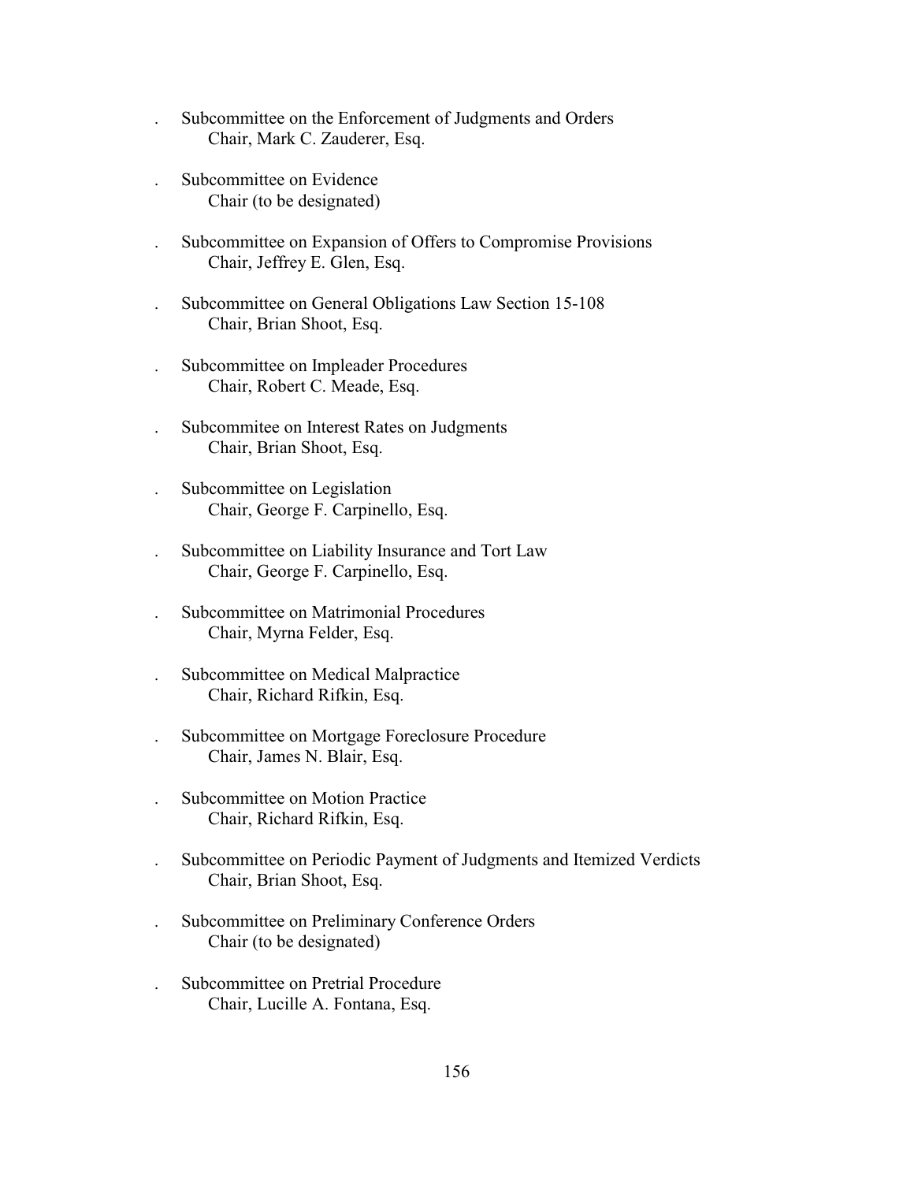- Subcommittee on the Enforcement of Judgments and Orders
  Chair, Mark C. Zauderer, Esq.

- Subcommittee on Evidence
  Chair (to be designated)

- Subcommittee on Expansion of Offers to Compromise Provisions
  Chair, Jeffrey E. Glen, Esq.

- Subcommittee on General Obligations Law Section 15-108
  Chair, Brian Shoot, Esq.

- Subcommittee on Impleader Procedures
  Chair, Robert C. Meade, Esq.

- Subcommitee on Interest Rates on Judgments
  Chair, Brian Shoot, Esq.

- Subcommittee on Legislation
  Chair, George F. Carpinello, Esq.

- Subcommittee on Liability Insurance and Tort Law
  Chair, George F. Carpinello, Esq.

- Subcommittee on Matrimonial Procedures
  Chair, Myrna Felder, Esq.

- Subcommittee on Medical Malpractice
  Chair, Richard Rifkin, Esq.

- Subcommittee on Mortgage Foreclosure Procedure
  Chair, James N. Blair, Esq.

- Subcommittee on Motion Practice
  Chair, Richard Rifkin, Esq.

- Subcommittee on Periodic Payment of Judgments and Itemized Verdicts
  Chair, Brian Shoot, Esq.

- Subcommittee on Preliminary Conference Orders
  Chair (to be designated)

- Subcommittee on Pretrial Procedure
  Chair, Lucille A. Fontana, Esq.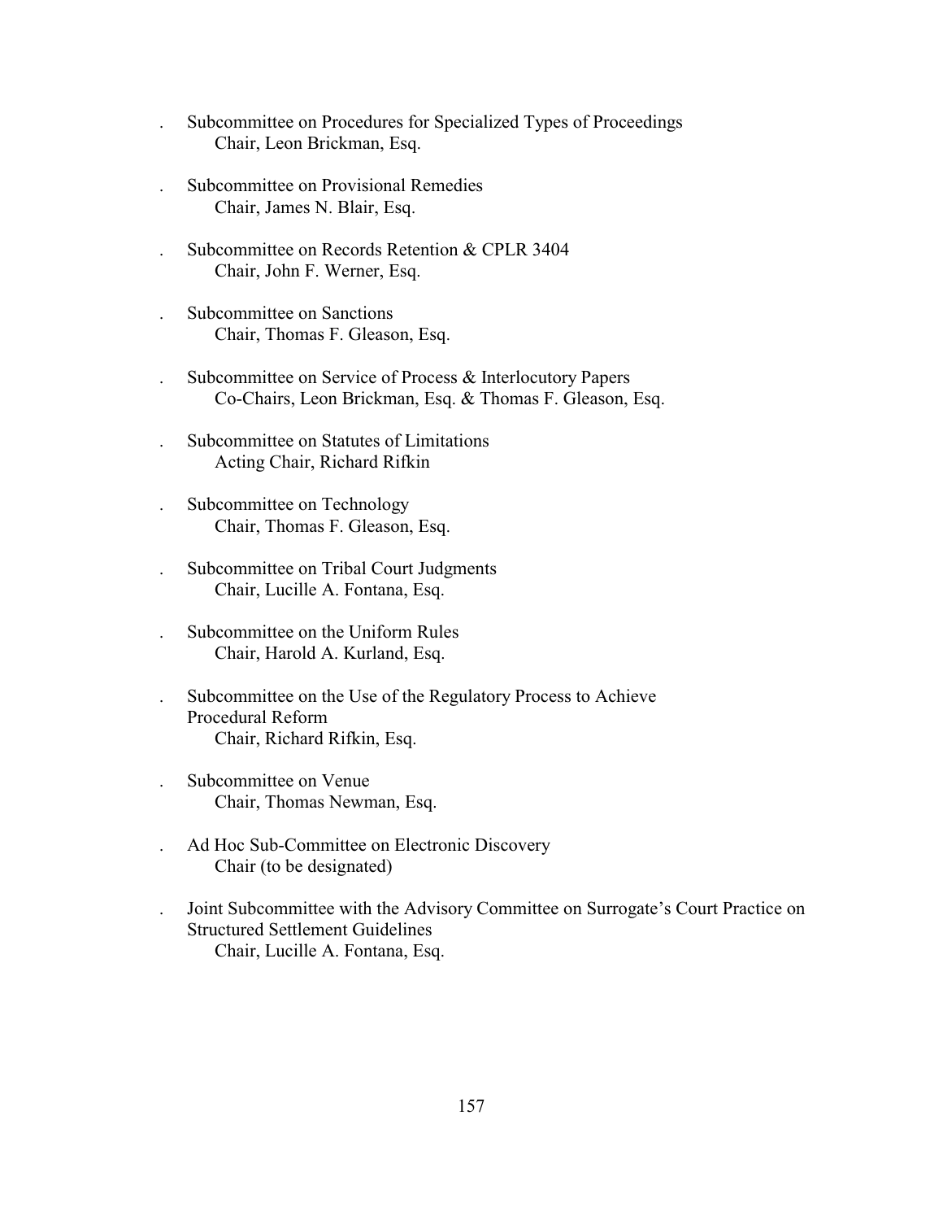- Subcommittee on Procedures for Specialized Types of Proceedings
  Chair, Leon Brickman, Esq.

- Subcommittee on Provisional Remedies
  Chair, James N. Blair, Esq.

- Subcommittee on Records Retention & CPLR 3404
  Chair, John F. Werner, Esq.

- Subcommittee on Sanctions
  Chair, Thomas F. Gleason, Esq.

- Subcommittee on Service of Process & Interlocutory Papers
  Co-Chairs, Leon Brickman, Esq. & Thomas F. Gleason, Esq.

- Subcommittee on Statutes of Limitations
  Acting Chair, Richard Rifkin

- Subcommittee on Technology
  Chair, Thomas F. Gleason, Esq.

- Subcommittee on Tribal Court Judgments
  Chair, Lucille A. Fontana, Esq.

- Subcommittee on the Uniform Rules
  Chair, Harold A. Kurland, Esq.

- Subcommittee on the Use of the Regulatory Process to Achieve Procedural Reform
  Chair, Richard Rifkin, Esq.

- Subcommittee on Venue
  Chair, Thomas Newman, Esq.

- Ad Hoc Sub-Committee on Electronic Discovery
  Chair (to be designated)

- Joint Subcommittee with the Advisory Committee on Surrogate's Court Practice on Structured Settlement Guidelines
  Chair, Lucille A. Fontana, Esq.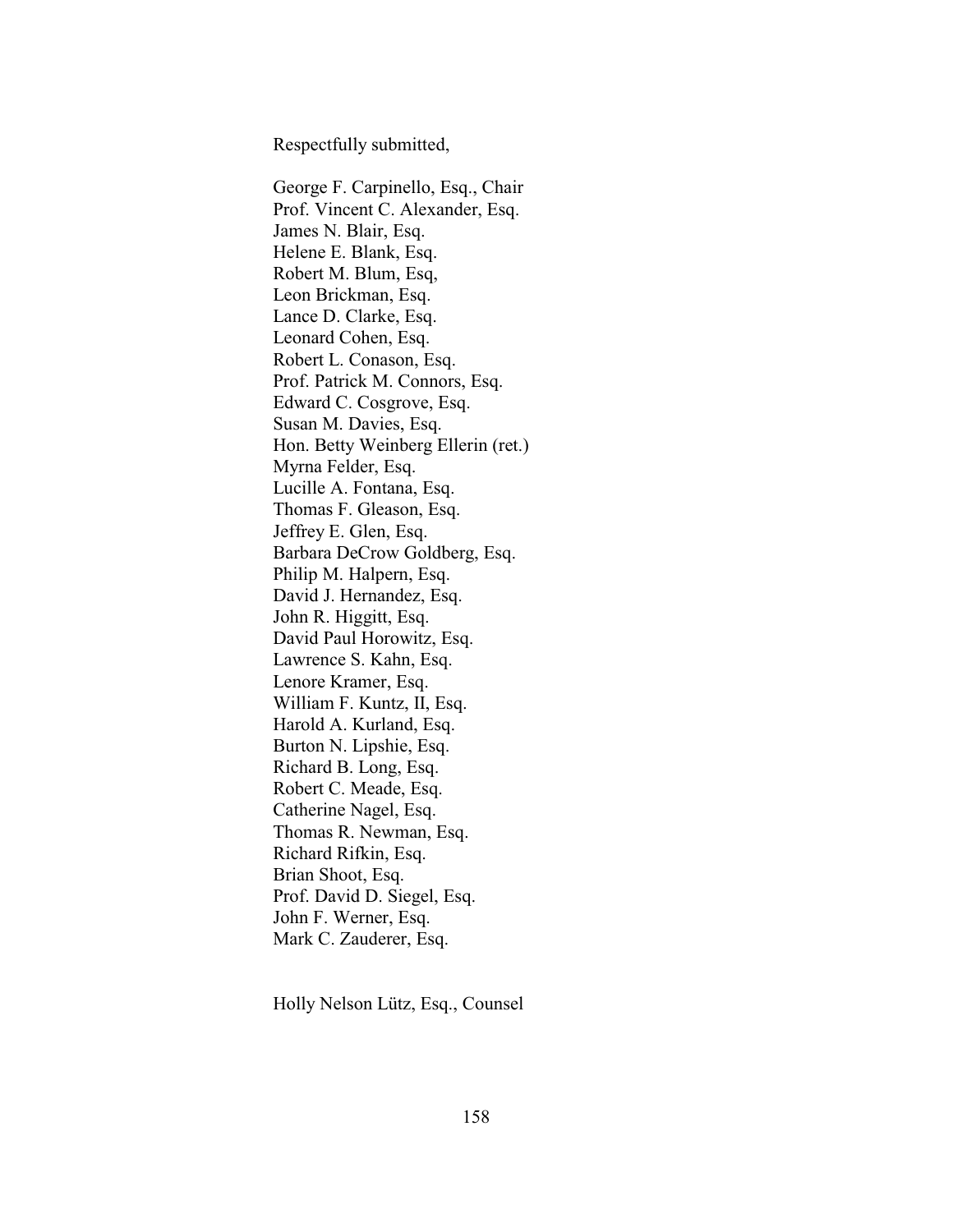Respectfully submitted,

George F. Carpinello, Esq., Chair
Prof. Vincent C. Alexander, Esq.
James N. Blair, Esq.
Helene E. Blank, Esq.
Robert M. Blum, Esq,
Leon Brickman, Esq.
Lance D. Clarke, Esq.
Leonard Cohen, Esq.
Robert L. Conason, Esq.
Prof. Patrick M. Connors, Esq.
Edward C. Cosgrove, Esq.
Susan M. Davies, Esq.
Hon. Betty Weinberg Ellerin (ret.)
Myrna Felder, Esq.
Lucille A. Fontana, Esq.
Thomas F. Gleason, Esq.
Jeffrey E. Glen, Esq.
Barbara DeCrow Goldberg, Esq.
Philip M. Halpern, Esq.
David J. Hernandez, Esq.
John R. Higgitt, Esq.
David Paul Horowitz, Esq.
Lawrence S. Kahn, Esq.
Lenore Kramer, Esq.
William F. Kuntz, II, Esq.
Harold A. Kurland, Esq.
Burton N. Lipshie, Esq.
Richard B. Long, Esq.
Robert C. Meade, Esq.
Catherine Nagel, Esq.
Thomas R. Newman, Esq.
Richard Rifkin, Esq.
Brian Shoot, Esq.
Prof. David D. Siegel, Esq.
John F. Werner, Esq.
Mark C. Zauderer, Esq.

Holly Nelson Lütz, Esq., Counsel